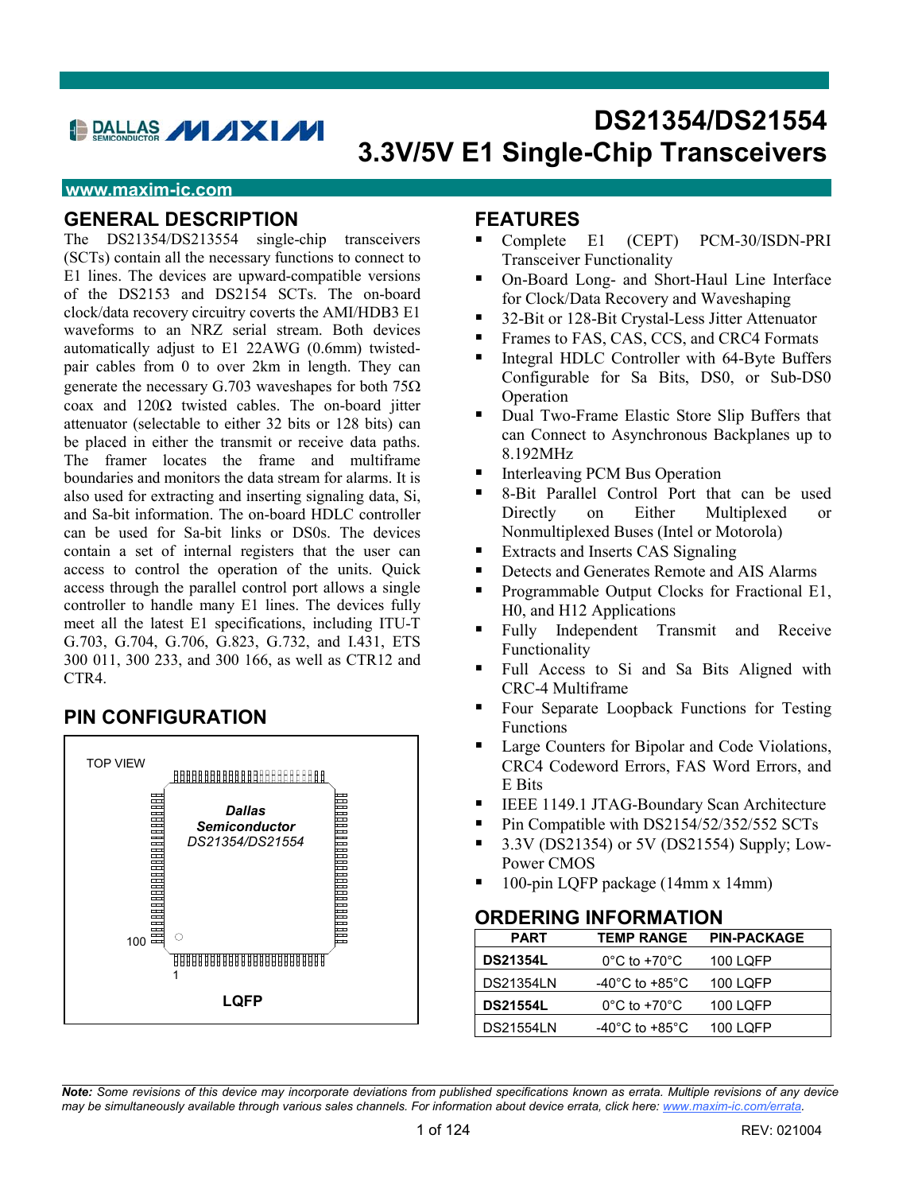# DS21354/DS21554
# 3.3V/5V E1 Single-Chip Transceivers

www.maxim-ic.com

## GENERAL DESCRIPTION

The DS21354/DS213554 single-chip transceivers (SCTs) contain all the necessary functions to connect to E1 lines. The devices are upward-compatible versions of the DS2153 and DS2154 SCTs. The on-board clock/data recovery circuitry coverts the AMI/HDB3 E1 waveforms to an NRZ serial stream. Both devices automatically adjust to E1 22AWG (0.6mm) twisted-pair cables from 0 to over 2km in length. They can generate the necessary G.703 waveshapes for both 75Ω coax and 120Ω twisted cables. The on-board jitter attenuator (selectable to either 32 bits or 128 bits) can be placed in either the transmit or receive data paths. The framer locates the frame and multiframe boundaries and monitors the data stream for alarms. It is also used for extracting and inserting signaling data, Si, and Sa-bit information. The on-board HDLC controller can be used for Sa-bit links or DS0s. The devices contain a set of internal registers that the user can access to control the operation of the units. Quick access through the parallel control port allows a single controller to handle many E1 lines. The devices fully meet all the latest E1 specifications, including ITU-T G.703, G.704, G.706, G.823, G.732, and I.431, ETS 300 011, 300 233, and 300 166, as well as CTR12 and CTR4.

## PIN CONFIGURATION

TOP VIEW

Dallas Semiconductor DS21354/DS21554

100

1

LQFP

## FEATURES

- Complete E1 (CEPT) PCM-30/ISDN-PRI Transceiver Functionality
- On-Board Long- and Short-Haul Line Interface for Clock/Data Recovery and Waveshaping
- 32-Bit or 128-Bit Crystal-Less Jitter Attenuator
- Frames to FAS, CAS, CCS, and CRC4 Formats
- Integral HDLC Controller with 64-Byte Buffers Configurable for Sa Bits, DS0, or Sub-DS0 Operation
- Dual Two-Frame Elastic Store Slip Buffers that can Connect to Asynchronous Backplanes up to 8.192MHz
- Interleaving PCM Bus Operation
- 8-Bit Parallel Control Port that can be used Directly on Either Multiplexed or Nonmultiplexed Buses (Intel or Motorola)
- Extracts and Inserts CAS Signaling
- Detects and Generates Remote and AIS Alarms
- Programmable Output Clocks for Fractional E1, H0, and H12 Applications
- Fully Independent Transmit and Receive Functionality
- Full Access to Si and Sa Bits Aligned with CRC-4 Multiframe
- Four Separate Loopback Functions for Testing Functions
- Large Counters for Bipolar and Code Violations, CRC4 Codeword Errors, FAS Word Errors, and E Bits
- IEEE 1149.1 JTAG-Boundary Scan Architecture
- Pin Compatible with DS2154/52/352/552 SCTs
- 3.3V (DS21354) or 5V (DS21554) Supply; Low-Power CMOS
- 100-pin LQFP package (14mm x 14mm)

## ORDERING INFORMATION

| PART | TEMP RANGE | PIN-PACKAGE |
|---|---|---|
| **DS21354L** | 0°C to +70°C | 100 LQFP |
| DS21354LN | -40°C to +85°C | 100 LQFP |
| **DS21554L** | 0°C to +70°C | 100 LQFP |
| DS21554LN | -40°C to +85°C | 100 LQFP |

***Note:*** *Some revisions of this device may incorporate deviations from published specifications known as errata. Multiple revisions of any device may be simultaneously available through various sales channels. For information about device errata, click here: www.maxim-ic.com/errata.*

REV: 021004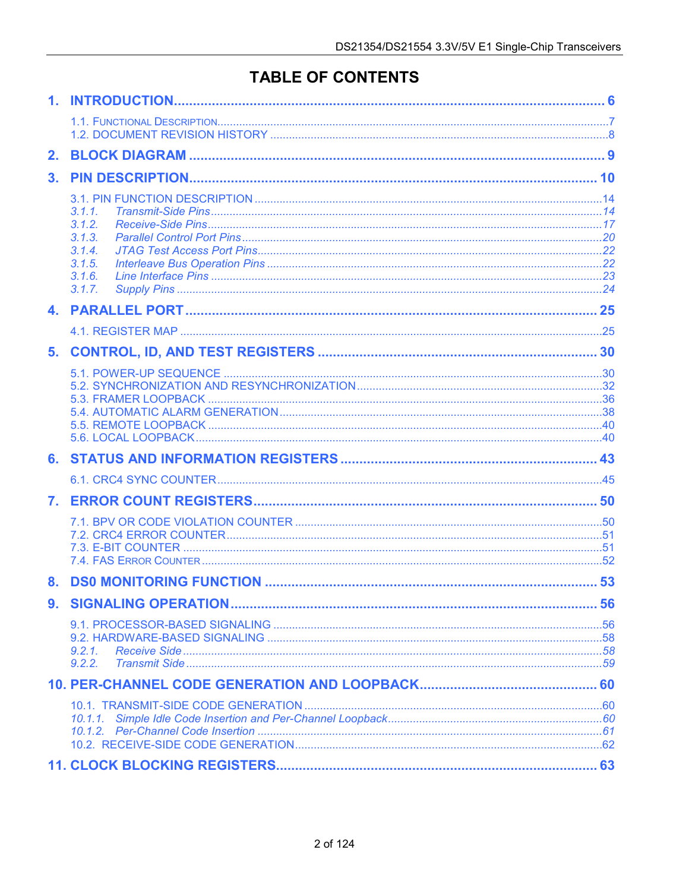# TABLE OF CONTENTS

**1. INTRODUCTION ...... 6**

- 1.1. FUNCTIONAL DESCRIPTION ...... 7
- 1.2. DOCUMENT REVISION HISTORY ...... 8

**2. BLOCK DIAGRAM ...... 9**

**3. PIN DESCRIPTION ...... 10**

- 3.1. PIN FUNCTION DESCRIPTION ...... 14
  - *3.1.1. Transmit-Side Pins ...... 14*
  - *3.1.2. Receive-Side Pins ...... 17*
  - *3.1.3. Parallel Control Port Pins ...... 20*
  - *3.1.4. JTAG Test Access Port Pins ...... 22*
  - *3.1.5. Interleave Bus Operation Pins ...... 22*
  - *3.1.6. Line Interface Pins ...... 23*
  - *3.1.7. Supply Pins ...... 24*

**4. PARALLEL PORT ...... 25**

- 4.1. REGISTER MAP ...... 25

**5. CONTROL, ID, AND TEST REGISTERS ...... 30**

- 5.1. POWER-UP SEQUENCE ...... 30
- 5.2. SYNCHRONIZATION AND RESYNCHRONIZATION ...... 32
- 5.3. FRAMER LOOPBACK ...... 36
- 5.4. AUTOMATIC ALARM GENERATION ...... 38
- 5.5. REMOTE LOOPBACK ...... 40
- 5.6. LOCAL LOOPBACK ...... 40

**6. STATUS AND INFORMATION REGISTERS ...... 43**

- 6.1. CRC4 SYNC COUNTER ...... 45

**7. ERROR COUNT REGISTERS ...... 50**

- 7.1. BPV OR CODE VIOLATION COUNTER ...... 50
- 7.2. CRC4 ERROR COUNTER ...... 51
- 7.3. E-BIT COUNTER ...... 51
- 7.4. FAS ERROR COUNTER ...... 52

**8. DS0 MONITORING FUNCTION ...... 53**

**9. SIGNALING OPERATION ...... 56**

- 9.1. PROCESSOR-BASED SIGNALING ...... 56
- 9.2. HARDWARE-BASED SIGNALING ...... 58
  - *9.2.1. Receive Side ...... 58*
  - *9.2.2. Transmit Side ...... 59*

**10. PER-CHANNEL CODE GENERATION AND LOOPBACK ...... 60**

- 10.1. TRANSMIT-SIDE CODE GENERATION ...... 60
  - *10.1.1. Simple Idle Code Insertion and Per-Channel Loopback ...... 60*
  - *10.1.2. Per-Channel Code Insertion ...... 61*
- 10.2. RECEIVE-SIDE CODE GENERATION ...... 62

**11. CLOCK BLOCKING REGISTERS ...... 63**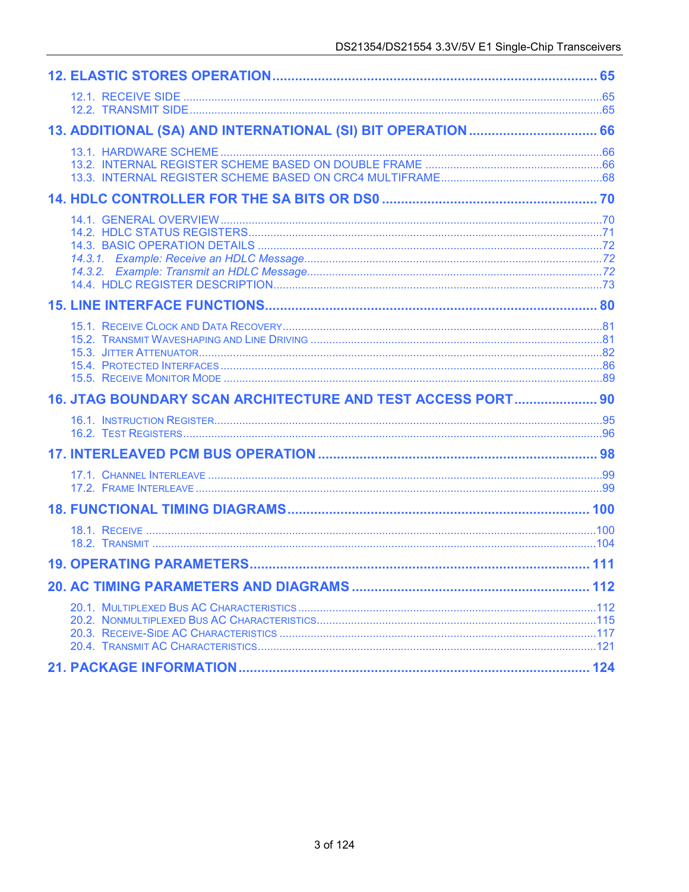12. ELASTIC STORES OPERATION .......... 65
   12.1. RECEIVE SIDE .......... 65
   12.2. TRANSMIT SIDE .......... 65

13. ADDITIONAL (SA) AND INTERNATIONAL (SI) BIT OPERATION .......... 66
   13.1. HARDWARE SCHEME .......... 66
   13.2. INTERNAL REGISTER SCHEME BASED ON DOUBLE FRAME .......... 66
   13.3. INTERNAL REGISTER SCHEME BASED ON CRC4 MULTIFRAME .......... 68

14. HDLC CONTROLLER FOR THE SA BITS OR DS0 .......... 70
   14.1. GENERAL OVERVIEW .......... 70
   14.2. HDLC STATUS REGISTERS .......... 71
   14.3. BASIC OPERATION DETAILS .......... 72
   *14.3.1. Example: Receive an HDLC Message* .......... 72
   *14.3.2. Example: Transmit an HDLC Message* .......... 72
   14.4. HDLC REGISTER DESCRIPTION .......... 73

15. LINE INTERFACE FUNCTIONS .......... 80
   15.1. RECEIVE CLOCK AND DATA RECOVERY .......... 81
   15.2. TRANSMIT WAVESHAPING AND LINE DRIVING .......... 81
   15.3. JITTER ATTENUATOR .......... 82
   15.4. PROTECTED INTERFACES .......... 86
   15.5. RECEIVE MONITOR MODE .......... 89

16. JTAG BOUNDARY SCAN ARCHITECTURE AND TEST ACCESS PORT .......... 90
   16.1. INSTRUCTION REGISTER .......... 95
   16.2. TEST REGISTERS .......... 96

17. INTERLEAVED PCM BUS OPERATION .......... 98
   17.1. CHANNEL INTERLEAVE .......... 99
   17.2. FRAME INTERLEAVE .......... 99

18. FUNCTIONAL TIMING DIAGRAMS .......... 100
   18.1. RECEIVE .......... 100
   18.2. TRANSMIT .......... 104

19. OPERATING PARAMETERS .......... 111

20. AC TIMING PARAMETERS AND DIAGRAMS .......... 112
   20.1. MULTIPLEXED BUS AC CHARACTERISTICS .......... 112
   20.2. NONMULTIPLEXED BUS AC CHARACTERISTICS .......... 115
   20.3. RECEIVE-SIDE AC CHARACTERISTICS .......... 117
   20.4. TRANSMIT AC CHARACTERISTICS .......... 121

21. PACKAGE INFORMATION .......... 124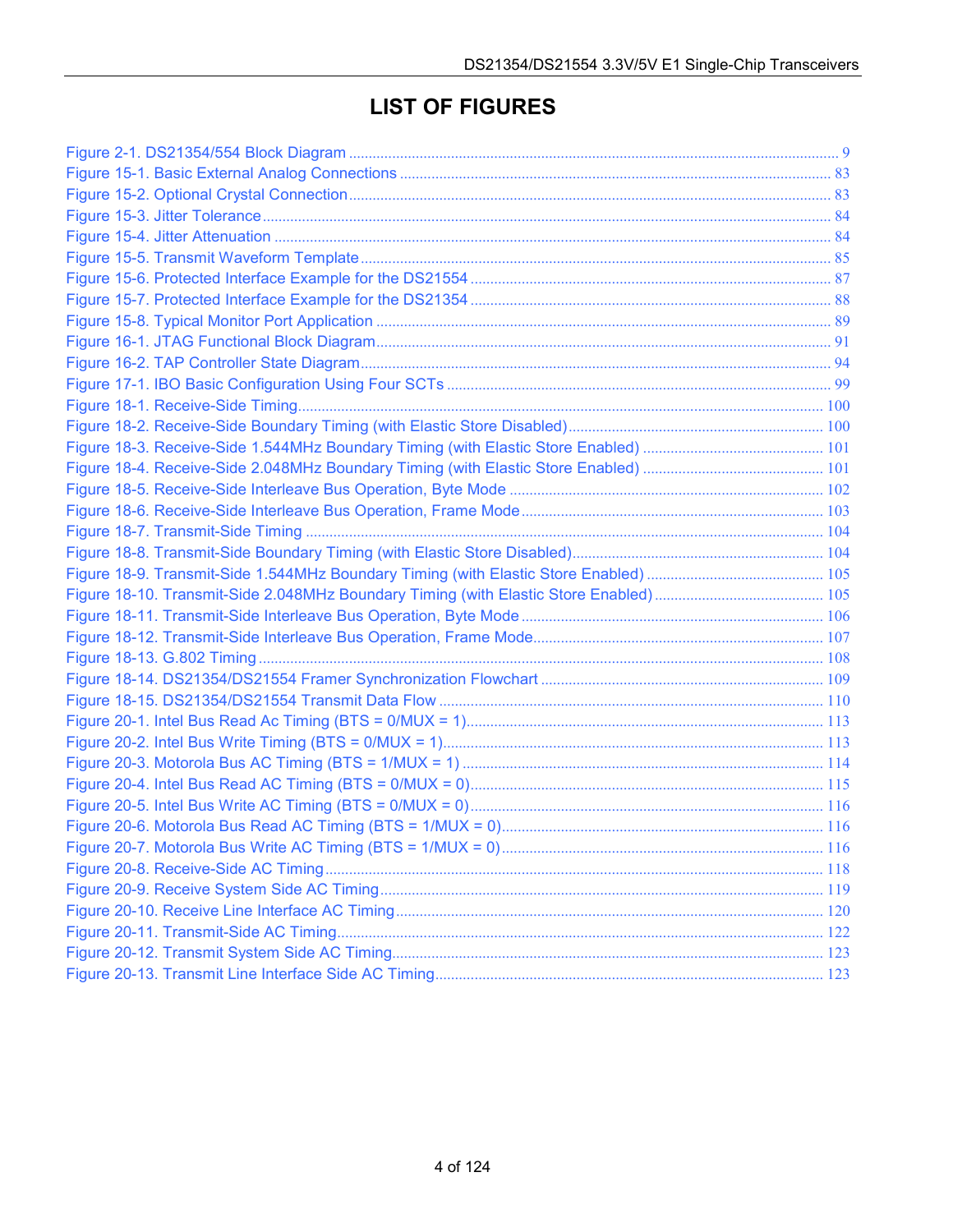# LIST OF FIGURES

Figure 2-1. DS21354/554 Block Diagram ........................................................ 9
Figure 15-1. Basic External Analog Connections ........................................................ 83
Figure 15-2. Optional Crystal Connection ........................................................ 83
Figure 15-3. Jitter Tolerance ........................................................ 84
Figure 15-4. Jitter Attenuation ........................................................ 84
Figure 15-5. Transmit Waveform Template ........................................................ 85
Figure 15-6. Protected Interface Example for the DS21554 ........................................................ 87
Figure 15-7. Protected Interface Example for the DS21354 ........................................................ 88
Figure 15-8. Typical Monitor Port Application ........................................................ 89
Figure 16-1. JTAG Functional Block Diagram ........................................................ 91
Figure 16-2. TAP Controller State Diagram ........................................................ 94
Figure 17-1. IBO Basic Configuration Using Four SCTs ........................................................ 99
Figure 18-1. Receive-Side Timing ........................................................ 100
Figure 18-2. Receive-Side Boundary Timing (with Elastic Store Disabled) ........................................................ 100
Figure 18-3. Receive-Side 1.544MHz Boundary Timing (with Elastic Store Enabled) ........................................................ 101
Figure 18-4. Receive-Side 2.048MHz Boundary Timing (with Elastic Store Enabled) ........................................................ 101
Figure 18-5. Receive-Side Interleave Bus Operation, Byte Mode ........................................................ 102
Figure 18-6. Receive-Side Interleave Bus Operation, Frame Mode ........................................................ 103
Figure 18-7. Transmit-Side Timing ........................................................ 104
Figure 18-8. Transmit-Side Boundary Timing (with Elastic Store Disabled) ........................................................ 104
Figure 18-9. Transmit-Side 1.544MHz Boundary Timing (with Elastic Store Enabled) ........................................................ 105
Figure 18-10. Transmit-Side 2.048MHz Boundary Timing (with Elastic Store Enabled) ........................................................ 105
Figure 18-11. Transmit-Side Interleave Bus Operation, Byte Mode ........................................................ 106
Figure 18-12. Transmit-Side Interleave Bus Operation, Frame Mode ........................................................ 107
Figure 18-13. G.802 Timing ........................................................ 108
Figure 18-14. DS21354/DS21554 Framer Synchronization Flowchart ........................................................ 109
Figure 18-15. DS21354/DS21554 Transmit Data Flow ........................................................ 110
Figure 20-1. Intel Bus Read Ac Timing (BTS = 0/MUX = 1) ........................................................ 113
Figure 20-2. Intel Bus Write Timing (BTS = 0/MUX = 1) ........................................................ 113
Figure 20-3. Motorola Bus AC Timing (BTS = 1/MUX = 1) ........................................................ 114
Figure 20-4. Intel Bus Read AC Timing (BTS = 0/MUX = 0) ........................................................ 115
Figure 20-5. Intel Bus Write AC Timing (BTS = 0/MUX = 0) ........................................................ 116
Figure 20-6. Motorola Bus Read AC Timing (BTS = 1/MUX = 0) ........................................................ 116
Figure 20-7. Motorola Bus Write AC Timing (BTS = 1/MUX = 0) ........................................................ 116
Figure 20-8. Receive-Side AC Timing ........................................................ 118
Figure 20-9. Receive System Side AC Timing ........................................................ 119
Figure 20-10. Receive Line Interface AC Timing ........................................................ 120
Figure 20-11. Transmit-Side AC Timing ........................................................ 122
Figure 20-12. Transmit System Side AC Timing ........................................................ 123
Figure 20-13. Transmit Line Interface Side AC Timing ........................................................ 123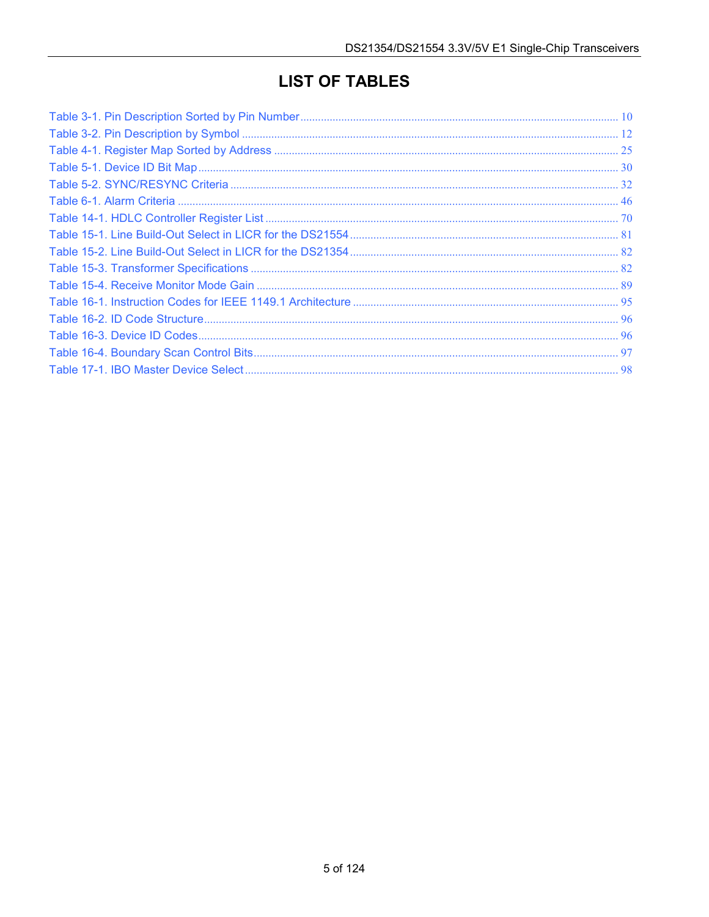# LIST OF TABLES

Table 3-1. Pin Description Sorted by Pin Number ........................................................................................................ 10
Table 3-2. Pin Description by Symbol ........................................................................................................ 12
Table 4-1. Register Map Sorted by Address ........................................................................................................ 25
Table 5-1. Device ID Bit Map ........................................................................................................ 30
Table 5-2. SYNC/RESYNC Criteria ........................................................................................................ 32
Table 6-1. Alarm Criteria ........................................................................................................ 46
Table 14-1. HDLC Controller Register List ........................................................................................................ 70
Table 15-1. Line Build-Out Select in LICR for the DS21554 ........................................................................................................ 81
Table 15-2. Line Build-Out Select in LICR for the DS21354 ........................................................................................................ 82
Table 15-3. Transformer Specifications ........................................................................................................ 82
Table 15-4. Receive Monitor Mode Gain ........................................................................................................ 89
Table 16-1. Instruction Codes for IEEE 1149.1 Architecture ........................................................................................................ 95
Table 16-2. ID Code Structure ........................................................................................................ 96
Table 16-3. Device ID Codes ........................................................................................................ 96
Table 16-4. Boundary Scan Control Bits ........................................................................................................ 97
Table 17-1. IBO Master Device Select ........................................................................................................ 98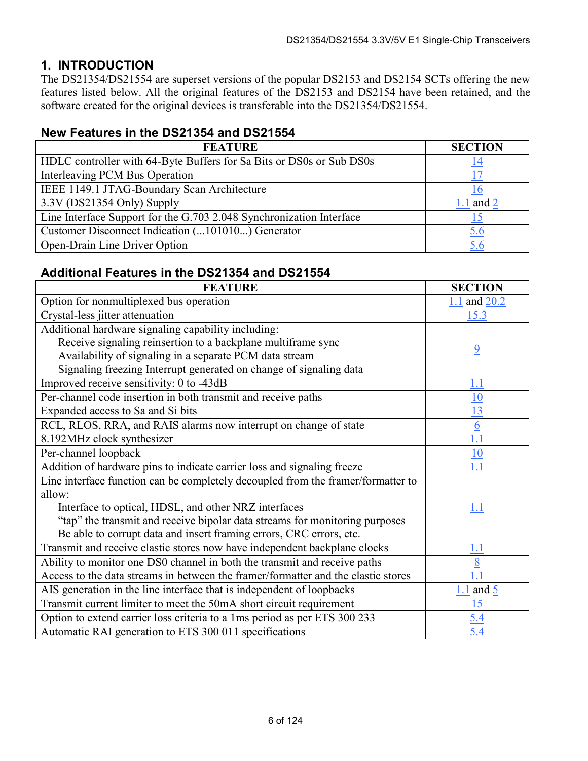# 1. INTRODUCTION

The DS21354/DS21554 are superset versions of the popular DS2153 and DS2154 SCTs offering the new features listed below. All the original features of the DS2153 and DS2154 have been retained, and the software created for the original devices is transferable into the DS21354/DS21554.

## New Features in the DS21354 and DS21554

| FEATURE | SECTION |
|---|---|
| HDLC controller with 64-Byte Buffers for Sa Bits or DS0s or Sub DS0s | 14 |
| Interleaving PCM Bus Operation | 17 |
| IEEE 1149.1 JTAG-Boundary Scan Architecture | 16 |
| 3.3V (DS21354 Only) Supply | 1.1 and 2 |
| Line Interface Support for the G.703 2.048 Synchronization Interface | 15 |
| Customer Disconnect Indication (...101010...) Generator | 5.6 |
| Open-Drain Line Driver Option | 5.6 |

## Additional Features in the DS21354 and DS21554

| FEATURE | SECTION |
|---|---|
| Option for nonmultiplexed bus operation | 1.1 and 20.2 |
| Crystal-less jitter attenuation | 15.3 |
| Additional hardware signaling capability including:<br>Receive signaling reinsertion to a backplane multiframe sync<br>Availability of signaling in a separate PCM data stream<br>Signaling freezing Interrupt generated on change of signaling data | 9 |
| Improved receive sensitivity: 0 to -43dB | 1.1 |
| Per-channel code insertion in both transmit and receive paths | 10 |
| Expanded access to Sa and Si bits | 13 |
| RCL, RLOS, RRA, and RAIS alarms now interrupt on change of state | 6 |
| 8.192MHz clock synthesizer | 1.1 |
| Per-channel loopback | 10 |
| Addition of hardware pins to indicate carrier loss and signaling freeze | 1.1 |
| Line interface function can be completely decoupled from the framer/formatter to allow:<br>Interface to optical, HDSL, and other NRZ interfaces<br>"tap" the transmit and receive bipolar data streams for monitoring purposes<br>Be able to corrupt data and insert framing errors, CRC errors, etc. | 1.1 |
| Transmit and receive elastic stores now have independent backplane clocks | 1.1 |
| Ability to monitor one DS0 channel in both the transmit and receive paths | 8 |
| Access to the data streams in between the framer/formatter and the elastic stores | 1.1 |
| AIS generation in the line interface that is independent of loopbacks | 1.1 and 5 |
| Transmit current limiter to meet the 50mA short circuit requirement | 15 |
| Option to extend carrier loss criteria to a 1ms period as per ETS 300 233 | 5.4 |
| Automatic RAI generation to ETS 300 011 specifications | 5.4 |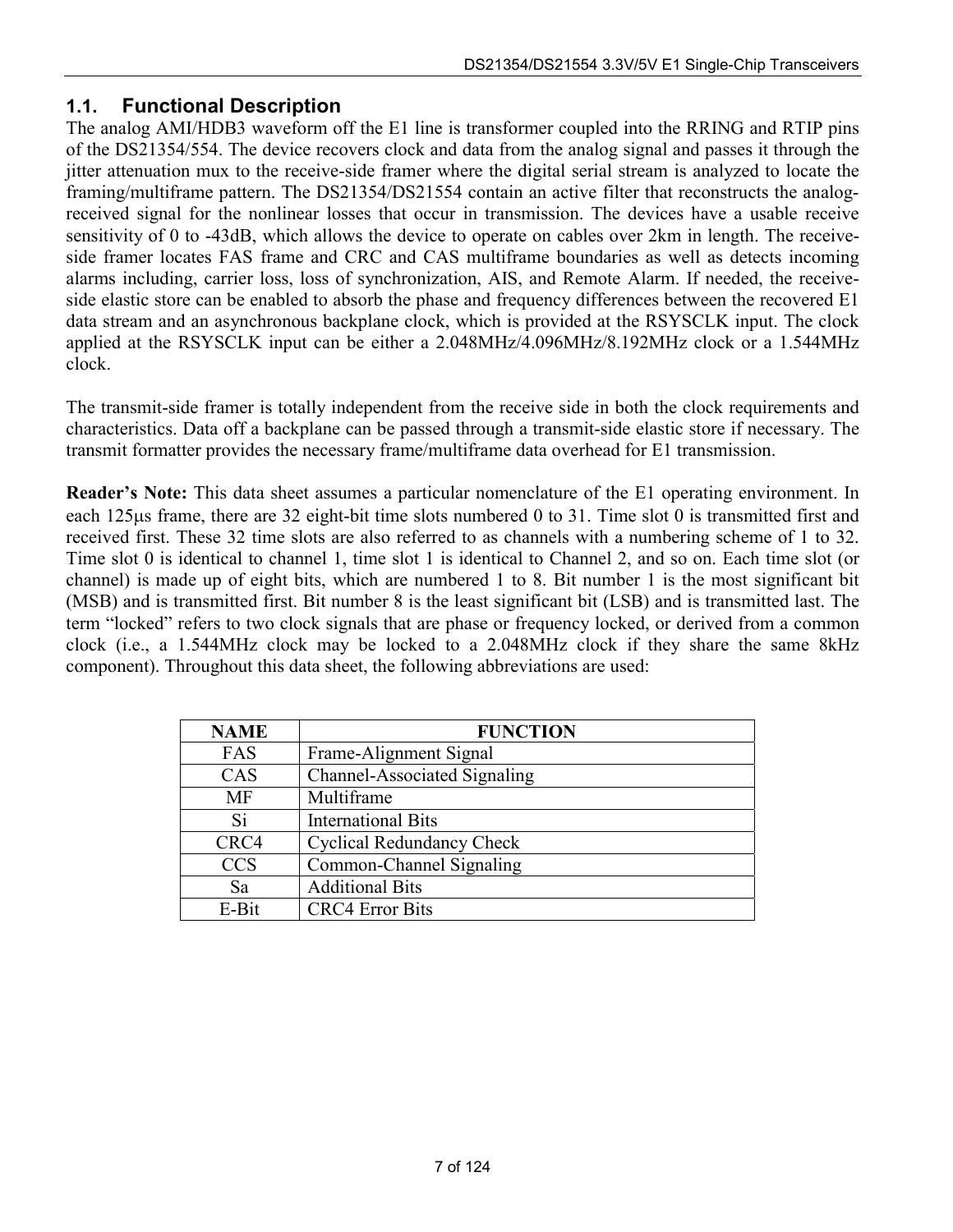## 1.1. Functional Description

The analog AMI/HDB3 waveform off the E1 line is transformer coupled into the RRING and RTIP pins of the DS21354/554. The device recovers clock and data from the analog signal and passes it through the jitter attenuation mux to the receive-side framer where the digital serial stream is analyzed to locate the framing/multiframe pattern. The DS21354/DS21554 contain an active filter that reconstructs the analog-received signal for the nonlinear losses that occur in transmission. The devices have a usable receive sensitivity of 0 to -43dB, which allows the device to operate on cables over 2km in length. The receive-side framer locates FAS frame and CRC and CAS multiframe boundaries as well as detects incoming alarms including, carrier loss, loss of synchronization, AIS, and Remote Alarm. If needed, the receive-side elastic store can be enabled to absorb the phase and frequency differences between the recovered E1 data stream and an asynchronous backplane clock, which is provided at the RSYSCLK input. The clock applied at the RSYSCLK input can be either a 2.048MHz/4.096MHz/8.192MHz clock or a 1.544MHz clock.

The transmit-side framer is totally independent from the receive side in both the clock requirements and characteristics. Data off a backplane can be passed through a transmit-side elastic store if necessary. The transmit formatter provides the necessary frame/multiframe data overhead for E1 transmission.

**Reader's Note:** This data sheet assumes a particular nomenclature of the E1 operating environment. In each 125µs frame, there are 32 eight-bit time slots numbered 0 to 31. Time slot 0 is transmitted first and received first. These 32 time slots are also referred to as channels with a numbering scheme of 1 to 32. Time slot 0 is identical to channel 1, time slot 1 is identical to Channel 2, and so on. Each time slot (or channel) is made up of eight bits, which are numbered 1 to 8. Bit number 1 is the most significant bit (MSB) and is transmitted first. Bit number 8 is the least significant bit (LSB) and is transmitted last. The term "locked" refers to two clock signals that are phase or frequency locked, or derived from a common clock (i.e., a 1.544MHz clock may be locked to a 2.048MHz clock if they share the same 8kHz component). Throughout this data sheet, the following abbreviations are used:

| NAME | FUNCTION |
|---|---|
| FAS | Frame-Alignment Signal |
| CAS | Channel-Associated Signaling |
| MF | Multiframe |
| Si | International Bits |
| CRC4 | Cyclical Redundancy Check |
| CCS | Common-Channel Signaling |
| Sa | Additional Bits |
| E-Bit | CRC4 Error Bits |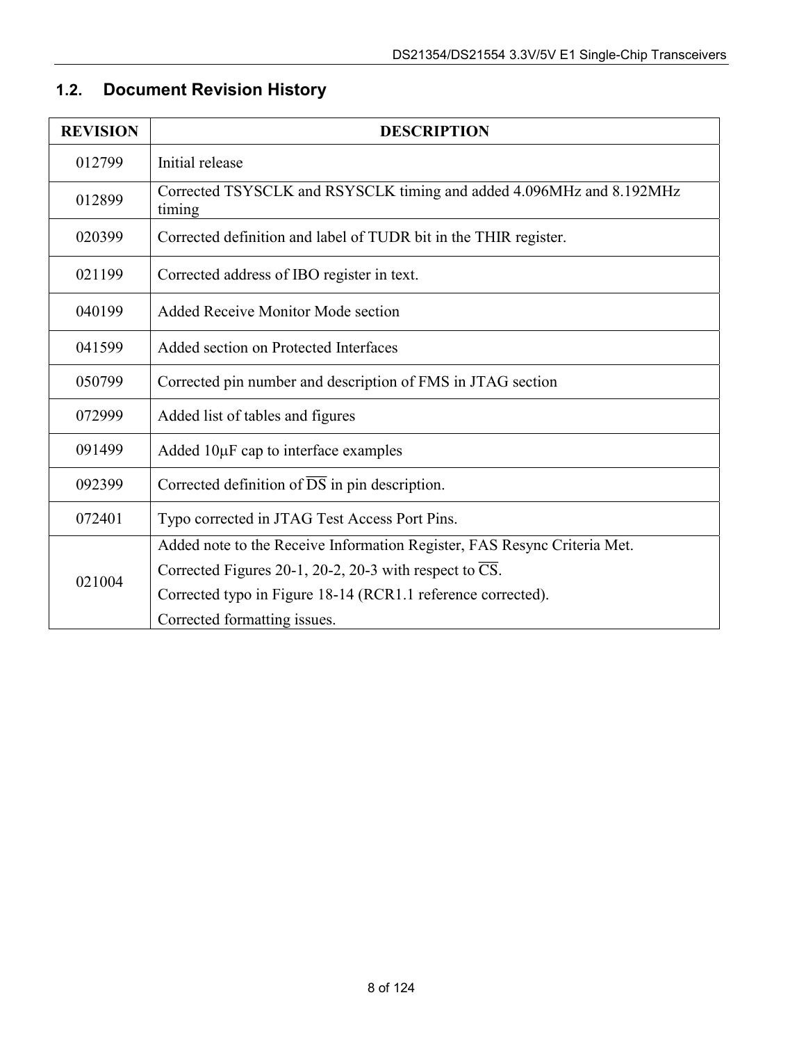## 1.2. Document Revision History

| REVISION | DESCRIPTION |
|---|---|
| 012799 | Initial release |
| 012899 | Corrected TSYSCLK and RSYSCLK timing and added 4.096MHz and 8.192MHz timing |
| 020399 | Corrected definition and label of TUDR bit in the THIR register. |
| 021199 | Corrected address of IBO register in text. |
| 040199 | Added Receive Monitor Mode section |
| 041599 | Added section on Protected Interfaces |
| 050799 | Corrected pin number and description of FMS in JTAG section |
| 072999 | Added list of tables and figures |
| 091499 | Added 10μF cap to interface examples |
| 092399 | Corrected definition of $\overline{\text{DS}}$ in pin description. |
| 072401 | Typo corrected in JTAG Test Access Port Pins. |
| 021004 | Added note to the Receive Information Register, FAS Resync Criteria Met.<br>Corrected Figures 20-1, 20-2, 20-3 with respect to $\overline{\text{CS}}$.<br>Corrected typo in Figure 18-14 (RCR1.1 reference corrected).<br>Corrected formatting issues. |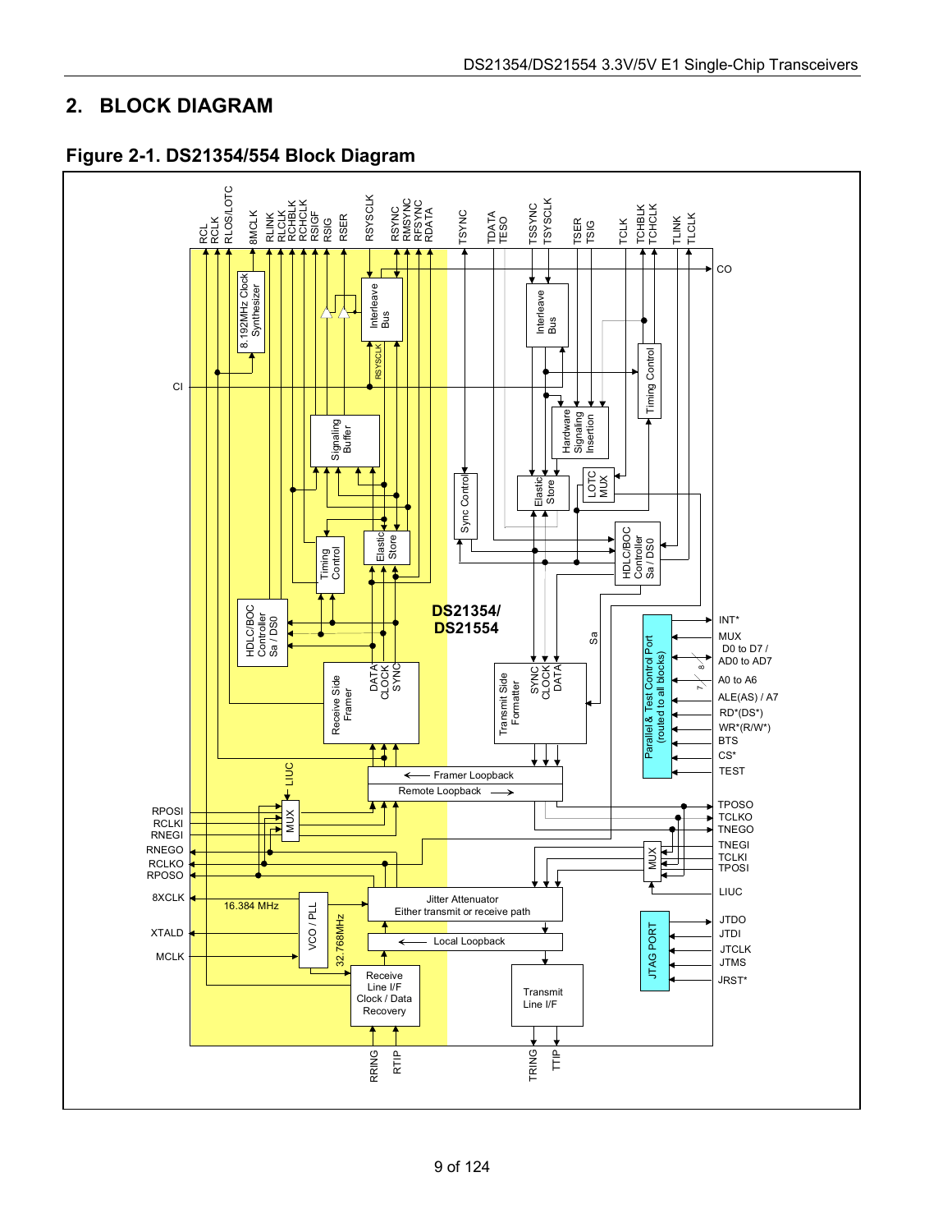## 2. BLOCK DIAGRAM

### Figure 2-1. DS21354/554 Block Diagram

RCL
RCLK
RLOS/LOTC
8MCLK
RLINK
RLCLK
RCHBLK
RCHCLK
RSIGF
RSIG
RSER
RSYSCLK
RSYNC
RMSYNC
RFSYNC
RDATA
TSYNC
TDATA
TESO
TSSYNC
TSYSCLK
TSER
TSIG
TCLK
TCHBLK
TCHCLK
TLINK
TLCLK

CO
CI

8.192MHz Clock Synthesizer
Interleave Bus
RSYSCLK
Interleave Bus
Timing Control
Signaling Buffer
Hardware Signaling Insertion
Sync Control
Elastic Store
LOTC MUX
Timing Control
Elastic Store
HDLC/BOC Controller Sa / DS0
HDLC/BOC Controller Sa / DS0
DS21354/ DS21554
Sa
DATA
CLOCK
SYNC
Receive Side Framer
SYNC
CLOCK
DATA
Transmit Side Formatter
Parallel & Test Control Port (routed to all blocks)

INT*
MUX
D0 to D7 / AD0 to AD7
8
7
A0 to A6
ALE(AS) / A7
RD*(DS*)
WR*(R/W*)
BTS
CS*
TEST

LIUC
Framer Loopback
Remote Loopback
MUX

RPOSI
RCLKI
RNEGI
RNEGO
RCLKO
RPOSO

TPOSO
TCLKO
TNEGO
TNEGI
TCLKI
TPOSI
MUX
LIUC

8XCLK
16.384 MHz
VCO / PLL
32.768MHz
XTALD
MCLK
Jitter Attenuator
Either transmit or receive path
Local Loopback
Receive Line I/F Clock / Data Recovery
Transmit Line I/F

JTAG PORT
JTDO
JTDI
JTCLK
JTMS
JRST*

RRING
RTIP
TRING
TTIP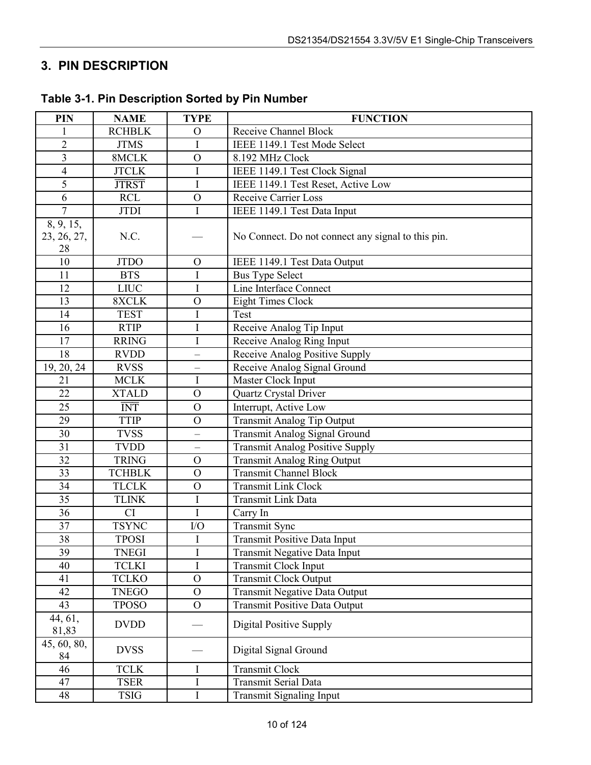# 3. PIN DESCRIPTION

## Table 3-1. Pin Description Sorted by Pin Number

| PIN | NAME | TYPE | FUNCTION |
|---|---|---|---|
| 1 | RCHBLK | O | Receive Channel Block |
| 2 | JTMS | I | IEEE 1149.1 Test Mode Select |
| 3 | 8MCLK | O | 8.192 MHz Clock |
| 4 | JTCLK | I | IEEE 1149.1 Test Clock Signal |
| 5 | $\overline{\text{JTRST}}$ | I | IEEE 1149.1 Test Reset, Active Low |
| 6 | RCL | O | Receive Carrier Loss |
| 7 | JTDI | I | IEEE 1149.1 Test Data Input |
| 8, 9, 15, 23, 26, 27, 28 | N.C. | — | No Connect. Do not connect any signal to this pin. |
| 10 | JTDO | O | IEEE 1149.1 Test Data Output |
| 11 | BTS | I | Bus Type Select |
| 12 | LIUC | I | Line Interface Connect |
| 13 | 8XCLK | O | Eight Times Clock |
| 14 | TEST | I | Test |
| 16 | RTIP | I | Receive Analog Tip Input |
| 17 | RRING | I | Receive Analog Ring Input |
| 18 | RVDD | – | Receive Analog Positive Supply |
| 19, 20, 24 | RVSS | – | Receive Analog Signal Ground |
| 21 | MCLK | I | Master Clock Input |
| 22 | XTALD | O | Quartz Crystal Driver |
| 25 | $\overline{\text{INT}}$ | O | Interrupt, Active Low |
| 29 | TTIP | O | Transmit Analog Tip Output |
| 30 | TVSS | – | Transmit Analog Signal Ground |
| 31 | TVDD | – | Transmit Analog Positive Supply |
| 32 | TRING | O | Transmit Analog Ring Output |
| 33 | TCHBLK | O | Transmit Channel Block |
| 34 | TLCLK | O | Transmit Link Clock |
| 35 | TLINK | I | Transmit Link Data |
| 36 | CI | I | Carry In |
| 37 | TSYNC | I/O | Transmit Sync |
| 38 | TPOSI | I | Transmit Positive Data Input |
| 39 | TNEGI | I | Transmit Negative Data Input |
| 40 | TCLKI | I | Transmit Clock Input |
| 41 | TCLKO | O | Transmit Clock Output |
| 42 | TNEGO | O | Transmit Negative Data Output |
| 43 | TPOSO | O | Transmit Positive Data Output |
| 44, 61, 81,83 | DVDD | — | Digital Positive Supply |
| 45, 60, 80, 84 | DVSS | — | Digital Signal Ground |
| 46 | TCLK | I | Transmit Clock |
| 47 | TSER | I | Transmit Serial Data |
| 48 | TSIG | I | Transmit Signaling Input |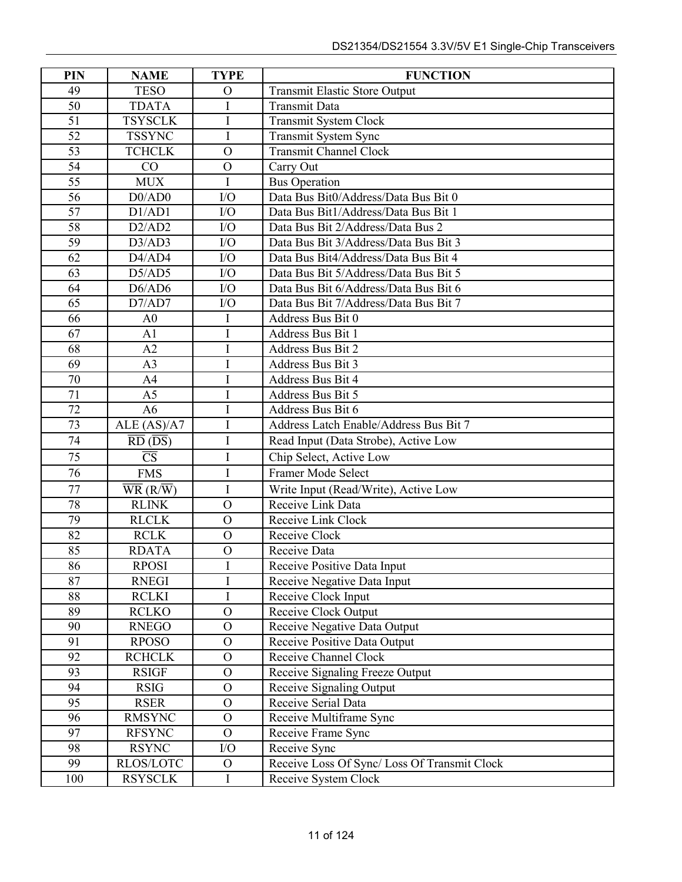| PIN | NAME | TYPE | FUNCTION |
|---|---|---|---|
| 49 | TESO | O | Transmit Elastic Store Output |
| 50 | TDATA | I | Transmit Data |
| 51 | TSYSCLK | I | Transmit System Clock |
| 52 | TSSYNC | I | Transmit System Sync |
| 53 | TCHCLK | O | Transmit Channel Clock |
| 54 | CO | O | Carry Out |
| 55 | MUX | I | Bus Operation |
| 56 | D0/AD0 | I/O | Data Bus Bit0/Address/Data Bus Bit 0 |
| 57 | D1/AD1 | I/O | Data Bus Bit1/Address/Data Bus Bit 1 |
| 58 | D2/AD2 | I/O | Data Bus Bit 2/Address/Data Bus 2 |
| 59 | D3/AD3 | I/O | Data Bus Bit 3/Address/Data Bus Bit 3 |
| 62 | D4/AD4 | I/O | Data Bus Bit4/Address/Data Bus Bit 4 |
| 63 | D5/AD5 | I/O | Data Bus Bit 5/Address/Data Bus Bit 5 |
| 64 | D6/AD6 | I/O | Data Bus Bit 6/Address/Data Bus Bit 6 |
| 65 | D7/AD7 | I/O | Data Bus Bit 7/Address/Data Bus Bit 7 |
| 66 | A0 | I | Address Bus Bit 0 |
| 67 | A1 | I | Address Bus Bit 1 |
| 68 | A2 | I | Address Bus Bit 2 |
| 69 | A3 | I | Address Bus Bit 3 |
| 70 | A4 | I | Address Bus Bit 4 |
| 71 | A5 | I | Address Bus Bit 5 |
| 72 | A6 | I | Address Bus Bit 6 |
| 73 | ALE (AS)/A7 | I | Address Latch Enable/Address Bus Bit 7 |
| 74 | $\overline{\text{RD}}$ ($\overline{\text{DS}}$) | I | Read Input (Data Strobe), Active Low |
| 75 | $\overline{\text{CS}}$ | I | Chip Select, Active Low |
| 76 | FMS | I | Framer Mode Select |
| 77 | $\overline{\text{WR}}$ (R/$\overline{\text{W}}$) | I | Write Input (Read/Write), Active Low |
| 78 | RLINK | O | Receive Link Data |
| 79 | RLCLK | O | Receive Link Clock |
| 82 | RCLK | O | Receive Clock |
| 85 | RDATA | O | Receive Data |
| 86 | RPOSI | I | Receive Positive Data Input |
| 87 | RNEGI | I | Receive Negative Data Input |
| 88 | RCLKI | I | Receive Clock Input |
| 89 | RCLKO | O | Receive Clock Output |
| 90 | RNEGO | O | Receive Negative Data Output |
| 91 | RPOSO | O | Receive Positive Data Output |
| 92 | RCHCLK | O | Receive Channel Clock |
| 93 | RSIGF | O | Receive Signaling Freeze Output |
| 94 | RSIG | O | Receive Signaling Output |
| 95 | RSER | O | Receive Serial Data |
| 96 | RMSYNC | O | Receive Multiframe Sync |
| 97 | RFSYNC | O | Receive Frame Sync |
| 98 | RSYNC | I/O | Receive Sync |
| 99 | RLOS/LOTC | O | Receive Loss Of Sync/ Loss Of Transmit Clock |
| 100 | RSYSCLK | I | Receive System Clock |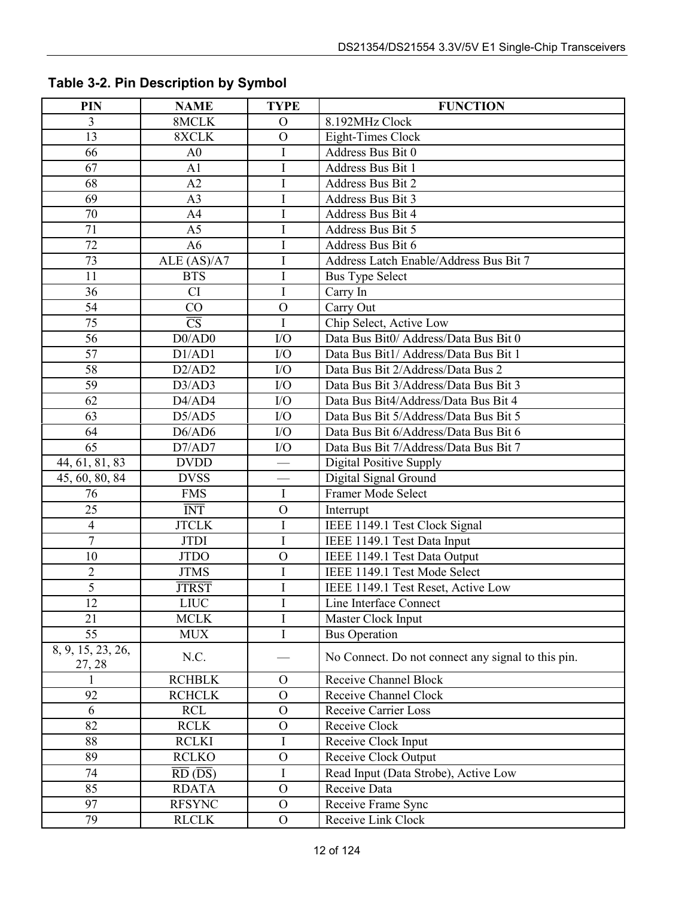**Table 3-2. Pin Description by Symbol**

| PIN | NAME | TYPE | FUNCTION |
|---|---|---|---|
| 3 | 8MCLK | O | 8.192MHz Clock |
| 13 | 8XCLK | O | Eight-Times Clock |
| 66 | A0 | I | Address Bus Bit 0 |
| 67 | A1 | I | Address Bus Bit 1 |
| 68 | A2 | I | Address Bus Bit 2 |
| 69 | A3 | I | Address Bus Bit 3 |
| 70 | A4 | I | Address Bus Bit 4 |
| 71 | A5 | I | Address Bus Bit 5 |
| 72 | A6 | I | Address Bus Bit 6 |
| 73 | ALE (AS)/A7 | I | Address Latch Enable/Address Bus Bit 7 |
| 11 | BTS | I | Bus Type Select |
| 36 | CI | I | Carry In |
| 54 | CO | O | Carry Out |
| 75 | $\overline{\text{CS}}$ | I | Chip Select, Active Low |
| 56 | D0/AD0 | I/O | Data Bus Bit0/ Address/Data Bus Bit 0 |
| 57 | D1/AD1 | I/O | Data Bus Bit1/ Address/Data Bus Bit 1 |
| 58 | D2/AD2 | I/O | Data Bus Bit 2/Address/Data Bus 2 |
| 59 | D3/AD3 | I/O | Data Bus Bit 3/Address/Data Bus Bit 3 |
| 62 | D4/AD4 | I/O | Data Bus Bit4/Address/Data Bus Bit 4 |
| 63 | D5/AD5 | I/O | Data Bus Bit 5/Address/Data Bus Bit 5 |
| 64 | D6/AD6 | I/O | Data Bus Bit 6/Address/Data Bus Bit 6 |
| 65 | D7/AD7 | I/O | Data Bus Bit 7/Address/Data Bus Bit 7 |
| 44, 61, 81, 83 | DVDD | — | Digital Positive Supply |
| 45, 60, 80, 84 | DVSS | — | Digital Signal Ground |
| 76 | FMS | I | Framer Mode Select |
| 25 | $\overline{\text{INT}}$ | O | Interrupt |
| 4 | JTCLK | I | IEEE 1149.1 Test Clock Signal |
| 7 | JTDI | I | IEEE 1149.1 Test Data Input |
| 10 | JTDO | O | IEEE 1149.1 Test Data Output |
| 2 | JTMS | I | IEEE 1149.1 Test Mode Select |
| 5 | $\overline{\text{JTRST}}$ | I | IEEE 1149.1 Test Reset, Active Low |
| 12 | LIUC | I | Line Interface Connect |
| 21 | MCLK | I | Master Clock Input |
| 55 | MUX | I | Bus Operation |
| 8, 9, 15, 23, 26, 27, 28 | N.C. | — | No Connect. Do not connect any signal to this pin. |
| 1 | RCHBLK | O | Receive Channel Block |
| 92 | RCHCLK | O | Receive Channel Clock |
| 6 | RCL | O | Receive Carrier Loss |
| 82 | RCLK | O | Receive Clock |
| 88 | RCLKI | I | Receive Clock Input |
| 89 | RCLKO | O | Receive Clock Output |
| 74 | $\overline{\text{RD}}$ ($\overline{\text{DS}}$) | I | Read Input (Data Strobe), Active Low |
| 85 | RDATA | O | Receive Data |
| 97 | RFSYNC | O | Receive Frame Sync |
| 79 | RLCLK | O | Receive Link Clock |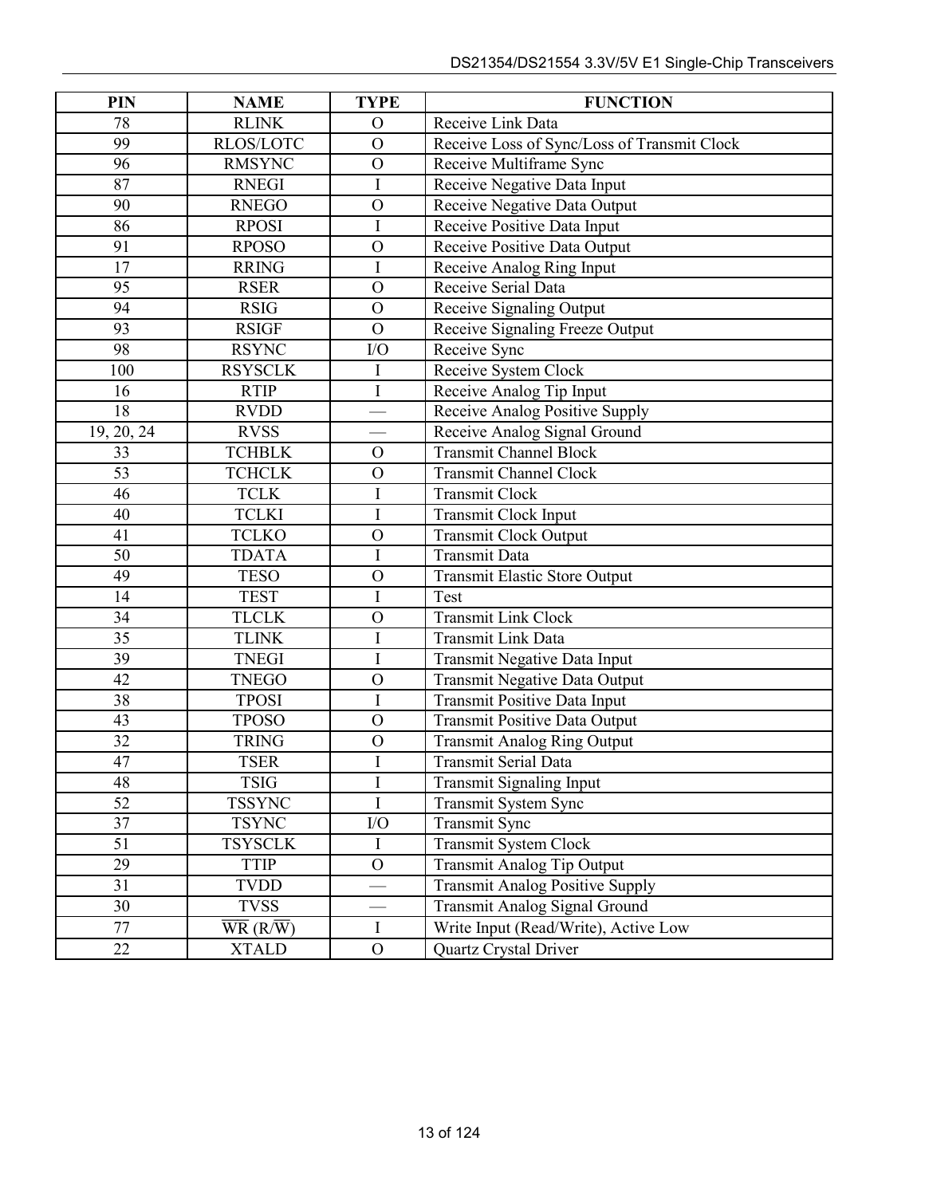| PIN | NAME | TYPE | FUNCTION |
|---|---|---|---|
| 78 | RLINK | O | Receive Link Data |
| 99 | RLOS/LOTC | O | Receive Loss of Sync/Loss of Transmit Clock |
| 96 | RMSYNC | O | Receive Multiframe Sync |
| 87 | RNEGI | I | Receive Negative Data Input |
| 90 | RNEGO | O | Receive Negative Data Output |
| 86 | RPOSI | I | Receive Positive Data Input |
| 91 | RPOSO | O | Receive Positive Data Output |
| 17 | RRING | I | Receive Analog Ring Input |
| 95 | RSER | O | Receive Serial Data |
| 94 | RSIG | O | Receive Signaling Output |
| 93 | RSIGF | O | Receive Signaling Freeze Output |
| 98 | RSYNC | I/O | Receive Sync |
| 100 | RSYSCLK | I | Receive System Clock |
| 16 | RTIP | I | Receive Analog Tip Input |
| 18 | RVDD | — | Receive Analog Positive Supply |
| 19, 20, 24 | RVSS | — | Receive Analog Signal Ground |
| 33 | TCHBLK | O | Transmit Channel Block |
| 53 | TCHCLK | O | Transmit Channel Clock |
| 46 | TCLK | I | Transmit Clock |
| 40 | TCLKI | I | Transmit Clock Input |
| 41 | TCLKO | O | Transmit Clock Output |
| 50 | TDATA | I | Transmit Data |
| 49 | TESO | O | Transmit Elastic Store Output |
| 14 | TEST | I | Test |
| 34 | TLCLK | O | Transmit Link Clock |
| 35 | TLINK | I | Transmit Link Data |
| 39 | TNEGI | I | Transmit Negative Data Input |
| 42 | TNEGO | O | Transmit Negative Data Output |
| 38 | TPOSI | I | Transmit Positive Data Input |
| 43 | TPOSO | O | Transmit Positive Data Output |
| 32 | TRING | O | Transmit Analog Ring Output |
| 47 | TSER | I | Transmit Serial Data |
| 48 | TSIG | I | Transmit Signaling Input |
| 52 | TSSYNC | I | Transmit System Sync |
| 37 | TSYNC | I/O | Transmit Sync |
| 51 | TSYSCLK | I | Transmit System Clock |
| 29 | TTIP | O | Transmit Analog Tip Output |
| 31 | TVDD | — | Transmit Analog Positive Supply |
| 30 | TVSS | — | Transmit Analog Signal Ground |
| 77 | $\overline{\text{WR}}$ (R/$\overline{\text{W}}$) | I | Write Input (Read/Write), Active Low |
| 22 | XTALD | O | Quartz Crystal Driver |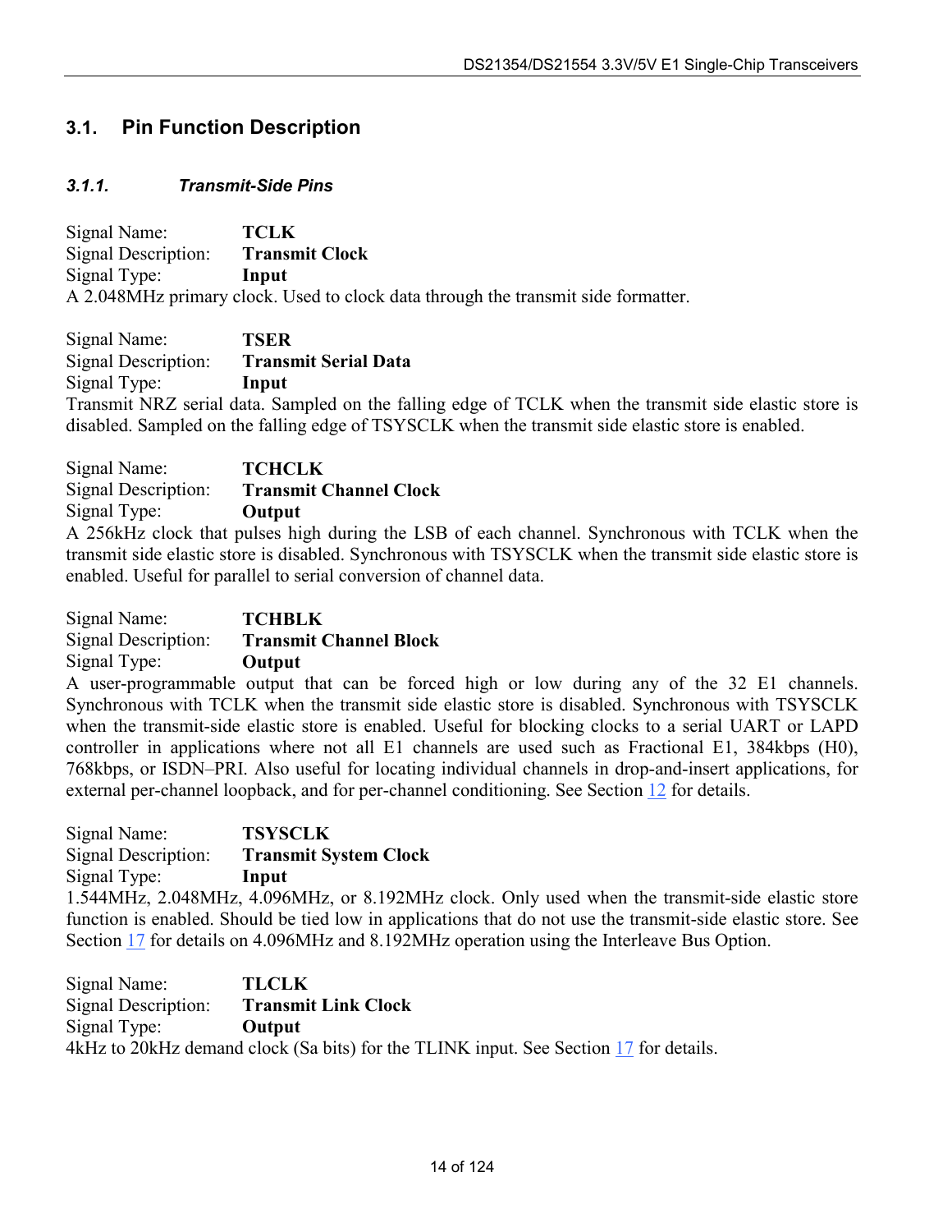## 3.1. Pin Function Description

### *3.1.1. Transmit-Side Pins*

Signal Name: **TCLK**
Signal Description: **Transmit Clock**
Signal Type: **Input**
A 2.048MHz primary clock. Used to clock data through the transmit side formatter.

Signal Name: **TSER**
Signal Description: **Transmit Serial Data**
Signal Type: **Input**
Transmit NRZ serial data. Sampled on the falling edge of TCLK when the transmit side elastic store is disabled. Sampled on the falling edge of TSYSCLK when the transmit side elastic store is enabled.

Signal Name: **TCHCLK**
Signal Description: **Transmit Channel Clock**
Signal Type: **Output**
A 256kHz clock that pulses high during the LSB of each channel. Synchronous with TCLK when the transmit side elastic store is disabled. Synchronous with TSYSCLK when the transmit side elastic store is enabled. Useful for parallel to serial conversion of channel data.

Signal Name: **TCHBLK**
Signal Description: **Transmit Channel Block**
Signal Type: **Output**
A user-programmable output that can be forced high or low during any of the 32 E1 channels. Synchronous with TCLK when the transmit side elastic store is disabled. Synchronous with TSYSCLK when the transmit-side elastic store is enabled. Useful for blocking clocks to a serial UART or LAPD controller in applications where not all E1 channels are used such as Fractional E1, 384kbps (H0), 768kbps, or ISDN–PRI. Also useful for locating individual channels in drop-and-insert applications, for external per-channel loopback, and for per-channel conditioning. See Section 12 for details.

Signal Name: **TSYSCLK**
Signal Description: **Transmit System Clock**
Signal Type: **Input**
1.544MHz, 2.048MHz, 4.096MHz, or 8.192MHz clock. Only used when the transmit-side elastic store function is enabled. Should be tied low in applications that do not use the transmit-side elastic store. See Section 17 for details on 4.096MHz and 8.192MHz operation using the Interleave Bus Option.

Signal Name: **TLCLK**
Signal Description: **Transmit Link Clock**
Signal Type: **Output**
4kHz to 20kHz demand clock (Sa bits) for the TLINK input. See Section 17 for details.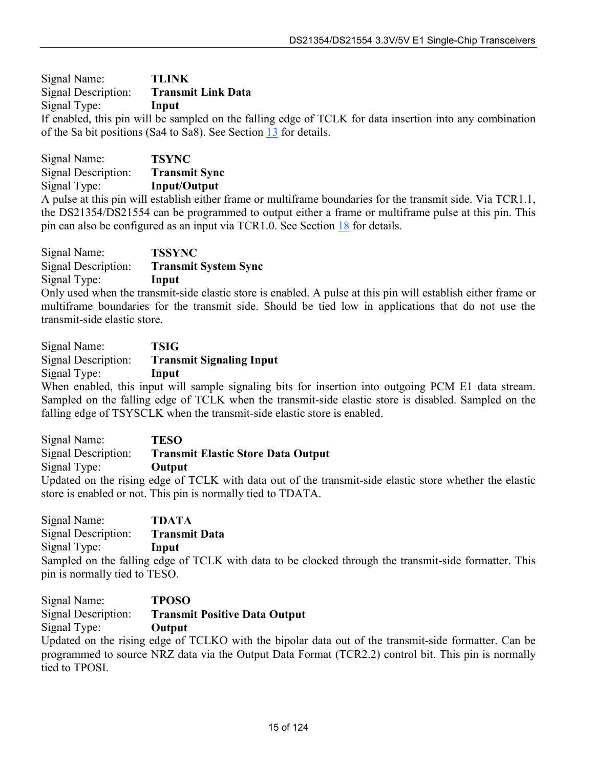Signal Name: **TLINK**
Signal Description: **Transmit Link Data**
Signal Type: **Input**
If enabled, this pin will be sampled on the falling edge of TCLK for data insertion into any combination of the Sa bit positions (Sa4 to Sa8). See Section 13 for details.

Signal Name: **TSYNC**
Signal Description: **Transmit Sync**
Signal Type: **Input/Output**
A pulse at this pin will establish either frame or multiframe boundaries for the transmit side. Via TCR1.1, the DS21354/DS21554 can be programmed to output either a frame or multiframe pulse at this pin. This pin can also be configured as an input via TCR1.0. See Section 18 for details.

Signal Name: **TSSYNC**
Signal Description: **Transmit System Sync**
Signal Type: **Input**
Only used when the transmit-side elastic store is enabled. A pulse at this pin will establish either frame or multiframe boundaries for the transmit side. Should be tied low in applications that do not use the transmit-side elastic store.

Signal Name: **TSIG**
Signal Description: **Transmit Signaling Input**
Signal Type: **Input**
When enabled, this input will sample signaling bits for insertion into outgoing PCM E1 data stream. Sampled on the falling edge of TCLK when the transmit-side elastic store is disabled. Sampled on the falling edge of TSYSCLK when the transmit-side elastic store is enabled.

Signal Name: **TESO**
Signal Description: **Transmit Elastic Store Data Output**
Signal Type: **Output**
Updated on the rising edge of TCLK with data out of the transmit-side elastic store whether the elastic store is enabled or not. This pin is normally tied to TDATA.

Signal Name: **TDATA**
Signal Description: **Transmit Data**
Signal Type: **Input**
Sampled on the falling edge of TCLK with data to be clocked through the transmit-side formatter. This pin is normally tied to TESO.

Signal Name: **TPOSO**
Signal Description: **Transmit Positive Data Output**
Signal Type: **Output**
Updated on the rising edge of TCLKO with the bipolar data out of the transmit-side formatter. Can be programmed to source NRZ data via the Output Data Format (TCR2.2) control bit. This pin is normally tied to TPOSI.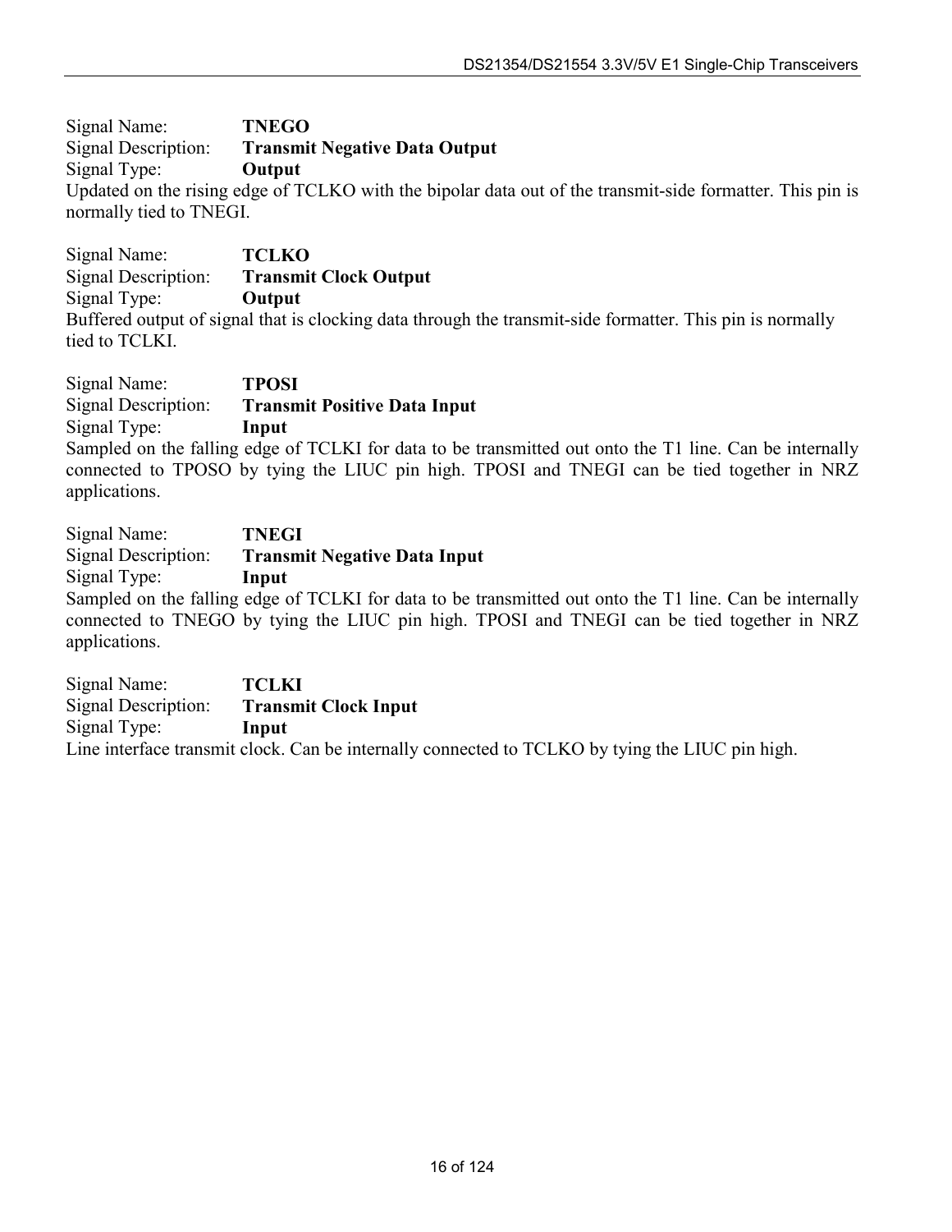Signal Name: **TNEGO**
Signal Description: **Transmit Negative Data Output**
Signal Type: **Output**
Updated on the rising edge of TCLKO with the bipolar data out of the transmit-side formatter. This pin is normally tied to TNEGI.

Signal Name: **TCLKO**
Signal Description: **Transmit Clock Output**
Signal Type: **Output**
Buffered output of signal that is clocking data through the transmit-side formatter. This pin is normally tied to TCLKI.

Signal Name: **TPOSI**
Signal Description: **Transmit Positive Data Input**
Signal Type: **Input**
Sampled on the falling edge of TCLKI for data to be transmitted out onto the T1 line. Can be internally connected to TPOSO by tying the LIUC pin high. TPOSI and TNEGI can be tied together in NRZ applications.

Signal Name: **TNEGI**
Signal Description: **Transmit Negative Data Input**
Signal Type: **Input**
Sampled on the falling edge of TCLKI for data to be transmitted out onto the T1 line. Can be internally connected to TNEGO by tying the LIUC pin high. TPOSI and TNEGI can be tied together in NRZ applications.

Signal Name: **TCLKI**
Signal Description: **Transmit Clock Input**
Signal Type: **Input**
Line interface transmit clock. Can be internally connected to TCLKO by tying the LIUC pin high.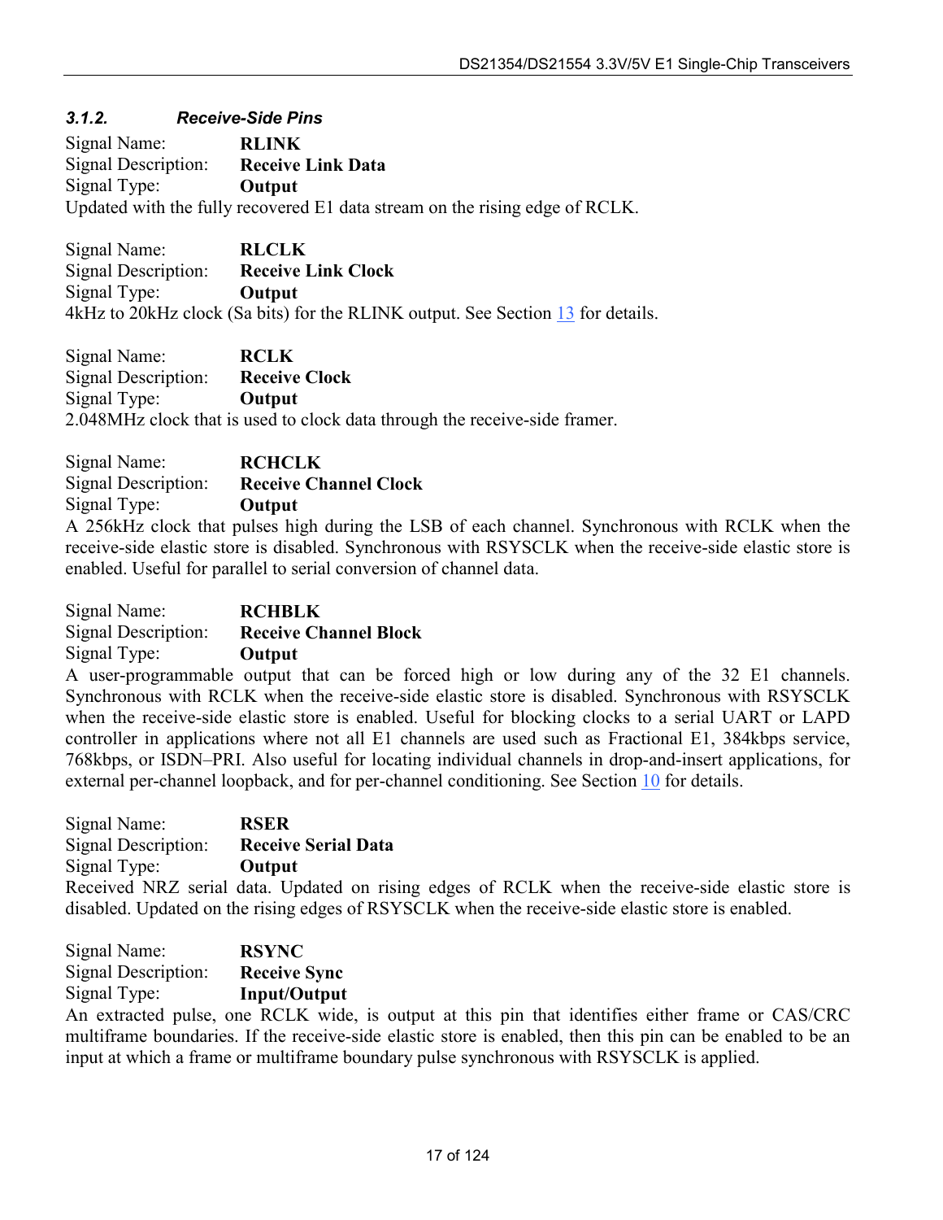### *3.1.2. Receive-Side Pins*

Signal Name: **RLINK**
Signal Description: **Receive Link Data**
Signal Type: **Output**
Updated with the fully recovered E1 data stream on the rising edge of RCLK.

Signal Name: **RLCLK**
Signal Description: **Receive Link Clock**
Signal Type: **Output**
4kHz to 20kHz clock (Sa bits) for the RLINK output. See Section 13 for details.

Signal Name: **RCLK**
Signal Description: **Receive Clock**
Signal Type: **Output**
2.048MHz clock that is used to clock data through the receive-side framer.

Signal Name: **RCHCLK**
Signal Description: **Receive Channel Clock**
Signal Type: **Output**
A 256kHz clock that pulses high during the LSB of each channel. Synchronous with RCLK when the receive-side elastic store is disabled. Synchronous with RSYSCLK when the receive-side elastic store is enabled. Useful for parallel to serial conversion of channel data.

Signal Name: **RCHBLK**
Signal Description: **Receive Channel Block**
Signal Type: **Output**
A user-programmable output that can be forced high or low during any of the 32 E1 channels. Synchronous with RCLK when the receive-side elastic store is disabled. Synchronous with RSYSCLK when the receive-side elastic store is enabled. Useful for blocking clocks to a serial UART or LAPD controller in applications where not all E1 channels are used such as Fractional E1, 384kbps service, 768kbps, or ISDN–PRI. Also useful for locating individual channels in drop-and-insert applications, for external per-channel loopback, and for per-channel conditioning. See Section 10 for details.

Signal Name: **RSER**
Signal Description: **Receive Serial Data**
Signal Type: **Output**
Received NRZ serial data. Updated on rising edges of RCLK when the receive-side elastic store is disabled. Updated on the rising edges of RSYSCLK when the receive-side elastic store is enabled.

Signal Name: **RSYNC**
Signal Description: **Receive Sync**
Signal Type: **Input/Output**
An extracted pulse, one RCLK wide, is output at this pin that identifies either frame or CAS/CRC multiframe boundaries. If the receive-side elastic store is enabled, then this pin can be enabled to be an input at which a frame or multiframe boundary pulse synchronous with RSYSCLK is applied.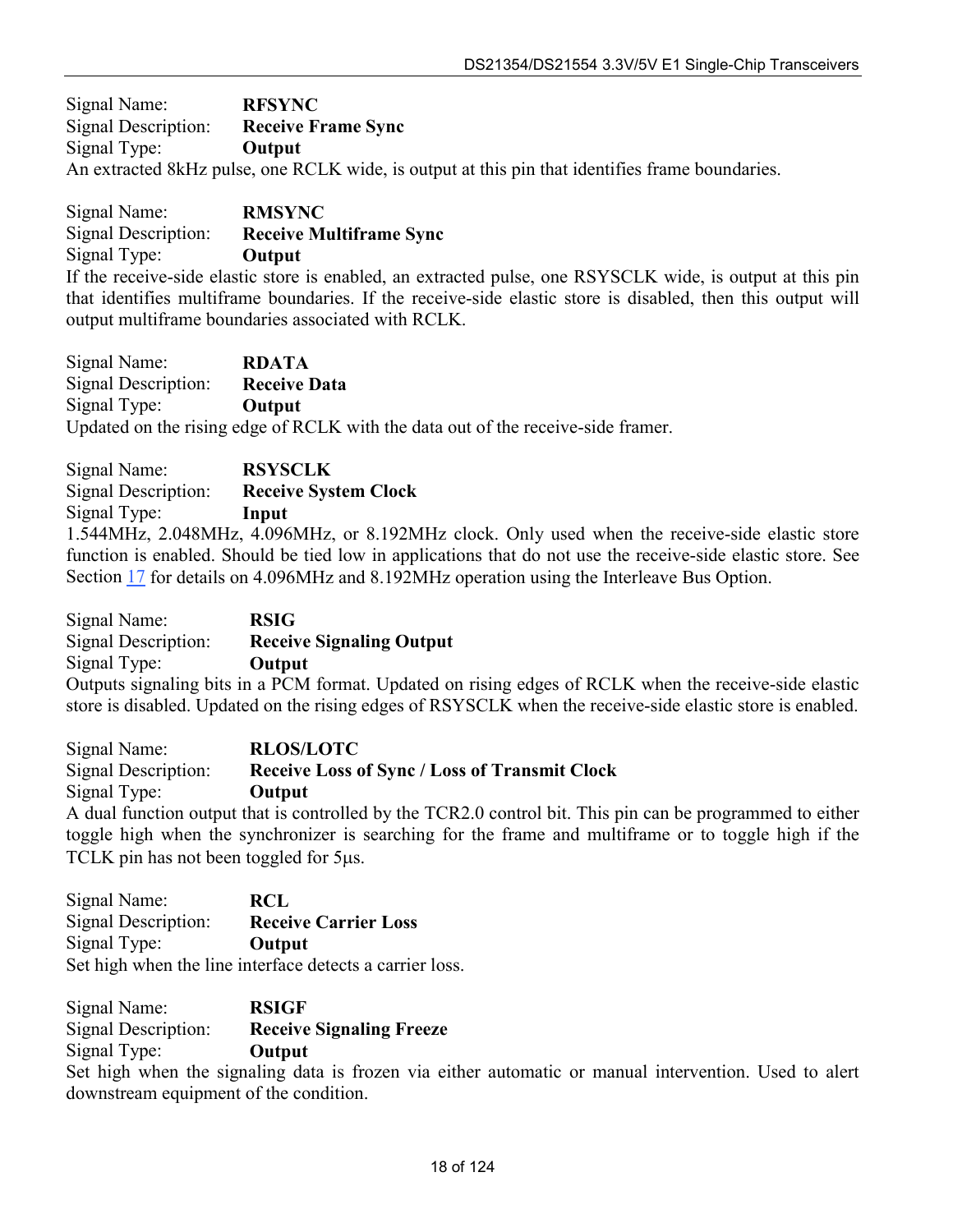Signal Name: **RFSYNC**
Signal Description: **Receive Frame Sync**
Signal Type: **Output**
An extracted 8kHz pulse, one RCLK wide, is output at this pin that identifies frame boundaries.

Signal Name: **RMSYNC**
Signal Description: **Receive Multiframe Sync**
Signal Type: **Output**
If the receive-side elastic store is enabled, an extracted pulse, one RSYSCLK wide, is output at this pin that identifies multiframe boundaries. If the receive-side elastic store is disabled, then this output will output multiframe boundaries associated with RCLK.

Signal Name: **RDATA**
Signal Description: **Receive Data**
Signal Type: **Output**
Updated on the rising edge of RCLK with the data out of the receive-side framer.

Signal Name: **RSYSCLK**
Signal Description: **Receive System Clock**
Signal Type: **Input**
1.544MHz, 2.048MHz, 4.096MHz, or 8.192MHz clock. Only used when the receive-side elastic store function is enabled. Should be tied low in applications that do not use the receive-side elastic store. See Section 17 for details on 4.096MHz and 8.192MHz operation using the Interleave Bus Option.

Signal Name: **RSIG**
Signal Description: **Receive Signaling Output**
Signal Type: **Output**
Outputs signaling bits in a PCM format. Updated on rising edges of RCLK when the receive-side elastic store is disabled. Updated on the rising edges of RSYSCLK when the receive-side elastic store is enabled.

Signal Name: **RLOS/LOTC**
Signal Description: **Receive Loss of Sync / Loss of Transmit Clock**
Signal Type: **Output**
A dual function output that is controlled by the TCR2.0 control bit. This pin can be programmed to either toggle high when the synchronizer is searching for the frame and multiframe or to toggle high if the TCLK pin has not been toggled for 5µs.

Signal Name: **RCL**
Signal Description: **Receive Carrier Loss**
Signal Type: **Output**
Set high when the line interface detects a carrier loss.

Signal Name: **RSIGF**
Signal Description: **Receive Signaling Freeze**
Signal Type: **Output**
Set high when the signaling data is frozen via either automatic or manual intervention. Used to alert downstream equipment of the condition.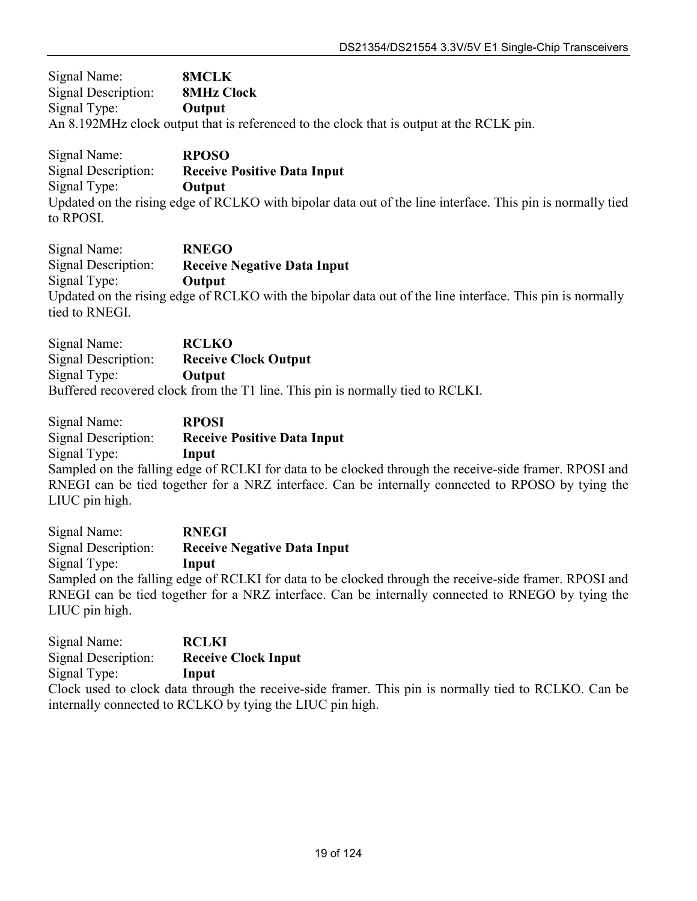Signal Name: **8MCLK**
Signal Description: **8MHz Clock**
Signal Type: **Output**
An 8.192MHz clock output that is referenced to the clock that is output at the RCLK pin.

Signal Name: **RPOSO**
Signal Description: **Receive Positive Data Input**
Signal Type: **Output**
Updated on the rising edge of RCLKO with bipolar data out of the line interface. This pin is normally tied to RPOSI.

Signal Name: **RNEGO**
Signal Description: **Receive Negative Data Input**
Signal Type: **Output**
Updated on the rising edge of RCLKO with the bipolar data out of the line interface. This pin is normally tied to RNEGI.

Signal Name: **RCLKO**
Signal Description: **Receive Clock Output**
Signal Type: **Output**
Buffered recovered clock from the T1 line. This pin is normally tied to RCLKI.

Signal Name: **RPOSI**
Signal Description: **Receive Positive Data Input**
Signal Type: **Input**
Sampled on the falling edge of RCLKI for data to be clocked through the receive-side framer. RPOSI and RNEGI can be tied together for a NRZ interface. Can be internally connected to RPOSO by tying the LIUC pin high.

Signal Name: **RNEGI**
Signal Description: **Receive Negative Data Input**
Signal Type: **Input**
Sampled on the falling edge of RCLKI for data to be clocked through the receive-side framer. RPOSI and RNEGI can be tied together for a NRZ interface. Can be internally connected to RNEGO by tying the LIUC pin high.

Signal Name: **RCLKI**
Signal Description: **Receive Clock Input**
Signal Type: **Input**
Clock used to clock data through the receive-side framer. This pin is normally tied to RCLKO. Can be internally connected to RCLKO by tying the LIUC pin high.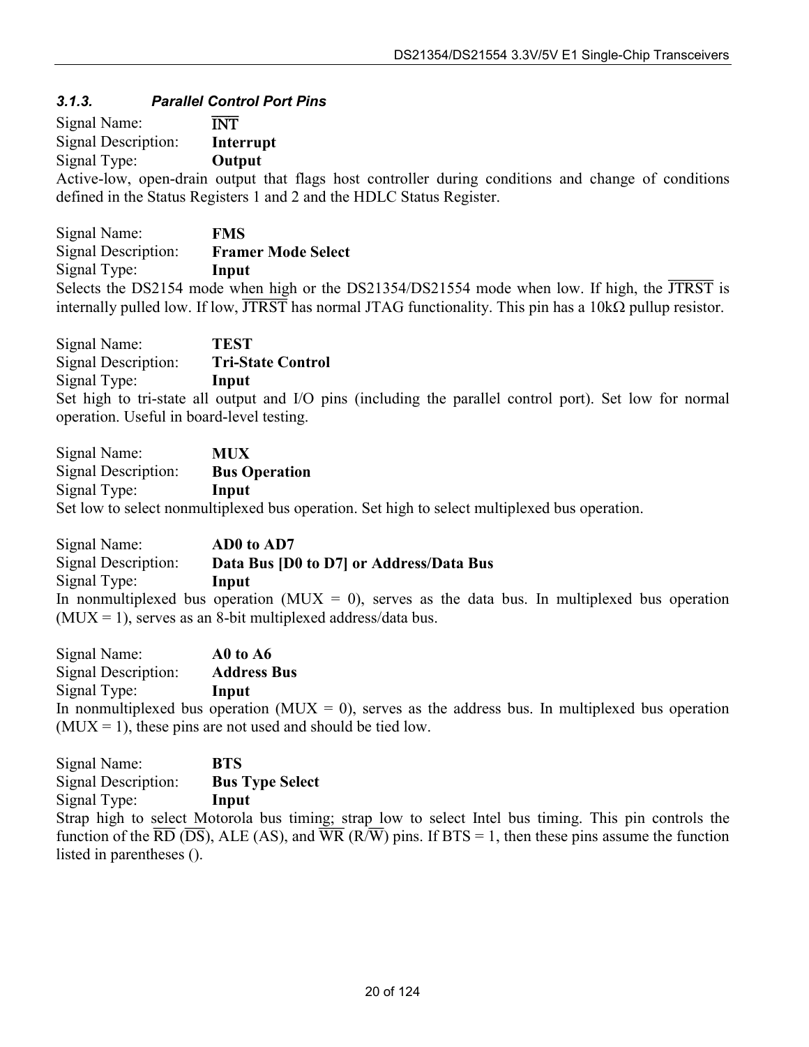### *3.1.3. Parallel Control Port Pins*

Signal Name: **$\overline{\text{INT}}$**
Signal Description: **Interrupt**
Signal Type: **Output**
Active-low, open-drain output that flags host controller during conditions and change of conditions defined in the Status Registers 1 and 2 and the HDLC Status Register.

Signal Name: **FMS**
Signal Description: **Framer Mode Select**
Signal Type: **Input**
Selects the DS2154 mode when high or the DS21354/DS21554 mode when low. If high, the $\overline{\text{JTRST}}$ is internally pulled low. If low, $\overline{\text{JTRST}}$ has normal JTAG functionality. This pin has a 10kΩ pullup resistor.

Signal Name: **TEST**
Signal Description: **Tri-State Control**
Signal Type: **Input**
Set high to tri-state all output and I/O pins (including the parallel control port). Set low for normal operation. Useful in board-level testing.

Signal Name: **MUX**
Signal Description: **Bus Operation**
Signal Type: **Input**
Set low to select nonmultiplexed bus operation. Set high to select multiplexed bus operation.

Signal Name: **AD0 to AD7**
Signal Description: **Data Bus [D0 to D7] or Address/Data Bus**
Signal Type: **Input**
In nonmultiplexed bus operation (MUX = 0), serves as the data bus. In multiplexed bus operation (MUX = 1), serves as an 8-bit multiplexed address/data bus.

Signal Name: **A0 to A6**
Signal Description: **Address Bus**
Signal Type: **Input**
In nonmultiplexed bus operation (MUX = 0), serves as the address bus. In multiplexed bus operation (MUX = 1), these pins are not used and should be tied low.

Signal Name: **BTS**
Signal Description: **Bus Type Select**
Signal Type: **Input**
Strap high to select Motorola bus timing; strap low to select Intel bus timing. This pin controls the function of the $\overline{\text{RD}}$ ($\overline{\text{DS}}$), ALE (AS), and $\overline{\text{WR}}$ (R/$\overline{\text{W}}$) pins. If BTS = 1, then these pins assume the function listed in parentheses ().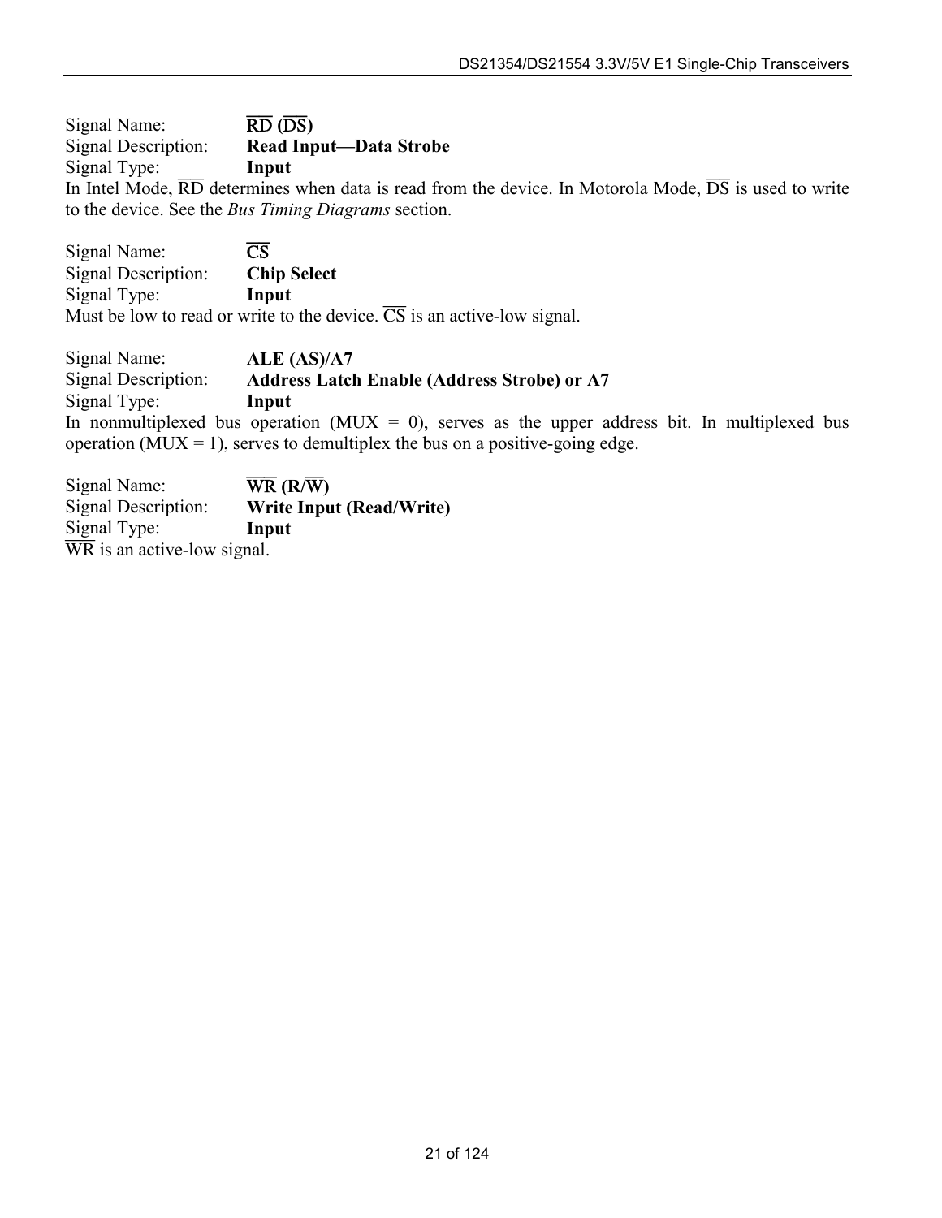Signal Name: **RD (DS)**
Signal Description: **Read Input—Data Strobe**
Signal Type: **Input**
In Intel Mode, RD determines when data is read from the device. In Motorola Mode, DS is used to write to the device. See the *Bus Timing Diagrams* section.

Signal Name: **CS**
Signal Description: **Chip Select**
Signal Type: **Input**
Must be low to read or write to the device. CS is an active-low signal.

Signal Name: **ALE (AS)/A7**
Signal Description: **Address Latch Enable (Address Strobe) or A7**
Signal Type: **Input**
In nonmultiplexed bus operation (MUX = 0), serves as the upper address bit. In multiplexed bus operation (MUX = 1), serves to demultiplex the bus on a positive-going edge.

Signal Name: **WR (R/W)**
Signal Description: **Write Input (Read/Write)**
Signal Type: **Input**
WR is an active-low signal.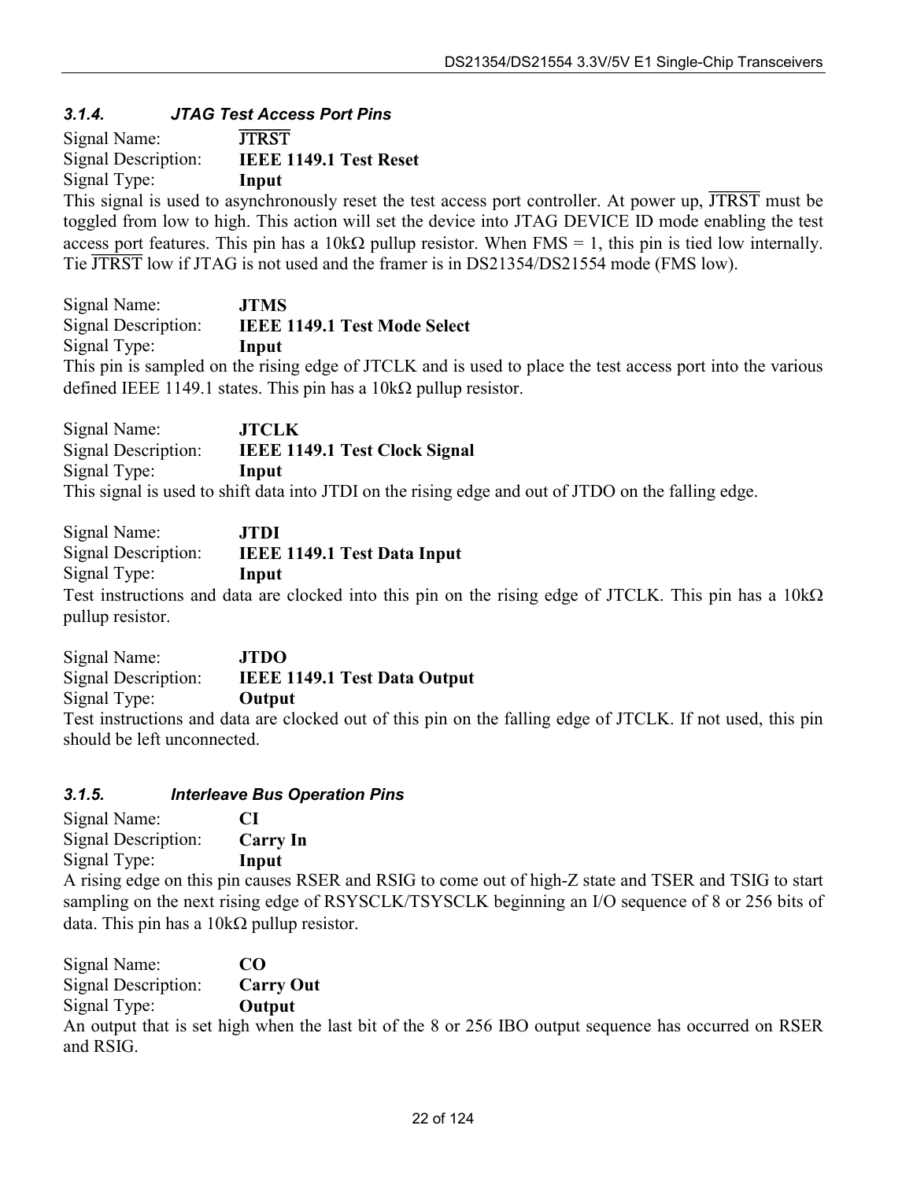### *3.1.4. JTAG Test Access Port Pins*

Signal Name: **$\overline{\text{JTRST}}$**
Signal Description: **IEEE 1149.1 Test Reset**
Signal Type: **Input**
This signal is used to asynchronously reset the test access port controller. At power up, $\overline{\text{JTRST}}$ must be toggled from low to high. This action will set the device into JTAG DEVICE ID mode enabling the test access port features. This pin has a 10kΩ pullup resistor. When FMS = 1, this pin is tied low internally. Tie $\overline{\text{JTRST}}$ low if JTAG is not used and the framer is in DS21354/DS21554 mode (FMS low).

Signal Name: **JTMS**
Signal Description: **IEEE 1149.1 Test Mode Select**
Signal Type: **Input**
This pin is sampled on the rising edge of JTCLK and is used to place the test access port into the various defined IEEE 1149.1 states. This pin has a 10kΩ pullup resistor.

Signal Name: **JTCLK**
Signal Description: **IEEE 1149.1 Test Clock Signal**
Signal Type: **Input**
This signal is used to shift data into JTDI on the rising edge and out of JTDO on the falling edge.

Signal Name: **JTDI**
Signal Description: **IEEE 1149.1 Test Data Input**
Signal Type: **Input**
Test instructions and data are clocked into this pin on the rising edge of JTCLK. This pin has a 10kΩ pullup resistor.

Signal Name: **JTDO**
Signal Description: **IEEE 1149.1 Test Data Output**
Signal Type: **Output**
Test instructions and data are clocked out of this pin on the falling edge of JTCLK. If not used, this pin should be left unconnected.

### *3.1.5. Interleave Bus Operation Pins*

Signal Name: **CI**
Signal Description: **Carry In**
Signal Type: **Input**
A rising edge on this pin causes RSER and RSIG to come out of high-Z state and TSER and TSIG to start sampling on the next rising edge of RSYSCLK/TSYSCLK beginning an I/O sequence of 8 or 256 bits of data. This pin has a 10kΩ pullup resistor.

Signal Name: **CO**
Signal Description: **Carry Out**
Signal Type: **Output**
An output that is set high when the last bit of the 8 or 256 IBO output sequence has occurred on RSER and RSIG.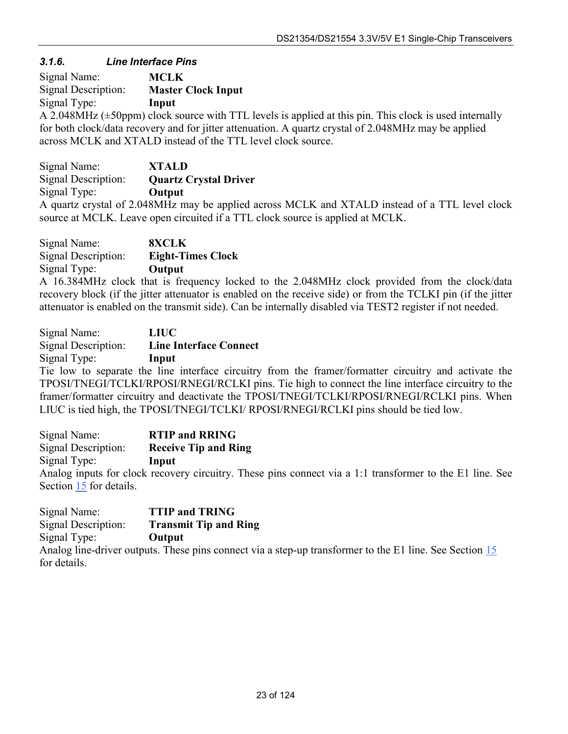### *3.1.6. Line Interface Pins*

Signal Name: **MCLK**
Signal Description: **Master Clock Input**
Signal Type: **Input**
A 2.048MHz (±50ppm) clock source with TTL levels is applied at this pin. This clock is used internally for both clock/data recovery and for jitter attenuation. A quartz crystal of 2.048MHz may be applied across MCLK and XTALD instead of the TTL level clock source.

Signal Name: **XTALD**
Signal Description: **Quartz Crystal Driver**
Signal Type: **Output**
A quartz crystal of 2.048MHz may be applied across MCLK and XTALD instead of a TTL level clock source at MCLK. Leave open circuited if a TTL clock source is applied at MCLK.

Signal Name: **8XCLK**
Signal Description: **Eight-Times Clock**
Signal Type: **Output**
A 16.384MHz clock that is frequency locked to the 2.048MHz clock provided from the clock/data recovery block (if the jitter attenuator is enabled on the receive side) or from the TCLKI pin (if the jitter attenuator is enabled on the transmit side). Can be internally disabled via TEST2 register if not needed.

Signal Name: **LIUC**
Signal Description: **Line Interface Connect**
Signal Type: **Input**
Tie low to separate the line interface circuitry from the framer/formatter circuitry and activate the TPOSI/TNEGI/TCLKI/RPOSI/RNEGI/RCLKI pins. Tie high to connect the line interface circuitry to the framer/formatter circuitry and deactivate the TPOSI/TNEGI/TCLKI/RPOSI/RNEGI/RCLKI pins. When LIUC is tied high, the TPOSI/TNEGI/TCLKI/ RPOSI/RNEGI/RCLKI pins should be tied low.

Signal Name: **RTIP and RRING**
Signal Description: **Receive Tip and Ring**
Signal Type: **Input**
Analog inputs for clock recovery circuitry. These pins connect via a 1:1 transformer to the E1 line. See Section 15 for details.

Signal Name: **TTIP and TRING**
Signal Description: **Transmit Tip and Ring**
Signal Type: **Output**
Analog line-driver outputs. These pins connect via a step-up transformer to the E1 line. See Section 15 for details.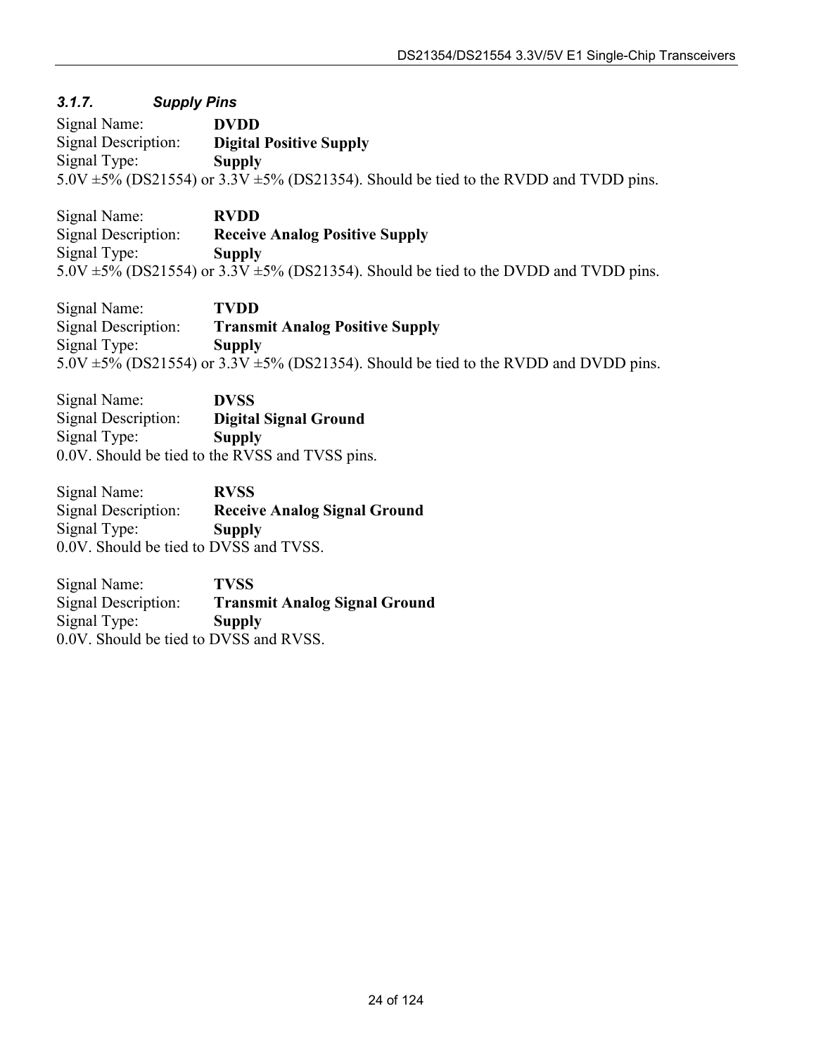### *3.1.7. Supply Pins*

Signal Name: **DVDD**
Signal Description: **Digital Positive Supply**
Signal Type: **Supply**
5.0V ±5% (DS21554) or 3.3V ±5% (DS21354). Should be tied to the RVDD and TVDD pins.

Signal Name: **RVDD**
Signal Description: **Receive Analog Positive Supply**
Signal Type: **Supply**
5.0V ±5% (DS21554) or 3.3V ±5% (DS21354). Should be tied to the DVDD and TVDD pins.

Signal Name: **TVDD**
Signal Description: **Transmit Analog Positive Supply**
Signal Type: **Supply**
5.0V ±5% (DS21554) or 3.3V ±5% (DS21354). Should be tied to the RVDD and DVDD pins.

Signal Name: **DVSS**
Signal Description: **Digital Signal Ground**
Signal Type: **Supply**
0.0V. Should be tied to the RVSS and TVSS pins.

Signal Name: **RVSS**
Signal Description: **Receive Analog Signal Ground**
Signal Type: **Supply**
0.0V. Should be tied to DVSS and TVSS.

Signal Name: **TVSS**
Signal Description: **Transmit Analog Signal Ground**
Signal Type: **Supply**
0.0V. Should be tied to DVSS and RVSS.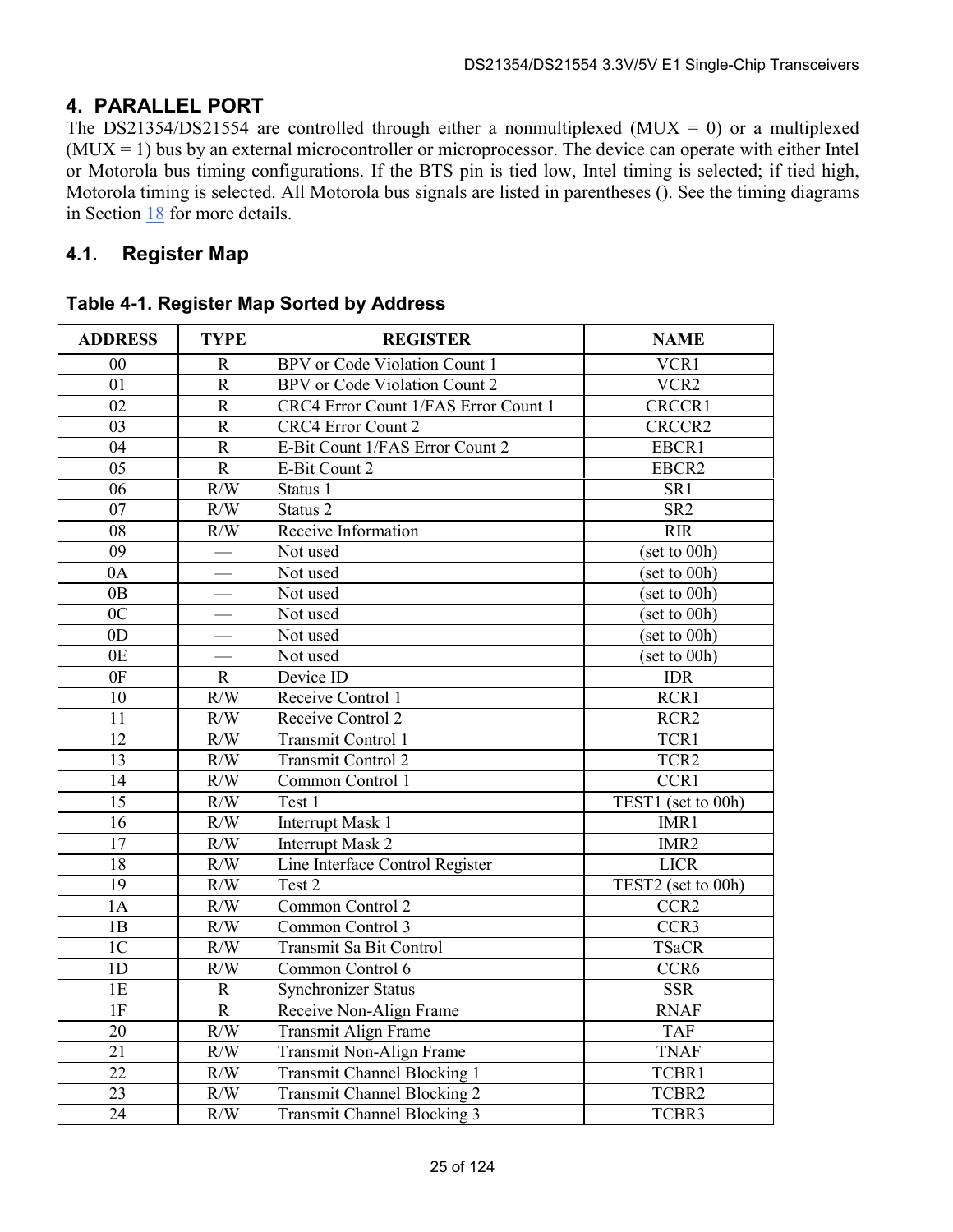# 4. PARALLEL PORT

The DS21354/DS21554 are controlled through either a nonmultiplexed (MUX = 0) or a multiplexed (MUX = 1) bus by an external microcontroller or microprocessor. The device can operate with either Intel or Motorola bus timing configurations. If the BTS pin is tied low, Intel timing is selected; if tied high, Motorola timing is selected. All Motorola bus signals are listed in parentheses (). See the timing diagrams in Section 18 for more details.

## 4.1. Register Map

### Table 4-1. Register Map Sorted by Address

| ADDRESS | TYPE | REGISTER | NAME |
|---|---|---|---|
| 00 | R | BPV or Code Violation Count 1 | VCR1 |
| 01 | R | BPV or Code Violation Count 2 | VCR2 |
| 02 | R | CRC4 Error Count 1/FAS Error Count 1 | CRCCR1 |
| 03 | R | CRC4 Error Count 2 | CRCCR2 |
| 04 | R | E-Bit Count 1/FAS Error Count 2 | EBCR1 |
| 05 | R | E-Bit Count 2 | EBCR2 |
| 06 | R/W | Status 1 | SR1 |
| 07 | R/W | Status 2 | SR2 |
| 08 | R/W | Receive Information | RIR |
| 09 | — | Not used | (set to 00h) |
| 0A | — | Not used | (set to 00h) |
| 0B | — | Not used | (set to 00h) |
| 0C | — | Not used | (set to 00h) |
| 0D | — | Not used | (set to 00h) |
| 0E | — | Not used | (set to 00h) |
| 0F | R | Device ID | IDR |
| 10 | R/W | Receive Control 1 | RCR1 |
| 11 | R/W | Receive Control 2 | RCR2 |
| 12 | R/W | Transmit Control 1 | TCR1 |
| 13 | R/W | Transmit Control 2 | TCR2 |
| 14 | R/W | Common Control 1 | CCR1 |
| 15 | R/W | Test 1 | TEST1 (set to 00h) |
| 16 | R/W | Interrupt Mask 1 | IMR1 |
| 17 | R/W | Interrupt Mask 2 | IMR2 |
| 18 | R/W | Line Interface Control Register | LICR |
| 19 | R/W | Test 2 | TEST2 (set to 00h) |
| 1A | R/W | Common Control 2 | CCR2 |
| 1B | R/W | Common Control 3 | CCR3 |
| 1C | R/W | Transmit Sa Bit Control | TSaCR |
| 1D | R/W | Common Control 6 | CCR6 |
| 1E | R | Synchronizer Status | SSR |
| 1F | R | Receive Non-Align Frame | RNAF |
| 20 | R/W | Transmit Align Frame | TAF |
| 21 | R/W | Transmit Non-Align Frame | TNAF |
| 22 | R/W | Transmit Channel Blocking 1 | TCBR1 |
| 23 | R/W | Transmit Channel Blocking 2 | TCBR2 |
| 24 | R/W | Transmit Channel Blocking 3 | TCBR3 |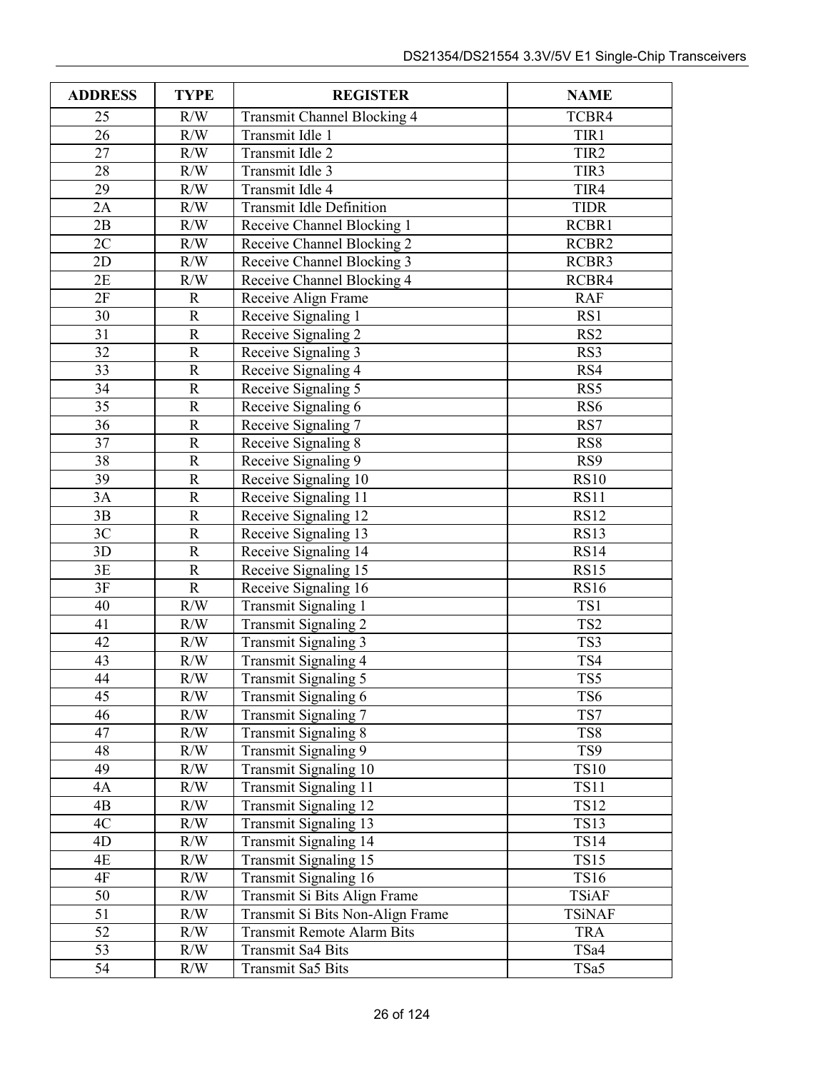| ADDRESS | TYPE | REGISTER | NAME |
|---|---|---|---|
| 25 | R/W | Transmit Channel Blocking 4 | TCBR4 |
| 26 | R/W | Transmit Idle 1 | TIR1 |
| 27 | R/W | Transmit Idle 2 | TIR2 |
| 28 | R/W | Transmit Idle 3 | TIR3 |
| 29 | R/W | Transmit Idle 4 | TIR4 |
| 2A | R/W | Transmit Idle Definition | TIDR |
| 2B | R/W | Receive Channel Blocking 1 | RCBR1 |
| 2C | R/W | Receive Channel Blocking 2 | RCBR2 |
| 2D | R/W | Receive Channel Blocking 3 | RCBR3 |
| 2E | R/W | Receive Channel Blocking 4 | RCBR4 |
| 2F | R | Receive Align Frame | RAF |
| 30 | R | Receive Signaling 1 | RS1 |
| 31 | R | Receive Signaling 2 | RS2 |
| 32 | R | Receive Signaling 3 | RS3 |
| 33 | R | Receive Signaling 4 | RS4 |
| 34 | R | Receive Signaling 5 | RS5 |
| 35 | R | Receive Signaling 6 | RS6 |
| 36 | R | Receive Signaling 7 | RS7 |
| 37 | R | Receive Signaling 8 | RS8 |
| 38 | R | Receive Signaling 9 | RS9 |
| 39 | R | Receive Signaling 10 | RS10 |
| 3A | R | Receive Signaling 11 | RS11 |
| 3B | R | Receive Signaling 12 | RS12 |
| 3C | R | Receive Signaling 13 | RS13 |
| 3D | R | Receive Signaling 14 | RS14 |
| 3E | R | Receive Signaling 15 | RS15 |
| 3F | R | Receive Signaling 16 | RS16 |
| 40 | R/W | Transmit Signaling 1 | TS1 |
| 41 | R/W | Transmit Signaling 2 | TS2 |
| 42 | R/W | Transmit Signaling 3 | TS3 |
| 43 | R/W | Transmit Signaling 4 | TS4 |
| 44 | R/W | Transmit Signaling 5 | TS5 |
| 45 | R/W | Transmit Signaling 6 | TS6 |
| 46 | R/W | Transmit Signaling 7 | TS7 |
| 47 | R/W | Transmit Signaling 8 | TS8 |
| 48 | R/W | Transmit Signaling 9 | TS9 |
| 49 | R/W | Transmit Signaling 10 | TS10 |
| 4A | R/W | Transmit Signaling 11 | TS11 |
| 4B | R/W | Transmit Signaling 12 | TS12 |
| 4C | R/W | Transmit Signaling 13 | TS13 |
| 4D | R/W | Transmit Signaling 14 | TS14 |
| 4E | R/W | Transmit Signaling 15 | TS15 |
| 4F | R/W | Transmit Signaling 16 | TS16 |
| 50 | R/W | Transmit Si Bits Align Frame | TSiAF |
| 51 | R/W | Transmit Si Bits Non-Align Frame | TSiNAF |
| 52 | R/W | Transmit Remote Alarm Bits | TRA |
| 53 | R/W | Transmit Sa4 Bits | TSa4 |
| 54 | R/W | Transmit Sa5 Bits | TSa5 |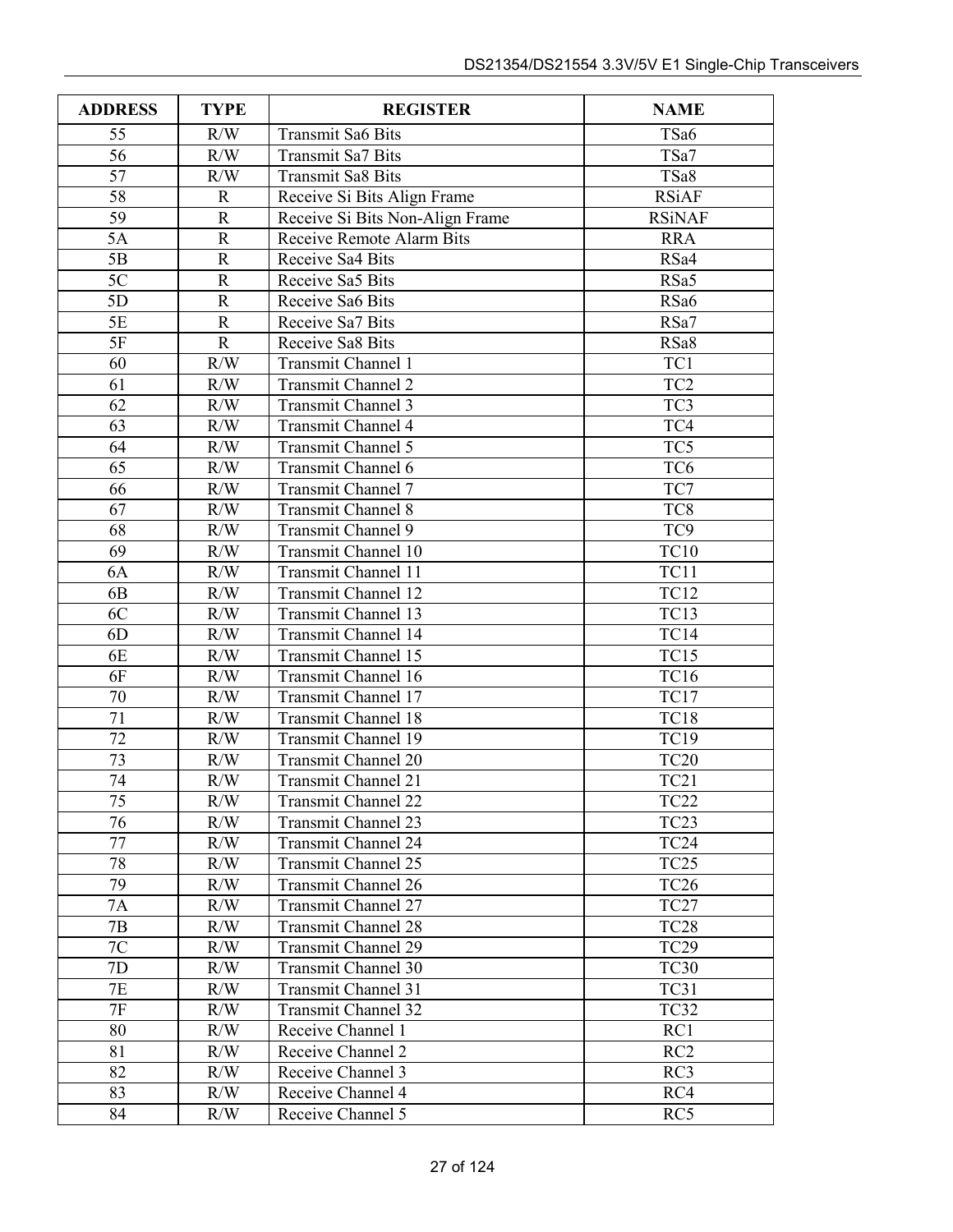| ADDRESS | TYPE | REGISTER | NAME |
|---|---|---|---|
| 55 | R/W | Transmit Sa6 Bits | TSa6 |
| 56 | R/W | Transmit Sa7 Bits | TSa7 |
| 57 | R/W | Transmit Sa8 Bits | TSa8 |
| 58 | R | Receive Si Bits Align Frame | RSiAF |
| 59 | R | Receive Si Bits Non-Align Frame | RSiNAF |
| 5A | R | Receive Remote Alarm Bits | RRA |
| 5B | R | Receive Sa4 Bits | RSa4 |
| 5C | R | Receive Sa5 Bits | RSa5 |
| 5D | R | Receive Sa6 Bits | RSa6 |
| 5E | R | Receive Sa7 Bits | RSa7 |
| 5F | R | Receive Sa8 Bits | RSa8 |
| 60 | R/W | Transmit Channel 1 | TC1 |
| 61 | R/W | Transmit Channel 2 | TC2 |
| 62 | R/W | Transmit Channel 3 | TC3 |
| 63 | R/W | Transmit Channel 4 | TC4 |
| 64 | R/W | Transmit Channel 5 | TC5 |
| 65 | R/W | Transmit Channel 6 | TC6 |
| 66 | R/W | Transmit Channel 7 | TC7 |
| 67 | R/W | Transmit Channel 8 | TC8 |
| 68 | R/W | Transmit Channel 9 | TC9 |
| 69 | R/W | Transmit Channel 10 | TC10 |
| 6A | R/W | Transmit Channel 11 | TC11 |
| 6B | R/W | Transmit Channel 12 | TC12 |
| 6C | R/W | Transmit Channel 13 | TC13 |
| 6D | R/W | Transmit Channel 14 | TC14 |
| 6E | R/W | Transmit Channel 15 | TC15 |
| 6F | R/W | Transmit Channel 16 | TC16 |
| 70 | R/W | Transmit Channel 17 | TC17 |
| 71 | R/W | Transmit Channel 18 | TC18 |
| 72 | R/W | Transmit Channel 19 | TC19 |
| 73 | R/W | Transmit Channel 20 | TC20 |
| 74 | R/W | Transmit Channel 21 | TC21 |
| 75 | R/W | Transmit Channel 22 | TC22 |
| 76 | R/W | Transmit Channel 23 | TC23 |
| 77 | R/W | Transmit Channel 24 | TC24 |
| 78 | R/W | Transmit Channel 25 | TC25 |
| 79 | R/W | Transmit Channel 26 | TC26 |
| 7A | R/W | Transmit Channel 27 | TC27 |
| 7B | R/W | Transmit Channel 28 | TC28 |
| 7C | R/W | Transmit Channel 29 | TC29 |
| 7D | R/W | Transmit Channel 30 | TC30 |
| 7E | R/W | Transmit Channel 31 | TC31 |
| 7F | R/W | Transmit Channel 32 | TC32 |
| 80 | R/W | Receive Channel 1 | RC1 |
| 81 | R/W | Receive Channel 2 | RC2 |
| 82 | R/W | Receive Channel 3 | RC3 |
| 83 | R/W | Receive Channel 4 | RC4 |
| 84 | R/W | Receive Channel 5 | RC5 |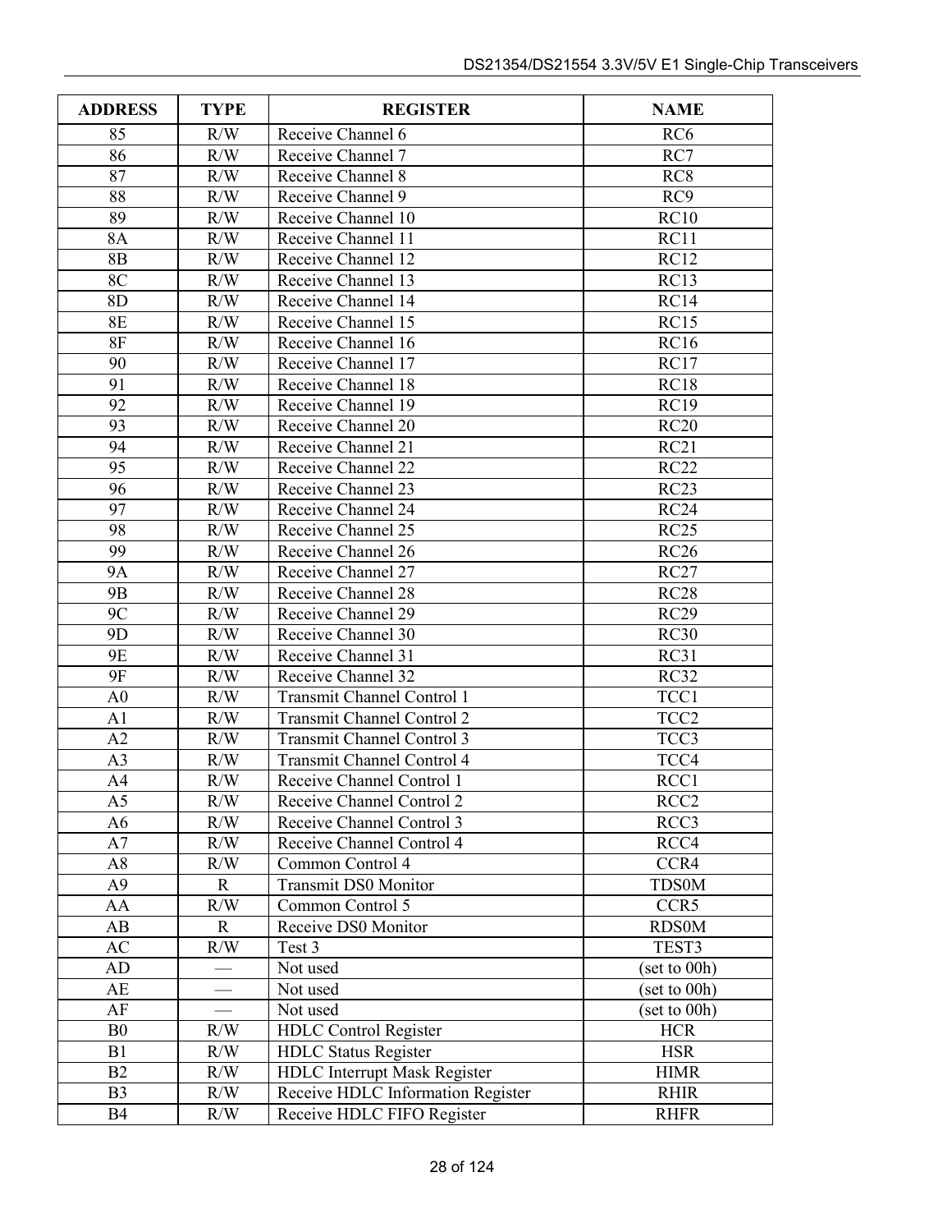| ADDRESS | TYPE | REGISTER | NAME |
| --- | --- | --- | --- |
| 85 | R/W | Receive Channel 6 | RC6 |
| 86 | R/W | Receive Channel 7 | RC7 |
| 87 | R/W | Receive Channel 8 | RC8 |
| 88 | R/W | Receive Channel 9 | RC9 |
| 89 | R/W | Receive Channel 10 | RC10 |
| 8A | R/W | Receive Channel 11 | RC11 |
| 8B | R/W | Receive Channel 12 | RC12 |
| 8C | R/W | Receive Channel 13 | RC13 |
| 8D | R/W | Receive Channel 14 | RC14 |
| 8E | R/W | Receive Channel 15 | RC15 |
| 8F | R/W | Receive Channel 16 | RC16 |
| 90 | R/W | Receive Channel 17 | RC17 |
| 91 | R/W | Receive Channel 18 | RC18 |
| 92 | R/W | Receive Channel 19 | RC19 |
| 93 | R/W | Receive Channel 20 | RC20 |
| 94 | R/W | Receive Channel 21 | RC21 |
| 95 | R/W | Receive Channel 22 | RC22 |
| 96 | R/W | Receive Channel 23 | RC23 |
| 97 | R/W | Receive Channel 24 | RC24 |
| 98 | R/W | Receive Channel 25 | RC25 |
| 99 | R/W | Receive Channel 26 | RC26 |
| 9A | R/W | Receive Channel 27 | RC27 |
| 9B | R/W | Receive Channel 28 | RC28 |
| 9C | R/W | Receive Channel 29 | RC29 |
| 9D | R/W | Receive Channel 30 | RC30 |
| 9E | R/W | Receive Channel 31 | RC31 |
| 9F | R/W | Receive Channel 32 | RC32 |
| A0 | R/W | Transmit Channel Control 1 | TCC1 |
| A1 | R/W | Transmit Channel Control 2 | TCC2 |
| A2 | R/W | Transmit Channel Control 3 | TCC3 |
| A3 | R/W | Transmit Channel Control 4 | TCC4 |
| A4 | R/W | Receive Channel Control 1 | RCC1 |
| A5 | R/W | Receive Channel Control 2 | RCC2 |
| A6 | R/W | Receive Channel Control 3 | RCC3 |
| A7 | R/W | Receive Channel Control 4 | RCC4 |
| A8 | R/W | Common Control 4 | CCR4 |
| A9 | R | Transmit DS0 Monitor | TDS0M |
| AA | R/W | Common Control 5 | CCR5 |
| AB | R | Receive DS0 Monitor | RDS0M |
| AC | R/W | Test 3 | TEST3 |
| AD | — | Not used | (set to 00h) |
| AE | — | Not used | (set to 00h) |
| AF | — | Not used | (set to 00h) |
| B0 | R/W | HDLC Control Register | HCR |
| B1 | R/W | HDLC Status Register | HSR |
| B2 | R/W | HDLC Interrupt Mask Register | HIMR |
| B3 | R/W | Receive HDLC Information Register | RHIR |
| B4 | R/W | Receive HDLC FIFO Register | RHFR |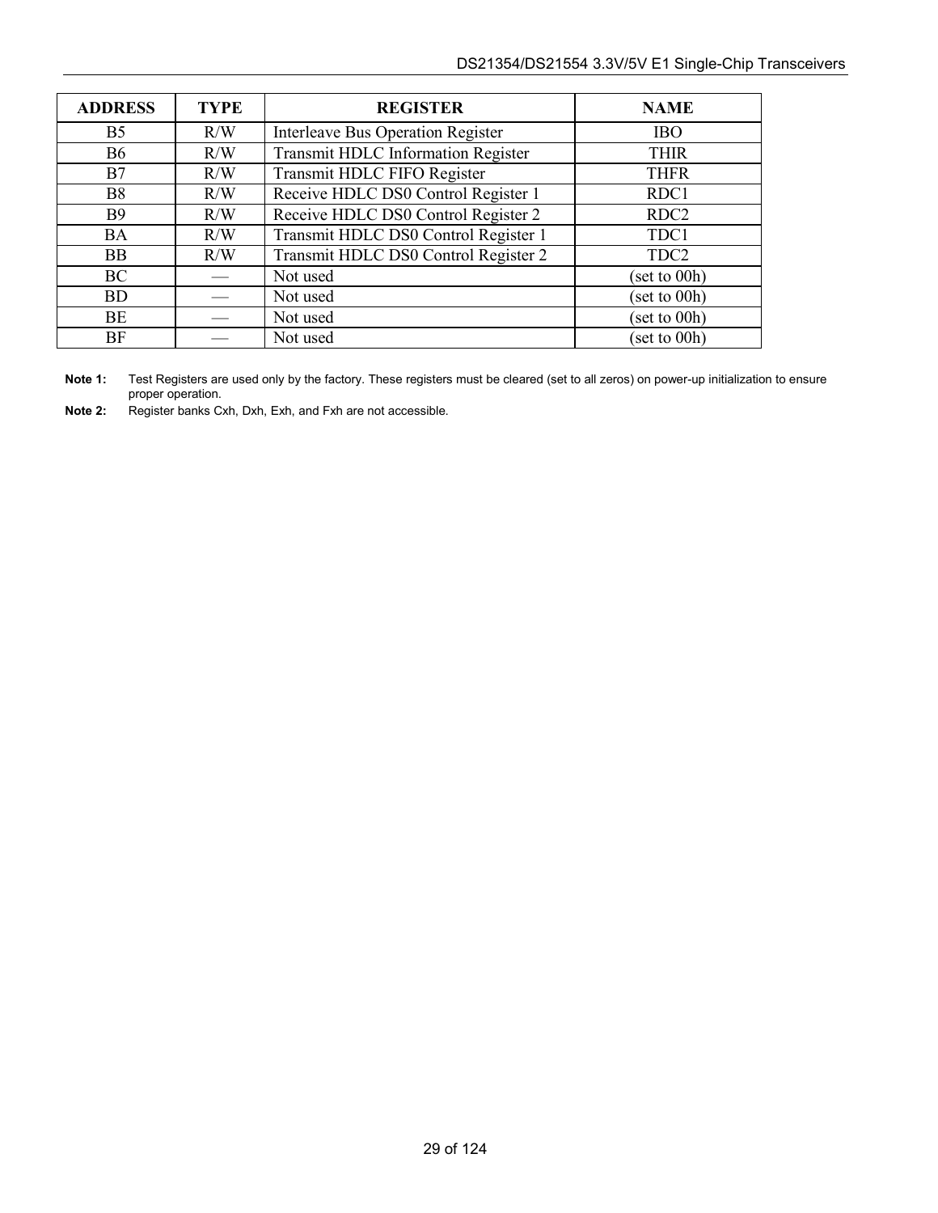| ADDRESS | TYPE | REGISTER | NAME |
|---|---|---|---|
| B5 | R/W | Interleave Bus Operation Register | IBO |
| B6 | R/W | Transmit HDLC Information Register | THIR |
| B7 | R/W | Transmit HDLC FIFO Register | THFR |
| B8 | R/W | Receive HDLC DS0 Control Register 1 | RDC1 |
| B9 | R/W | Receive HDLC DS0 Control Register 2 | RDC2 |
| BA | R/W | Transmit HDLC DS0 Control Register 1 | TDC1 |
| BB | R/W | Transmit HDLC DS0 Control Register 2 | TDC2 |
| BC | — | Not used | (set to 00h) |
| BD | — | Not used | (set to 00h) |
| BE | — | Not used | (set to 00h) |
| BF | — | Not used | (set to 00h) |

**Note 1:** Test Registers are used only by the factory. These registers must be cleared (set to all zeros) on power-up initialization to ensure proper operation.

**Note 2:** Register banks Cxh, Dxh, Exh, and Fxh are not accessible.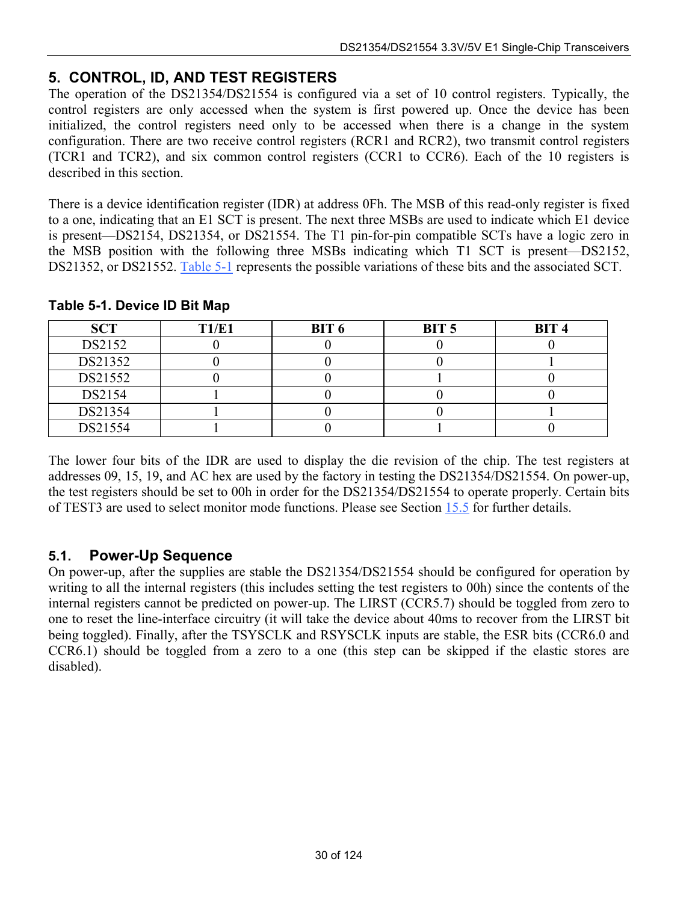# 5. CONTROL, ID, AND TEST REGISTERS

The operation of the DS21354/DS21554 is configured via a set of 10 control registers. Typically, the control registers are only accessed when the system is first powered up. Once the device has been initialized, the control registers need only to be accessed when there is a change in the system configuration. There are two receive control registers (RCR1 and RCR2), two transmit control registers (TCR1 and TCR2), and six common control registers (CCR1 to CCR6). Each of the 10 registers is described in this section.

There is a device identification register (IDR) at address 0Fh. The MSB of this read-only register is fixed to a one, indicating that an E1 SCT is present. The next three MSBs are used to indicate which E1 device is present—DS2154, DS21354, or DS21554. The T1 pin-for-pin compatible SCTs have a logic zero in the MSB position with the following three MSBs indicating which T1 SCT is present—DS2152, DS21352, or DS21552. Table 5-1 represents the possible variations of these bits and the associated SCT.

**Table 5-1. Device ID Bit Map**

| SCT | T1/E1 | BIT 6 | BIT 5 | BIT 4 |
|---|---|---|---|---|
| DS2152 | 0 | 0 | 0 | 0 |
| DS21352 | 0 | 0 | 0 | 1 |
| DS21552 | 0 | 0 | 1 | 0 |
| DS2154 | 1 | 0 | 0 | 0 |
| DS21354 | 1 | 0 | 0 | 1 |
| DS21554 | 1 | 0 | 1 | 0 |

The lower four bits of the IDR are used to display the die revision of the chip. The test registers at addresses 09, 15, 19, and AC hex are used by the factory in testing the DS21354/DS21554. On power-up, the test registers should be set to 00h in order for the DS21354/DS21554 to operate properly. Certain bits of TEST3 are used to select monitor mode functions. Please see Section 15.5 for further details.

## 5.1. Power-Up Sequence

On power-up, after the supplies are stable the DS21354/DS21554 should be configured for operation by writing to all the internal registers (this includes setting the test registers to 00h) since the contents of the internal registers cannot be predicted on power-up. The LIRST (CCR5.7) should be toggled from zero to one to reset the line-interface circuitry (it will take the device about 40ms to recover from the LIRST bit being toggled). Finally, after the TSYSCLK and RSYSCLK inputs are stable, the ESR bits (CCR6.0 and CCR6.1) should be toggled from a zero to a one (this step can be skipped if the elastic stores are disabled).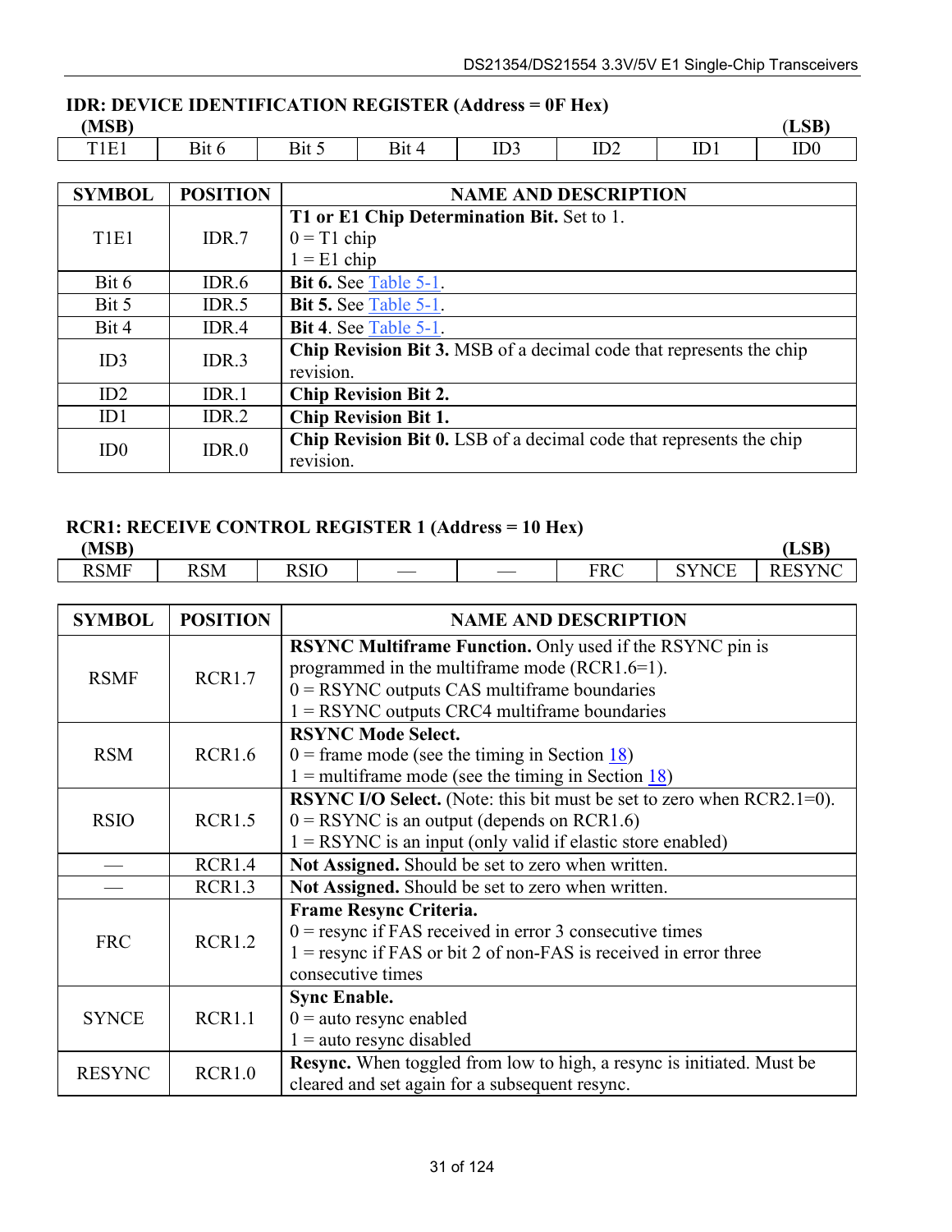## IDR: DEVICE IDENTIFICATION REGISTER (Address = 0F Hex)

| (MSB) | | | | | | | (LSB) |
|---|---|---|---|---|---|---|---|
| T1E1 | Bit 6 | Bit 5 | Bit 4 | ID3 | ID2 | ID1 | ID0 |

| SYMBOL | POSITION | NAME AND DESCRIPTION |
|---|---|---|
| T1E1 | IDR.7 | **T1 or E1 Chip Determination Bit.** Set to 1.<br>0 = T1 chip<br>1 = E1 chip |
| Bit 6 | IDR.6 | **Bit 6.** See Table 5-1. |
| Bit 5 | IDR.5 | **Bit 5.** See Table 5-1. |
| Bit 4 | IDR.4 | **Bit 4**. See Table 5-1. |
| ID3 | IDR.3 | **Chip Revision Bit 3.** MSB of a decimal code that represents the chip revision. |
| ID2 | IDR.1 | **Chip Revision Bit 2.** |
| ID1 | IDR.2 | **Chip Revision Bit 1.** |
| ID0 | IDR.0 | **Chip Revision Bit 0.** LSB of a decimal code that represents the chip revision. |

## RCR1: RECEIVE CONTROL REGISTER 1 (Address = 10 Hex)

| (MSB) | | | | | | | (LSB) |
|---|---|---|---|---|---|---|---|
| RSMF | RSM | RSIO | — | — | FRC | SYNCE | RESYNC |

| SYMBOL | POSITION | NAME AND DESCRIPTION |
|---|---|---|
| RSMF | RCR1.7 | **RSYNC Multiframe Function.** Only used if the RSYNC pin is programmed in the multiframe mode (RCR1.6=1).<br>0 = RSYNC outputs CAS multiframe boundaries<br>1 = RSYNC outputs CRC4 multiframe boundaries |
| RSM | RCR1.6 | **RSYNC Mode Select.**<br>0 = frame mode (see the timing in Section 18)<br>1 = multiframe mode (see the timing in Section 18) |
| RSIO | RCR1.5 | **RSYNC I/O Select.** (Note: this bit must be set to zero when RCR2.1=0).<br>0 = RSYNC is an output (depends on RCR1.6)<br>1 = RSYNC is an input (only valid if elastic store enabled) |
| — | RCR1.4 | **Not Assigned.** Should be set to zero when written. |
| — | RCR1.3 | **Not Assigned.** Should be set to zero when written. |
| FRC | RCR1.2 | **Frame Resync Criteria.**<br>0 = resync if FAS received in error 3 consecutive times<br>1 = resync if FAS or bit 2 of non-FAS is received in error three consecutive times |
| SYNCE | RCR1.1 | **Sync Enable.**<br>0 = auto resync enabled<br>1 = auto resync disabled |
| RESYNC | RCR1.0 | **Resync.** When toggled from low to high, a resync is initiated. Must be cleared and set again for a subsequent resync. |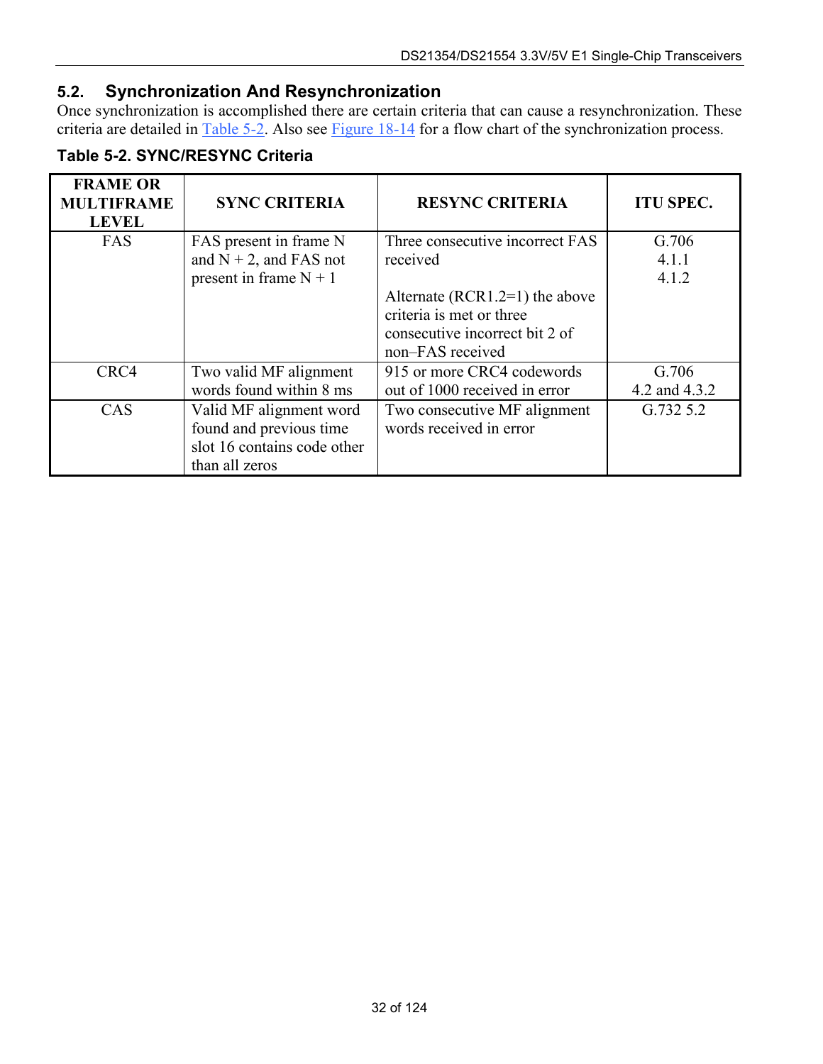## 5.2. Synchronization And Resynchronization

Once synchronization is accomplished there are certain criteria that can cause a resynchronization. These criteria are detailed in Table 5-2. Also see Figure 18-14 for a flow chart of the synchronization process.

**Table 5-2. SYNC/RESYNC Criteria**

| FRAME OR MULTIFRAME LEVEL | SYNC CRITERIA | RESYNC CRITERIA | ITU SPEC. |
|---|---|---|---|
| FAS | FAS present in frame N and N + 2, and FAS not present in frame N + 1 | Three consecutive incorrect FAS received<br><br>Alternate (RCR1.2=1) the above criteria is met or three consecutive incorrect bit 2 of non–FAS received | G.706<br>4.1.1<br>4.1.2 |
| CRC4 | Two valid MF alignment words found within 8 ms | 915 or more CRC4 codewords out of 1000 received in error | G.706<br>4.2 and 4.3.2 |
| CAS | Valid MF alignment word found and previous time slot 16 contains code other than all zeros | Two consecutive MF alignment words received in error | G.732 5.2 |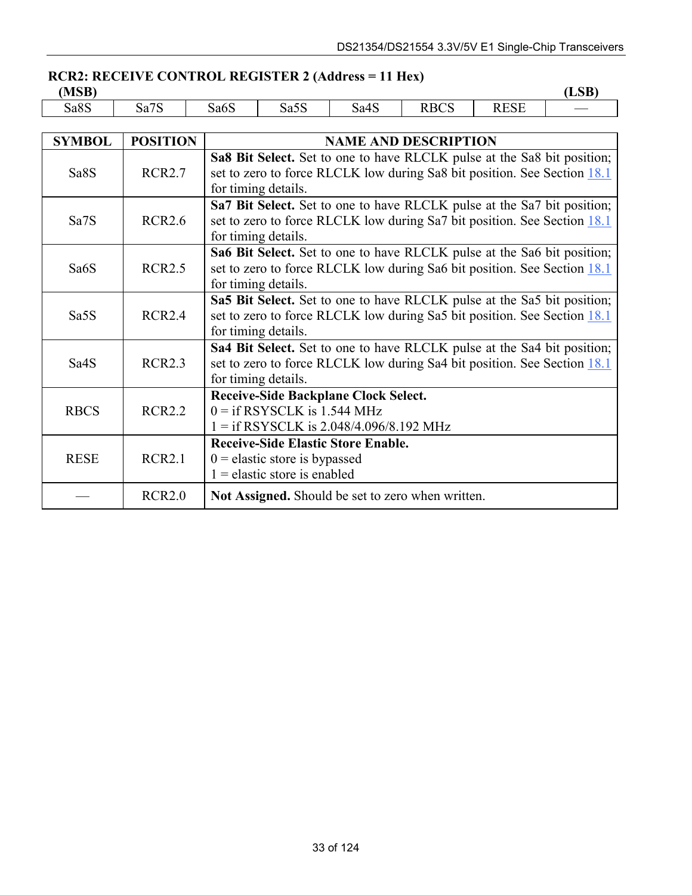## RCR2: RECEIVE CONTROL REGISTER 2 (Address = 11 Hex)

| (MSB) | | | | | | | (LSB) |
|---|---|---|---|---|---|---|---|
| Sa8S | Sa7S | Sa6S | Sa5S | Sa4S | RBCS | RESE | — |

| SYMBOL | POSITION | NAME AND DESCRIPTION |
|---|---|---|
| Sa8S | RCR2.7 | **Sa8 Bit Select.** Set to one to have RLCLK pulse at the Sa8 bit position; set to zero to force RLCLK low during Sa8 bit position. See Section 18.1 for timing details. |
| Sa7S | RCR2.6 | **Sa7 Bit Select.** Set to one to have RLCLK pulse at the Sa7 bit position; set to zero to force RLCLK low during Sa7 bit position. See Section 18.1 for timing details. |
| Sa6S | RCR2.5 | **Sa6 Bit Select.** Set to one to have RLCLK pulse at the Sa6 bit position; set to zero to force RLCLK low during Sa6 bit position. See Section 18.1 for timing details. |
| Sa5S | RCR2.4 | **Sa5 Bit Select.** Set to one to have RLCLK pulse at the Sa5 bit position; set to zero to force RLCLK low during Sa5 bit position. See Section 18.1 for timing details. |
| Sa4S | RCR2.3 | **Sa4 Bit Select.** Set to one to have RLCLK pulse at the Sa4 bit position; set to zero to force RLCLK low during Sa4 bit position. See Section 18.1 for timing details. |
| RBCS | RCR2.2 | **Receive-Side Backplane Clock Select.**<br>0 = if RSYSCLK is 1.544 MHz<br>1 = if RSYSCLK is 2.048/4.096/8.192 MHz |
| RESE | RCR2.1 | **Receive-Side Elastic Store Enable.**<br>0 = elastic store is bypassed<br>1 = elastic store is enabled |
| — | RCR2.0 | **Not Assigned.** Should be set to zero when written. |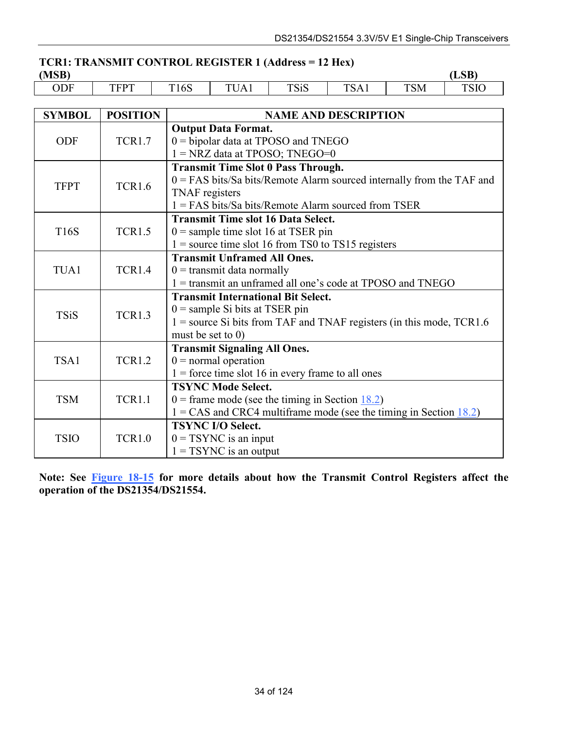### TCR1: TRANSMIT CONTROL REGISTER 1 (Address = 12 Hex)

| (MSB) | | | | | | | (LSB) |
|---|---|---|---|---|---|---|---|
| ODF | TFPT | T16S | TUA1 | TSiS | TSA1 | TSM | TSIO |

| SYMBOL | POSITION | NAME AND DESCRIPTION |
|---|---|---|
| ODF | TCR1.7 | **Output Data Format.** 0 = bipolar data at TPOSO and TNEGO 1 = NRZ data at TPOSO; TNEGO=0 |
| TFPT | TCR1.6 | **Transmit Time Slot 0 Pass Through.** 0 = FAS bits/Sa bits/Remote Alarm sourced internally from the TAF and TNAF registers 1 = FAS bits/Sa bits/Remote Alarm sourced from TSER |
| T16S | TCR1.5 | **Transmit Time slot 16 Data Select.** 0 = sample time slot 16 at TSER pin 1 = source time slot 16 from TS0 to TS15 registers |
| TUA1 | TCR1.4 | **Transmit Unframed All Ones.** 0 = transmit data normally 1 = transmit an unframed all one's code at TPOSO and TNEGO |
| TSiS | TCR1.3 | **Transmit International Bit Select.** 0 = sample Si bits at TSER pin 1 = source Si bits from TAF and TNAF registers (in this mode, TCR1.6 must be set to 0) |
| TSA1 | TCR1.2 | **Transmit Signaling All Ones.** 0 = normal operation 1 = force time slot 16 in every frame to all ones |
| TSM | TCR1.1 | **TSYNC Mode Select.** 0 = frame mode (see the timing in Section 18.2) 1 = CAS and CRC4 multiframe mode (see the timing in Section 18.2) |
| TSIO | TCR1.0 | **TSYNC I/O Select.** 0 = TSYNC is an input 1 = TSYNC is an output |

**Note: See Figure 18-15 for more details about how the Transmit Control Registers affect the operation of the DS21354/DS21554.**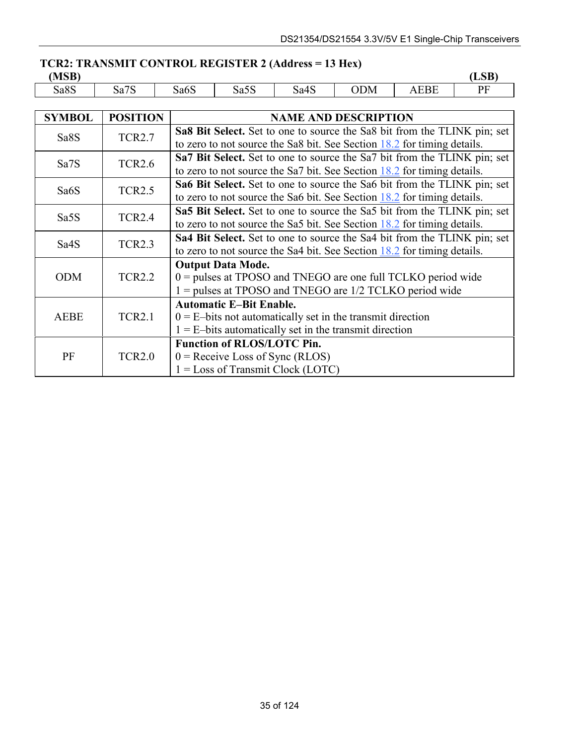### TCR2: TRANSMIT CONTROL REGISTER 2 (Address = 13 Hex)

| (MSB) | | | | | | | (LSB) |
|---|---|---|---|---|---|---|---|
| Sa8S | Sa7S | Sa6S | Sa5S | Sa4S | ODM | AEBE | PF |

| SYMBOL | POSITION | NAME AND DESCRIPTION |
|---|---|---|
| Sa8S | TCR2.7 | **Sa8 Bit Select.** Set to one to source the Sa8 bit from the TLINK pin; set to zero to not source the Sa8 bit. See Section 18.2 for timing details. |
| Sa7S | TCR2.6 | **Sa7 Bit Select.** Set to one to source the Sa7 bit from the TLINK pin; set to zero to not source the Sa7 bit. See Section 18.2 for timing details. |
| Sa6S | TCR2.5 | **Sa6 Bit Select.** Set to one to source the Sa6 bit from the TLINK pin; set to zero to not source the Sa6 bit. See Section 18.2 for timing details. |
| Sa5S | TCR2.4 | **Sa5 Bit Select.** Set to one to source the Sa5 bit from the TLINK pin; set to zero to not source the Sa5 bit. See Section 18.2 for timing details. |
| Sa4S | TCR2.3 | **Sa4 Bit Select.** Set to one to source the Sa4 bit from the TLINK pin; set to zero to not source the Sa4 bit. See Section 18.2 for timing details. |
| ODM | TCR2.2 | **Output Data Mode.**<br>0 = pulses at TPOSO and TNEGO are one full TCLKO period wide<br>1 = pulses at TPOSO and TNEGO are 1/2 TCLKO period wide |
| AEBE | TCR2.1 | **Automatic E–Bit Enable.**<br>0 = E–bits not automatically set in the transmit direction<br>1 = E–bits automatically set in the transmit direction |
| PF | TCR2.0 | **Function of RLOS/LOTC Pin.**<br>0 = Receive Loss of Sync (RLOS)<br>1 = Loss of Transmit Clock (LOTC) |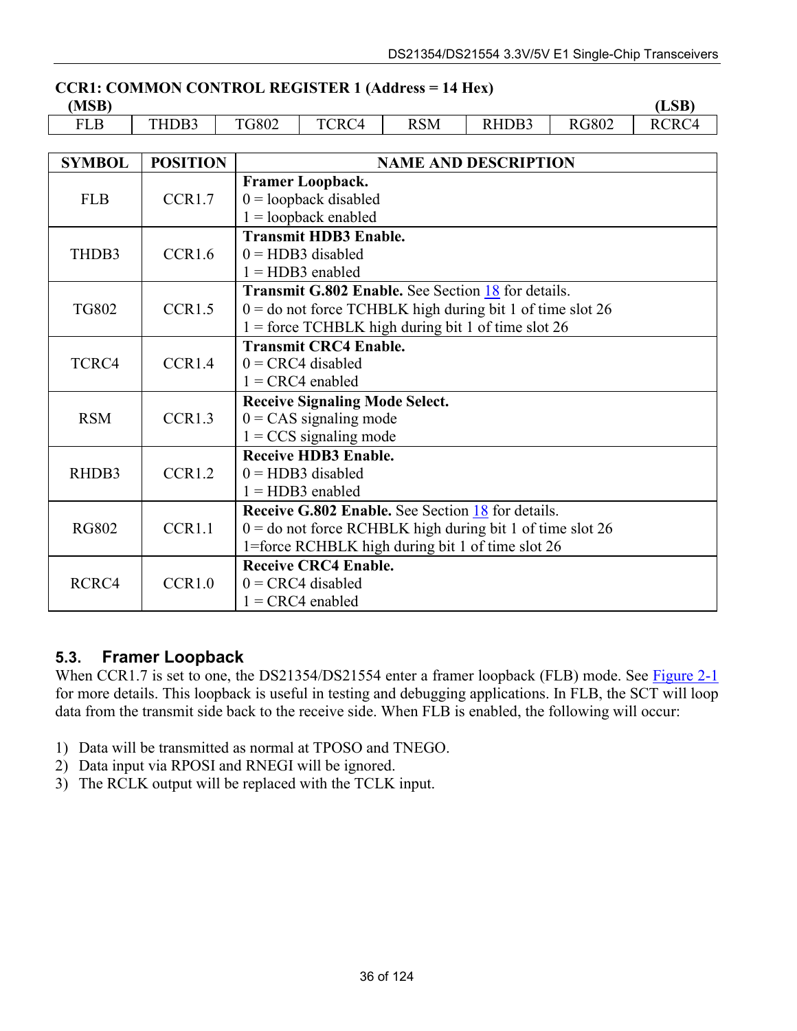**CCR1: COMMON CONTROL REGISTER 1 (Address = 14 Hex)**

| (MSB) | | | | | | | (LSB) |
|---|---|---|---|---|---|---|---|
| FLB | THDB3 | TG802 | TCRC4 | RSM | RHDB3 | RG802 | RCRC4 |

| SYMBOL | POSITION | NAME AND DESCRIPTION |
|---|---|---|
| FLB | CCR1.7 | **Framer Loopback.**<br>0 = loopback disabled<br>1 = loopback enabled |
| THDB3 | CCR1.6 | **Transmit HDB3 Enable.**<br>0 = HDB3 disabled<br>1 = HDB3 enabled |
| TG802 | CCR1.5 | **Transmit G.802 Enable.** See Section 18 for details.<br>0 = do not force TCHBLK high during bit 1 of time slot 26<br>1 = force TCHBLK high during bit 1 of time slot 26 |
| TCRC4 | CCR1.4 | **Transmit CRC4 Enable.**<br>0 = CRC4 disabled<br>1 = CRC4 enabled |
| RSM | CCR1.3 | **Receive Signaling Mode Select.**<br>0 = CAS signaling mode<br>1 = CCS signaling mode |
| RHDB3 | CCR1.2 | **Receive HDB3 Enable.**<br>0 = HDB3 disabled<br>1 = HDB3 enabled |
| RG802 | CCR1.1 | **Receive G.802 Enable.** See Section 18 for details.<br>0 = do not force RCHBLK high during bit 1 of time slot 26<br>1=force RCHBLK high during bit 1 of time slot 26 |
| RCRC4 | CCR1.0 | **Receive CRC4 Enable.**<br>0 = CRC4 disabled<br>1 = CRC4 enabled |

## 5.3. Framer Loopback

When CCR1.7 is set to one, the DS21354/DS21554 enter a framer loopback (FLB) mode. See Figure 2-1 for more details. This loopback is useful in testing and debugging applications. In FLB, the SCT will loop data from the transmit side back to the receive side. When FLB is enabled, the following will occur:

1) Data will be transmitted as normal at TPOSO and TNEGO.
2) Data input via RPOSI and RNEGI will be ignored.
3) The RCLK output will be replaced with the TCLK input.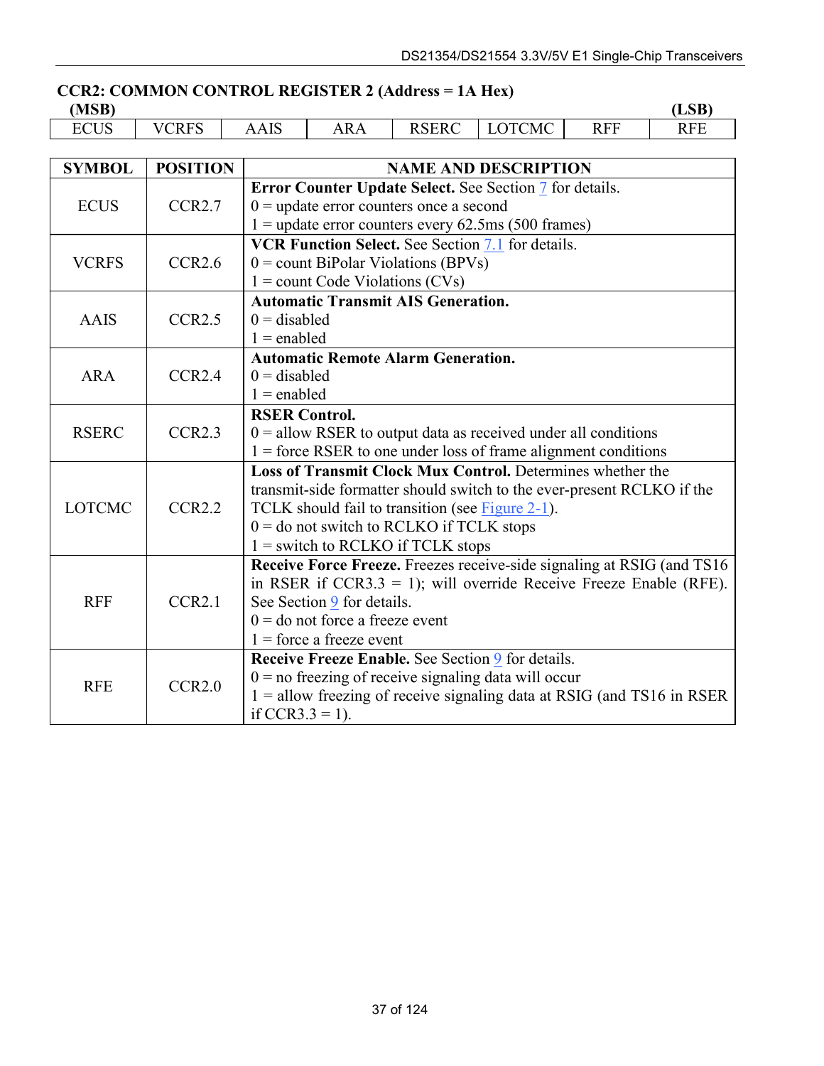### CCR2: COMMON CONTROL REGISTER 2 (Address = 1A Hex)

| (MSB) | | | | | | | (LSB) |
|---|---|---|---|---|---|---|---|
| ECUS | VCRFS | AAIS | ARA | RSERC | LOTCMC | RFF | RFE |

| SYMBOL | POSITION | NAME AND DESCRIPTION |
|---|---|---|
| ECUS | CCR2.7 | **Error Counter Update Select.** See Section 7 for details.<br>0 = update error counters once a second<br>1 = update error counters every 62.5ms (500 frames) |
| VCRFS | CCR2.6 | **VCR Function Select.** See Section 7.1 for details.<br>0 = count BiPolar Violations (BPVs)<br>1 = count Code Violations (CVs) |
| AAIS | CCR2.5 | **Automatic Transmit AIS Generation.**<br>0 = disabled<br>1 = enabled |
| ARA | CCR2.4 | **Automatic Remote Alarm Generation.**<br>0 = disabled<br>1 = enabled |
| RSERC | CCR2.3 | **RSER Control.**<br>0 = allow RSER to output data as received under all conditions<br>1 = force RSER to one under loss of frame alignment conditions |
| LOTCMC | CCR2.2 | **Loss of Transmit Clock Mux Control.** Determines whether the transmit-side formatter should switch to the ever-present RCLKO if the TCLK should fail to transition (see Figure 2-1).<br>0 = do not switch to RCLKO if TCLK stops<br>1 = switch to RCLKO if TCLK stops |
| RFF | CCR2.1 | **Receive Force Freeze.** Freezes receive-side signaling at RSIG (and TS16 in RSER if CCR3.3 = 1); will override Receive Freeze Enable (RFE). See Section 9 for details.<br>0 = do not force a freeze event<br>1 = force a freeze event |
| RFE | CCR2.0 | **Receive Freeze Enable.** See Section 9 for details.<br>0 = no freezing of receive signaling data will occur<br>1 = allow freezing of receive signaling data at RSIG (and TS16 in RSER if CCR3.3 = 1). |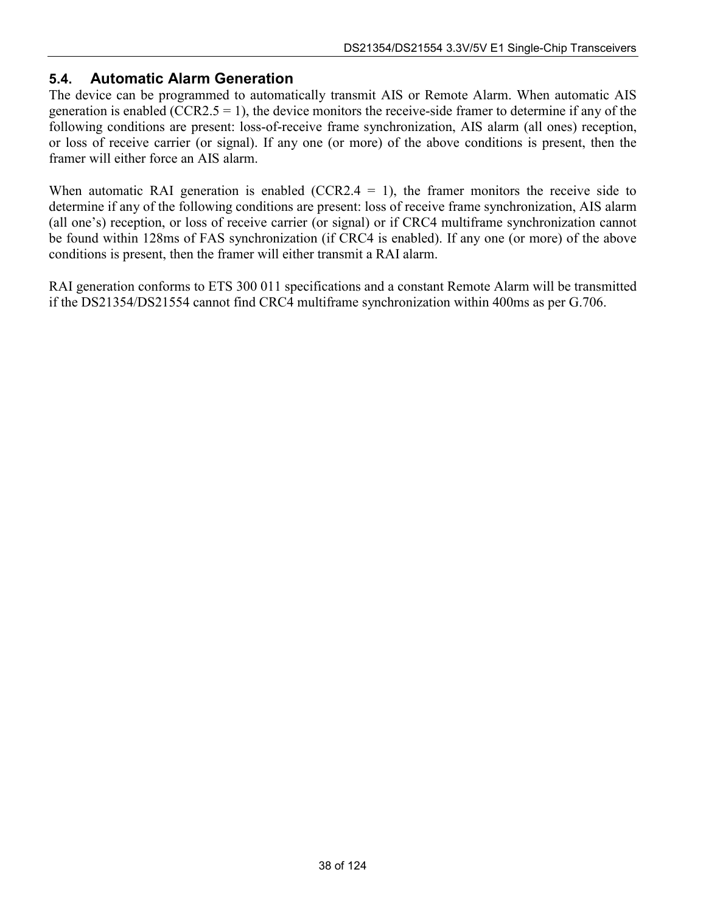## 5.4. Automatic Alarm Generation

The device can be programmed to automatically transmit AIS or Remote Alarm. When automatic AIS generation is enabled (CCR2.5 = 1), the device monitors the receive-side framer to determine if any of the following conditions are present: loss-of-receive frame synchronization, AIS alarm (all ones) reception, or loss of receive carrier (or signal). If any one (or more) of the above conditions is present, then the framer will either force an AIS alarm.

When automatic RAI generation is enabled (CCR2.4 = 1), the framer monitors the receive side to determine if any of the following conditions are present: loss of receive frame synchronization, AIS alarm (all one's) reception, or loss of receive carrier (or signal) or if CRC4 multiframe synchronization cannot be found within 128ms of FAS synchronization (if CRC4 is enabled). If any one (or more) of the above conditions is present, then the framer will either transmit a RAI alarm.

RAI generation conforms to ETS 300 011 specifications and a constant Remote Alarm will be transmitted if the DS21354/DS21554 cannot find CRC4 multiframe synchronization within 400ms as per G.706.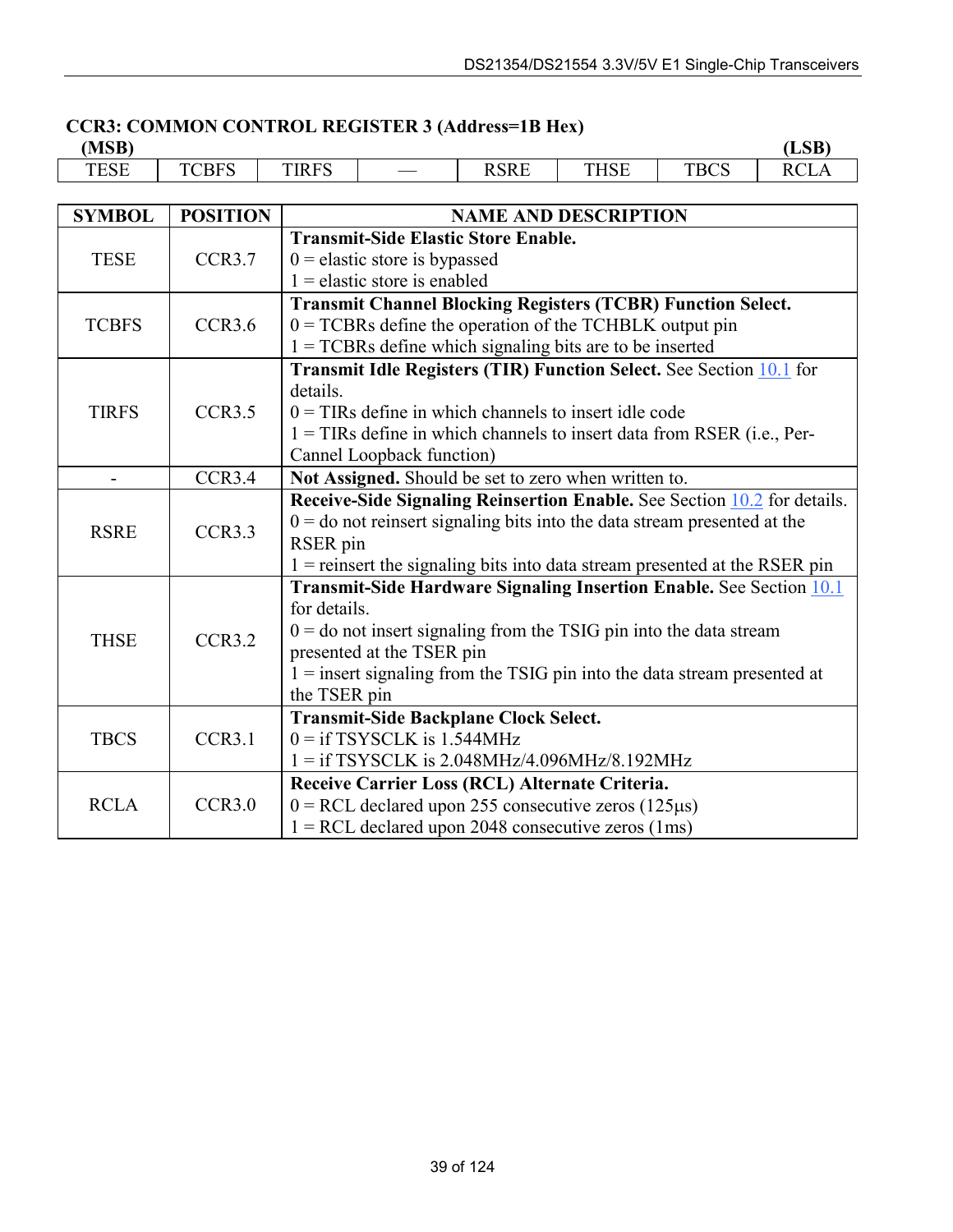### CCR3: COMMON CONTROL REGISTER 3 (Address=1B Hex)

| (MSB) | | | | | | | (LSB) |
|---|---|---|---|---|---|---|---|
| TESE | TCBFS | TIRFS | — | RSRE | THSE | TBCS | RCLA |

| SYMBOL | POSITION | NAME AND DESCRIPTION |
|---|---|---|
| TESE | CCR3.7 | **Transmit-Side Elastic Store Enable.**<br>0 = elastic store is bypassed<br>1 = elastic store is enabled |
| TCBFS | CCR3.6 | **Transmit Channel Blocking Registers (TCBR) Function Select.**<br>0 = TCBRs define the operation of the TCHBLK output pin<br>1 = TCBRs define which signaling bits are to be inserted |
| TIRFS | CCR3.5 | **Transmit Idle Registers (TIR) Function Select.** See Section 10.1 for details.<br>0 = TIRs define in which channels to insert idle code<br>1 = TIRs define in which channels to insert data from RSER (i.e., Per-Cannel Loopback function) |
| - | CCR3.4 | **Not Assigned.** Should be set to zero when written to. |
| RSRE | CCR3.3 | **Receive-Side Signaling Reinsertion Enable.** See Section 10.2 for details.<br>0 = do not reinsert signaling bits into the data stream presented at the RSER pin<br>1 = reinsert the signaling bits into data stream presented at the RSER pin |
| THSE | CCR3.2 | **Transmit-Side Hardware Signaling Insertion Enable.** See Section 10.1 for details.<br>0 = do not insert signaling from the TSIG pin into the data stream presented at the TSER pin<br>1 = insert signaling from the TSIG pin into the data stream presented at the TSER pin |
| TBCS | CCR3.1 | **Transmit-Side Backplane Clock Select.**<br>0 = if TSYSCLK is 1.544MHz<br>1 = if TSYSCLK is 2.048MHz/4.096MHz/8.192MHz |
| RCLA | CCR3.0 | **Receive Carrier Loss (RCL) Alternate Criteria.**<br>0 = RCL declared upon 255 consecutive zeros (125µs)<br>1 = RCL declared upon 2048 consecutive zeros (1ms) |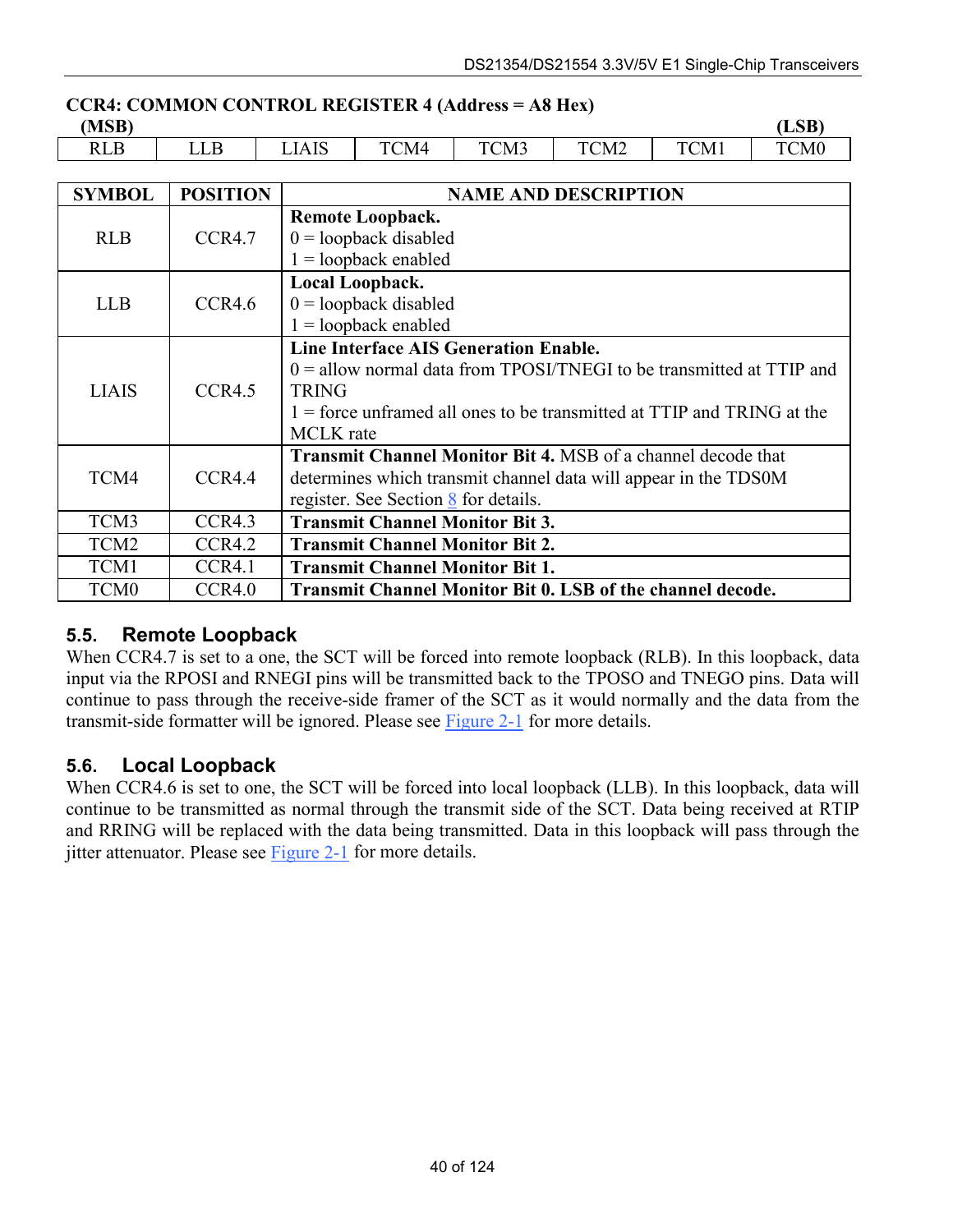**CCR4: COMMON CONTROL REGISTER 4 (Address = A8 Hex)**

| (MSB) | | | | | | | (LSB) |
|---|---|---|---|---|---|---|---|
| RLB | LLB | LIAIS | TCM4 | TCM3 | TCM2 | TCM1 | TCM0 |

| SYMBOL | POSITION | NAME AND DESCRIPTION |
|---|---|---|
| RLB | CCR4.7 | **Remote Loopback.**<br>0 = loopback disabled<br>1 = loopback enabled |
| LLB | CCR4.6 | **Local Loopback.**<br>0 = loopback disabled<br>1 = loopback enabled |
| LIAIS | CCR4.5 | **Line Interface AIS Generation Enable.**<br>0 = allow normal data from TPOSI/TNEGI to be transmitted at TTIP and TRING<br>1 = force unframed all ones to be transmitted at TTIP and TRING at the MCLK rate |
| TCM4 | CCR4.4 | **Transmit Channel Monitor Bit 4.** MSB of a channel decode that determines which transmit channel data will appear in the TDS0M register. See Section 8 for details. |
| TCM3 | CCR4.3 | **Transmit Channel Monitor Bit 3.** |
| TCM2 | CCR4.2 | **Transmit Channel Monitor Bit 2.** |
| TCM1 | CCR4.1 | **Transmit Channel Monitor Bit 1.** |
| TCM0 | CCR4.0 | **Transmit Channel Monitor Bit 0. LSB of the channel decode.** |

## 5.5. Remote Loopback

When CCR4.7 is set to a one, the SCT will be forced into remote loopback (RLB). In this loopback, data input via the RPOSI and RNEGI pins will be transmitted back to the TPOSO and TNEGO pins. Data will continue to pass through the receive-side framer of the SCT as it would normally and the data from the transmit-side formatter will be ignored. Please see Figure 2-1 for more details.

## 5.6. Local Loopback

When CCR4.6 is set to one, the SCT will be forced into local loopback (LLB). In this loopback, data will continue to be transmitted as normal through the transmit side of the SCT. Data being received at RTIP and RRING will be replaced with the data being transmitted. Data in this loopback will pass through the jitter attenuator. Please see Figure 2-1 for more details.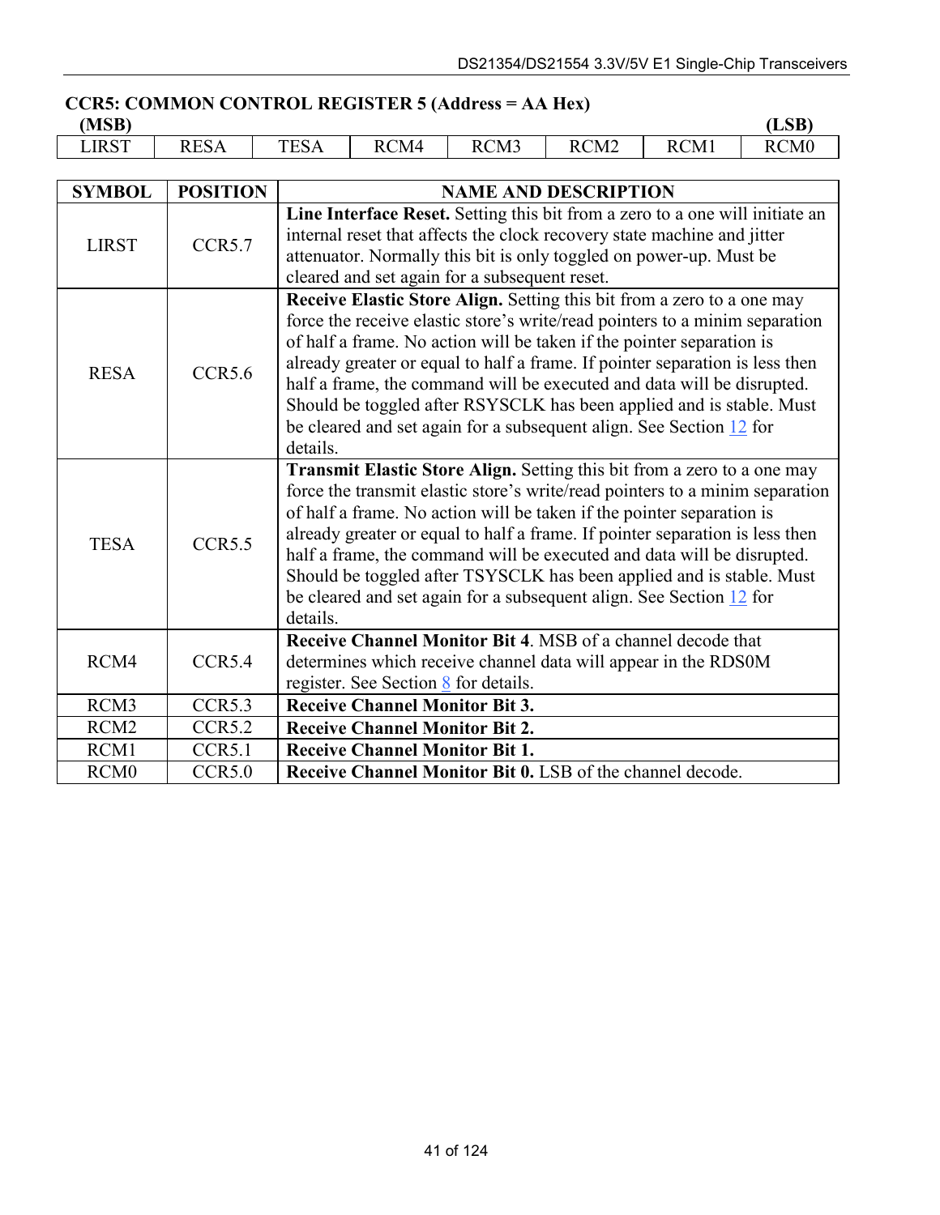### CCR5: COMMON CONTROL REGISTER 5 (Address = AA Hex)

| (MSB) | | | | | | | (LSB) |
|---|---|---|---|---|---|---|---|
| LIRST | RESA | TESA | RCM4 | RCM3 | RCM2 | RCM1 | RCM0 |

| SYMBOL | POSITION | NAME AND DESCRIPTION |
|---|---|---|
| LIRST | CCR5.7 | **Line Interface Reset.** Setting this bit from a zero to a one will initiate an internal reset that affects the clock recovery state machine and jitter attenuator. Normally this bit is only toggled on power-up. Must be cleared and set again for a subsequent reset. |
| RESA | CCR5.6 | **Receive Elastic Store Align.** Setting this bit from a zero to a one may force the receive elastic store's write/read pointers to a minim separation of half a frame. No action will be taken if the pointer separation is already greater or equal to half a frame. If pointer separation is less then half a frame, the command will be executed and data will be disrupted. Should be toggled after RSYSCLK has been applied and is stable. Must be cleared and set again for a subsequent align. See Section 12 for details. |
| TESA | CCR5.5 | **Transmit Elastic Store Align.** Setting this bit from a zero to a one may force the transmit elastic store's write/read pointers to a minim separation of half a frame. No action will be taken if the pointer separation is already greater or equal to half a frame. If pointer separation is less then half a frame, the command will be executed and data will be disrupted. Should be toggled after TSYSCLK has been applied and is stable. Must be cleared and set again for a subsequent align. See Section 12 for details. |
| RCM4 | CCR5.4 | **Receive Channel Monitor Bit 4**. MSB of a channel decode that determines which receive channel data will appear in the RDS0M register. See Section 8 for details. |
| RCM3 | CCR5.3 | **Receive Channel Monitor Bit 3.** |
| RCM2 | CCR5.2 | **Receive Channel Monitor Bit 2.** |
| RCM1 | CCR5.1 | **Receive Channel Monitor Bit 1.** |
| RCM0 | CCR5.0 | **Receive Channel Monitor Bit 0.** LSB of the channel decode. |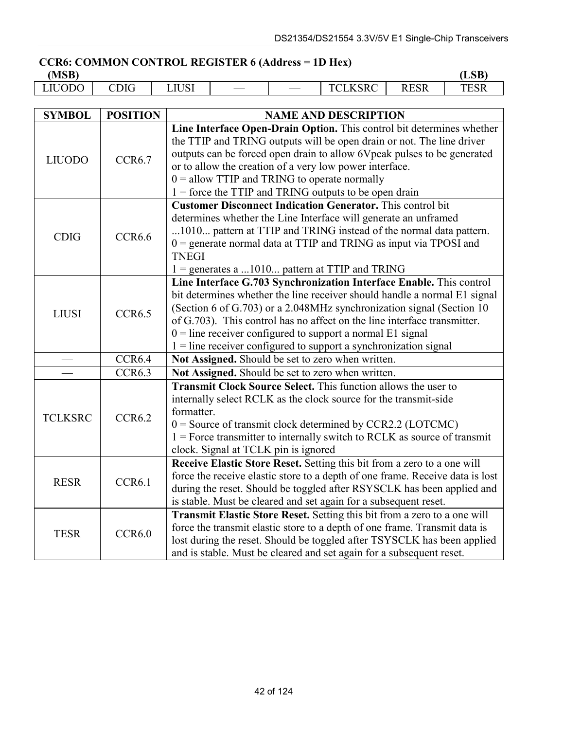### CCR6: COMMON CONTROL REGISTER 6 (Address = 1D Hex)

| (MSB) | | | | | | | (LSB) |
|---|---|---|---|---|---|---|---|
| LIUODO | CDIG | LIUSI | — | — | TCLKSRC | RESR | TESR |

| SYMBOL | POSITION | NAME AND DESCRIPTION |
|---|---|---|
| LIUODO | CCR6.7 | **Line Interface Open-Drain Option.** This control bit determines whether the TTIP and TRING outputs will be open drain or not. The line driver outputs can be forced open drain to allow 6Vpeak pulses to be generated or to allow the creation of a very low power interface.<br>0 = allow TTIP and TRING to operate normally<br>1 = force the TTIP and TRING outputs to be open drain |
| CDIG | CCR6.6 | **Customer Disconnect Indication Generator.** This control bit determines whether the Line Interface will generate an unframed ...1010... pattern at TTIP and TRING instead of the normal data pattern.<br>0 = generate normal data at TTIP and TRING as input via TPOSI and TNEGI<br>1 = generates a ...1010... pattern at TTIP and TRING |
| LIUSI | CCR6.5 | **Line Interface G.703 Synchronization Interface Enable.** This control bit determines whether the line receiver should handle a normal E1 signal (Section 6 of G.703) or a 2.048MHz synchronization signal (Section 10 of G.703). This control has no affect on the line interface transmitter.<br>0 = line receiver configured to support a normal E1 signal<br>1 = line receiver configured to support a synchronization signal |
| — | CCR6.4 | **Not Assigned.** Should be set to zero when written. |
| — | CCR6.3 | **Not Assigned.** Should be set to zero when written. |
| TCLKSRC | CCR6.2 | **Transmit Clock Source Select.** This function allows the user to internally select RCLK as the clock source for the transmit-side formatter.<br>0 = Source of transmit clock determined by CCR2.2 (LOTCMC)<br>1 = Force transmitter to internally switch to RCLK as source of transmit clock. Signal at TCLK pin is ignored |
| RESR | CCR6.1 | **Receive Elastic Store Reset.** Setting this bit from a zero to a one will force the receive elastic store to a depth of one frame. Receive data is lost during the reset. Should be toggled after RSYSCLK has been applied and is stable. Must be cleared and set again for a subsequent reset. |
| TESR | CCR6.0 | **Transmit Elastic Store Reset.** Setting this bit from a zero to a one will force the transmit elastic store to a depth of one frame. Transmit data is lost during the reset. Should be toggled after TSYSCLK has been applied and is stable. Must be cleared and set again for a subsequent reset. |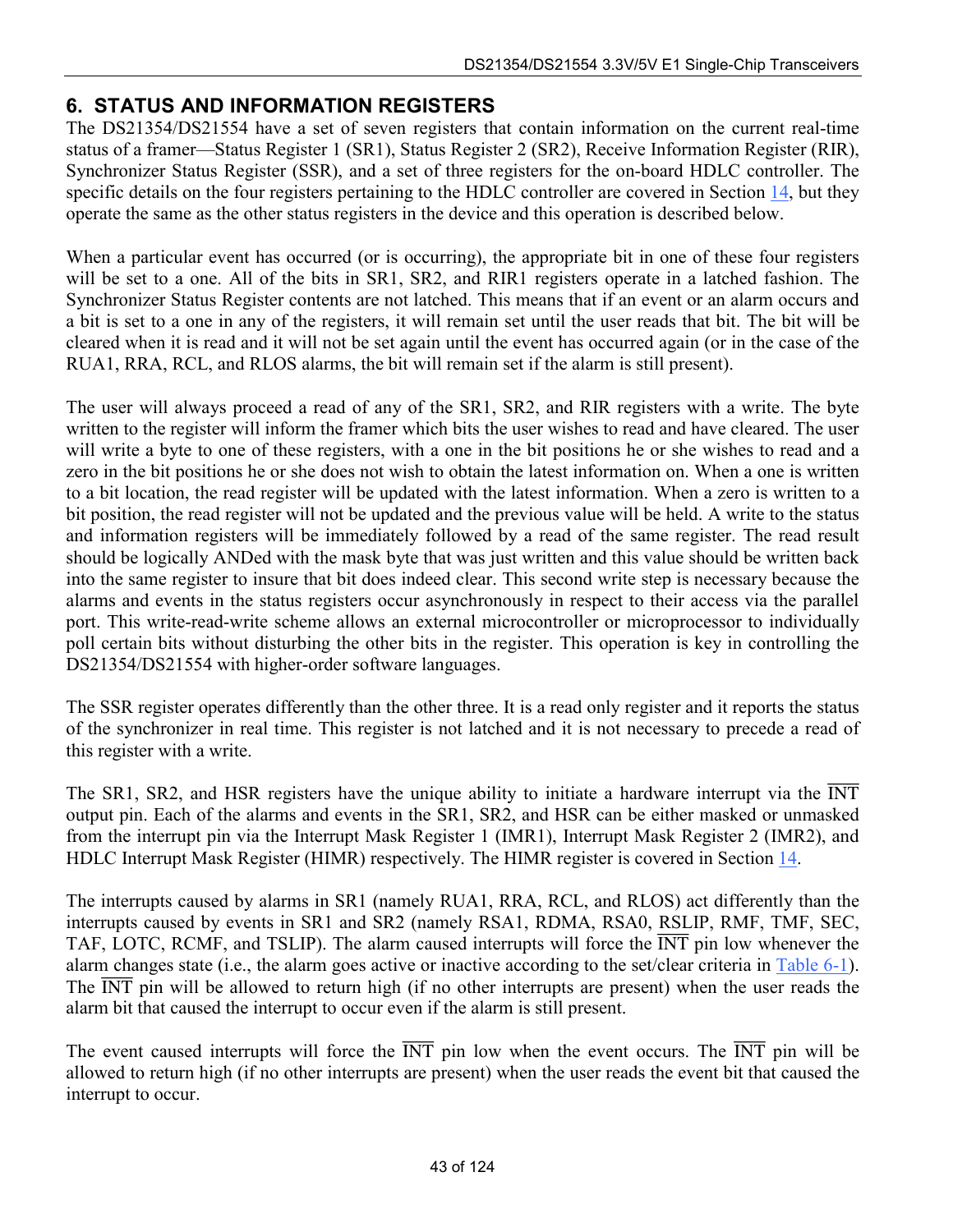## 6. STATUS AND INFORMATION REGISTERS

The DS21354/DS21554 have a set of seven registers that contain information on the current real-time status of a framer—Status Register 1 (SR1), Status Register 2 (SR2), Receive Information Register (RIR), Synchronizer Status Register (SSR), and a set of three registers for the on-board HDLC controller. The specific details on the four registers pertaining to the HDLC controller are covered in Section 14, but they operate the same as the other status registers in the device and this operation is described below.

When a particular event has occurred (or is occurring), the appropriate bit in one of these four registers will be set to a one. All of the bits in SR1, SR2, and RIR1 registers operate in a latched fashion. The Synchronizer Status Register contents are not latched. This means that if an event or an alarm occurs and a bit is set to a one in any of the registers, it will remain set until the user reads that bit. The bit will be cleared when it is read and it will not be set again until the event has occurred again (or in the case of the RUA1, RRA, RCL, and RLOS alarms, the bit will remain set if the alarm is still present).

The user will always proceed a read of any of the SR1, SR2, and RIR registers with a write. The byte written to the register will inform the framer which bits the user wishes to read and have cleared. The user will write a byte to one of these registers, with a one in the bit positions he or she wishes to read and a zero in the bit positions he or she does not wish to obtain the latest information on. When a one is written to a bit location, the read register will be updated with the latest information. When a zero is written to a bit position, the read register will not be updated and the previous value will be held. A write to the status and information registers will be immediately followed by a read of the same register. The read result should be logically ANDed with the mask byte that was just written and this value should be written back into the same register to insure that bit does indeed clear. This second write step is necessary because the alarms and events in the status registers occur asynchronously in respect to their access via the parallel port. This write-read-write scheme allows an external microcontroller or microprocessor to individually poll certain bits without disturbing the other bits in the register. This operation is key in controlling the DS21354/DS21554 with higher-order software languages.

The SSR register operates differently than the other three. It is a read only register and it reports the status of the synchronizer in real time. This register is not latched and it is not necessary to precede a read of this register with a write.

The SR1, SR2, and HSR registers have the unique ability to initiate a hardware interrupt via the $\overline{\text{INT}}$ output pin. Each of the alarms and events in the SR1, SR2, and HSR can be either masked or unmasked from the interrupt pin via the Interrupt Mask Register 1 (IMR1), Interrupt Mask Register 2 (IMR2), and HDLC Interrupt Mask Register (HIMR) respectively. The HIMR register is covered in Section 14.

The interrupts caused by alarms in SR1 (namely RUA1, RRA, RCL, and RLOS) act differently than the interrupts caused by events in SR1 and SR2 (namely RSA1, RDMA, RSA0, RSLIP, RMF, TMF, SEC, TAF, LOTC, RCMF, and TSLIP). The alarm caused interrupts will force the $\overline{\text{INT}}$ pin low whenever the alarm changes state (i.e., the alarm goes active or inactive according to the set/clear criteria in Table 6-1). The $\overline{\text{INT}}$ pin will be allowed to return high (if no other interrupts are present) when the user reads the alarm bit that caused the interrupt to occur even if the alarm is still present.

The event caused interrupts will force the $\overline{\text{INT}}$ pin low when the event occurs. The $\overline{\text{INT}}$ pin will be allowed to return high (if no other interrupts are present) when the user reads the event bit that caused the interrupt to occur.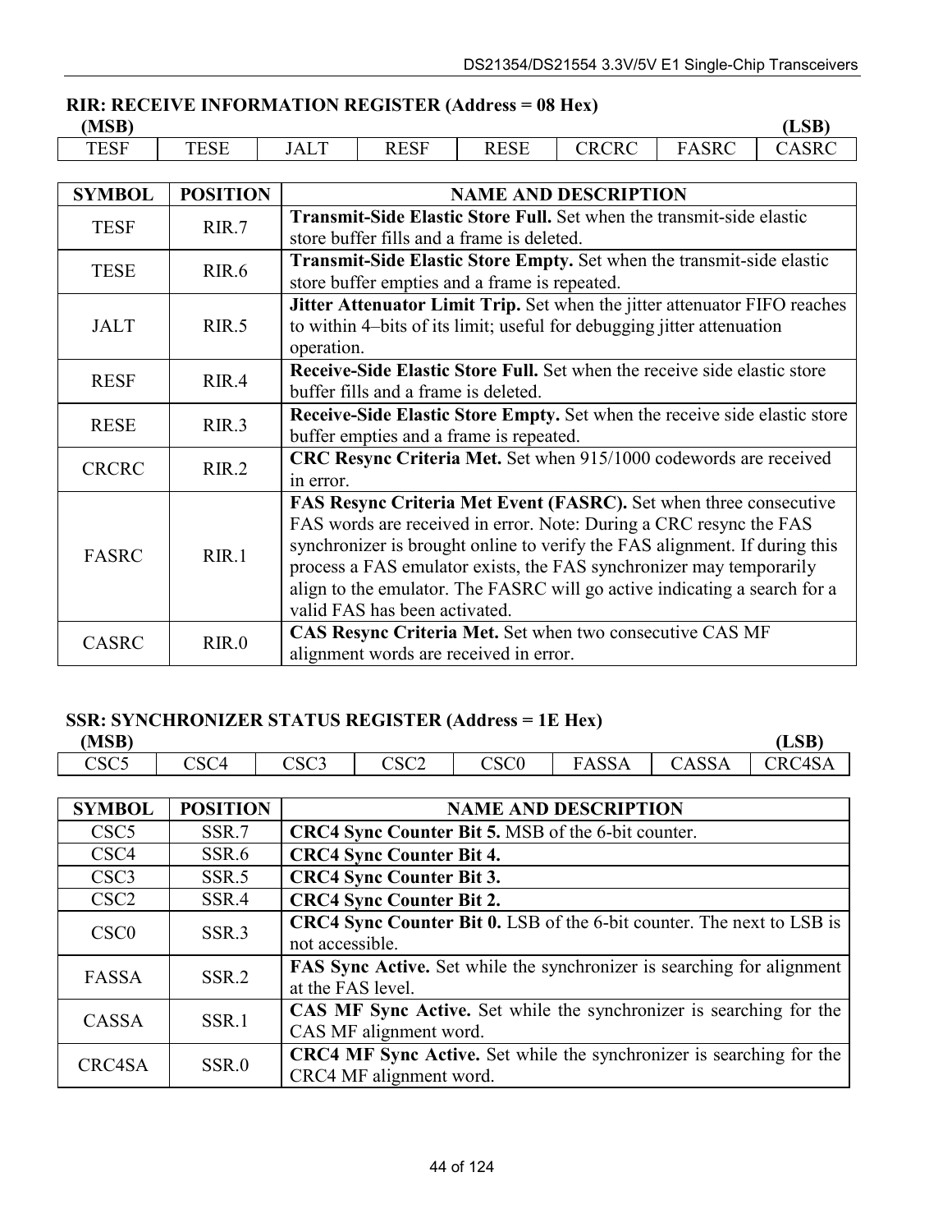### RIR: RECEIVE INFORMATION REGISTER (Address = 08 Hex)

| (MSB) | | | | | | | (LSB) |
|---|---|---|---|---|---|---|---|
| TESF | TESE | JALT | RESF | RESE | CRCRC | FASRC | CASRC |

| SYMBOL | POSITION | NAME AND DESCRIPTION |
|---|---|---|
| TESF | RIR.7 | **Transmit-Side Elastic Store Full.** Set when the transmit-side elastic store buffer fills and a frame is deleted. |
| TESE | RIR.6 | **Transmit-Side Elastic Store Empty.** Set when the transmit-side elastic store buffer empties and a frame is repeated. |
| JALT | RIR.5 | **Jitter Attenuator Limit Trip.** Set when the jitter attenuator FIFO reaches to within 4–bits of its limit; useful for debugging jitter attenuation operation. |
| RESF | RIR.4 | **Receive-Side Elastic Store Full.** Set when the receive side elastic store buffer fills and a frame is deleted. |
| RESE | RIR.3 | **Receive-Side Elastic Store Empty.** Set when the receive side elastic store buffer empties and a frame is repeated. |
| CRCRC | RIR.2 | **CRC Resync Criteria Met.** Set when 915/1000 codewords are received in error. |
| FASRC | RIR.1 | **FAS Resync Criteria Met Event (FASRC).** Set when three consecutive FAS words are received in error. Note: During a CRC resync the FAS synchronizer is brought online to verify the FAS alignment. If during this process a FAS emulator exists, the FAS synchronizer may temporarily align to the emulator. The FASRC will go active indicating a search for a valid FAS has been activated. |
| CASRC | RIR.0 | **CAS Resync Criteria Met.** Set when two consecutive CAS MF alignment words are received in error. |

### SSR: SYNCHRONIZER STATUS REGISTER (Address = 1E Hex)

| (MSB) | | | | | | | (LSB) |
|---|---|---|---|---|---|---|---|
| CSC5 | CSC4 | CSC3 | CSC2 | CSC0 | FASSA | CASSA | CRC4SA |

| SYMBOL | POSITION | NAME AND DESCRIPTION |
|---|---|---|
| CSC5 | SSR.7 | **CRC4 Sync Counter Bit 5.** MSB of the 6-bit counter. |
| CSC4 | SSR.6 | **CRC4 Sync Counter Bit 4.** |
| CSC3 | SSR.5 | **CRC4 Sync Counter Bit 3.** |
| CSC2 | SSR.4 | **CRC4 Sync Counter Bit 2.** |
| CSC0 | SSR.3 | **CRC4 Sync Counter Bit 0.** LSB of the 6-bit counter. The next to LSB is not accessible. |
| FASSA | SSR.2 | **FAS Sync Active.** Set while the synchronizer is searching for alignment at the FAS level. |
| CASSA | SSR.1 | **CAS MF Sync Active.** Set while the synchronizer is searching for the CAS MF alignment word. |
| CRC4SA | SSR.0 | **CRC4 MF Sync Active.** Set while the synchronizer is searching for the CRC4 MF alignment word. |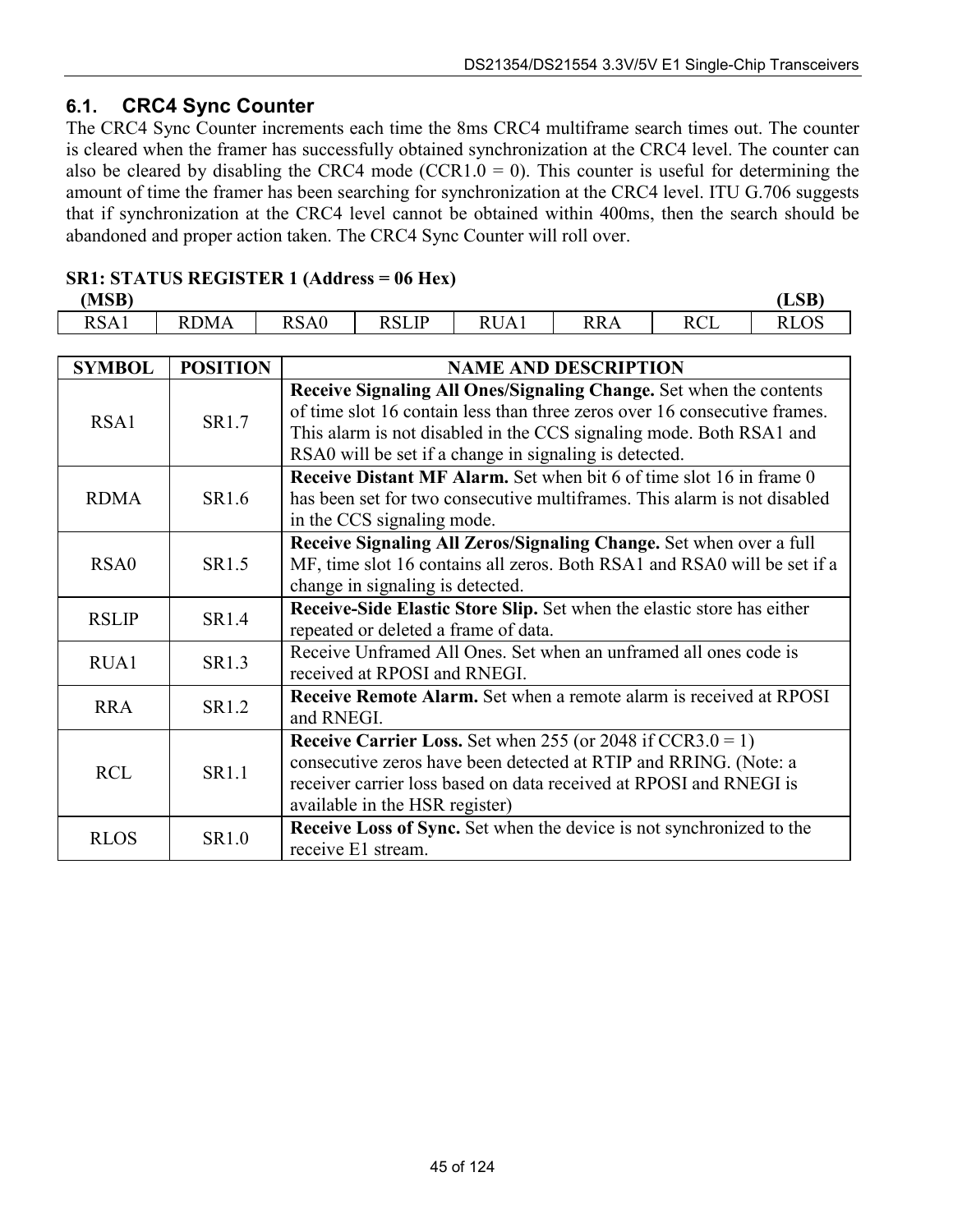## 6.1. CRC4 Sync Counter

The CRC4 Sync Counter increments each time the 8ms CRC4 multiframe search times out. The counter is cleared when the framer has successfully obtained synchronization at the CRC4 level. The counter can also be cleared by disabling the CRC4 mode (CCR1.0 = 0). This counter is useful for determining the amount of time the framer has been searching for synchronization at the CRC4 level. ITU G.706 suggests that if synchronization at the CRC4 level cannot be obtained within 400ms, then the search should be abandoned and proper action taken. The CRC4 Sync Counter will roll over.

**SR1: STATUS REGISTER 1 (Address = 06 Hex)**

| (MSB) | | | | | | | (LSB) |
|---|---|---|---|---|---|---|---|
| RSA1 | RDMA | RSA0 | RSLIP | RUA1 | RRA | RCL | RLOS |

| SYMBOL | POSITION | NAME AND DESCRIPTION |
|---|---|---|
| RSA1 | SR1.7 | **Receive Signaling All Ones/Signaling Change.** Set when the contents of time slot 16 contain less than three zeros over 16 consecutive frames. This alarm is not disabled in the CCS signaling mode. Both RSA1 and RSA0 will be set if a change in signaling is detected. |
| RDMA | SR1.6 | **Receive Distant MF Alarm.** Set when bit 6 of time slot 16 in frame 0 has been set for two consecutive multiframes. This alarm is not disabled in the CCS signaling mode. |
| RSA0 | SR1.5 | **Receive Signaling All Zeros/Signaling Change.** Set when over a full MF, time slot 16 contains all zeros. Both RSA1 and RSA0 will be set if a change in signaling is detected. |
| RSLIP | SR1.4 | **Receive-Side Elastic Store Slip.** Set when the elastic store has either repeated or deleted a frame of data. |
| RUA1 | SR1.3 | Receive Unframed All Ones. Set when an unframed all ones code is received at RPOSI and RNEGI. |
| RRA | SR1.2 | **Receive Remote Alarm.** Set when a remote alarm is received at RPOSI and RNEGI. |
| RCL | SR1.1 | **Receive Carrier Loss.** Set when 255 (or 2048 if CCR3.0 = 1) consecutive zeros have been detected at RTIP and RRING. (Note: a receiver carrier loss based on data received at RPOSI and RNEGI is available in the HSR register) |
| RLOS | SR1.0 | **Receive Loss of Sync.** Set when the device is not synchronized to the receive E1 stream. |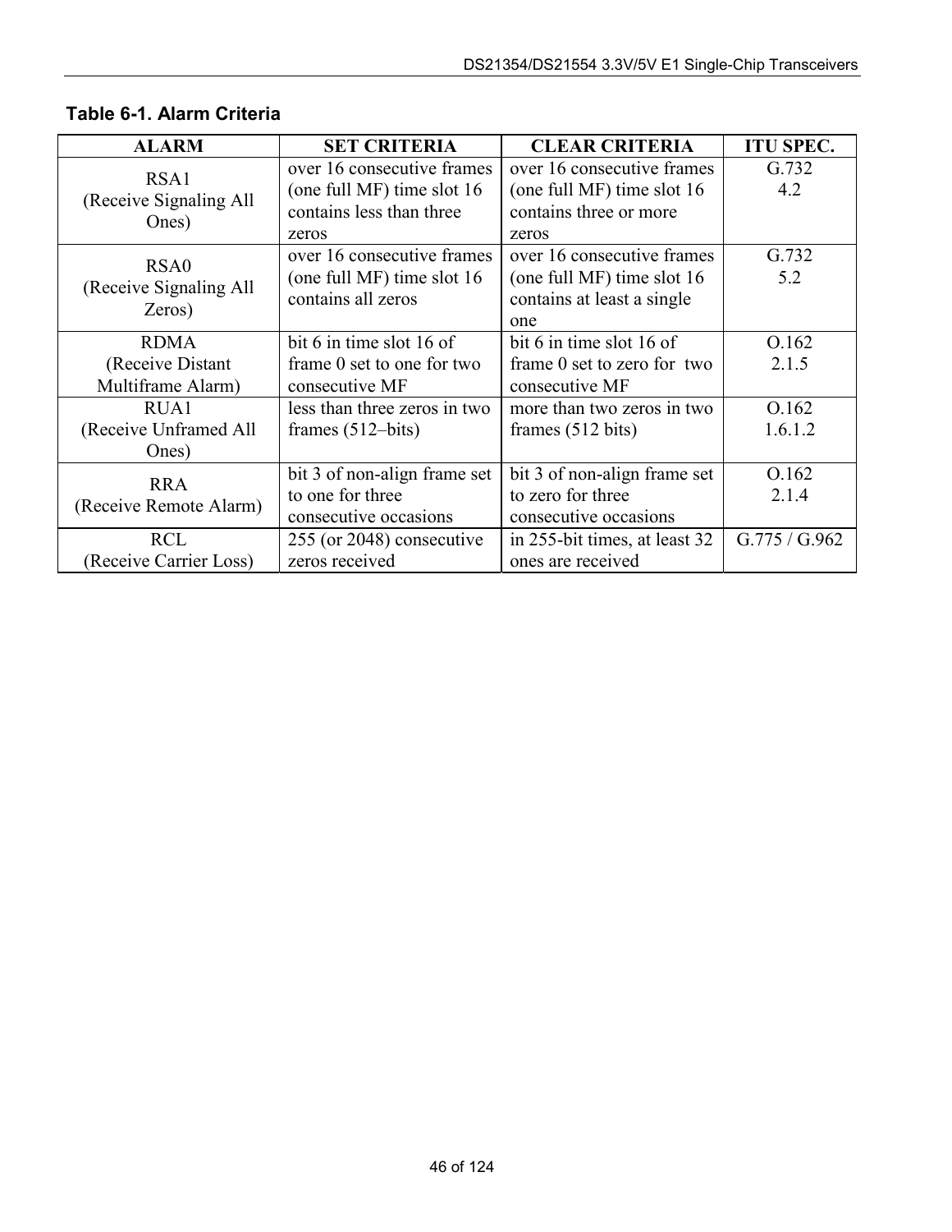**Table 6-1. Alarm Criteria**

| ALARM | SET CRITERIA | CLEAR CRITERIA | ITU SPEC. |
|---|---|---|---|
| RSA1 (Receive Signaling All Ones) | over 16 consecutive frames (one full MF) time slot 16 contains less than three zeros | over 16 consecutive frames (one full MF) time slot 16 contains three or more zeros | G.732 4.2 |
| RSA0 (Receive Signaling All Zeros) | over 16 consecutive frames (one full MF) time slot 16 contains all zeros | over 16 consecutive frames (one full MF) time slot 16 contains at least a single one | G.732 5.2 |
| RDMA (Receive Distant Multiframe Alarm) | bit 6 in time slot 16 of frame 0 set to one for two consecutive MF | bit 6 in time slot 16 of frame 0 set to zero for two consecutive MF | O.162 2.1.5 |
| RUA1 (Receive Unframed All Ones) | less than three zeros in two frames (512–bits) | more than two zeros in two frames (512 bits) | O.162 1.6.1.2 |
| RRA (Receive Remote Alarm) | bit 3 of non-align frame set to one for three consecutive occasions | bit 3 of non-align frame set to zero for three consecutive occasions | O.162 2.1.4 |
| RCL (Receive Carrier Loss) | 255 (or 2048) consecutive zeros received | in 255-bit times, at least 32 ones are received | G.775 / G.962 |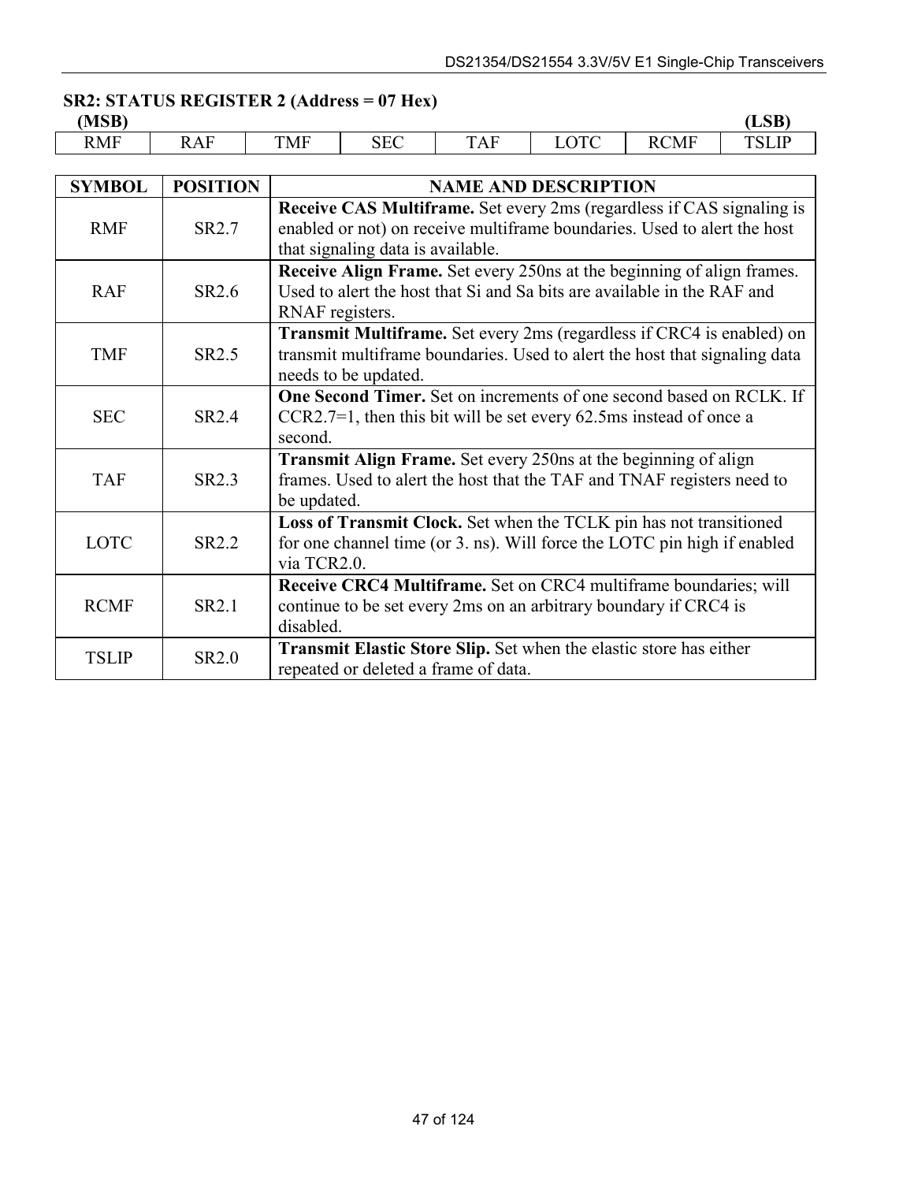**SR2: STATUS REGISTER 2 (Address = 07 Hex)**

| (MSB) | | | | | | | (LSB) |
|---|---|---|---|---|---|---|---|
| RMF | RAF | TMF | SEC | TAF | LOTC | RCMF | TSLIP |

| SYMBOL | POSITION | NAME AND DESCRIPTION |
|---|---|---|
| RMF | SR2.7 | **Receive CAS Multiframe.** Set every 2ms (regardless if CAS signaling is enabled or not) on receive multiframe boundaries. Used to alert the host that signaling data is available. |
| RAF | SR2.6 | **Receive Align Frame.** Set every 250ns at the beginning of align frames. Used to alert the host that Si and Sa bits are available in the RAF and RNAF registers. |
| TMF | SR2.5 | **Transmit Multiframe.** Set every 2ms (regardless if CRC4 is enabled) on transmit multiframe boundaries. Used to alert the host that signaling data needs to be updated. |
| SEC | SR2.4 | **One Second Timer.** Set on increments of one second based on RCLK. If CCR2.7=1, then this bit will be set every 62.5ms instead of once a second. |
| TAF | SR2.3 | **Transmit Align Frame.** Set every 250ns at the beginning of align frames. Used to alert the host that the TAF and TNAF registers need to be updated. |
| LOTC | SR2.2 | **Loss of Transmit Clock.** Set when the TCLK pin has not transitioned for one channel time (or 3. ns). Will force the LOTC pin high if enabled via TCR2.0. |
| RCMF | SR2.1 | **Receive CRC4 Multiframe.** Set on CRC4 multiframe boundaries; will continue to be set every 2ms on an arbitrary boundary if CRC4 is disabled. |
| TSLIP | SR2.0 | **Transmit Elastic Store Slip.** Set when the elastic store has either repeated or deleted a frame of data. |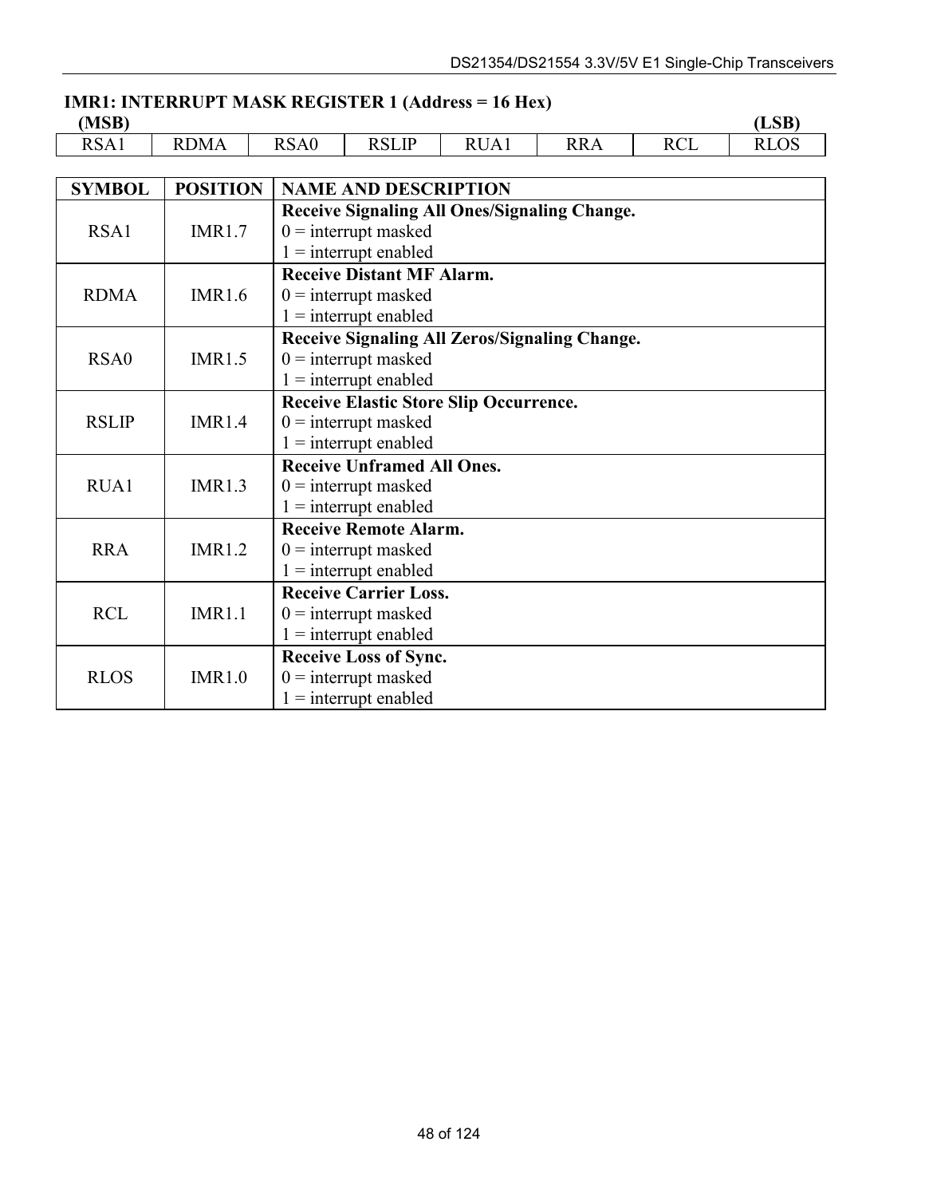### IMR1: INTERRUPT MASK REGISTER 1 (Address = 16 Hex)

| (MSB) | | | | | | | (LSB) |
|---|---|---|---|---|---|---|---|
| RSA1 | RDMA | RSA0 | RSLIP | RUA1 | RRA | RCL | RLOS |

| SYMBOL | POSITION | NAME AND DESCRIPTION |
|---|---|---|
| RSA1 | IMR1.7 | **Receive Signaling All Ones/Signaling Change.**<br>0 = interrupt masked<br>1 = interrupt enabled |
| RDMA | IMR1.6 | **Receive Distant MF Alarm.**<br>0 = interrupt masked<br>1 = interrupt enabled |
| RSA0 | IMR1.5 | **Receive Signaling All Zeros/Signaling Change.**<br>0 = interrupt masked<br>1 = interrupt enabled |
| RSLIP | IMR1.4 | **Receive Elastic Store Slip Occurrence.**<br>0 = interrupt masked<br>1 = interrupt enabled |
| RUA1 | IMR1.3 | **Receive Unframed All Ones.**<br>0 = interrupt masked<br>1 = interrupt enabled |
| RRA | IMR1.2 | **Receive Remote Alarm.**<br>0 = interrupt masked<br>1 = interrupt enabled |
| RCL | IMR1.1 | **Receive Carrier Loss.**<br>0 = interrupt masked<br>1 = interrupt enabled |
| RLOS | IMR1.0 | **Receive Loss of Sync.**<br>0 = interrupt masked<br>1 = interrupt enabled |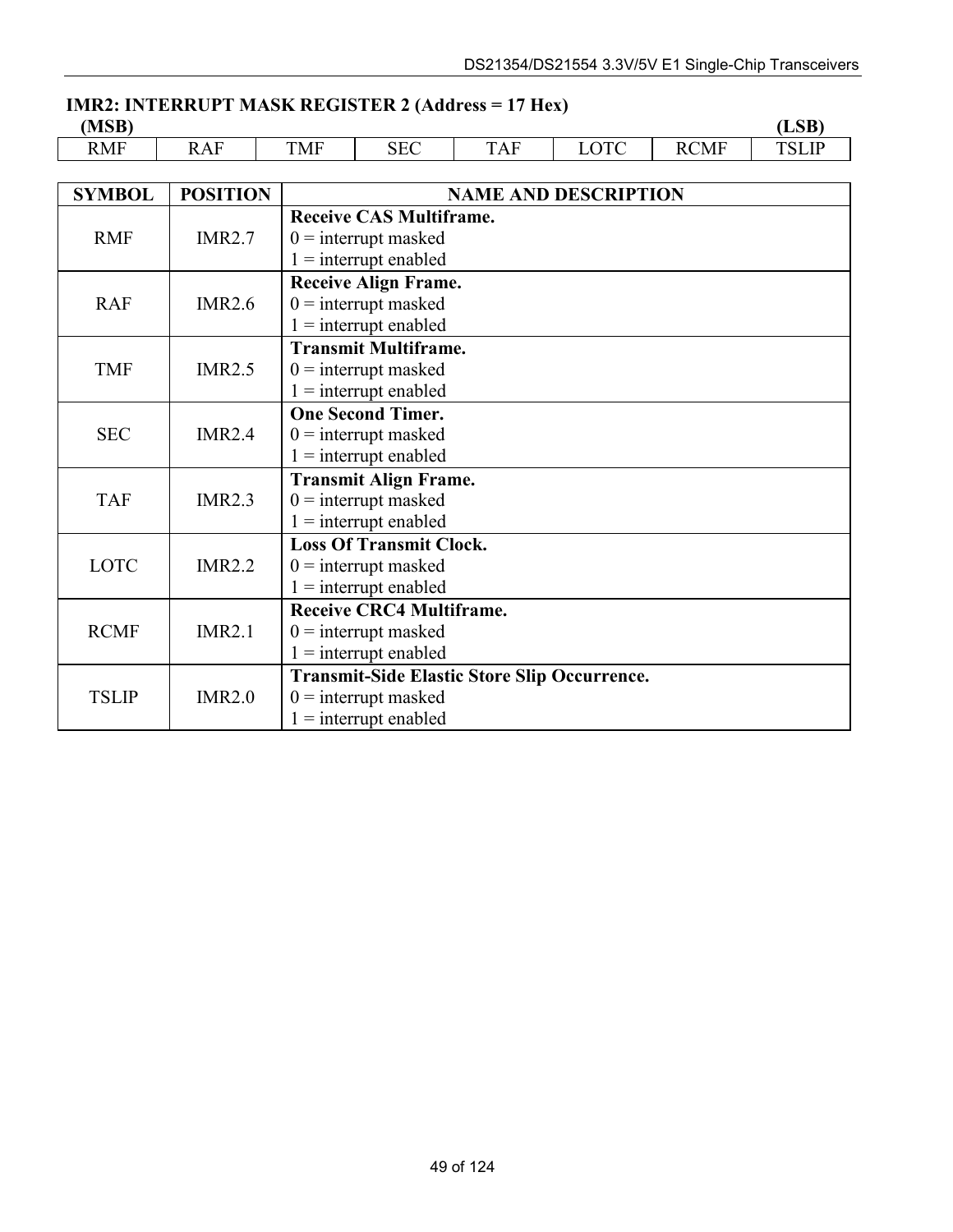**IMR2: INTERRUPT MASK REGISTER 2 (Address = 17 Hex)**

| (MSB) | | | | | | | (LSB) |
|---|---|---|---|---|---|---|---|
| RMF | RAF | TMF | SEC | TAF | LOTC | RCMF | TSLIP |

| SYMBOL | POSITION | NAME AND DESCRIPTION |
|---|---|---|
| RMF | IMR2.7 | **Receive CAS Multiframe.**<br>0 = interrupt masked<br>1 = interrupt enabled |
| RAF | IMR2.6 | **Receive Align Frame.**<br>0 = interrupt masked<br>1 = interrupt enabled |
| TMF | IMR2.5 | **Transmit Multiframe.**<br>0 = interrupt masked<br>1 = interrupt enabled |
| SEC | IMR2.4 | **One Second Timer.**<br>0 = interrupt masked<br>1 = interrupt enabled |
| TAF | IMR2.3 | **Transmit Align Frame.**<br>0 = interrupt masked<br>1 = interrupt enabled |
| LOTC | IMR2.2 | **Loss Of Transmit Clock.**<br>0 = interrupt masked<br>1 = interrupt enabled |
| RCMF | IMR2.1 | **Receive CRC4 Multiframe.**<br>0 = interrupt masked<br>1 = interrupt enabled |
| TSLIP | IMR2.0 | **Transmit-Side Elastic Store Slip Occurrence.**<br>0 = interrupt masked<br>1 = interrupt enabled |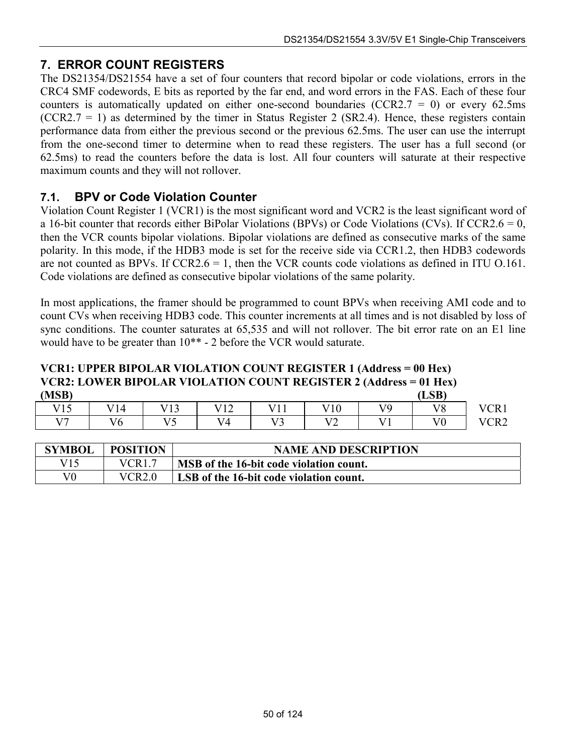## 7. ERROR COUNT REGISTERS

The DS21354/DS21554 have a set of four counters that record bipolar or code violations, errors in the CRC4 SMF codewords, E bits as reported by the far end, and word errors in the FAS. Each of these four counters is automatically updated on either one-second boundaries (CCR2.7 = 0) or every 62.5ms (CCR2.7 = 1) as determined by the timer in Status Register 2 (SR2.4). Hence, these registers contain performance data from either the previous second or the previous 62.5ms. The user can use the interrupt from the one-second timer to determine when to read these registers. The user has a full second (or 62.5ms) to read the counters before the data is lost. All four counters will saturate at their respective maximum counts and they will not rollover.

### 7.1. BPV or Code Violation Counter

Violation Count Register 1 (VCR1) is the most significant word and VCR2 is the least significant word of a 16-bit counter that records either BiPolar Violations (BPVs) or Code Violations (CVs). If CCR2.6 = 0, then the VCR counts bipolar violations. Bipolar violations are defined as consecutive marks of the same polarity. In this mode, if the HDB3 mode is set for the receive side via CCR1.2, then HDB3 codewords are not counted as BPVs. If CCR2.6 = 1, then the VCR counts code violations as defined in ITU O.161. Code violations are defined as consecutive bipolar violations of the same polarity.

In most applications, the framer should be programmed to count BPVs when receiving AMI code and to count CVs when receiving HDB3 code. This counter increments at all times and is not disabled by loss of sync conditions. The counter saturates at 65,535 and will not rollover. The bit error rate on an E1 line would have to be greater than 10** - 2 before the VCR would saturate.

**VCR1: UPPER BIPOLAR VIOLATION COUNT REGISTER 1 (Address = 00 Hex)**
**VCR2: LOWER BIPOLAR VIOLATION COUNT REGISTER 2 (Address = 01 Hex)**

| (MSB) | | | | | | | (LSB) | |
|---|---|---|---|---|---|---|---|---|
| V15 | V14 | V13 | V12 | V11 | V10 | V9 | V8 | VCR1 |
| V7 | V6 | V5 | V4 | V3 | V2 | V1 | V0 | VCR2 |

| SYMBOL | POSITION | NAME AND DESCRIPTION |
|---|---|---|
| V15 | VCR1.7 | **MSB of the 16-bit code violation count.** |
| V0 | VCR2.0 | **LSB of the 16-bit code violation count.** |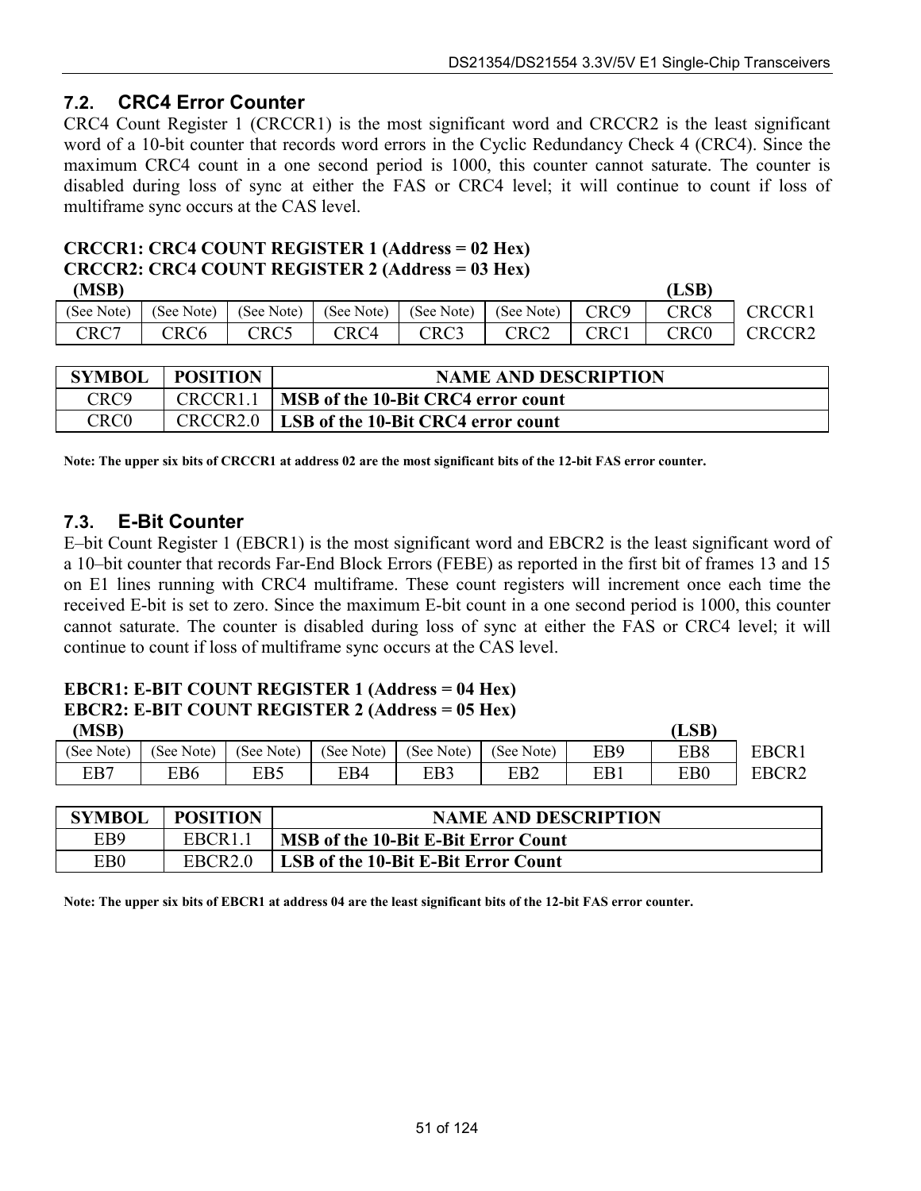## 7.2. CRC4 Error Counter

CRC4 Count Register 1 (CRCCR1) is the most significant word and CRCCR2 is the least significant word of a 10-bit counter that records word errors in the Cyclic Redundancy Check 4 (CRC4). Since the maximum CRC4 count in a one second period is 1000, this counter cannot saturate. The counter is disabled during loss of sync at either the FAS or CRC4 level; it will continue to count if loss of multiframe sync occurs at the CAS level.

**CRCCR1: CRC4 COUNT REGISTER 1 (Address = 02 Hex)**
**CRCCR2: CRC4 COUNT REGISTER 2 (Address = 03 Hex)**

| (MSB) | | | | | | | (LSB) | |
|---|---|---|---|---|---|---|---|---|
| (See Note) | (See Note) | (See Note) | (See Note) | (See Note) | (See Note) | CRC9 | CRC8 | CRCCR1 |
| CRC7 | CRC6 | CRC5 | CRC4 | CRC3 | CRC2 | CRC1 | CRC0 | CRCCR2 |

| SYMBOL | POSITION | NAME AND DESCRIPTION |
|---|---|---|
| CRC9 | CRCCR1.1 | **MSB of the 10-Bit CRC4 error count** |
| CRC0 | CRCCR2.0 | **LSB of the 10-Bit CRC4 error count** |

**Note: The upper six bits of CRCCR1 at address 02 are the most significant bits of the 12-bit FAS error counter.**

## 7.3. E-Bit Counter

E–bit Count Register 1 (EBCR1) is the most significant word and EBCR2 is the least significant word of a 10–bit counter that records Far-End Block Errors (FEBE) as reported in the first bit of frames 13 and 15 on E1 lines running with CRC4 multiframe. These count registers will increment once each time the received E-bit is set to zero. Since the maximum E-bit count in a one second period is 1000, this counter cannot saturate. The counter is disabled during loss of sync at either the FAS or CRC4 level; it will continue to count if loss of multiframe sync occurs at the CAS level.

**EBCR1: E-BIT COUNT REGISTER 1 (Address = 04 Hex)**
**EBCR2: E-BIT COUNT REGISTER 2 (Address = 05 Hex)**

| (MSB) | | | | | | | (LSB) | |
|---|---|---|---|---|---|---|---|---|
| (See Note) | (See Note) | (See Note) | (See Note) | (See Note) | (See Note) | EB9 | EB8 | EBCR1 |
| EB7 | EB6 | EB5 | EB4 | EB3 | EB2 | EB1 | EB0 | EBCR2 |

| SYMBOL | POSITION | NAME AND DESCRIPTION |
|---|---|---|
| EB9 | EBCR1.1 | **MSB of the 10-Bit E-Bit Error Count** |
| EB0 | EBCR2.0 | **LSB of the 10-Bit E-Bit Error Count** |

**Note: The upper six bits of EBCR1 at address 04 are the least significant bits of the 12-bit FAS error counter.**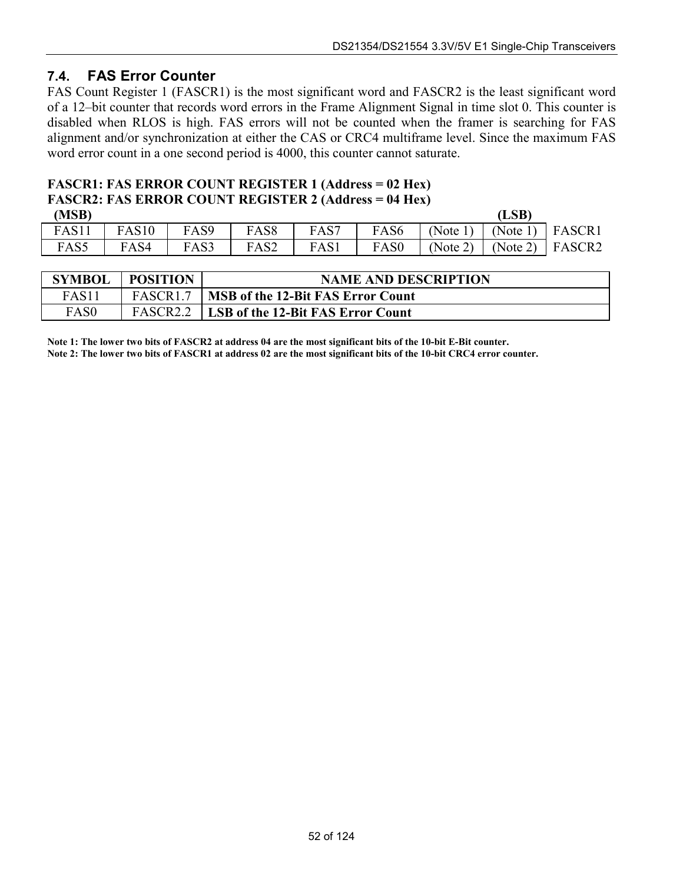## 7.4. FAS Error Counter

FAS Count Register 1 (FASCR1) is the most significant word and FASCR2 is the least significant word of a 12–bit counter that records word errors in the Frame Alignment Signal in time slot 0. This counter is disabled when RLOS is high. FAS errors will not be counted when the framer is searching for FAS alignment and/or synchronization at either the CAS or CRC4 multiframe level. Since the maximum FAS word error count in a one second period is 4000, this counter cannot saturate.

**FASCR1: FAS ERROR COUNT REGISTER 1 (Address = 02 Hex)**
**FASCR2: FAS ERROR COUNT REGISTER 2 (Address = 04 Hex)**

| (MSB) | | | | | | | (LSB) | |
|---|---|---|---|---|---|---|---|---|
| FAS11 | FAS10 | FAS9 | FAS8 | FAS7 | FAS6 | (Note 1) | (Note 1) | FASCR1 |
| FAS5 | FAS4 | FAS3 | FAS2 | FAS1 | FAS0 | (Note 2) | (Note 2) | FASCR2 |

| SYMBOL | POSITION | NAME AND DESCRIPTION |
|---|---|---|
| FAS11 | FASCR1.7 | **MSB of the 12-Bit FAS Error Count** |
| FAS0 | FASCR2.2 | **LSB of the 12-Bit FAS Error Count** |

**Note 1: The lower two bits of FASCR2 at address 04 are the most significant bits of the 10-bit E-Bit counter.**
**Note 2: The lower two bits of FASCR1 at address 02 are the most significant bits of the 10-bit CRC4 error counter.**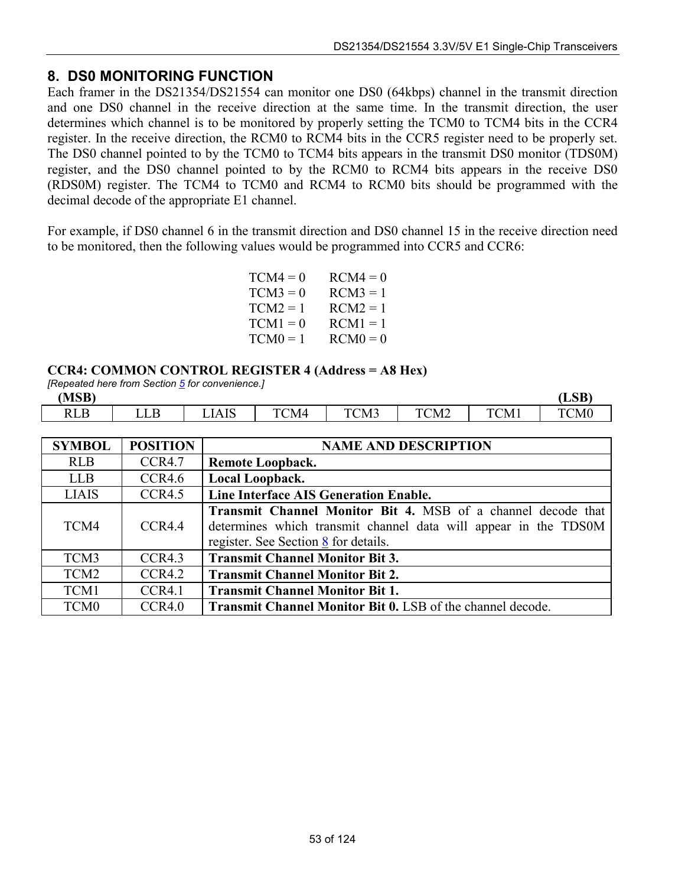## 8. DS0 MONITORING FUNCTION

Each framer in the DS21354/DS21554 can monitor one DS0 (64kbps) channel in the transmit direction and one DS0 channel in the receive direction at the same time. In the transmit direction, the user determines which channel is to be monitored by properly setting the TCM0 to TCM4 bits in the CCR4 register. In the receive direction, the RCM0 to RCM4 bits in the CCR5 register need to be properly set. The DS0 channel pointed to by the TCM0 to TCM4 bits appears in the transmit DS0 monitor (TDS0M) register, and the DS0 channel pointed to by the RCM0 to RCM4 bits appears in the receive DS0 (RDS0M) register. The TCM4 to TCM0 and RCM4 to RCM0 bits should be programmed with the decimal decode of the appropriate E1 channel.

For example, if DS0 channel 6 in the transmit direction and DS0 channel 15 in the receive direction need to be monitored, then the following values would be programmed into CCR5 and CCR6:

```
TCM4 = 0    RCM4 = 0
TCM3 = 0    RCM3 = 1
TCM2 = 1    RCM2 = 1
TCM1 = 0    RCM1 = 1
TCM0 = 1    RCM0 = 0
```

**CCR4: COMMON CONTROL REGISTER 4 (Address = A8 Hex)**

*[Repeated here from Section 5 for convenience.]*

| (MSB) | | | | | | | (LSB) |
|---|---|---|---|---|---|---|---|
| RLB | LLB | LIAIS | TCM4 | TCM3 | TCM2 | TCM1 | TCM0 |

| SYMBOL | POSITION | NAME AND DESCRIPTION |
|---|---|---|
| RLB | CCR4.7 | **Remote Loopback.** |
| LLB | CCR4.6 | **Local Loopback.** |
| LIAIS | CCR4.5 | **Line Interface AIS Generation Enable.** |
| TCM4 | CCR4.4 | **Transmit Channel Monitor Bit 4.** MSB of a channel decode that determines which transmit channel data will appear in the TDS0M register. See Section 8 for details. |
| TCM3 | CCR4.3 | **Transmit Channel Monitor Bit 3.** |
| TCM2 | CCR4.2 | **Transmit Channel Monitor Bit 2.** |
| TCM1 | CCR4.1 | **Transmit Channel Monitor Bit 1.** |
| TCM0 | CCR4.0 | **Transmit Channel Monitor Bit 0.** LSB of the channel decode. |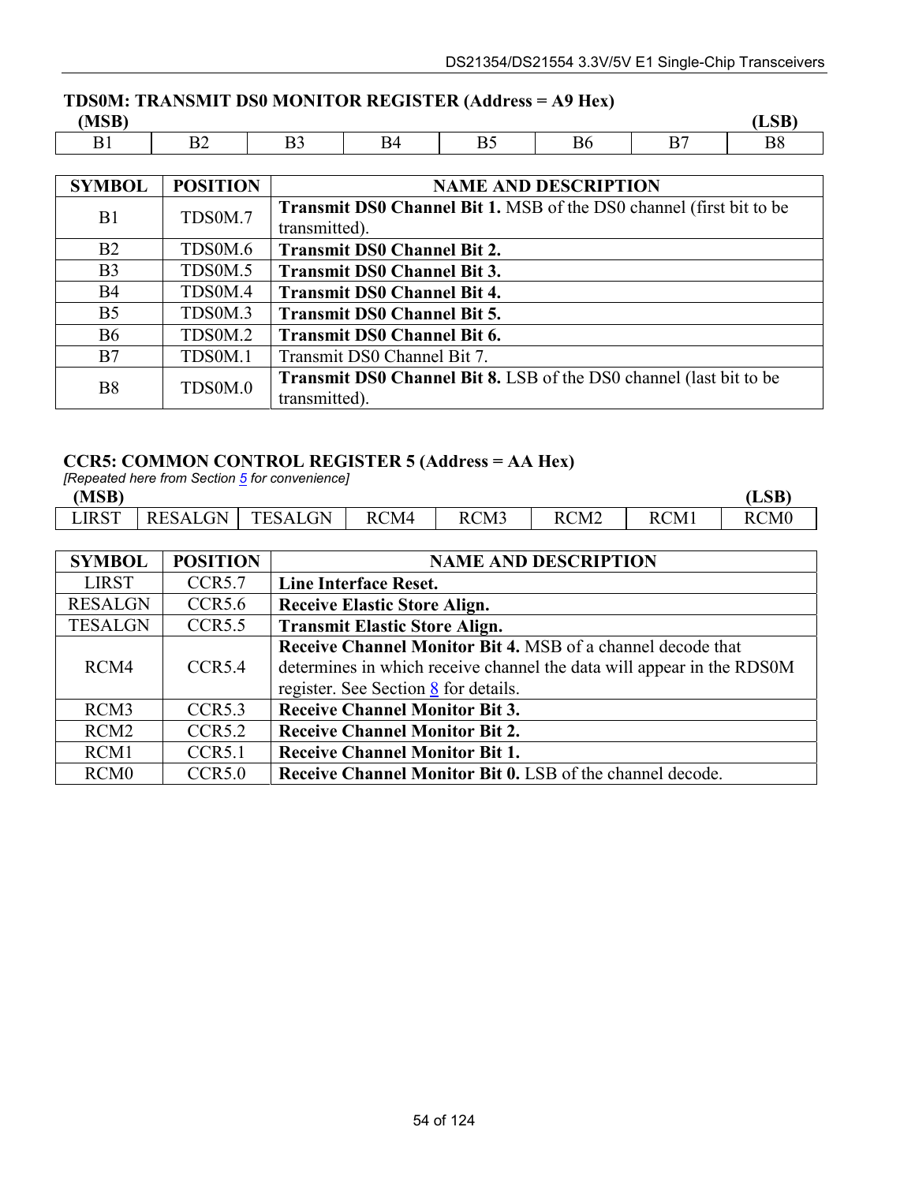### TDS0M: TRANSMIT DS0 MONITOR REGISTER (Address = A9 Hex)

| (MSB) | | | | | | | (LSB) |
|---|---|---|---|---|---|---|---|
| B1 | B2 | B3 | B4 | B5 | B6 | B7 | B8 |

| SYMBOL | POSITION | NAME AND DESCRIPTION |
|---|---|---|
| B1 | TDS0M.7 | **Transmit DS0 Channel Bit 1.** MSB of the DS0 channel (first bit to be transmitted). |
| B2 | TDS0M.6 | **Transmit DS0 Channel Bit 2.** |
| B3 | TDS0M.5 | **Transmit DS0 Channel Bit 3.** |
| B4 | TDS0M.4 | **Transmit DS0 Channel Bit 4.** |
| B5 | TDS0M.3 | **Transmit DS0 Channel Bit 5.** |
| B6 | TDS0M.2 | **Transmit DS0 Channel Bit 6.** |
| B7 | TDS0M.1 | Transmit DS0 Channel Bit 7. |
| B8 | TDS0M.0 | **Transmit DS0 Channel Bit 8.** LSB of the DS0 channel (last bit to be transmitted). |

### CCR5: COMMON CONTROL REGISTER 5 (Address = AA Hex)

*[Repeated here from Section 5 for convenience]*

| (MSB) | | | | | | | (LSB) |
|---|---|---|---|---|---|---|---|
| LIRST | RESALGN | TESALGN | RCM4 | RCM3 | RCM2 | RCM1 | RCM0 |

| SYMBOL | POSITION | NAME AND DESCRIPTION |
|---|---|---|
| LIRST | CCR5.7 | **Line Interface Reset.** |
| RESALGN | CCR5.6 | **Receive Elastic Store Align.** |
| TESALGN | CCR5.5 | **Transmit Elastic Store Align.** |
| RCM4 | CCR5.4 | **Receive Channel Monitor Bit 4.** MSB of a channel decode that determines in which receive channel the data will appear in the RDS0M register. See Section 8 for details. |
| RCM3 | CCR5.3 | **Receive Channel Monitor Bit 3.** |
| RCM2 | CCR5.2 | **Receive Channel Monitor Bit 2.** |
| RCM1 | CCR5.1 | **Receive Channel Monitor Bit 1.** |
| RCM0 | CCR5.0 | **Receive Channel Monitor Bit 0.** LSB of the channel decode. |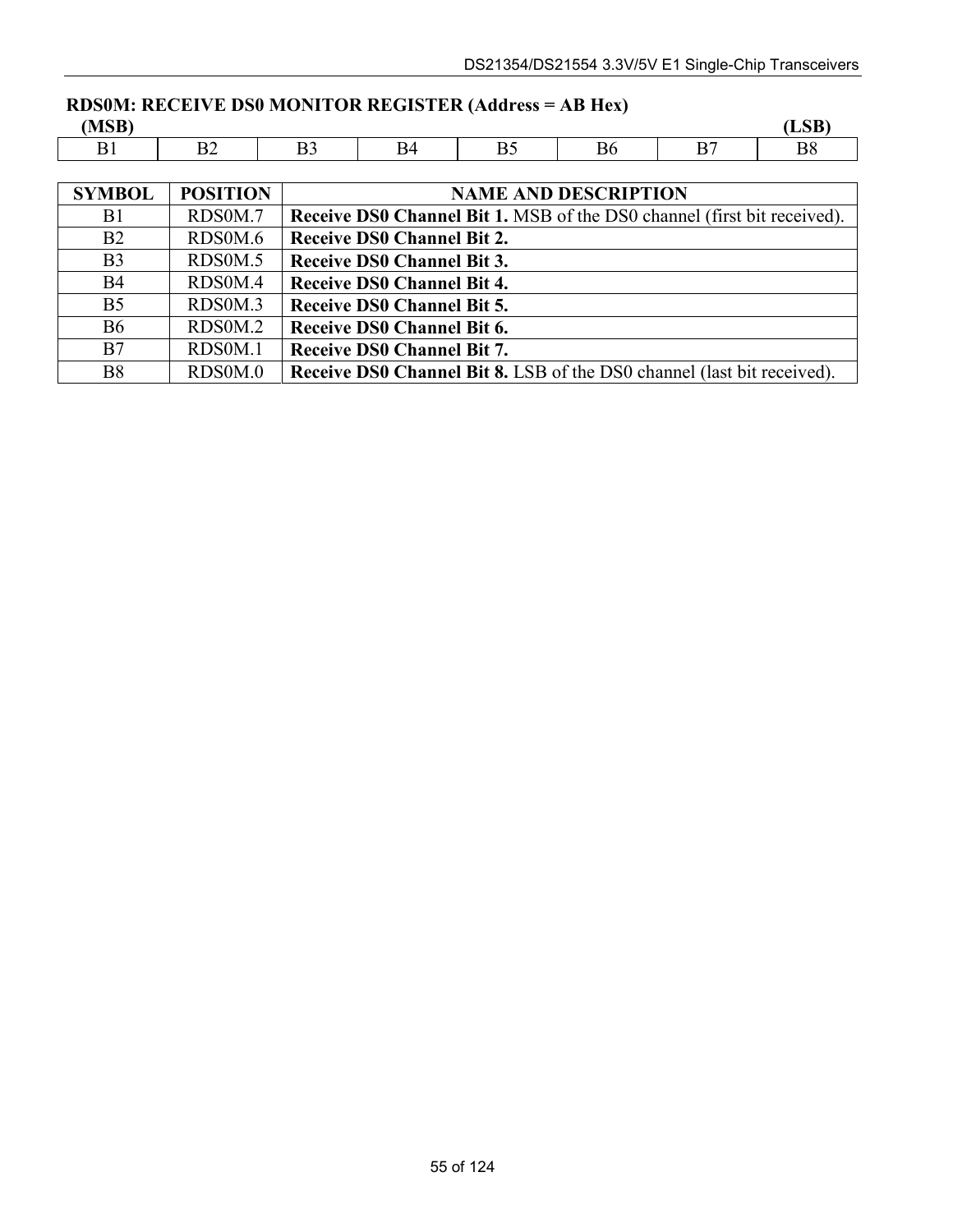**RDS0M: RECEIVE DS0 MONITOR REGISTER (Address = AB Hex)**

| (MSB) | | | | | | | (LSB) |
|---|---|---|---|---|---|---|---|
| B1 | B2 | B3 | B4 | B5 | B6 | B7 | B8 |

| SYMBOL | POSITION | NAME AND DESCRIPTION |
|---|---|---|
| B1 | RDS0M.7 | **Receive DS0 Channel Bit 1.** MSB of the DS0 channel (first bit received). |
| B2 | RDS0M.6 | **Receive DS0 Channel Bit 2.** |
| B3 | RDS0M.5 | **Receive DS0 Channel Bit 3.** |
| B4 | RDS0M.4 | **Receive DS0 Channel Bit 4.** |
| B5 | RDS0M.3 | **Receive DS0 Channel Bit 5.** |
| B6 | RDS0M.2 | **Receive DS0 Channel Bit 6.** |
| B7 | RDS0M.1 | **Receive DS0 Channel Bit 7.** |
| B8 | RDS0M.0 | **Receive DS0 Channel Bit 8.** LSB of the DS0 channel (last bit received). |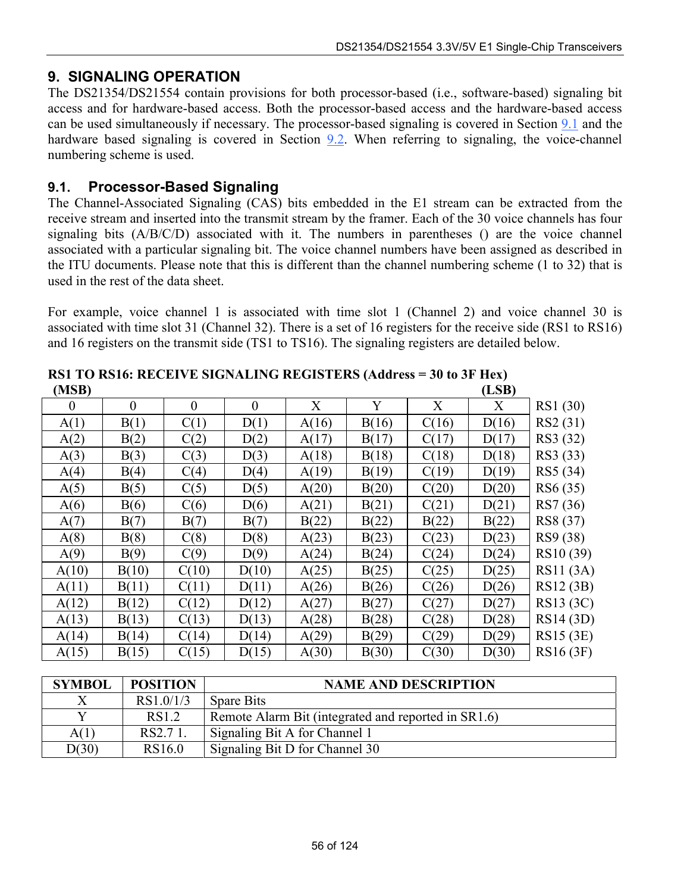## 9. SIGNALING OPERATION

The DS21354/DS21554 contain provisions for both processor-based (i.e., software-based) signaling bit access and for hardware-based access. Both the processor-based access and the hardware-based access can be used simultaneously if necessary. The processor-based signaling is covered in Section 9.1 and the hardware based signaling is covered in Section 9.2. When referring to signaling, the voice-channel numbering scheme is used.

### 9.1. Processor-Based Signaling

The Channel-Associated Signaling (CAS) bits embedded in the E1 stream can be extracted from the receive stream and inserted into the transmit stream by the framer. Each of the 30 voice channels has four signaling bits (A/B/C/D) associated with it. The numbers in parentheses () are the voice channel associated with a particular signaling bit. The voice channel numbers have been assigned as described in the ITU documents. Please note that this is different than the channel numbering scheme (1 to 32) that is used in the rest of the data sheet.

For example, voice channel 1 is associated with time slot 1 (Channel 2) and voice channel 30 is associated with time slot 31 (Channel 32). There is a set of 16 registers for the receive side (RS1 to RS16) and 16 registers on the transmit side (TS1 to TS16). The signaling registers are detailed below.

**RS1 TO RS16: RECEIVE SIGNALING REGISTERS (Address = 30 to 3F Hex)**

| (MSB) | | | | | | | (LSB) | |
|---|---|---|---|---|---|---|---|---|
| 0 | 0 | 0 | 0 | X | Y | X | X | RS1 (30) |
| A(1) | B(1) | C(1) | D(1) | A(16) | B(16) | C(16) | D(16) | RS2 (31) |
| A(2) | B(2) | C(2) | D(2) | A(17) | B(17) | C(17) | D(17) | RS3 (32) |
| A(3) | B(3) | C(3) | D(3) | A(18) | B(18) | C(18) | D(18) | RS3 (33) |
| A(4) | B(4) | C(4) | D(4) | A(19) | B(19) | C(19) | D(19) | RS5 (34) |
| A(5) | B(5) | C(5) | D(5) | A(20) | B(20) | C(20) | D(20) | RS6 (35) |
| A(6) | B(6) | C(6) | D(6) | A(21) | B(21) | C(21) | D(21) | RS7 (36) |
| A(7) | B(7) | B(7) | B(7) | B(22) | B(22) | B(22) | B(22) | RS8 (37) |
| A(8) | B(8) | C(8) | D(8) | A(23) | B(23) | C(23) | D(23) | RS9 (38) |
| A(9) | B(9) | C(9) | D(9) | A(24) | B(24) | C(24) | D(24) | RS10 (39) |
| A(10) | B(10) | C(10) | D(10) | A(25) | B(25) | C(25) | D(25) | RS11 (3A) |
| A(11) | B(11) | C(11) | D(11) | A(26) | B(26) | C(26) | D(26) | RS12 (3B) |
| A(12) | B(12) | C(12) | D(12) | A(27) | B(27) | C(27) | D(27) | RS13 (3C) |
| A(13) | B(13) | C(13) | D(13) | A(28) | B(28) | C(28) | D(28) | RS14 (3D) |
| A(14) | B(14) | C(14) | D(14) | A(29) | B(29) | C(29) | D(29) | RS15 (3E) |
| A(15) | B(15) | C(15) | D(15) | A(30) | B(30) | C(30) | D(30) | RS16 (3F) |

| SYMBOL | POSITION | NAME AND DESCRIPTION |
|---|---|---|
| X | RS1.0/1/3 | Spare Bits |
| Y | RS1.2 | Remote Alarm Bit (integrated and reported in SR1.6) |
| A(1) | RS2.7 1. | Signaling Bit A for Channel 1 |
| D(30) | RS16.0 | Signaling Bit D for Channel 30 |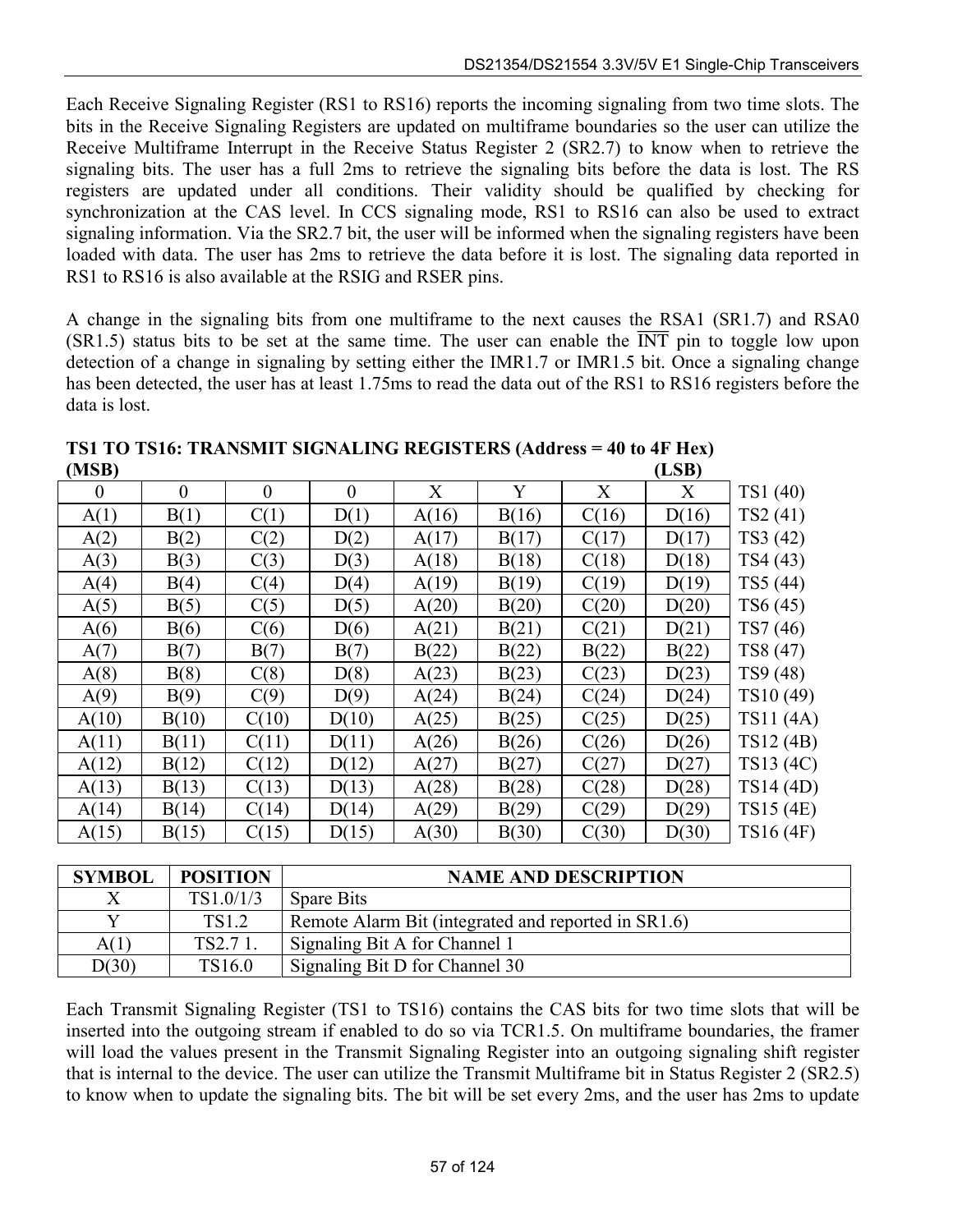Each Receive Signaling Register (RS1 to RS16) reports the incoming signaling from two time slots. The bits in the Receive Signaling Registers are updated on multiframe boundaries so the user can utilize the Receive Multiframe Interrupt in the Receive Status Register 2 (SR2.7) to know when to retrieve the signaling bits. The user has a full 2ms to retrieve the signaling bits before the data is lost. The RS registers are updated under all conditions. Their validity should be qualified by checking for synchronization at the CAS level. In CCS signaling mode, RS1 to RS16 can also be used to extract signaling information. Via the SR2.7 bit, the user will be informed when the signaling registers have been loaded with data. The user has 2ms to retrieve the data before it is lost. The signaling data reported in RS1 to RS16 is also available at the RSIG and RSER pins.

A change in the signaling bits from one multiframe to the next causes the RSA1 (SR1.7) and RSA0 (SR1.5) status bits to be set at the same time. The user can enable the $\overline{\text{INT}}$ pin to toggle low upon detection of a change in signaling by setting either the IMR1.7 or IMR1.5 bit. Once a signaling change has been detected, the user has at least 1.75ms to read the data out of the RS1 to RS16 registers before the data is lost.

### TS1 TO TS16: TRANSMIT SIGNALING REGISTERS (Address = 40 to 4F Hex)

| (MSB) | | | | | | | (LSB) | |
|---|---|---|---|---|---|---|---|---|
| 0 | 0 | 0 | 0 | X | Y | X | X | TS1 (40) |
| A(1) | B(1) | C(1) | D(1) | A(16) | B(16) | C(16) | D(16) | TS2 (41) |
| A(2) | B(2) | C(2) | D(2) | A(17) | B(17) | C(17) | D(17) | TS3 (42) |
| A(3) | B(3) | C(3) | D(3) | A(18) | B(18) | C(18) | D(18) | TS4 (43) |
| A(4) | B(4) | C(4) | D(4) | A(19) | B(19) | C(19) | D(19) | TS5 (44) |
| A(5) | B(5) | C(5) | D(5) | A(20) | B(20) | C(20) | D(20) | TS6 (45) |
| A(6) | B(6) | C(6) | D(6) | A(21) | B(21) | C(21) | D(21) | TS7 (46) |
| A(7) | B(7) | B(7) | B(7) | B(22) | B(22) | B(22) | B(22) | TS8 (47) |
| A(8) | B(8) | C(8) | D(8) | A(23) | B(23) | C(23) | D(23) | TS9 (48) |
| A(9) | B(9) | C(9) | D(9) | A(24) | B(24) | C(24) | D(24) | TS10 (49) |
| A(10) | B(10) | C(10) | D(10) | A(25) | B(25) | C(25) | D(25) | TS11 (4A) |
| A(11) | B(11) | C(11) | D(11) | A(26) | B(26) | C(26) | D(26) | TS12 (4B) |
| A(12) | B(12) | C(12) | D(12) | A(27) | B(27) | C(27) | D(27) | TS13 (4C) |
| A(13) | B(13) | C(13) | D(13) | A(28) | B(28) | C(28) | D(28) | TS14 (4D) |
| A(14) | B(14) | C(14) | D(14) | A(29) | B(29) | C(29) | D(29) | TS15 (4E) |
| A(15) | B(15) | C(15) | D(15) | A(30) | B(30) | C(30) | D(30) | TS16 (4F) |

| SYMBOL | POSITION | NAME AND DESCRIPTION |
|---|---|---|
| X | TS1.0/1/3 | Spare Bits |
| Y | TS1.2 | Remote Alarm Bit (integrated and reported in SR1.6) |
| A(1) | TS2.7 1. | Signaling Bit A for Channel 1 |
| D(30) | TS16.0 | Signaling Bit D for Channel 30 |

Each Transmit Signaling Register (TS1 to TS16) contains the CAS bits for two time slots that will be inserted into the outgoing stream if enabled to do so via TCR1.5. On multiframe boundaries, the framer will load the values present in the Transmit Signaling Register into an outgoing signaling shift register that is internal to the device. The user can utilize the Transmit Multiframe bit in Status Register 2 (SR2.5) to know when to update the signaling bits. The bit will be set every 2ms, and the user has 2ms to update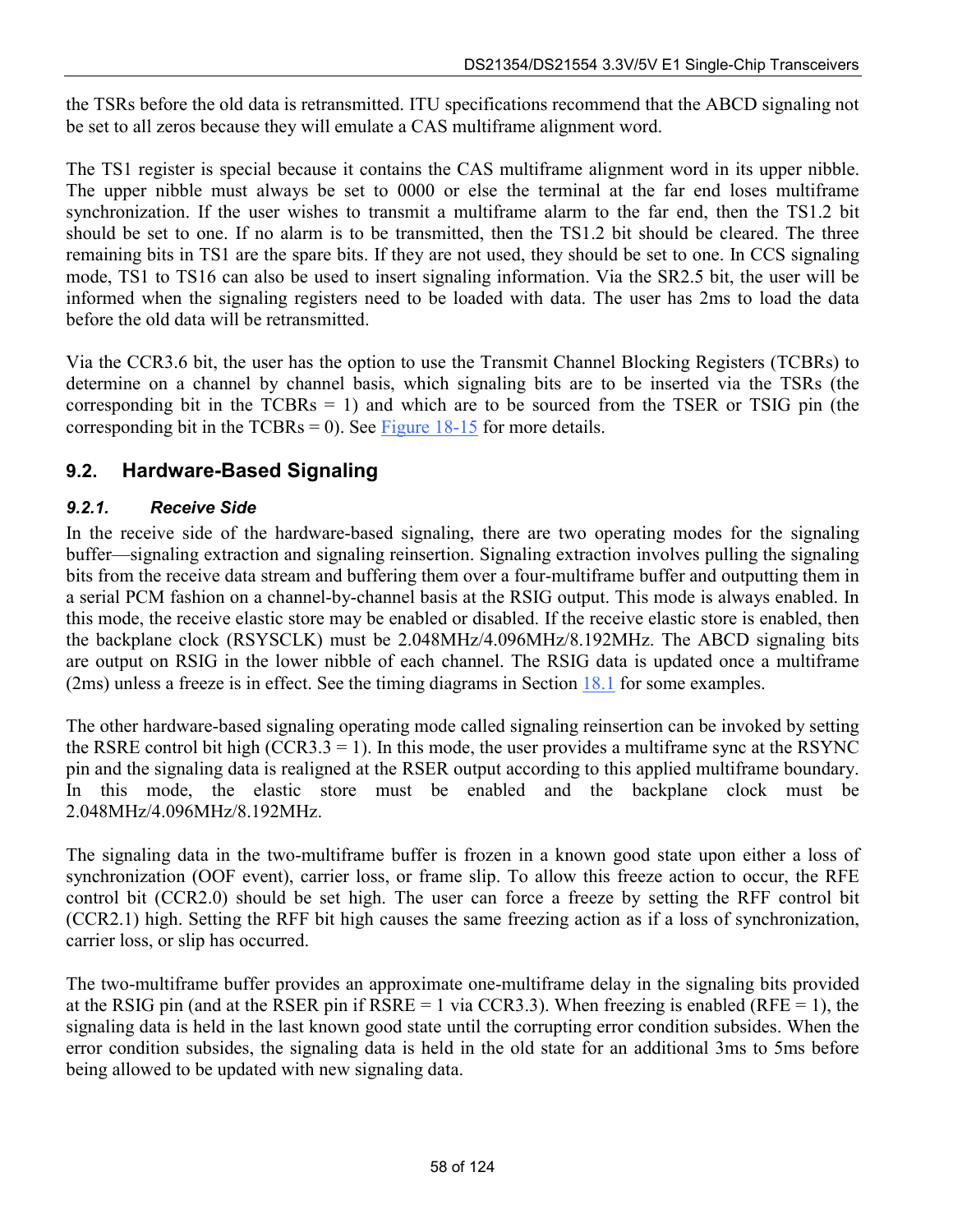the TSRs before the old data is retransmitted. ITU specifications recommend that the ABCD signaling not be set to all zeros because they will emulate a CAS multiframe alignment word.

The TS1 register is special because it contains the CAS multiframe alignment word in its upper nibble. The upper nibble must always be set to 0000 or else the terminal at the far end loses multiframe synchronization. If the user wishes to transmit a multiframe alarm to the far end, then the TS1.2 bit should be set to one. If no alarm is to be transmitted, then the TS1.2 bit should be cleared. The three remaining bits in TS1 are the spare bits. If they are not used, they should be set to one. In CCS signaling mode, TS1 to TS16 can also be used to insert signaling information. Via the SR2.5 bit, the user will be informed when the signaling registers need to be loaded with data. The user has 2ms to load the data before the old data will be retransmitted.

Via the CCR3.6 bit, the user has the option to use the Transmit Channel Blocking Registers (TCBRs) to determine on a channel by channel basis, which signaling bits are to be inserted via the TSRs (the corresponding bit in the TCBRs = 1) and which are to be sourced from the TSER or TSIG pin (the corresponding bit in the TCBRs = 0). See Figure 18-15 for more details.

## 9.2. Hardware-Based Signaling

### *9.2.1. Receive Side*

In the receive side of the hardware-based signaling, there are two operating modes for the signaling buffer—signaling extraction and signaling reinsertion. Signaling extraction involves pulling the signaling bits from the receive data stream and buffering them over a four-multiframe buffer and outputting them in a serial PCM fashion on a channel-by-channel basis at the RSIG output. This mode is always enabled. In this mode, the receive elastic store may be enabled or disabled. If the receive elastic store is enabled, then the backplane clock (RSYSCLK) must be 2.048MHz/4.096MHz/8.192MHz. The ABCD signaling bits are output on RSIG in the lower nibble of each channel. The RSIG data is updated once a multiframe (2ms) unless a freeze is in effect. See the timing diagrams in Section 18.1 for some examples.

The other hardware-based signaling operating mode called signaling reinsertion can be invoked by setting the RSRE control bit high (CCR3.3 = 1). In this mode, the user provides a multiframe sync at the RSYNC pin and the signaling data is realigned at the RSER output according to this applied multiframe boundary. In this mode, the elastic store must be enabled and the backplane clock must be 2.048MHz/4.096MHz/8.192MHz.

The signaling data in the two-multiframe buffer is frozen in a known good state upon either a loss of synchronization (OOF event), carrier loss, or frame slip. To allow this freeze action to occur, the RFE control bit (CCR2.0) should be set high. The user can force a freeze by setting the RFF control bit (CCR2.1) high. Setting the RFF bit high causes the same freezing action as if a loss of synchronization, carrier loss, or slip has occurred.

The two-multiframe buffer provides an approximate one-multiframe delay in the signaling bits provided at the RSIG pin (and at the RSER pin if RSRE = 1 via CCR3.3). When freezing is enabled (RFE = 1), the signaling data is held in the last known good state until the corrupting error condition subsides. When the error condition subsides, the signaling data is held in the old state for an additional 3ms to 5ms before being allowed to be updated with new signaling data.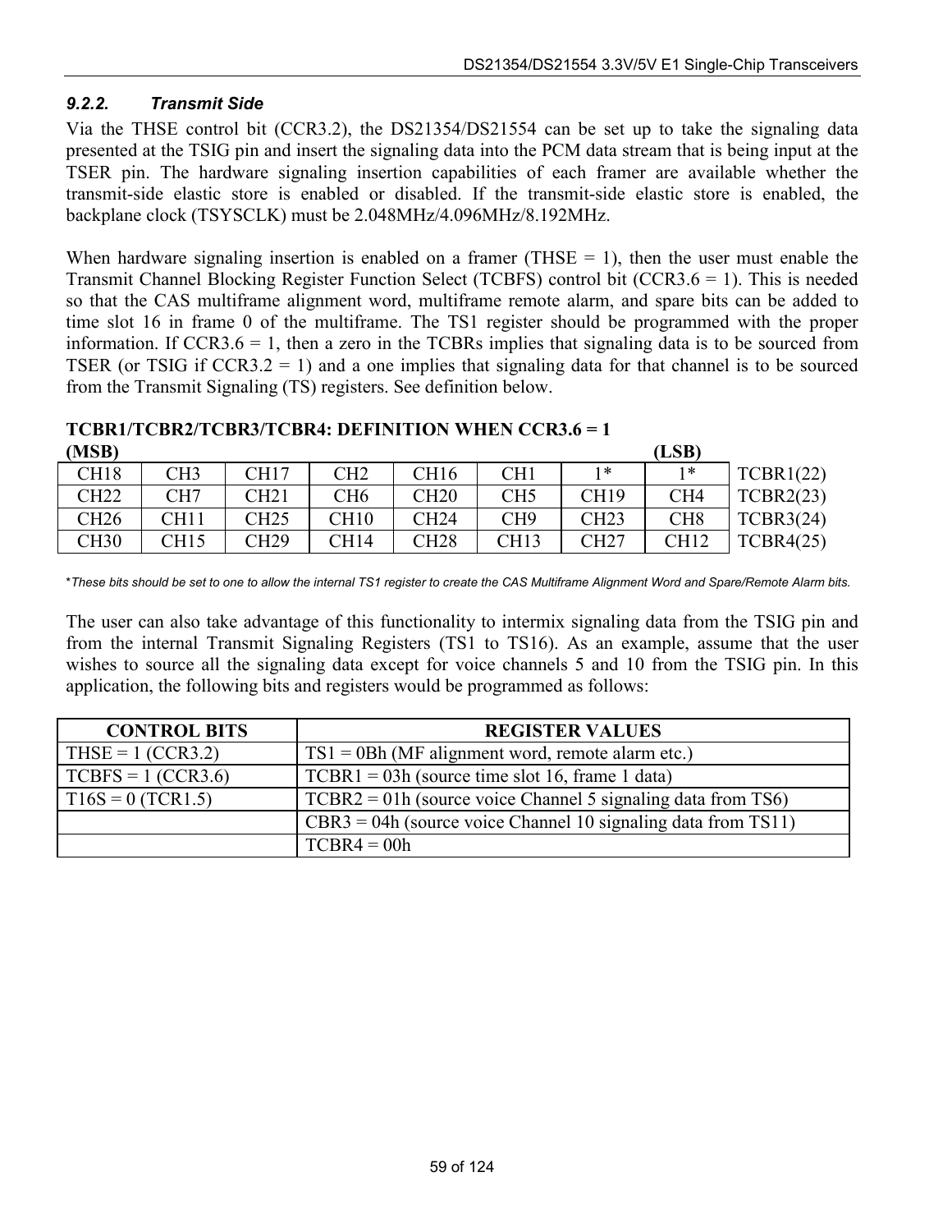### 9.2.2. *Transmit Side*

Via the THSE control bit (CCR3.2), the DS21354/DS21554 can be set up to take the signaling data presented at the TSIG pin and insert the signaling data into the PCM data stream that is being input at the TSER pin. The hardware signaling insertion capabilities of each framer are available whether the transmit-side elastic store is enabled or disabled. If the transmit-side elastic store is enabled, the backplane clock (TSYSCLK) must be 2.048MHz/4.096MHz/8.192MHz.

When hardware signaling insertion is enabled on a framer (THSE = 1), then the user must enable the Transmit Channel Blocking Register Function Select (TCBFS) control bit (CCR3.6 = 1). This is needed so that the CAS multiframe alignment word, multiframe remote alarm, and spare bits can be added to time slot 16 in frame 0 of the multiframe. The TS1 register should be programmed with the proper information. If CCR3.6 = 1, then a zero in the TCBRs implies that signaling data is to be sourced from TSER (or TSIG if CCR3.2 = 1) and a one implies that signaling data for that channel is to be sourced from the Transmit Signaling (TS) registers. See definition below.

**TCBR1/TCBR2/TCBR3/TCBR4: DEFINITION WHEN CCR3.6 = 1**

| (MSB) | | | | | | | (LSB) | |
|---|---|---|---|---|---|---|---|---|
| CH18 | CH3 | CH17 | CH2 | CH16 | CH1 | 1* | 1* | TCBR1(22) |
| CH22 | CH7 | CH21 | CH6 | CH20 | CH5 | CH19 | CH4 | TCBR2(23) |
| CH26 | CH11 | CH25 | CH10 | CH24 | CH9 | CH23 | CH8 | TCBR3(24) |
| CH30 | CH15 | CH29 | CH14 | CH28 | CH13 | CH27 | CH12 | TCBR4(25) |

**These bits should be set to one to allow the internal TS1 register to create the CAS Multiframe Alignment Word and Spare/Remote Alarm bits.*

The user can also take advantage of this functionality to intermix signaling data from the TSIG pin and from the internal Transmit Signaling Registers (TS1 to TS16). As an example, assume that the user wishes to source all the signaling data except for voice channels 5 and 10 from the TSIG pin. In this application, the following bits and registers would be programmed as follows:

| CONTROL BITS | REGISTER VALUES |
|---|---|
| THSE = 1 (CCR3.2) | TS1 = 0Bh (MF alignment word, remote alarm etc.) |
| TCBFS = 1 (CCR3.6) | TCBR1 = 03h (source time slot 16, frame 1 data) |
| T16S = 0 (TCR1.5) | TCBR2 = 01h (source voice Channel 5 signaling data from TS6) |
| | CBR3 = 04h (source voice Channel 10 signaling data from TS11) |
| | TCBR4 = 00h |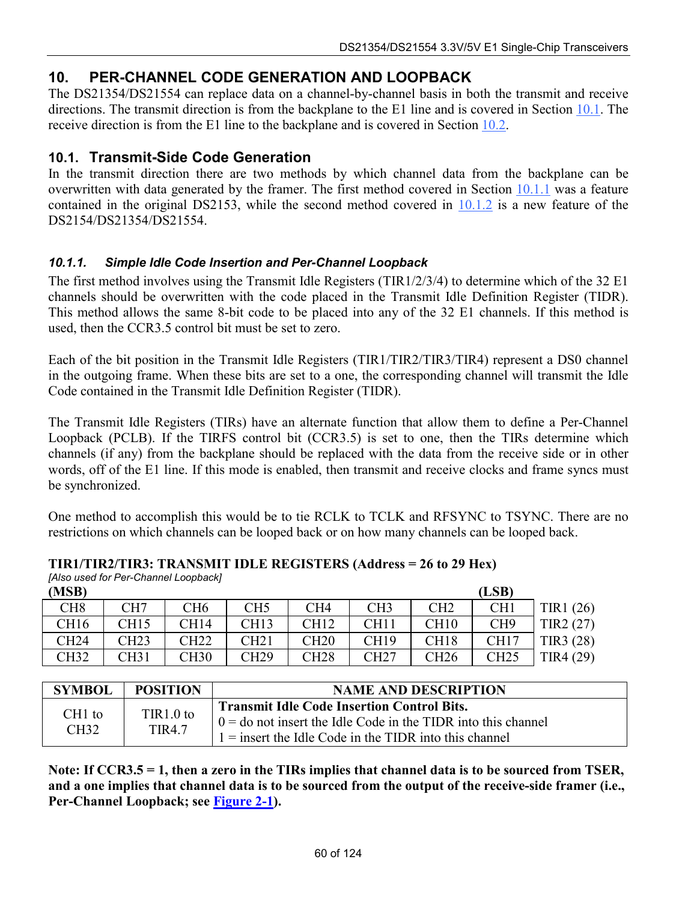# 10. PER-CHANNEL CODE GENERATION AND LOOPBACK

The DS21354/DS21554 can replace data on a channel-by-channel basis in both the transmit and receive directions. The transmit direction is from the backplane to the E1 line and is covered in Section 10.1. The receive direction is from the E1 line to the backplane and is covered in Section 10.2.

## 10.1. Transmit-Side Code Generation

In the transmit direction there are two methods by which channel data from the backplane can be overwritten with data generated by the framer. The first method covered in Section 10.1.1 was a feature contained in the original DS2153, while the second method covered in 10.1.2 is a new feature of the DS2154/DS21354/DS21554.

### *10.1.1. Simple Idle Code Insertion and Per-Channel Loopback*

The first method involves using the Transmit Idle Registers (TIR1/2/3/4) to determine which of the 32 E1 channels should be overwritten with the code placed in the Transmit Idle Definition Register (TIDR). This method allows the same 8-bit code to be placed into any of the 32 E1 channels. If this method is used, then the CCR3.5 control bit must be set to zero.

Each of the bit position in the Transmit Idle Registers (TIR1/TIR2/TIR3/TIR4) represent a DS0 channel in the outgoing frame. When these bits are set to a one, the corresponding channel will transmit the Idle Code contained in the Transmit Idle Definition Register (TIDR).

The Transmit Idle Registers (TIRs) have an alternate function that allow them to define a Per-Channel Loopback (PCLB). If the TIRFS control bit (CCR3.5) is set to one, then the TIRs determine which channels (if any) from the backplane should be replaced with the data from the receive side or in other words, off of the E1 line. If this mode is enabled, then transmit and receive clocks and frame syncs must be synchronized.

One method to accomplish this would be to tie RCLK to TCLK and RFSYNC to TSYNC. There are no restrictions on which channels can be looped back or on how many channels can be looped back.

**TIR1/TIR2/TIR3: TRANSMIT IDLE REGISTERS (Address = 26 to 29 Hex)**
*[Also used for Per-Channel Loopback]*

| (MSB) | | | | | | | (LSB) | |
|---|---|---|---|---|---|---|---|---|
| CH8 | CH7 | CH6 | CH5 | CH4 | CH3 | CH2 | CH1 | TIR1 (26) |
| CH16 | CH15 | CH14 | CH13 | CH12 | CH11 | CH10 | CH9 | TIR2 (27) |
| CH24 | CH23 | CH22 | CH21 | CH20 | CH19 | CH18 | CH17 | TIR3 (28) |
| CH32 | CH31 | CH30 | CH29 | CH28 | CH27 | CH26 | CH25 | TIR4 (29) |

| SYMBOL | POSITION | NAME AND DESCRIPTION |
|---|---|---|
| CH1 to CH32 | TIR1.0 to TIR4.7 | **Transmit Idle Code Insertion Control Bits.**<br>0 = do not insert the Idle Code in the TIDR into this channel<br>1 = insert the Idle Code in the TIDR into this channel |

**Note: If CCR3.5 = 1, then a zero in the TIRs implies that channel data is to be sourced from TSER, and a one implies that channel data is to be sourced from the output of the receive-side framer (i.e., Per-Channel Loopback; see Figure 2-1).**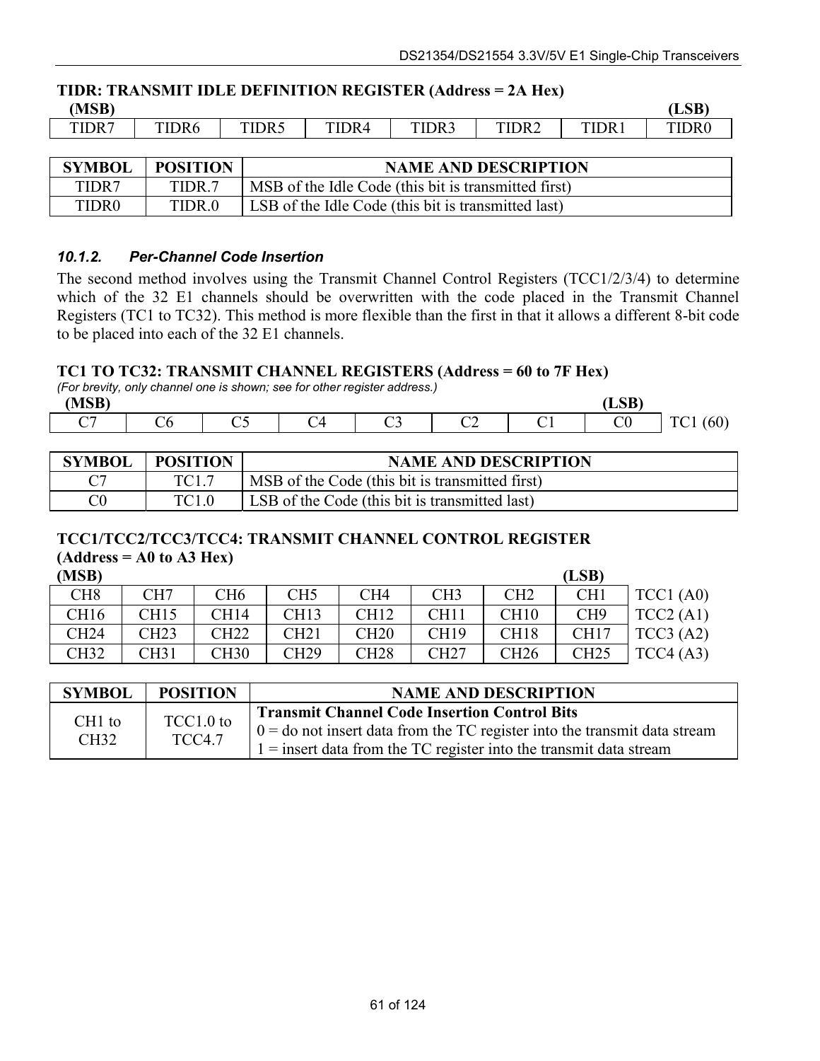**TIDR: TRANSMIT IDLE DEFINITION REGISTER (Address = 2A Hex)**

| (MSB) | | | | | | | (LSB) |
|---|---|---|---|---|---|---|---|
| TIDR7 | TIDR6 | TIDR5 | TIDR4 | TIDR3 | TIDR2 | TIDR1 | TIDR0 |

| SYMBOL | POSITION | NAME AND DESCRIPTION |
|---|---|---|
| TIDR7 | TIDR.7 | MSB of the Idle Code (this bit is transmitted first) |
| TIDR0 | TIDR.0 | LSB of the Idle Code (this bit is transmitted last) |

### *10.1.2. Per-Channel Code Insertion*

The second method involves using the Transmit Channel Control Registers (TCC1/2/3/4) to determine which of the 32 E1 channels should be overwritten with the code placed in the Transmit Channel Registers (TC1 to TC32). This method is more flexible than the first in that it allows a different 8-bit code to be placed into each of the 32 E1 channels.

**TC1 TO TC32: TRANSMIT CHANNEL REGISTERS (Address = 60 to 7F Hex)**

*(For brevity, only channel one is shown; see for other register address.)*

| (MSB) | | | | | | | (LSB) | |
|---|---|---|---|---|---|---|---|---|
| C7 | C6 | C5 | C4 | C3 | C2 | C1 | C0 | TC1 (60) |

| SYMBOL | POSITION | NAME AND DESCRIPTION |
|---|---|---|
| C7 | TC1.7 | MSB of the Code (this bit is transmitted first) |
| C0 | TC1.0 | LSB of the Code (this bit is transmitted last) |

**TCC1/TCC2/TCC3/TCC4: TRANSMIT CHANNEL CONTROL REGISTER (Address = A0 to A3 Hex)**

| (MSB) | | | | | | | (LSB) | |
|---|---|---|---|---|---|---|---|---|
| CH8 | CH7 | CH6 | CH5 | CH4 | CH3 | CH2 | CH1 | TCC1 (A0) |
| CH16 | CH15 | CH14 | CH13 | CH12 | CH11 | CH10 | CH9 | TCC2 (A1) |
| CH24 | CH23 | CH22 | CH21 | CH20 | CH19 | CH18 | CH17 | TCC3 (A2) |
| CH32 | CH31 | CH30 | CH29 | CH28 | CH27 | CH26 | CH25 | TCC4 (A3) |

| SYMBOL | POSITION | NAME AND DESCRIPTION |
|---|---|---|
| CH1 to CH32 | TCC1.0 to TCC4.7 | **Transmit Channel Code Insertion Control Bits**<br>0 = do not insert data from the TC register into the transmit data stream<br>1 = insert data from the TC register into the transmit data stream |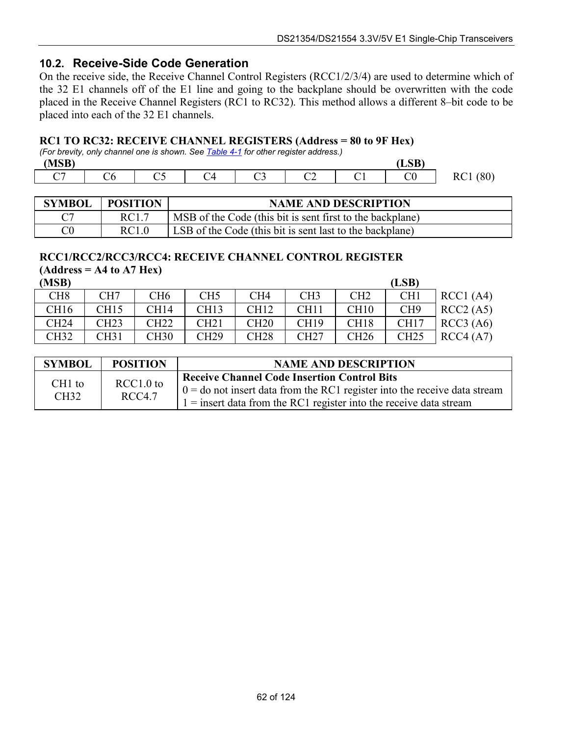## 10.2. Receive-Side Code Generation

On the receive side, the Receive Channel Control Registers (RCC1/2/3/4) are used to determine which of the 32 E1 channels off of the E1 line and going to the backplane should be overwritten with the code placed in the Receive Channel Registers (RC1 to RC32). This method allows a different 8–bit code to be placed into each of the 32 E1 channels.

**RC1 TO RC32: RECEIVE CHANNEL REGISTERS (Address = 80 to 9F Hex)**

*(For brevity, only channel one is shown. See Table 4-1 for other register address.)*

| (MSB) | | | | | | | (LSB) | |
|---|---|---|---|---|---|---|---|---|
| C7 | C6 | C5 | C4 | C3 | C2 | C1 | C0 | RC1 (80) |

| SYMBOL | POSITION | NAME AND DESCRIPTION |
|---|---|---|
| C7 | RC1.7 | MSB of the Code (this bit is sent first to the backplane) |
| C0 | RC1.0 | LSB of the Code (this bit is sent last to the backplane) |

**RCC1/RCC2/RCC3/RCC4: RECEIVE CHANNEL CONTROL REGISTER (Address = A4 to A7 Hex)**

| (MSB) | | | | | | | (LSB) | |
|---|---|---|---|---|---|---|---|---|
| CH8 | CH7 | CH6 | CH5 | CH4 | CH3 | CH2 | CH1 | RCC1 (A4) |
| CH16 | CH15 | CH14 | CH13 | CH12 | CH11 | CH10 | CH9 | RCC2 (A5) |
| CH24 | CH23 | CH22 | CH21 | CH20 | CH19 | CH18 | CH17 | RCC3 (A6) |
| CH32 | CH31 | CH30 | CH29 | CH28 | CH27 | CH26 | CH25 | RCC4 (A7) |

| SYMBOL | POSITION | NAME AND DESCRIPTION |
|---|---|---|
| CH1 to CH32 | RCC1.0 to RCC4.7 | **Receive Channel Code Insertion Control Bits**<br>0 = do not insert data from the RC1 register into the receive data stream<br>1 = insert data from the RC1 register into the receive data stream |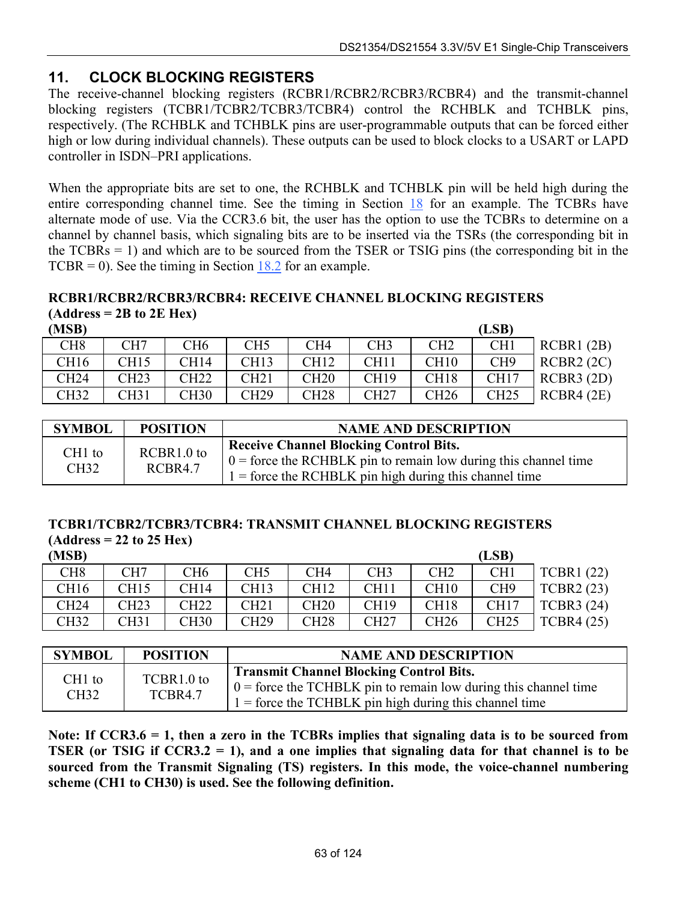## 11. CLOCK BLOCKING REGISTERS

The receive-channel blocking registers (RCBR1/RCBR2/RCBR3/RCBR4) and the transmit-channel blocking registers (TCBR1/TCBR2/TCBR3/TCBR4) control the RCHBLK and TCHBLK pins, respectively. (The RCHBLK and TCHBLK pins are user-programmable outputs that can be forced either high or low during individual channels). These outputs can be used to block clocks to a USART or LAPD controller in ISDN–PRI applications.

When the appropriate bits are set to one, the RCHBLK and TCHBLK pin will be held high during the entire corresponding channel time. See the timing in Section 18 for an example. The TCBRs have alternate mode of use. Via the CCR3.6 bit, the user has the option to use the TCBRs to determine on a channel by channel basis, which signaling bits are to be inserted via the TSRs (the corresponding bit in the TCBRs = 1) and which are to be sourced from the TSER or TSIG pins (the corresponding bit in the TCBR = 0). See the timing in Section 18.2 for an example.

**RCBR1/RCBR2/RCBR3/RCBR4: RECEIVE CHANNEL BLOCKING REGISTERS**
**(Address = 2B to 2E Hex)**

| (MSB) | | | | | | | (LSB) | |
|---|---|---|---|---|---|---|---|---|
| CH8 | CH7 | CH6 | CH5 | CH4 | CH3 | CH2 | CH1 | RCBR1 (2B) |
| CH16 | CH15 | CH14 | CH13 | CH12 | CH11 | CH10 | CH9 | RCBR2 (2C) |
| CH24 | CH23 | CH22 | CH21 | CH20 | CH19 | CH18 | CH17 | RCBR3 (2D) |
| CH32 | CH31 | CH30 | CH29 | CH28 | CH27 | CH26 | CH25 | RCBR4 (2E) |

| SYMBOL | POSITION | NAME AND DESCRIPTION |
|---|---|---|
| CH1 to CH32 | RCBR1.0 to RCBR4.7 | **Receive Channel Blocking Control Bits.**<br>0 = force the RCHBLK pin to remain low during this channel time<br>1 = force the RCHBLK pin high during this channel time |

**TCBR1/TCBR2/TCBR3/TCBR4: TRANSMIT CHANNEL BLOCKING REGISTERS**
**(Address = 22 to 25 Hex)**

| (MSB) | | | | | | | (LSB) | |
|---|---|---|---|---|---|---|---|---|
| CH8 | CH7 | CH6 | CH5 | CH4 | CH3 | CH2 | CH1 | TCBR1 (22) |
| CH16 | CH15 | CH14 | CH13 | CH12 | CH11 | CH10 | CH9 | TCBR2 (23) |
| CH24 | CH23 | CH22 | CH21 | CH20 | CH19 | CH18 | CH17 | TCBR3 (24) |
| CH32 | CH31 | CH30 | CH29 | CH28 | CH27 | CH26 | CH25 | TCBR4 (25) |

| SYMBOL | POSITION | NAME AND DESCRIPTION |
|---|---|---|
| CH1 to CH32 | TCBR1.0 to TCBR4.7 | **Transmit Channel Blocking Control Bits.**<br>0 = force the TCHBLK pin to remain low during this channel time<br>1 = force the TCHBLK pin high during this channel time |

**Note: If CCR3.6 = 1, then a zero in the TCBRs implies that signaling data is to be sourced from TSER (or TSIG if CCR3.2 = 1), and a one implies that signaling data for that channel is to be sourced from the Transmit Signaling (TS) registers. In this mode, the voice-channel numbering scheme (CH1 to CH30) is used. See the following definition.**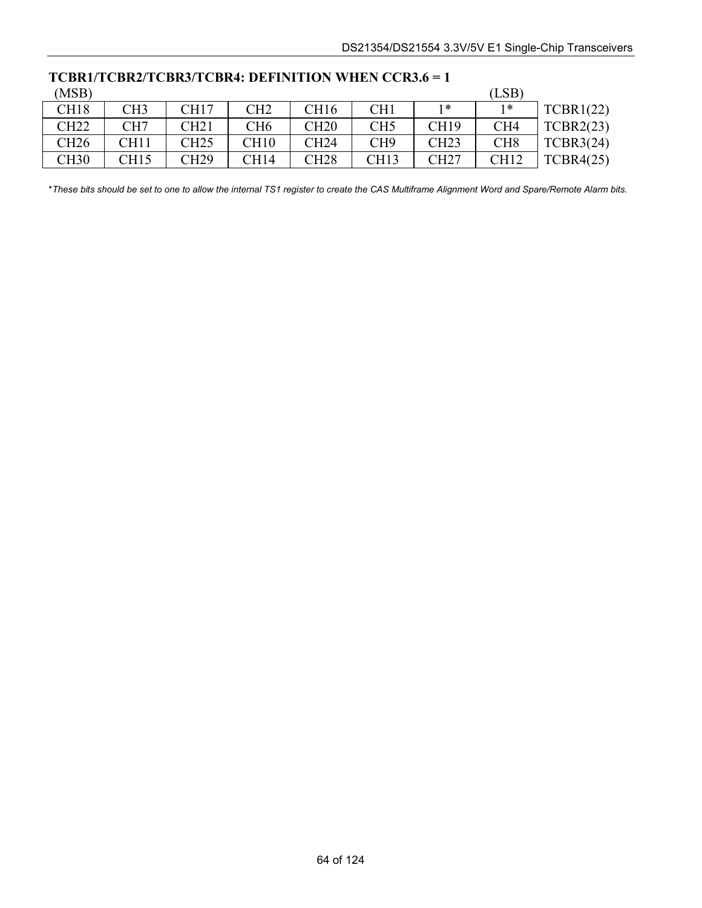### TCBR1/TCBR2/TCBR3/TCBR4: DEFINITION WHEN CCR3.6 = 1

| (MSB) | | | | | | | (LSB) | |
|---|---|---|---|---|---|---|---|---|
| CH18 | CH3 | CH17 | CH2 | CH16 | CH1 | 1* | 1* | TCBR1(22) |
| CH22 | CH7 | CH21 | CH6 | CH20 | CH5 | CH19 | CH4 | TCBR2(23) |
| CH26 | CH11 | CH25 | CH10 | CH24 | CH9 | CH23 | CH8 | TCBR3(24) |
| CH30 | CH15 | CH29 | CH14 | CH28 | CH13 | CH27 | CH12 | TCBR4(25) |

*\*These bits should be set to one to allow the internal TS1 register to create the CAS Multiframe Alignment Word and Spare/Remote Alarm bits.*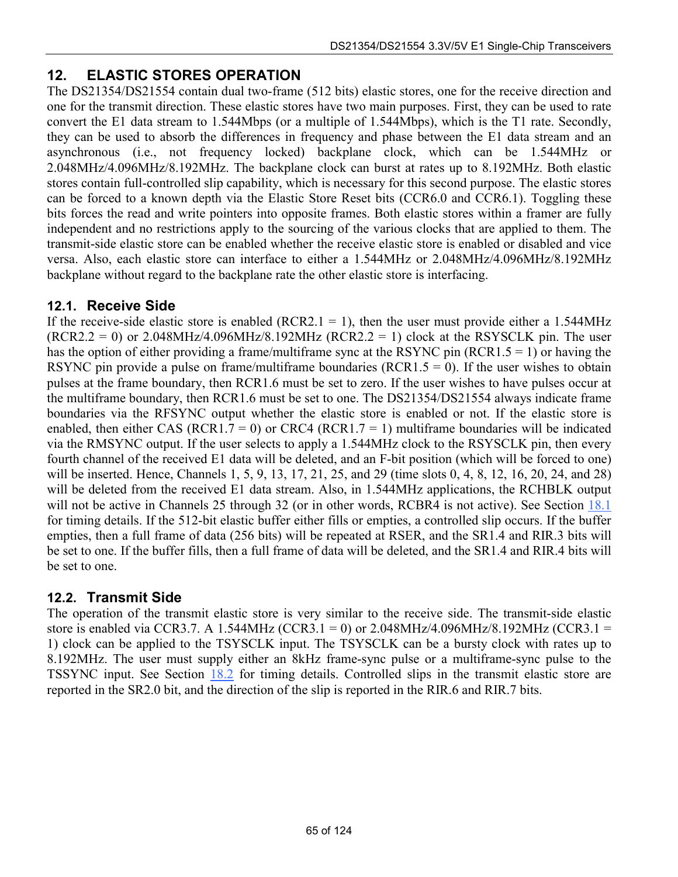## 12. ELASTIC STORES OPERATION

The DS21354/DS21554 contain dual two-frame (512 bits) elastic stores, one for the receive direction and one for the transmit direction. These elastic stores have two main purposes. First, they can be used to rate convert the E1 data stream to 1.544Mbps (or a multiple of 1.544Mbps), which is the T1 rate. Secondly, they can be used to absorb the differences in frequency and phase between the E1 data stream and an asynchronous (i.e., not frequency locked) backplane clock, which can be 1.544MHz or 2.048MHz/4.096MHz/8.192MHz. The backplane clock can burst at rates up to 8.192MHz. Both elastic stores contain full-controlled slip capability, which is necessary for this second purpose. The elastic stores can be forced to a known depth via the Elastic Store Reset bits (CCR6.0 and CCR6.1). Toggling these bits forces the read and write pointers into opposite frames. Both elastic stores within a framer are fully independent and no restrictions apply to the sourcing of the various clocks that are applied to them. The transmit-side elastic store can be enabled whether the receive elastic store is enabled or disabled and vice versa. Also, each elastic store can interface to either a 1.544MHz or 2.048MHz/4.096MHz/8.192MHz backplane without regard to the backplane rate the other elastic store is interfacing.

### 12.1. Receive Side

If the receive-side elastic store is enabled (RCR2.1 = 1), then the user must provide either a 1.544MHz (RCR2.2 = 0) or 2.048MHz/4.096MHz/8.192MHz (RCR2.2 = 1) clock at the RSYSCLK pin. The user has the option of either providing a frame/multiframe sync at the RSYNC pin (RCR1.5 = 1) or having the RSYNC pin provide a pulse on frame/multiframe boundaries (RCR1.5 = 0). If the user wishes to obtain pulses at the frame boundary, then RCR1.6 must be set to zero. If the user wishes to have pulses occur at the multiframe boundary, then RCR1.6 must be set to one. The DS21354/DS21554 always indicate frame boundaries via the RFSYNC output whether the elastic store is enabled or not. If the elastic store is enabled, then either CAS (RCR1.7 = 0) or CRC4 (RCR1.7 = 1) multiframe boundaries will be indicated via the RMSYNC output. If the user selects to apply a 1.544MHz clock to the RSYSCLK pin, then every fourth channel of the received E1 data will be deleted, and an F-bit position (which will be forced to one) will be inserted. Hence, Channels 1, 5, 9, 13, 17, 21, 25, and 29 (time slots 0, 4, 8, 12, 16, 20, 24, and 28) will be deleted from the received E1 data stream. Also, in 1.544MHz applications, the RCHBLK output will not be active in Channels 25 through 32 (or in other words, RCBR4 is not active). See Section 18.1 for timing details. If the 512-bit elastic buffer either fills or empties, a controlled slip occurs. If the buffer empties, then a full frame of data (256 bits) will be repeated at RSER, and the SR1.4 and RIR.3 bits will be set to one. If the buffer fills, then a full frame of data will be deleted, and the SR1.4 and RIR.4 bits will be set to one.

### 12.2. Transmit Side

The operation of the transmit elastic store is very similar to the receive side. The transmit-side elastic store is enabled via CCR3.7. A 1.544MHz (CCR3.1 = 0) or 2.048MHz/4.096MHz/8.192MHz (CCR3.1 = 1) clock can be applied to the TSYSCLK input. The TSYSCLK can be a bursty clock with rates up to 8.192MHz. The user must supply either an 8kHz frame-sync pulse or a multiframe-sync pulse to the TSSYNC input. See Section 18.2 for timing details. Controlled slips in the transmit elastic store are reported in the SR2.0 bit, and the direction of the slip is reported in the RIR.6 and RIR.7 bits.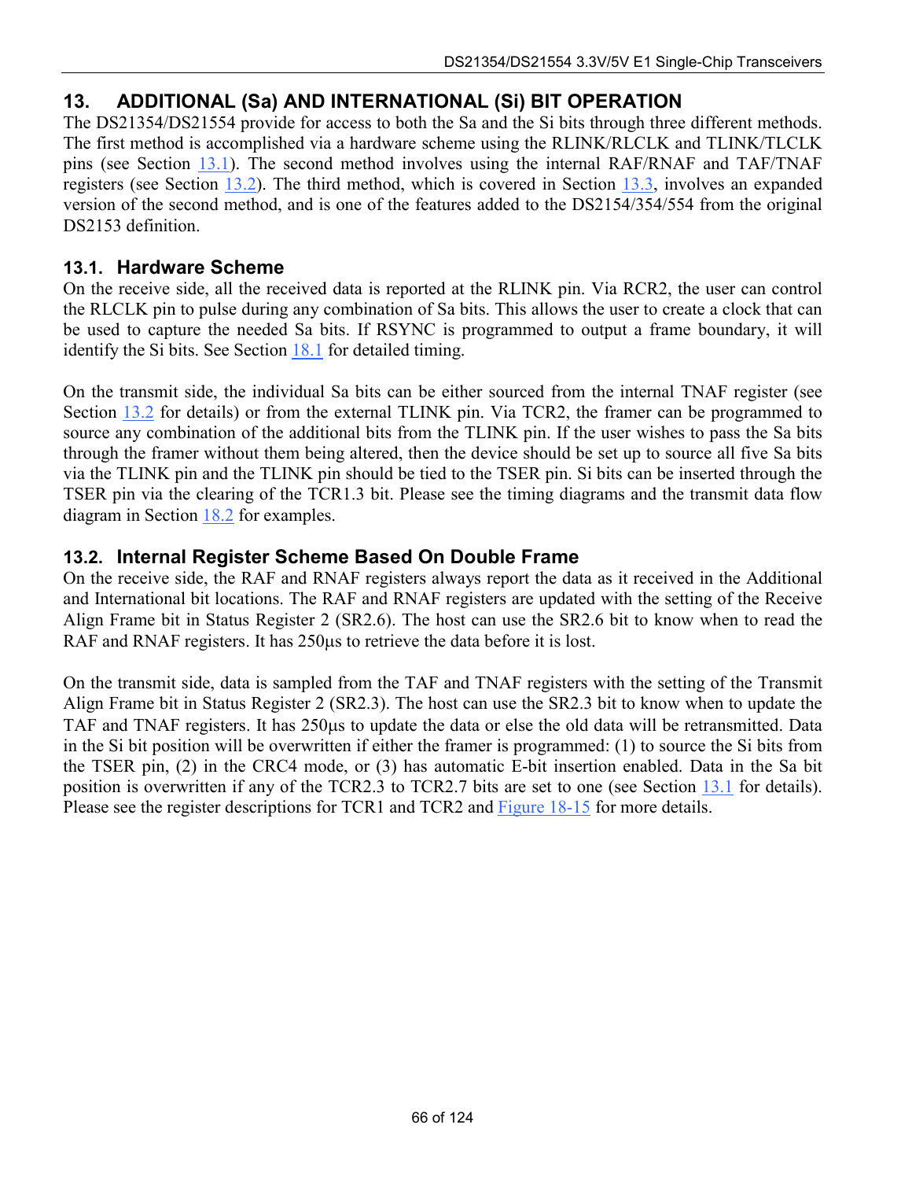## 13. ADDITIONAL (Sa) AND INTERNATIONAL (Si) BIT OPERATION

The DS21354/DS21554 provide for access to both the Sa and the Si bits through three different methods. The first method is accomplished via a hardware scheme using the RLINK/RLCLK and TLINK/TLCLK pins (see Section 13.1). The second method involves using the internal RAF/RNAF and TAF/TNAF registers (see Section 13.2). The third method, which is covered in Section 13.3, involves an expanded version of the second method, and is one of the features added to the DS2154/354/554 from the original DS2153 definition.

### 13.1. Hardware Scheme

On the receive side, all the received data is reported at the RLINK pin. Via RCR2, the user can control the RLCLK pin to pulse during any combination of Sa bits. This allows the user to create a clock that can be used to capture the needed Sa bits. If RSYNC is programmed to output a frame boundary, it will identify the Si bits. See Section 18.1 for detailed timing.

On the transmit side, the individual Sa bits can be either sourced from the internal TNAF register (see Section 13.2 for details) or from the external TLINK pin. Via TCR2, the framer can be programmed to source any combination of the additional bits from the TLINK pin. If the user wishes to pass the Sa bits through the framer without them being altered, then the device should be set up to source all five Sa bits via the TLINK pin and the TLINK pin should be tied to the TSER pin. Si bits can be inserted through the TSER pin via the clearing of the TCR1.3 bit. Please see the timing diagrams and the transmit data flow diagram in Section 18.2 for examples.

### 13.2. Internal Register Scheme Based On Double Frame

On the receive side, the RAF and RNAF registers always report the data as it received in the Additional and International bit locations. The RAF and RNAF registers are updated with the setting of the Receive Align Frame bit in Status Register 2 (SR2.6). The host can use the SR2.6 bit to know when to read the RAF and RNAF registers. It has 250µs to retrieve the data before it is lost.

On the transmit side, data is sampled from the TAF and TNAF registers with the setting of the Transmit Align Frame bit in Status Register 2 (SR2.3). The host can use the SR2.3 bit to know when to update the TAF and TNAF registers. It has 250µs to update the data or else the old data will be retransmitted. Data in the Si bit position will be overwritten if either the framer is programmed: (1) to source the Si bits from the TSER pin, (2) in the CRC4 mode, or (3) has automatic E-bit insertion enabled. Data in the Sa bit position is overwritten if any of the TCR2.3 to TCR2.7 bits are set to one (see Section 13.1 for details). Please see the register descriptions for TCR1 and TCR2 and Figure 18-15 for more details.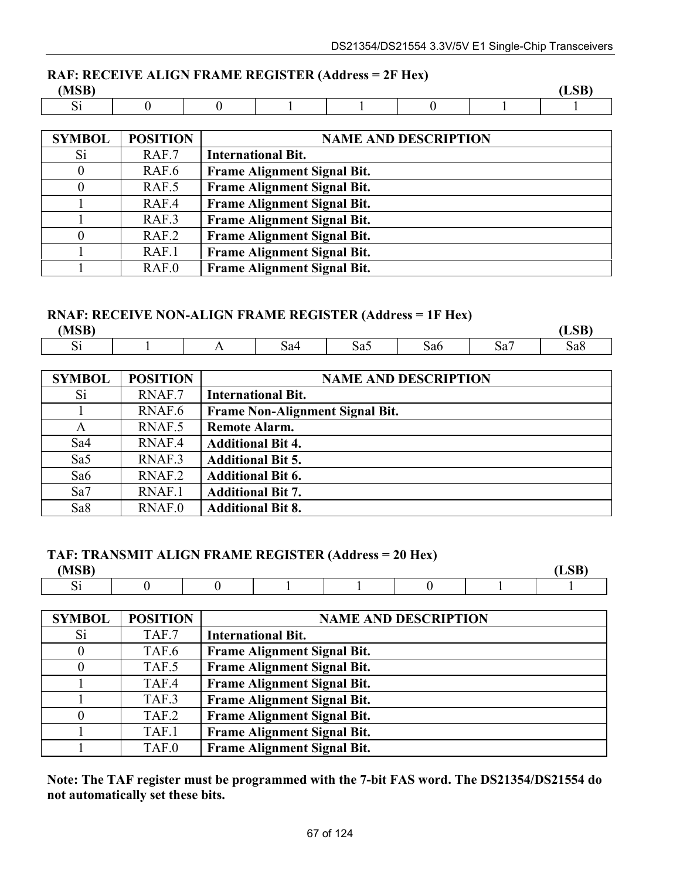### RAF: RECEIVE ALIGN FRAME REGISTER (Address = 2F Hex)

| (MSB) | | | | | | | (LSB) |
|---|---|---|---|---|---|---|---|
| Si | 0 | 0 | 1 | 1 | 0 | 1 | 1 |

| SYMBOL | POSITION | NAME AND DESCRIPTION |
|---|---|---|
| Si | RAF.7 | **International Bit.** |
| 0 | RAF.6 | **Frame Alignment Signal Bit.** |
| 0 | RAF.5 | **Frame Alignment Signal Bit.** |
| 1 | RAF.4 | **Frame Alignment Signal Bit.** |
| 1 | RAF.3 | **Frame Alignment Signal Bit.** |
| 0 | RAF.2 | **Frame Alignment Signal Bit.** |
| 1 | RAF.1 | **Frame Alignment Signal Bit.** |
| 1 | RAF.0 | **Frame Alignment Signal Bit.** |

### RNAF: RECEIVE NON-ALIGN FRAME REGISTER (Address = 1F Hex)

| (MSB) | | | | | | | (LSB) |
|---|---|---|---|---|---|---|---|
| Si | 1 | A | Sa4 | Sa5 | Sa6 | Sa7 | Sa8 |

| SYMBOL | POSITION | NAME AND DESCRIPTION |
|---|---|---|
| Si | RNAF.7 | **International Bit.** |
| 1 | RNAF.6 | **Frame Non-Alignment Signal Bit.** |
| A | RNAF.5 | **Remote Alarm.** |
| Sa4 | RNAF.4 | **Additional Bit 4.** |
| Sa5 | RNAF.3 | **Additional Bit 5.** |
| Sa6 | RNAF.2 | **Additional Bit 6.** |
| Sa7 | RNAF.1 | **Additional Bit 7.** |
| Sa8 | RNAF.0 | **Additional Bit 8.** |

### TAF: TRANSMIT ALIGN FRAME REGISTER (Address = 20 Hex)

| (MSB) | | | | | | | (LSB) |
|---|---|---|---|---|---|---|---|
| Si | 0 | 0 | 1 | 1 | 0 | 1 | 1 |

| SYMBOL | POSITION | NAME AND DESCRIPTION |
|---|---|---|
| Si | TAF.7 | **International Bit.** |
| 0 | TAF.6 | **Frame Alignment Signal Bit.** |
| 0 | TAF.5 | **Frame Alignment Signal Bit.** |
| 1 | TAF.4 | **Frame Alignment Signal Bit.** |
| 1 | TAF.3 | **Frame Alignment Signal Bit.** |
| 0 | TAF.2 | **Frame Alignment Signal Bit.** |
| 1 | TAF.1 | **Frame Alignment Signal Bit.** |
| 1 | TAF.0 | **Frame Alignment Signal Bit.** |

**Note: The TAF register must be programmed with the 7-bit FAS word. The DS21354/DS21554 do not automatically set these bits.**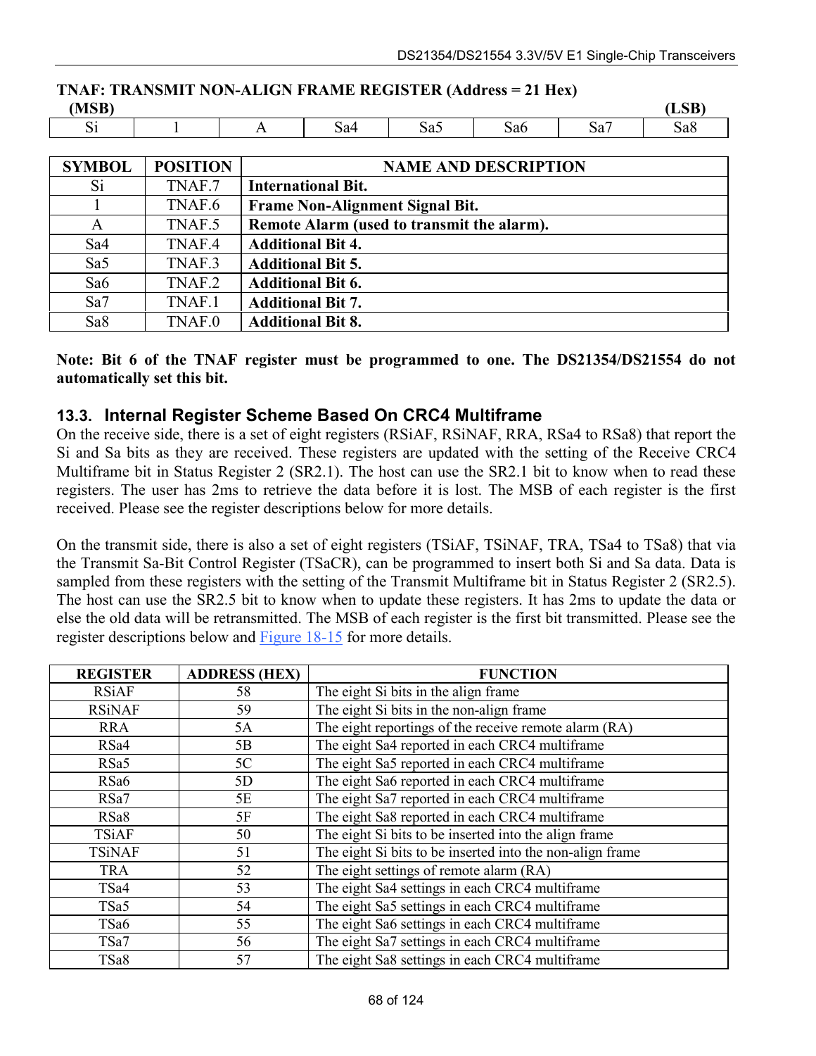**TNAF: TRANSMIT NON-ALIGN FRAME REGISTER (Address = 21 Hex)**

| (MSB) | | | | | | | (LSB) |
|---|---|---|---|---|---|---|---|
| Si | 1 | A | Sa4 | Sa5 | Sa6 | Sa7 | Sa8 |

| SYMBOL | POSITION | NAME AND DESCRIPTION |
|---|---|---|
| Si | TNAF.7 | **International Bit.** |
| 1 | TNAF.6 | **Frame Non-Alignment Signal Bit.** |
| A | TNAF.5 | **Remote Alarm (used to transmit the alarm).** |
| Sa4 | TNAF.4 | **Additional Bit 4.** |
| Sa5 | TNAF.3 | **Additional Bit 5.** |
| Sa6 | TNAF.2 | **Additional Bit 6.** |
| Sa7 | TNAF.1 | **Additional Bit 7.** |
| Sa8 | TNAF.0 | **Additional Bit 8.** |

**Note: Bit 6 of the TNAF register must be programmed to one. The DS21354/DS21554 do not automatically set this bit.**

## 13.3. Internal Register Scheme Based On CRC4 Multiframe

On the receive side, there is a set of eight registers (RSiAF, RSiNAF, RRA, RSa4 to RSa8) that report the Si and Sa bits as they are received. These registers are updated with the setting of the Receive CRC4 Multiframe bit in Status Register 2 (SR2.1). The host can use the SR2.1 bit to know when to read these registers. The user has 2ms to retrieve the data before it is lost. The MSB of each register is the first received. Please see the register descriptions below for more details.

On the transmit side, there is also a set of eight registers (TSiAF, TSiNAF, TRA, TSa4 to TSa8) that via the Transmit Sa-Bit Control Register (TSaCR), can be programmed to insert both Si and Sa data. Data is sampled from these registers with the setting of the Transmit Multiframe bit in Status Register 2 (SR2.5). The host can use the SR2.5 bit to know when to update these registers. It has 2ms to update the data or else the old data will be retransmitted. The MSB of each register is the first bit transmitted. Please see the register descriptions below and Figure 18-15 for more details.

| REGISTER | ADDRESS (HEX) | FUNCTION |
|---|---|---|
| RSiAF | 58 | The eight Si bits in the align frame |
| RSiNAF | 59 | The eight Si bits in the non-align frame |
| RRA | 5A | The eight reportings of the receive remote alarm (RA) |
| RSa4 | 5B | The eight Sa4 reported in each CRC4 multiframe |
| RSa5 | 5C | The eight Sa5 reported in each CRC4 multiframe |
| RSa6 | 5D | The eight Sa6 reported in each CRC4 multiframe |
| RSa7 | 5E | The eight Sa7 reported in each CRC4 multiframe |
| RSa8 | 5F | The eight Sa8 reported in each CRC4 multiframe |
| TSiAF | 50 | The eight Si bits to be inserted into the align frame |
| TSiNAF | 51 | The eight Si bits to be inserted into the non-align frame |
| TRA | 52 | The eight settings of remote alarm (RA) |
| TSa4 | 53 | The eight Sa4 settings in each CRC4 multiframe |
| TSa5 | 54 | The eight Sa5 settings in each CRC4 multiframe |
| TSa6 | 55 | The eight Sa6 settings in each CRC4 multiframe |
| TSa7 | 56 | The eight Sa7 settings in each CRC4 multiframe |
| TSa8 | 57 | The eight Sa8 settings in each CRC4 multiframe |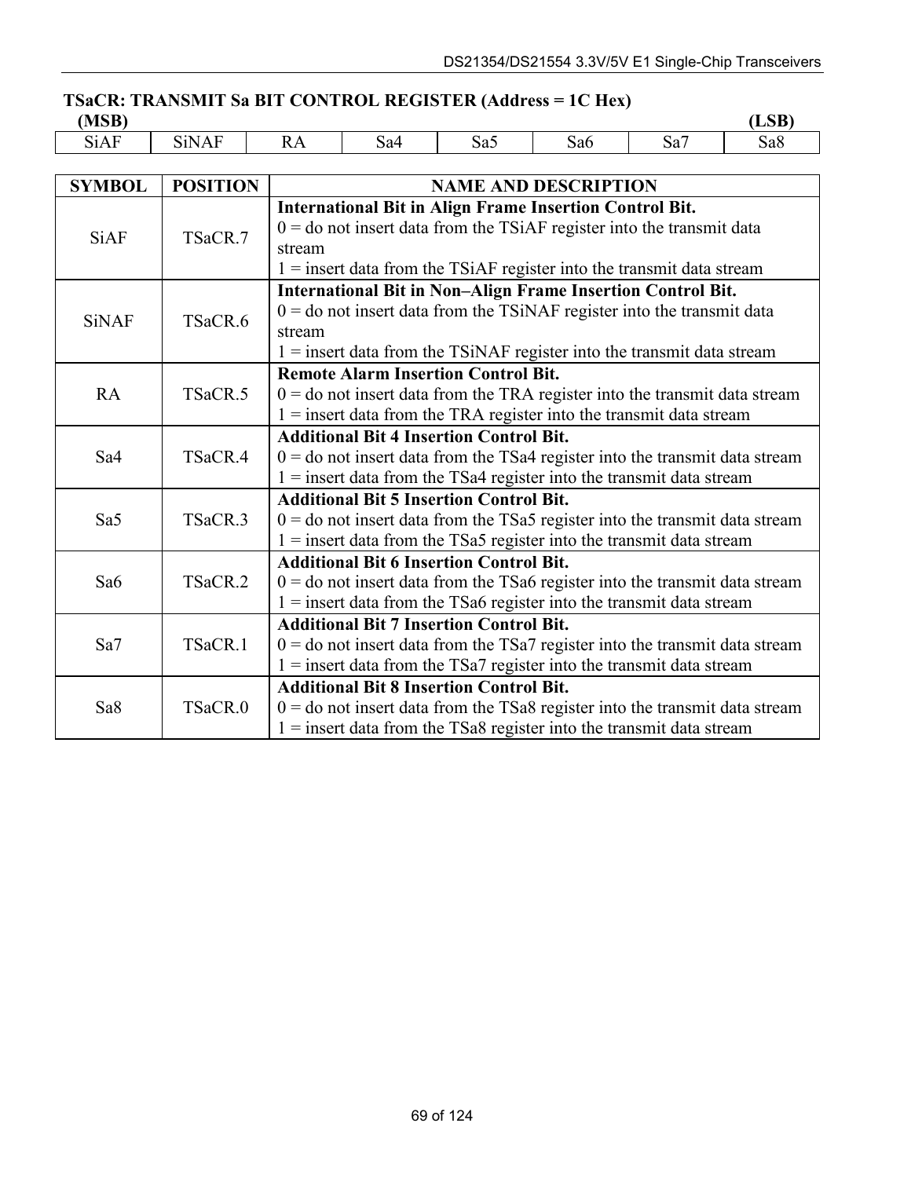**TSaCR: TRANSMIT Sa BIT CONTROL REGISTER (Address = 1C Hex)**

| (MSB) | | | | | | | (LSB) |
|---|---|---|---|---|---|---|---|
| SiAF | SiNAF | RA | Sa4 | Sa5 | Sa6 | Sa7 | Sa8 |

| SYMBOL | POSITION | NAME AND DESCRIPTION |
|---|---|---|
| SiAF | TSaCR.7 | **International Bit in Align Frame Insertion Control Bit.**<br>0 = do not insert data from the TSiAF register into the transmit data stream<br>1 = insert data from the TSiAF register into the transmit data stream |
| SiNAF | TSaCR.6 | **International Bit in Non–Align Frame Insertion Control Bit.**<br>0 = do not insert data from the TSiNAF register into the transmit data stream<br>1 = insert data from the TSiNAF register into the transmit data stream |
| RA | TSaCR.5 | **Remote Alarm Insertion Control Bit.**<br>0 = do not insert data from the TRA register into the transmit data stream<br>1 = insert data from the TRA register into the transmit data stream |
| Sa4 | TSaCR.4 | **Additional Bit 4 Insertion Control Bit.**<br>0 = do not insert data from the TSa4 register into the transmit data stream<br>1 = insert data from the TSa4 register into the transmit data stream |
| Sa5 | TSaCR.3 | **Additional Bit 5 Insertion Control Bit.**<br>0 = do not insert data from the TSa5 register into the transmit data stream<br>1 = insert data from the TSa5 register into the transmit data stream |
| Sa6 | TSaCR.2 | **Additional Bit 6 Insertion Control Bit.**<br>0 = do not insert data from the TSa6 register into the transmit data stream<br>1 = insert data from the TSa6 register into the transmit data stream |
| Sa7 | TSaCR.1 | **Additional Bit 7 Insertion Control Bit.**<br>0 = do not insert data from the TSa7 register into the transmit data stream<br>1 = insert data from the TSa7 register into the transmit data stream |
| Sa8 | TSaCR.0 | **Additional Bit 8 Insertion Control Bit.**<br>0 = do not insert data from the TSa8 register into the transmit data stream<br>1 = insert data from the TSa8 register into the transmit data stream |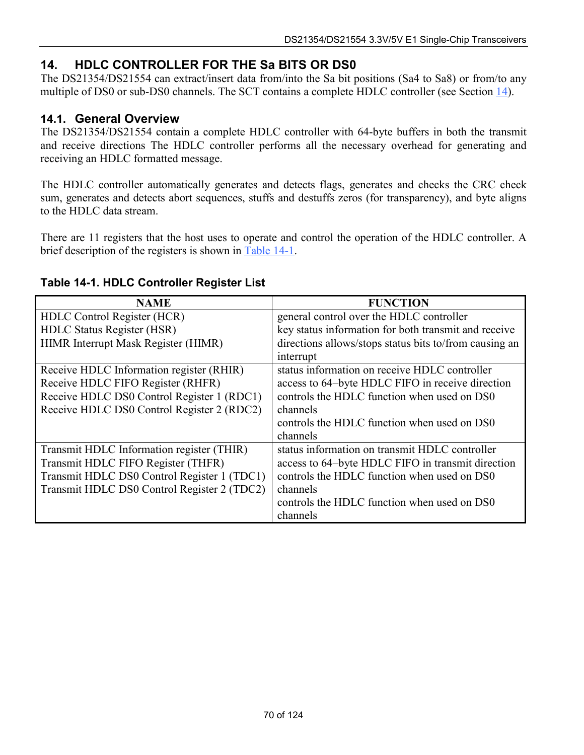## 14. HDLC CONTROLLER FOR THE Sa BITS OR DS0

The DS21354/DS21554 can extract/insert data from/into the Sa bit positions (Sa4 to Sa8) or from/to any multiple of DS0 or sub-DS0 channels. The SCT contains a complete HDLC controller (see Section 14).

### 14.1. General Overview

The DS21354/DS21554 contain a complete HDLC controller with 64-byte buffers in both the transmit and receive directions The HDLC controller performs all the necessary overhead for generating and receiving an HDLC formatted message.

The HDLC controller automatically generates and detects flags, generates and checks the CRC check sum, generates and detects abort sequences, stuffs and destuffs zeros (for transparency), and byte aligns to the HDLC data stream.

There are 11 registers that the host uses to operate and control the operation of the HDLC controller. A brief description of the registers is shown in Table 14-1.

**Table 14-1. HDLC Controller Register List**

| NAME | FUNCTION |
|---|---|
| HDLC Control Register (HCR) | general control over the HDLC controller |
| HDLC Status Register (HSR) | key status information for both transmit and receive directions |
| HIMR Interrupt Mask Register (HIMR) | allows/stops status bits to/from causing an interrupt |
| Receive HDLC Information register (RHIR) | status information on receive HDLC controller |
| Receive HDLC FIFO Register (RHFR) | access to 64–byte HDLC FIFO in receive direction |
| Receive HDLC DS0 Control Register 1 (RDC1) | controls the HDLC function when used on DS0 channels |
| Receive HDLC DS0 Control Register 2 (RDC2) | controls the HDLC function when used on DS0 channels |
| Transmit HDLC Information register (THIR) | status information on transmit HDLC controller |
| Transmit HDLC FIFO Register (THFR) | access to 64–byte HDLC FIFO in transmit direction |
| Transmit HDLC DS0 Control Register 1 (TDC1) | controls the HDLC function when used on DS0 channels |
| Transmit HDLC DS0 Control Register 2 (TDC2) | controls the HDLC function when used on DS0 channels |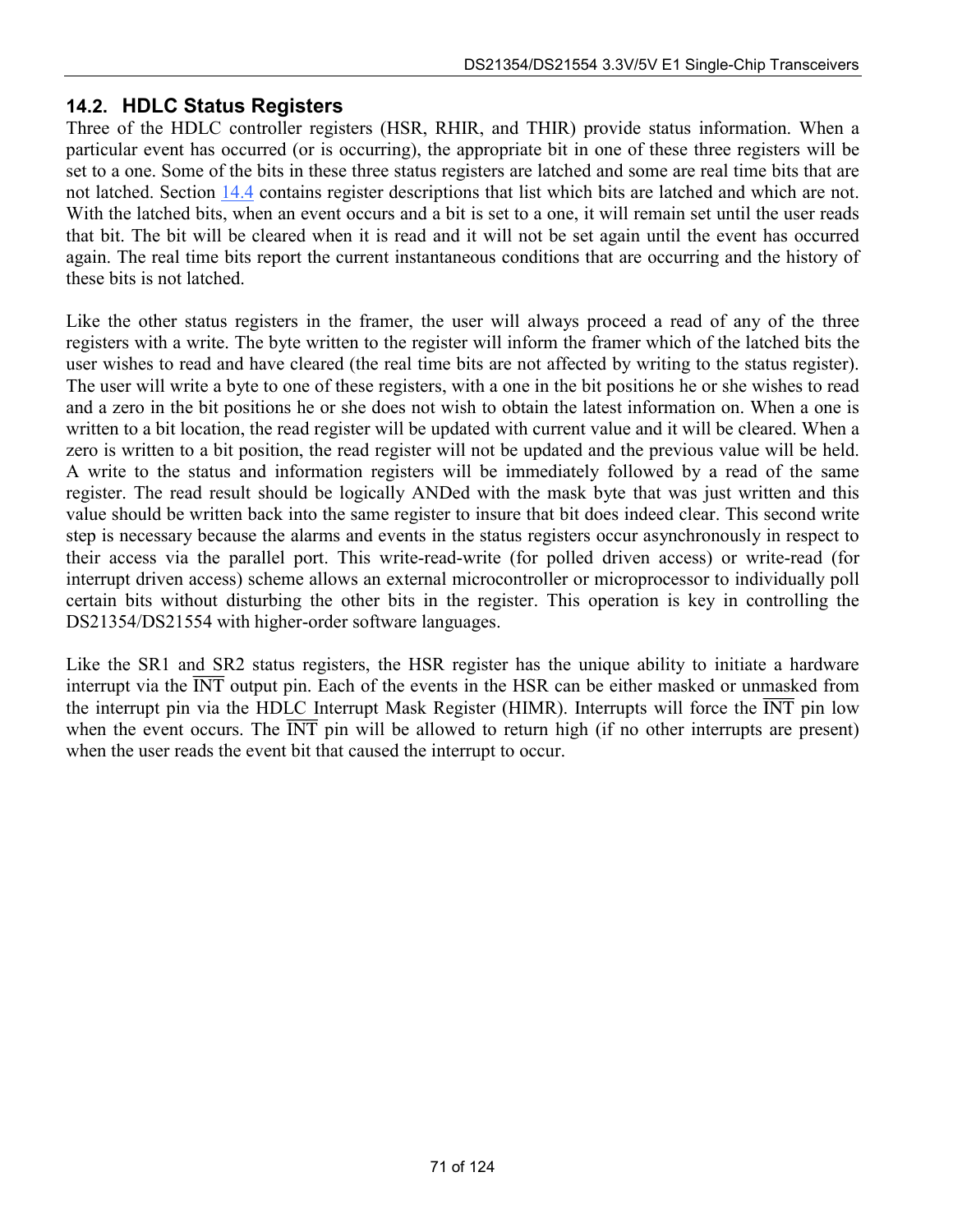## 14.2. HDLC Status Registers

Three of the HDLC controller registers (HSR, RHIR, and THIR) provide status information. When a particular event has occurred (or is occurring), the appropriate bit in one of these three registers will be set to a one. Some of the bits in these three status registers are latched and some are real time bits that are not latched. Section 14.4 contains register descriptions that list which bits are latched and which are not. With the latched bits, when an event occurs and a bit is set to a one, it will remain set until the user reads that bit. The bit will be cleared when it is read and it will not be set again until the event has occurred again. The real time bits report the current instantaneous conditions that are occurring and the history of these bits is not latched.

Like the other status registers in the framer, the user will always proceed a read of any of the three registers with a write. The byte written to the register will inform the framer which of the latched bits the user wishes to read and have cleared (the real time bits are not affected by writing to the status register). The user will write a byte to one of these registers, with a one in the bit positions he or she wishes to read and a zero in the bit positions he or she does not wish to obtain the latest information on. When a one is written to a bit location, the read register will be updated with current value and it will be cleared. When a zero is written to a bit position, the read register will not be updated and the previous value will be held. A write to the status and information registers will be immediately followed by a read of the same register. The read result should be logically ANDed with the mask byte that was just written and this value should be written back into the same register to insure that bit does indeed clear. This second write step is necessary because the alarms and events in the status registers occur asynchronously in respect to their access via the parallel port. This write-read-write (for polled driven access) or write-read (for interrupt driven access) scheme allows an external microcontroller or microprocessor to individually poll certain bits without disturbing the other bits in the register. This operation is key in controlling the DS21354/DS21554 with higher-order software languages.

Like the SR1 and SR2 status registers, the HSR register has the unique ability to initiate a hardware interrupt via the $\overline{\text{INT}}$ output pin. Each of the events in the HSR can be either masked or unmasked from the interrupt pin via the HDLC Interrupt Mask Register (HIMR). Interrupts will force the $\overline{\text{INT}}$ pin low when the event occurs. The $\overline{\text{INT}}$ pin will be allowed to return high (if no other interrupts are present) when the user reads the event bit that caused the interrupt to occur.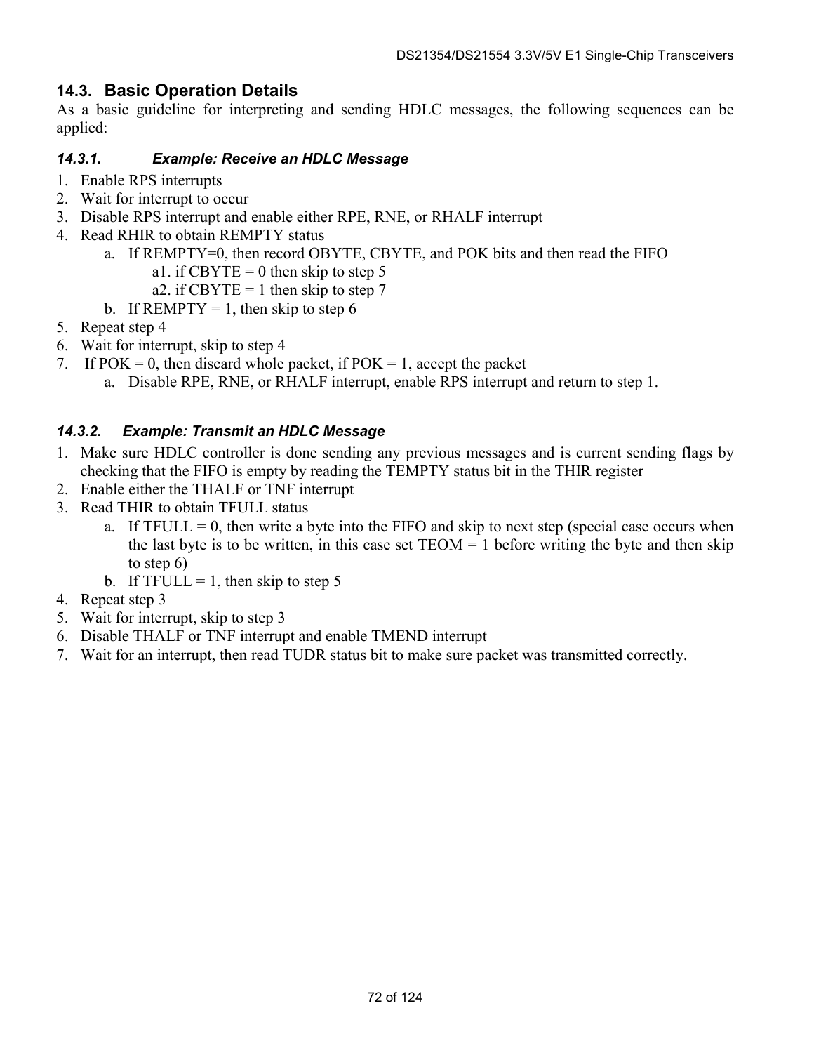## 14.3. Basic Operation Details

As a basic guideline for interpreting and sending HDLC messages, the following sequences can be applied:

### *14.3.1. Example: Receive an HDLC Message*

1. Enable RPS interrupts
2. Wait for interrupt to occur
3. Disable RPS interrupt and enable either RPE, RNE, or RHALF interrupt
4. Read RHIR to obtain REMPTY status
   a. If REMPTY=0, then record OBYTE, CBYTE, and POK bits and then read the FIFO
      a1. if CBYTE = 0 then skip to step 5
      a2. if CBYTE = 1 then skip to step 7
   b. If REMPTY = 1, then skip to step 6
5. Repeat step 4
6. Wait for interrupt, skip to step 4
7. If POK = 0, then discard whole packet, if POK = 1, accept the packet
   a. Disable RPE, RNE, or RHALF interrupt, enable RPS interrupt and return to step 1.

### *14.3.2. Example: Transmit an HDLC Message*

1. Make sure HDLC controller is done sending any previous messages and is current sending flags by checking that the FIFO is empty by reading the TEMPTY status bit in the THIR register
2. Enable either the THALF or TNF interrupt
3. Read THIR to obtain TFULL status
   a. If TFULL = 0, then write a byte into the FIFO and skip to next step (special case occurs when the last byte is to be written, in this case set TEOM = 1 before writing the byte and then skip to step 6)
   b. If TFULL = 1, then skip to step 5
4. Repeat step 3
5. Wait for interrupt, skip to step 3
6. Disable THALF or TNF interrupt and enable TMEND interrupt
7. Wait for an interrupt, then read TUDR status bit to make sure packet was transmitted correctly.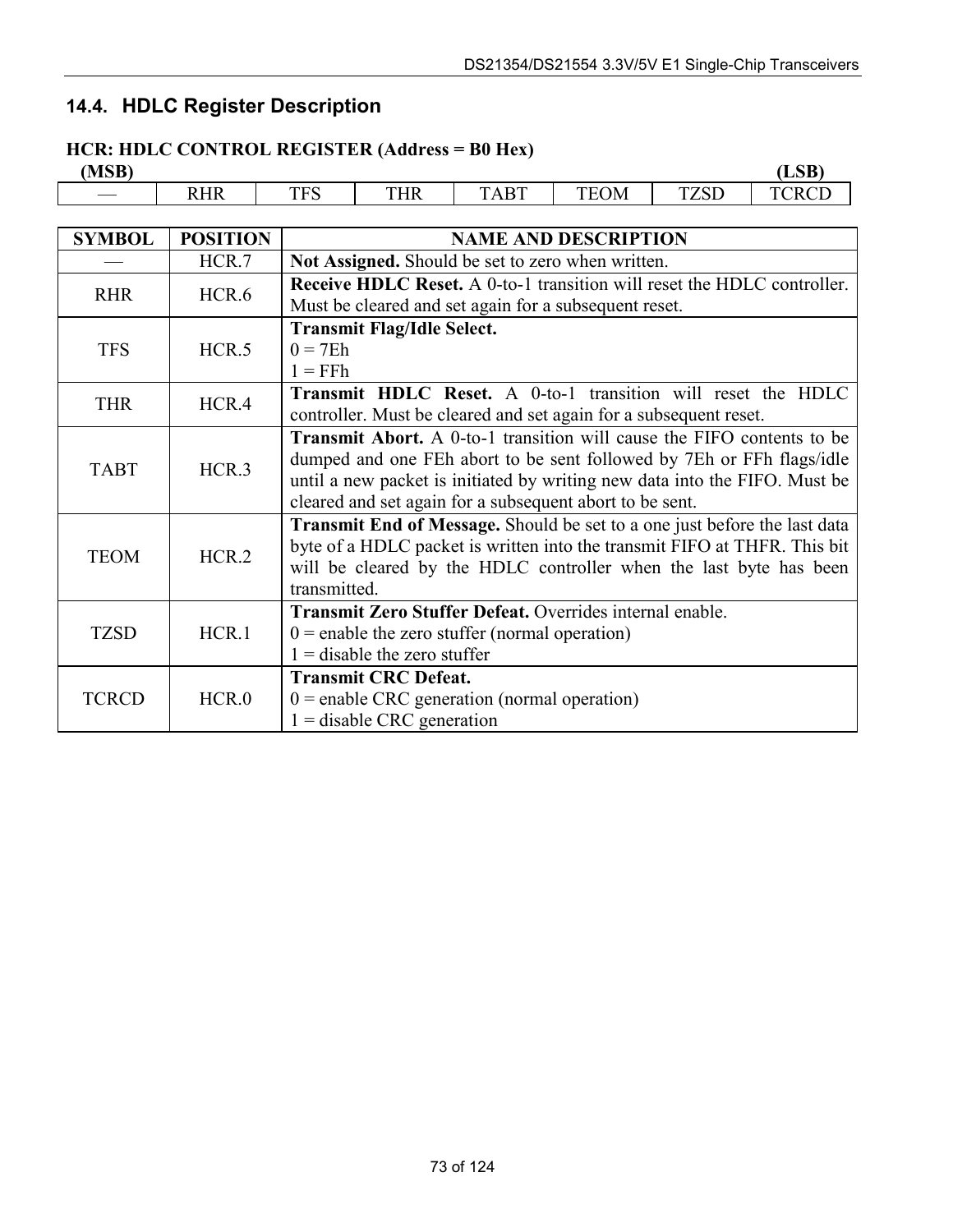## 14.4. HDLC Register Description

**HCR: HDLC CONTROL REGISTER (Address = B0 Hex)**

| (MSB) | | | | | | | (LSB) |
|---|---|---|---|---|---|---|---|
| — | RHR | TFS | THR | TABT | TEOM | TZSD | TCRCD |

| SYMBOL | POSITION | NAME AND DESCRIPTION |
|---|---|---|
| — | HCR.7 | **Not Assigned.** Should be set to zero when written. |
| RHR | HCR.6 | **Receive HDLC Reset.** A 0-to-1 transition will reset the HDLC controller. Must be cleared and set again for a subsequent reset. |
| TFS | HCR.5 | **Transmit Flag/Idle Select.**<br>0 = 7Eh<br>1 = FFh |
| THR | HCR.4 | **Transmit HDLC Reset.** A 0-to-1 transition will reset the HDLC controller. Must be cleared and set again for a subsequent reset. |
| TABT | HCR.3 | **Transmit Abort.** A 0-to-1 transition will cause the FIFO contents to be dumped and one FEh abort to be sent followed by 7Eh or FFh flags/idle until a new packet is initiated by writing new data into the FIFO. Must be cleared and set again for a subsequent abort to be sent. |
| TEOM | HCR.2 | **Transmit End of Message.** Should be set to a one just before the last data byte of a HDLC packet is written into the transmit FIFO at THFR. This bit will be cleared by the HDLC controller when the last byte has been transmitted. |
| TZSD | HCR.1 | **Transmit Zero Stuffer Defeat.** Overrides internal enable.<br>0 = enable the zero stuffer (normal operation)<br>1 = disable the zero stuffer |
| TCRCD | HCR.0 | **Transmit CRC Defeat.**<br>0 = enable CRC generation (normal operation)<br>1 = disable CRC generation |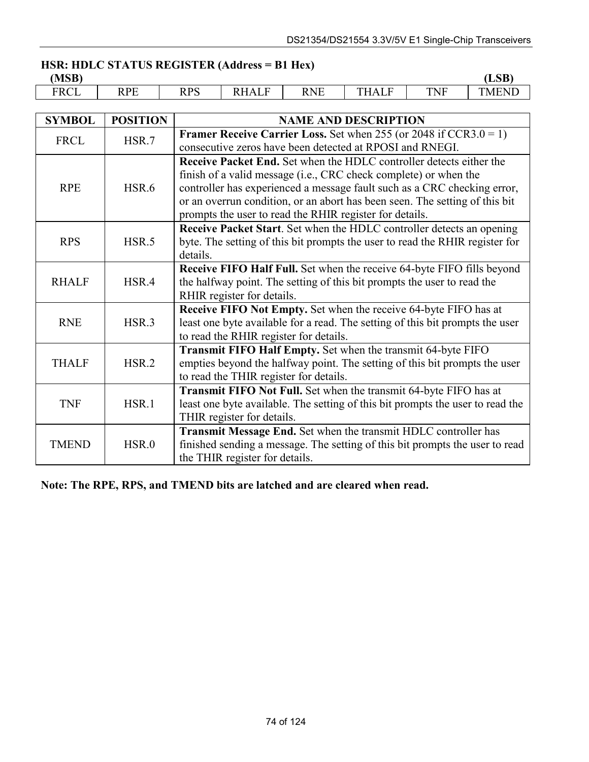## HSR: HDLC STATUS REGISTER (Address = B1 Hex)

| (MSB) | | | | | | | (LSB) |
|---|---|---|---|---|---|---|---|
| FRCL | RPE | RPS | RHALF | RNE | THALF | TNF | TMEND |

| SYMBOL | POSITION | NAME AND DESCRIPTION |
|---|---|---|
| FRCL | HSR.7 | **Framer Receive Carrier Loss.** Set when 255 (or 2048 if CCR3.0 = 1) consecutive zeros have been detected at RPOSI and RNEGI. |
| RPE | HSR.6 | **Receive Packet End.** Set when the HDLC controller detects either the finish of a valid message (i.e., CRC check complete) or when the controller has experienced a message fault such as a CRC checking error, or an overrun condition, or an abort has been seen. The setting of this bit prompts the user to read the RHIR register for details. |
| RPS | HSR.5 | **Receive Packet Start**. Set when the HDLC controller detects an opening byte. The setting of this bit prompts the user to read the RHIR register for details. |
| RHALF | HSR.4 | **Receive FIFO Half Full.** Set when the receive 64-byte FIFO fills beyond the halfway point. The setting of this bit prompts the user to read the RHIR register for details. |
| RNE | HSR.3 | **Receive FIFO Not Empty.** Set when the receive 64-byte FIFO has at least one byte available for a read. The setting of this bit prompts the user to read the RHIR register for details. |
| THALF | HSR.2 | **Transmit FIFO Half Empty.** Set when the transmit 64-byte FIFO empties beyond the halfway point. The setting of this bit prompts the user to read the THIR register for details. |
| TNF | HSR.1 | **Transmit FIFO Not Full.** Set when the transmit 64-byte FIFO has at least one byte available. The setting of this bit prompts the user to read the THIR register for details. |
| TMEND | HSR.0 | **Transmit Message End.** Set when the transmit HDLC controller has finished sending a message. The setting of this bit prompts the user to read the THIR register for details. |

**Note: The RPE, RPS, and TMEND bits are latched and are cleared when read.**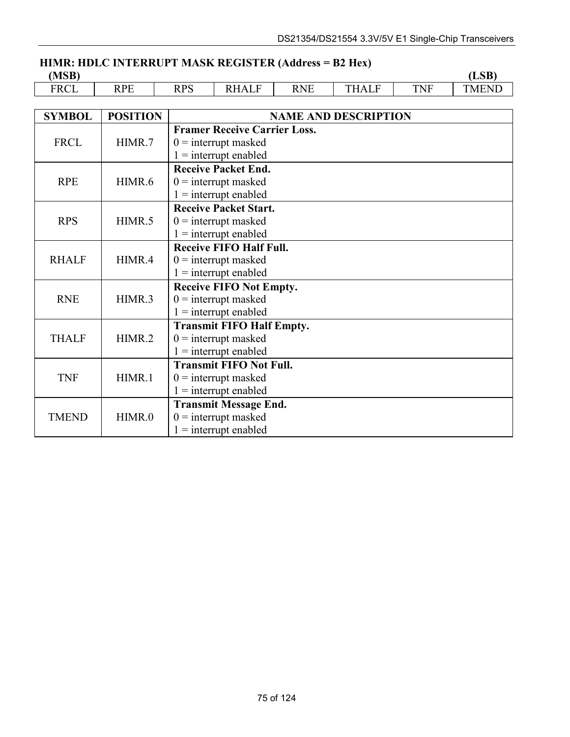### HIMR: HDLC INTERRUPT MASK REGISTER (Address = B2 Hex)

| (MSB) | | | | | | | (LSB) |
|---|---|---|---|---|---|---|---|
| FRCL | RPE | RPS | RHALF | RNE | THALF | TNF | TMEND |

| SYMBOL | POSITION | NAME AND DESCRIPTION |
|---|---|---|
| FRCL | HIMR.7 | **Framer Receive Carrier Loss.**<br>0 = interrupt masked<br>1 = interrupt enabled |
| RPE | HIMR.6 | **Receive Packet End.**<br>0 = interrupt masked<br>1 = interrupt enabled |
| RPS | HIMR.5 | **Receive Packet Start.**<br>0 = interrupt masked<br>1 = interrupt enabled |
| RHALF | HIMR.4 | **Receive FIFO Half Full.**<br>0 = interrupt masked<br>1 = interrupt enabled |
| RNE | HIMR.3 | **Receive FIFO Not Empty.**<br>0 = interrupt masked<br>1 = interrupt enabled |
| THALF | HIMR.2 | **Transmit FIFO Half Empty.**<br>0 = interrupt masked<br>1 = interrupt enabled |
| TNF | HIMR.1 | **Transmit FIFO Not Full.**<br>0 = interrupt masked<br>1 = interrupt enabled |
| TMEND | HIMR.0 | **Transmit Message End.**<br>0 = interrupt masked<br>1 = interrupt enabled |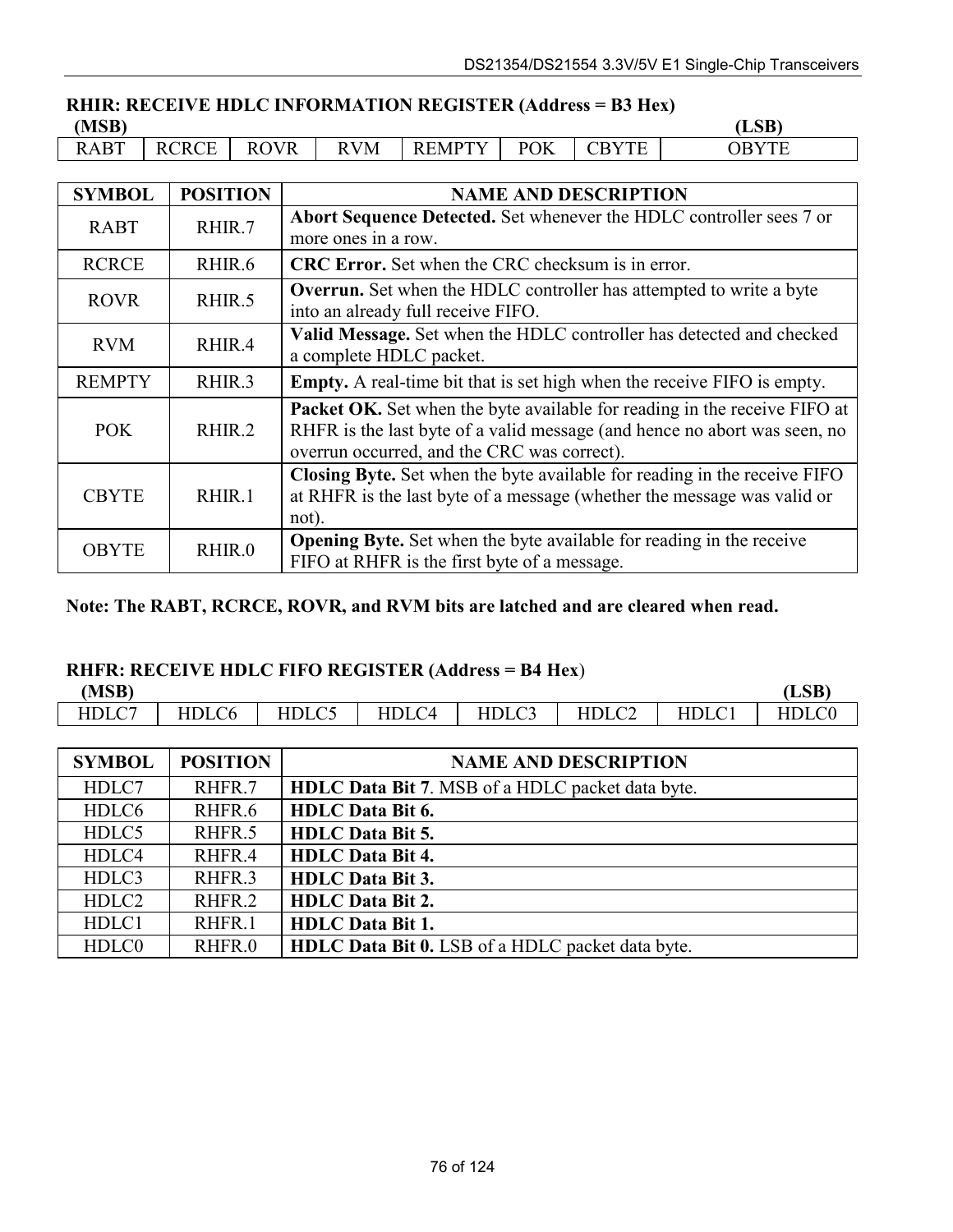### RHIR: RECEIVE HDLC INFORMATION REGISTER (Address = B3 Hex)

| (MSB) | | | | | | | (LSB) |
|---|---|---|---|---|---|---|---|
| RABT | RCRCE | ROVR | RVM | REMPTY | POK | CBYTE | OBYTE |

| SYMBOL | POSITION | NAME AND DESCRIPTION |
|---|---|---|
| RABT | RHIR.7 | **Abort Sequence Detected.** Set whenever the HDLC controller sees 7 or more ones in a row. |
| RCRCE | RHIR.6 | **CRC Error.** Set when the CRC checksum is in error. |
| ROVR | RHIR.5 | **Overrun.** Set when the HDLC controller has attempted to write a byte into an already full receive FIFO. |
| RVM | RHIR.4 | **Valid Message.** Set when the HDLC controller has detected and checked a complete HDLC packet. |
| REMPTY | RHIR.3 | **Empty.** A real-time bit that is set high when the receive FIFO is empty. |
| POK | RHIR.2 | **Packet OK.** Set when the byte available for reading in the receive FIFO at RHFR is the last byte of a valid message (and hence no abort was seen, no overrun occurred, and the CRC was correct). |
| CBYTE | RHIR.1 | **Closing Byte.** Set when the byte available for reading in the receive FIFO at RHFR is the last byte of a message (whether the message was valid or not). |
| OBYTE | RHIR.0 | **Opening Byte.** Set when the byte available for reading in the receive FIFO at RHFR is the first byte of a message. |

**Note: The RABT, RCRCE, ROVR, and RVM bits are latched and are cleared when read.**

### RHFR: RECEIVE HDLC FIFO REGISTER (Address = B4 Hex)

| (MSB) | | | | | | | (LSB) |
|---|---|---|---|---|---|---|---|
| HDLC7 | HDLC6 | HDLC5 | HDLC4 | HDLC3 | HDLC2 | HDLC1 | HDLC0 |

| SYMBOL | POSITION | NAME AND DESCRIPTION |
|---|---|---|
| HDLC7 | RHFR.7 | **HDLC Data Bit 7**. MSB of a HDLC packet data byte. |
| HDLC6 | RHFR.6 | **HDLC Data Bit 6.** |
| HDLC5 | RHFR.5 | **HDLC Data Bit 5.** |
| HDLC4 | RHFR.4 | **HDLC Data Bit 4.** |
| HDLC3 | RHFR.3 | **HDLC Data Bit 3.** |
| HDLC2 | RHFR.2 | **HDLC Data Bit 2.** |
| HDLC1 | RHFR.1 | **HDLC Data Bit 1.** |
| HDLC0 | RHFR.0 | **HDLC Data Bit 0.** LSB of a HDLC packet data byte. |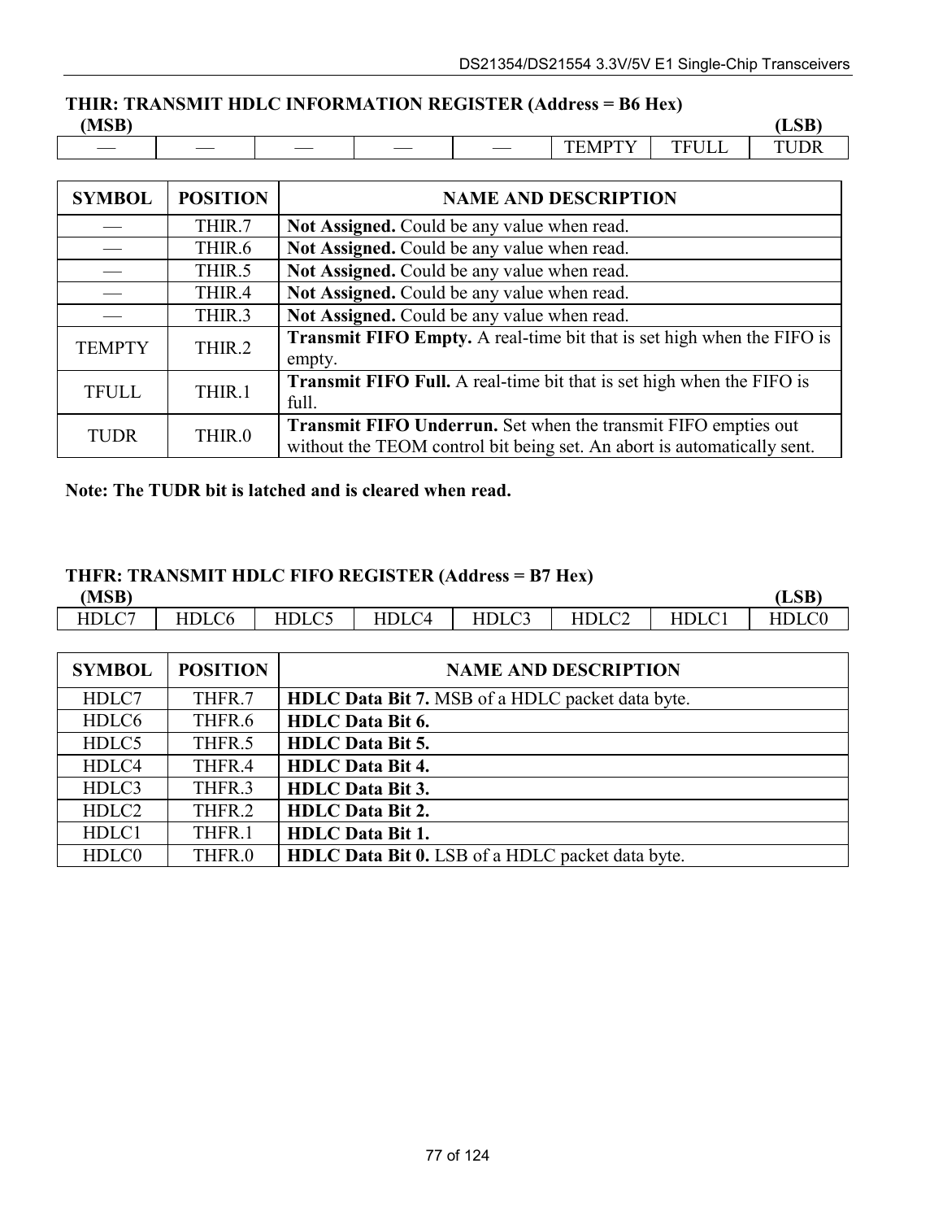### THIR: TRANSMIT HDLC INFORMATION REGISTER (Address = B6 Hex)

| (MSB) | | | | | | | (LSB) |
|---|---|---|---|---|---|---|---|
| — | — | — | — | — | TEMPTY | TFULL | TUDR |

| SYMBOL | POSITION | NAME AND DESCRIPTION |
|---|---|---|
| — | THIR.7 | **Not Assigned.** Could be any value when read. |
| — | THIR.6 | **Not Assigned.** Could be any value when read. |
| — | THIR.5 | **Not Assigned.** Could be any value when read. |
| — | THIR.4 | **Not Assigned.** Could be any value when read. |
| — | THIR.3 | **Not Assigned.** Could be any value when read. |
| TEMPTY | THIR.2 | **Transmit FIFO Empty.** A real-time bit that is set high when the FIFO is empty. |
| TFULL | THIR.1 | **Transmit FIFO Full.** A real-time bit that is set high when the FIFO is full. |
| TUDR | THIR.0 | **Transmit FIFO Underrun.** Set when the transmit FIFO empties out without the TEOM control bit being set. An abort is automatically sent. |

**Note: The TUDR bit is latched and is cleared when read.**

### THFR: TRANSMIT HDLC FIFO REGISTER (Address = B7 Hex)

| (MSB) | | | | | | | (LSB) |
|---|---|---|---|---|---|---|---|
| HDLC7 | HDLC6 | HDLC5 | HDLC4 | HDLC3 | HDLC2 | HDLC1 | HDLC0 |

| SYMBOL | POSITION | NAME AND DESCRIPTION |
|---|---|---|
| HDLC7 | THFR.7 | **HDLC Data Bit 7.** MSB of a HDLC packet data byte. |
| HDLC6 | THFR.6 | **HDLC Data Bit 6.** |
| HDLC5 | THFR.5 | **HDLC Data Bit 5.** |
| HDLC4 | THFR.4 | **HDLC Data Bit 4.** |
| HDLC3 | THFR.3 | **HDLC Data Bit 3.** |
| HDLC2 | THFR.2 | **HDLC Data Bit 2.** |
| HDLC1 | THFR.1 | **HDLC Data Bit 1.** |
| HDLC0 | THFR.0 | **HDLC Data Bit 0.** LSB of a HDLC packet data byte. |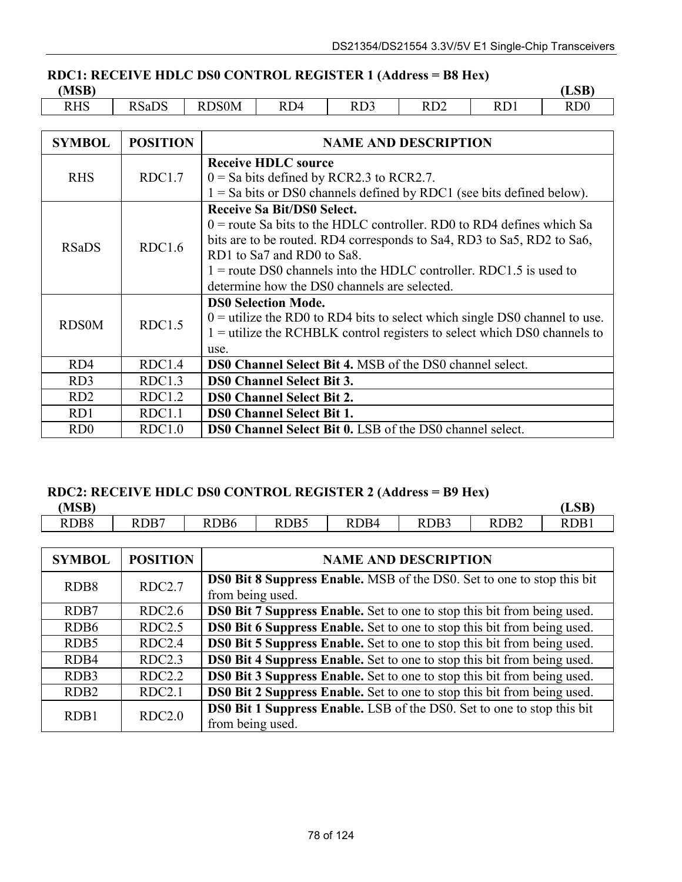### RDC1: RECEIVE HDLC DS0 CONTROL REGISTER 1 (Address = B8 Hex)

| (MSB) | | | | | | | (LSB) |
|---|---|---|---|---|---|---|---|
| RHS | RSaDS | RDS0M | RD4 | RD3 | RD2 | RD1 | RD0 |

| SYMBOL | POSITION | NAME AND DESCRIPTION |
|---|---|---|
| RHS | RDC1.7 | **Receive HDLC source**<br>0 = Sa bits defined by RCR2.3 to RCR2.7.<br>1 = Sa bits or DS0 channels defined by RDC1 (see bits defined below). |
| RSaDS | RDC1.6 | **Receive Sa Bit/DS0 Select.**<br>0 = route Sa bits to the HDLC controller. RD0 to RD4 defines which Sa bits are to be routed. RD4 corresponds to Sa4, RD3 to Sa5, RD2 to Sa6, RD1 to Sa7 and RD0 to Sa8.<br>1 = route DS0 channels into the HDLC controller. RDC1.5 is used to determine how the DS0 channels are selected. |
| RDS0M | RDC1.5 | **DS0 Selection Mode.**<br>0 = utilize the RD0 to RD4 bits to select which single DS0 channel to use.<br>1 = utilize the RCHBLK control registers to select which DS0 channels to use. |
| RD4 | RDC1.4 | **DS0 Channel Select Bit 4.** MSB of the DS0 channel select. |
| RD3 | RDC1.3 | **DS0 Channel Select Bit 3.** |
| RD2 | RDC1.2 | **DS0 Channel Select Bit 2.** |
| RD1 | RDC1.1 | **DS0 Channel Select Bit 1.** |
| RD0 | RDC1.0 | **DS0 Channel Select Bit 0.** LSB of the DS0 channel select. |

### RDC2: RECEIVE HDLC DS0 CONTROL REGISTER 2 (Address = B9 Hex)

| (MSB) | | | | | | | (LSB) |
|---|---|---|---|---|---|---|---|
| RDB8 | RDB7 | RDB6 | RDB5 | RDB4 | RDB3 | RDB2 | RDB1 |

| SYMBOL | POSITION | NAME AND DESCRIPTION |
|---|---|---|
| RDB8 | RDC2.7 | **DS0 Bit 8 Suppress Enable.** MSB of the DS0. Set to one to stop this bit from being used. |
| RDB7 | RDC2.6 | **DS0 Bit 7 Suppress Enable.** Set to one to stop this bit from being used. |
| RDB6 | RDC2.5 | **DS0 Bit 6 Suppress Enable.** Set to one to stop this bit from being used. |
| RDB5 | RDC2.4 | **DS0 Bit 5 Suppress Enable.** Set to one to stop this bit from being used. |
| RDB4 | RDC2.3 | **DS0 Bit 4 Suppress Enable.** Set to one to stop this bit from being used. |
| RDB3 | RDC2.2 | **DS0 Bit 3 Suppress Enable.** Set to one to stop this bit from being used. |
| RDB2 | RDC2.1 | **DS0 Bit 2 Suppress Enable.** Set to one to stop this bit from being used. |
| RDB1 | RDC2.0 | **DS0 Bit 1 Suppress Enable.** LSB of the DS0. Set to one to stop this bit from being used. |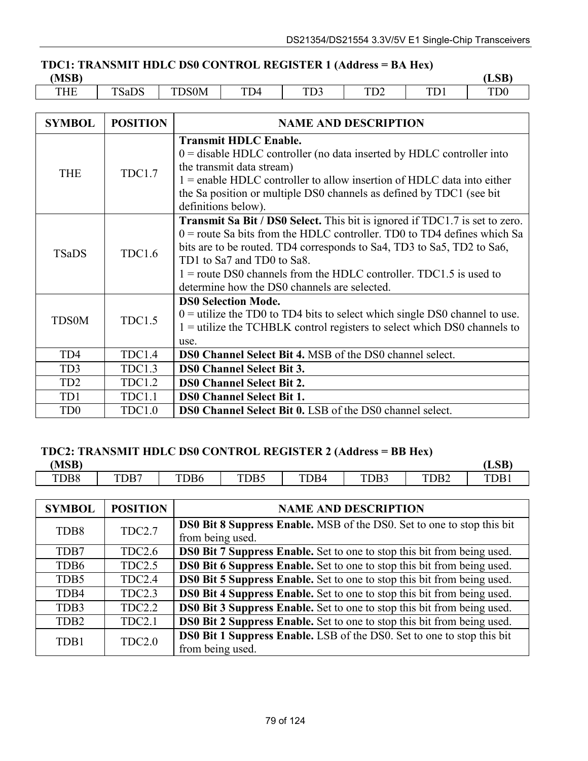### TDC1: TRANSMIT HDLC DS0 CONTROL REGISTER 1 (Address = BA Hex)

| (MSB) | | | | | | | (LSB) |
|---|---|---|---|---|---|---|---|
| THE | TSaDS | TDS0M | TD4 | TD3 | TD2 | TD1 | TD0 |

| SYMBOL | POSITION | NAME AND DESCRIPTION |
|---|---|---|
| THE | TDC1.7 | **Transmit HDLC Enable.**<br>0 = disable HDLC controller (no data inserted by HDLC controller into the transmit data stream)<br>1 = enable HDLC controller to allow insertion of HDLC data into either the Sa position or multiple DS0 channels as defined by TDC1 (see bit definitions below). |
| TSaDS | TDC1.6 | **Transmit Sa Bit / DS0 Select.** This bit is ignored if TDC1.7 is set to zero.<br>0 = route Sa bits from the HDLC controller. TD0 to TD4 defines which Sa bits are to be routed. TD4 corresponds to Sa4, TD3 to Sa5, TD2 to Sa6, TD1 to Sa7 and TD0 to Sa8.<br>1 = route DS0 channels from the HDLC controller. TDC1.5 is used to determine how the DS0 channels are selected. |
| TDS0M | TDC1.5 | **DS0 Selection Mode.**<br>0 = utilize the TD0 to TD4 bits to select which single DS0 channel to use.<br>1 = utilize the TCHBLK control registers to select which DS0 channels to use. |
| TD4 | TDC1.4 | **DS0 Channel Select Bit 4.** MSB of the DS0 channel select. |
| TD3 | TDC1.3 | **DS0 Channel Select Bit 3.** |
| TD2 | TDC1.2 | **DS0 Channel Select Bit 2.** |
| TD1 | TDC1.1 | **DS0 Channel Select Bit 1.** |
| TD0 | TDC1.0 | **DS0 Channel Select Bit 0.** LSB of the DS0 channel select. |

### TDC2: TRANSMIT HDLC DS0 CONTROL REGISTER 2 (Address = BB Hex)

| (MSB) | | | | | | | (LSB) |
|---|---|---|---|---|---|---|---|
| TDB8 | TDB7 | TDB6 | TDB5 | TDB4 | TDB3 | TDB2 | TDB1 |

| SYMBOL | POSITION | NAME AND DESCRIPTION |
|---|---|---|
| TDB8 | TDC2.7 | **DS0 Bit 8 Suppress Enable.** MSB of the DS0. Set to one to stop this bit from being used. |
| TDB7 | TDC2.6 | **DS0 Bit 7 Suppress Enable.** Set to one to stop this bit from being used. |
| TDB6 | TDC2.5 | **DS0 Bit 6 Suppress Enable.** Set to one to stop this bit from being used. |
| TDB5 | TDC2.4 | **DS0 Bit 5 Suppress Enable.** Set to one to stop this bit from being used. |
| TDB4 | TDC2.3 | **DS0 Bit 4 Suppress Enable.** Set to one to stop this bit from being used. |
| TDB3 | TDC2.2 | **DS0 Bit 3 Suppress Enable.** Set to one to stop this bit from being used. |
| TDB2 | TDC2.1 | **DS0 Bit 2 Suppress Enable.** Set to one to stop this bit from being used. |
| TDB1 | TDC2.0 | **DS0 Bit 1 Suppress Enable.** LSB of the DS0. Set to one to stop this bit from being used. |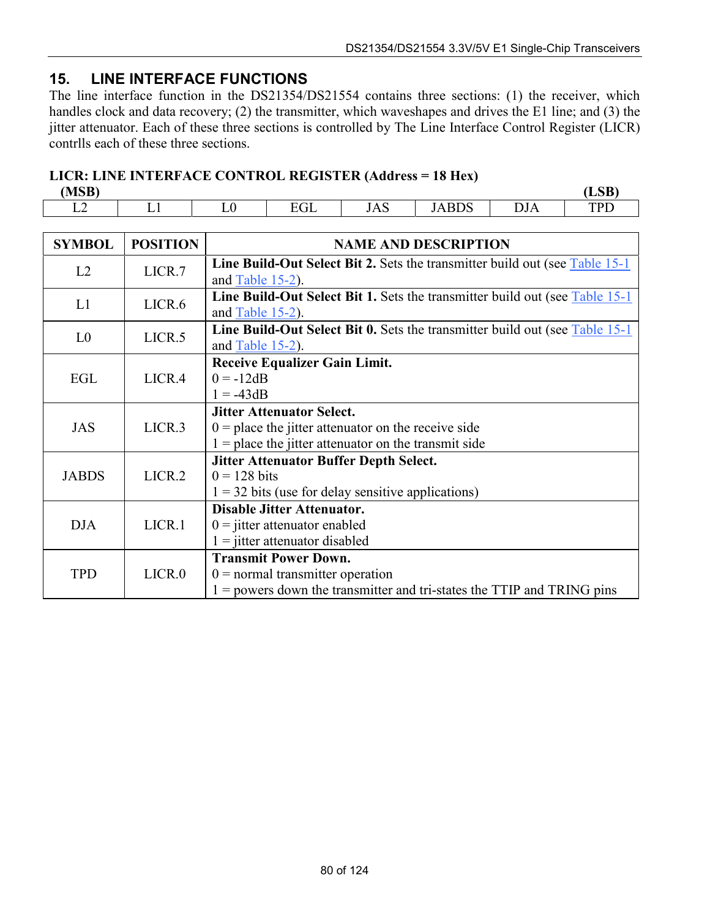## 15. LINE INTERFACE FUNCTIONS

The line interface function in the DS21354/DS21554 contains three sections: (1) the receiver, which handles clock and data recovery; (2) the transmitter, which waveshapes and drives the E1 line; and (3) the jitter attenuator. Each of these three sections is controlled by The Line Interface Control Register (LICR) contrlls each of these three sections.

**LICR: LINE INTERFACE CONTROL REGISTER (Address = 18 Hex)**

| (MSB) | | | | | | | (LSB) |
|---|---|---|---|---|---|---|---|
| L2 | L1 | L0 | EGL | JAS | JABDS | DJA | TPD |

| SYMBOL | POSITION | NAME AND DESCRIPTION |
|---|---|---|
| L2 | LICR.7 | **Line Build-Out Select Bit 2.** Sets the transmitter build out (see Table 15-1 and Table 15-2). |
| L1 | LICR.6 | **Line Build-Out Select Bit 1.** Sets the transmitter build out (see Table 15-1 and Table 15-2). |
| L0 | LICR.5 | **Line Build-Out Select Bit 0.** Sets the transmitter build out (see Table 15-1 and Table 15-2). |
| EGL | LICR.4 | **Receive Equalizer Gain Limit.**<br>0 = -12dB<br>1 = -43dB |
| JAS | LICR.3 | **Jitter Attenuator Select.**<br>0 = place the jitter attenuator on the receive side<br>1 = place the jitter attenuator on the transmit side |
| JABDS | LICR.2 | **Jitter Attenuator Buffer Depth Select.**<br>0 = 128 bits<br>1 = 32 bits (use for delay sensitive applications) |
| DJA | LICR.1 | **Disable Jitter Attenuator.**<br>0 = jitter attenuator enabled<br>1 = jitter attenuator disabled |
| TPD | LICR.0 | **Transmit Power Down.**<br>0 = normal transmitter operation<br>1 = powers down the transmitter and tri-states the TTIP and TRING pins |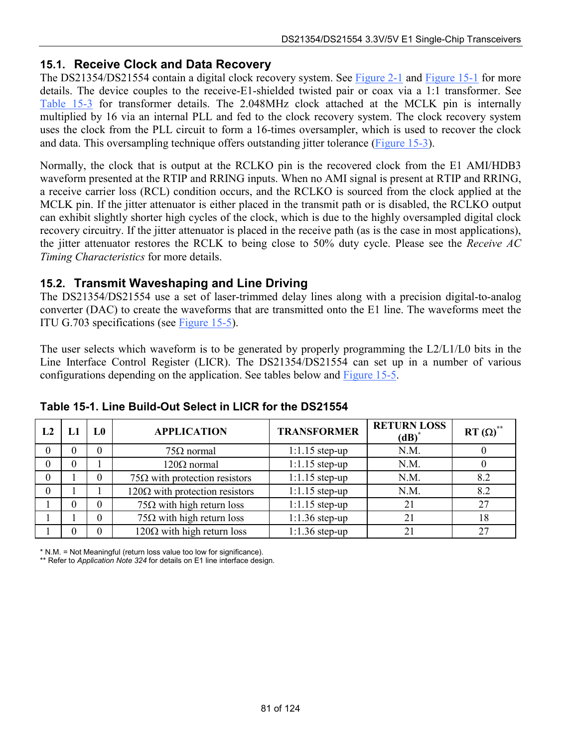## 15.1. Receive Clock and Data Recovery

The DS21354/DS21554 contain a digital clock recovery system. See Figure 2-1 and Figure 15-1 for more details. The device couples to the receive-E1-shielded twisted pair or coax via a 1:1 transformer. See Table 15-3 for transformer details. The 2.048MHz clock attached at the MCLK pin is internally multiplied by 16 via an internal PLL and fed to the clock recovery system. The clock recovery system uses the clock from the PLL circuit to form a 16-times oversampler, which is used to recover the clock and data. This oversampling technique offers outstanding jitter tolerance (Figure 15-3).

Normally, the clock that is output at the RCLKO pin is the recovered clock from the E1 AMI/HDB3 waveform presented at the RTIP and RRING inputs. When no AMI signal is present at RTIP and RRING, a receive carrier loss (RCL) condition occurs, and the RCLKO is sourced from the clock applied at the MCLK pin. If the jitter attenuator is either placed in the transmit path or is disabled, the RCLKO output can exhibit slightly shorter high cycles of the clock, which is due to the highly oversampled digital clock recovery circuitry. If the jitter attenuator is placed in the receive path (as is the case in most applications), the jitter attenuator restores the RCLK to being close to 50% duty cycle. Please see the *Receive AC Timing Characteristics* for more details.

## 15.2. Transmit Waveshaping and Line Driving

The DS21354/DS21554 use a set of laser-trimmed delay lines along with a precision digital-to-analog converter (DAC) to create the waveforms that are transmitted onto the E1 line. The waveforms meet the ITU G.703 specifications (see Figure 15-5).

The user selects which waveform is to be generated by properly programming the L2/L1/L0 bits in the Line Interface Control Register (LICR). The DS21354/DS21554 can set up in a number of various configurations depending on the application. See tables below and Figure 15-5.

**Table 15-1. Line Build-Out Select in LICR for the DS21554**

| L2 | L1 | L0 | APPLICATION | TRANSFORMER | RETURN LOSS (dB)* | RT (Ω)** |
|---|---|---|---|---|---|---|
| 0 | 0 | 0 | 75Ω normal | 1:1.15 step-up | N.M. | 0 |
| 0 | 0 | 1 | 120Ω normal | 1:1.15 step-up | N.M. | 0 |
| 0 | 1 | 0 | 75Ω with protection resistors | 1:1.15 step-up | N.M. | 8.2 |
| 0 | 1 | 1 | 120Ω with protection resistors | 1:1.15 step-up | N.M. | 8.2 |
| 1 | 0 | 0 | 75Ω with high return loss | 1:1.15 step-up | 21 | 27 |
| 1 | 1 | 0 | 75Ω with high return loss | 1:1.36 step-up | 21 | 18 |
| 1 | 0 | 0 | 120Ω with high return loss | 1:1.36 step-up | 21 | 27 |

* N.M. = Not Meaningful (return loss value too low for significance).
** Refer to *Application Note 324* for details on E1 line interface design.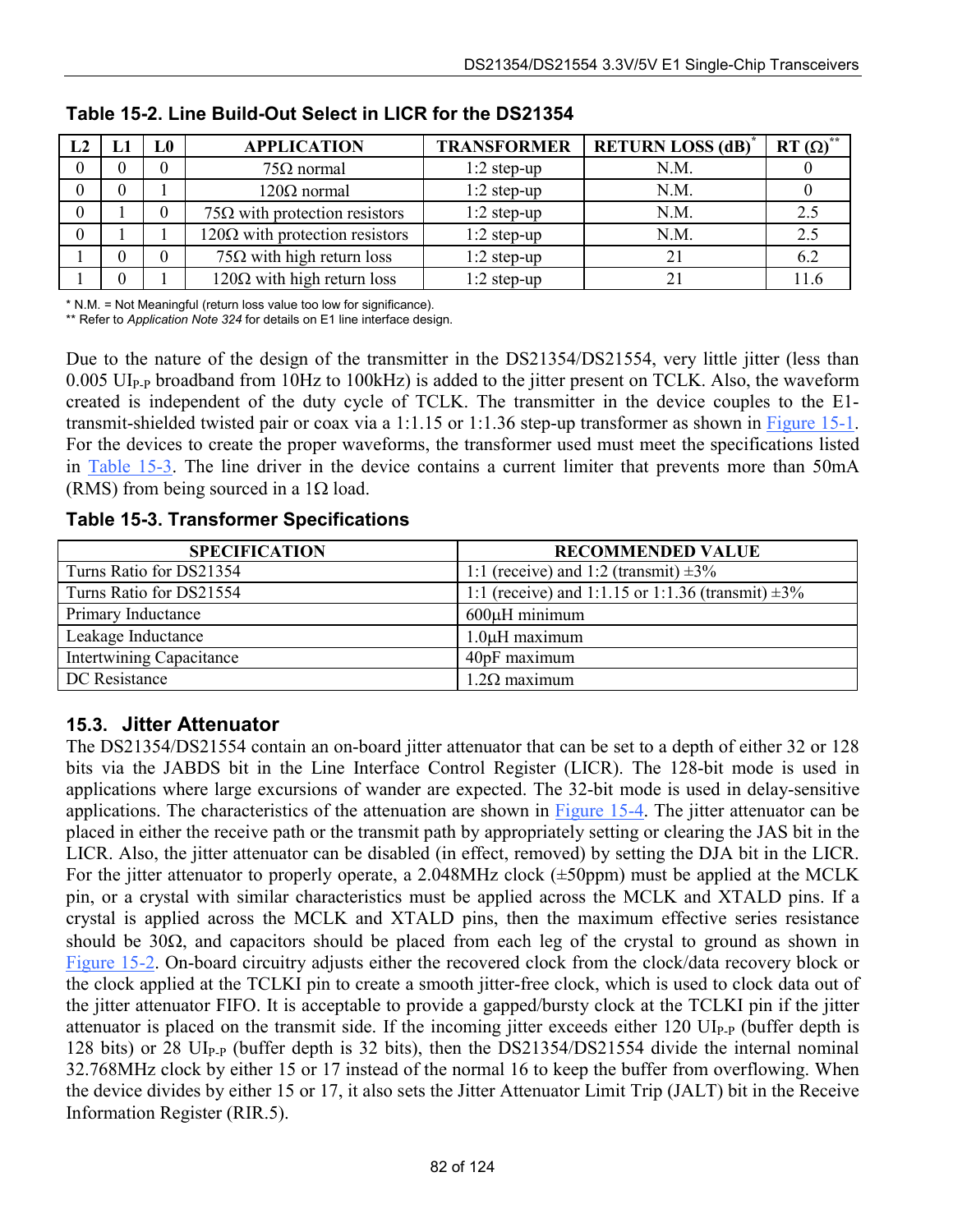### Table 15-2. Line Build-Out Select in LICR for the DS21354

| L2 | L1 | L0 | APPLICATION | TRANSFORMER | RETURN LOSS (dB)* | RT (Ω)** |
|---|---|---|---|---|---|---|
| 0 | 0 | 0 | 75Ω normal | 1:2 step-up | N.M. | 0 |
| 0 | 0 | 1 | 120Ω normal | 1:2 step-up | N.M. | 0 |
| 0 | 1 | 0 | 75Ω with protection resistors | 1:2 step-up | N.M. | 2.5 |
| 0 | 1 | 1 | 120Ω with protection resistors | 1:2 step-up | N.M. | 2.5 |
| 1 | 0 | 0 | 75Ω with high return loss | 1:2 step-up | 21 | 6.2 |
| 1 | 0 | 1 | 120Ω with high return loss | 1:2 step-up | 21 | 11.6 |

\* N.M. = Not Meaningful (return loss value too low for significance).
\*\* Refer to *Application Note 324* for details on E1 line interface design.

Due to the nature of the design of the transmitter in the DS21354/DS21554, very little jitter (less than 0.005 $UI_{P-P}$ broadband from 10Hz to 100kHz) is added to the jitter present on TCLK. Also, the waveform created is independent of the duty cycle of TCLK. The transmitter in the device couples to the E1-transmit-shielded twisted pair or coax via a 1:1.15 or 1:1.36 step-up transformer as shown in Figure 15-1. For the devices to create the proper waveforms, the transformer used must meet the specifications listed in Table 15-3. The line driver in the device contains a current limiter that prevents more than 50mA (RMS) from being sourced in a 1Ω load.

### Table 15-3. Transformer Specifications

| SPECIFICATION | RECOMMENDED VALUE |
|---|---|
| Turns Ratio for DS21354 | 1:1 (receive) and 1:2 (transmit) ±3% |
| Turns Ratio for DS21554 | 1:1 (receive) and 1:1.15 or 1:1.36 (transmit) ±3% |
| Primary Inductance | 600µH minimum |
| Leakage Inductance | 1.0µH maximum |
| Intertwining Capacitance | 40pF maximum |
| DC Resistance | 1.2Ω maximum |

## 15.3. Jitter Attenuator

The DS21354/DS21554 contain an on-board jitter attenuator that can be set to a depth of either 32 or 128 bits via the JABDS bit in the Line Interface Control Register (LICR). The 128-bit mode is used in applications where large excursions of wander are expected. The 32-bit mode is used in delay-sensitive applications. The characteristics of the attenuation are shown in Figure 15-4. The jitter attenuator can be placed in either the receive path or the transmit path by appropriately setting or clearing the JAS bit in the LICR. Also, the jitter attenuator can be disabled (in effect, removed) by setting the DJA bit in the LICR. For the jitter attenuator to properly operate, a 2.048MHz clock (±50ppm) must be applied at the MCLK pin, or a crystal with similar characteristics must be applied across the MCLK and XTALD pins. If a crystal is applied across the MCLK and XTALD pins, then the maximum effective series resistance should be 30Ω, and capacitors should be placed from each leg of the crystal to ground as shown in Figure 15-2. On-board circuitry adjusts either the recovered clock from the clock/data recovery block or the clock applied at the TCLKI pin to create a smooth jitter-free clock, which is used to clock data out of the jitter attenuator FIFO. It is acceptable to provide a gapped/bursty clock at the TCLKI pin if the jitter attenuator is placed on the transmit side. If the incoming jitter exceeds either 120 $UI_{P-P}$ (buffer depth is 128 bits) or 28 $UI_{P-P}$ (buffer depth is 32 bits), then the DS21354/DS21554 divide the internal nominal 32.768MHz clock by either 15 or 17 instead of the normal 16 to keep the buffer from overflowing. When the device divides by either 15 or 17, it also sets the Jitter Attenuator Limit Trip (JALT) bit in the Receive Information Register (RIR.5).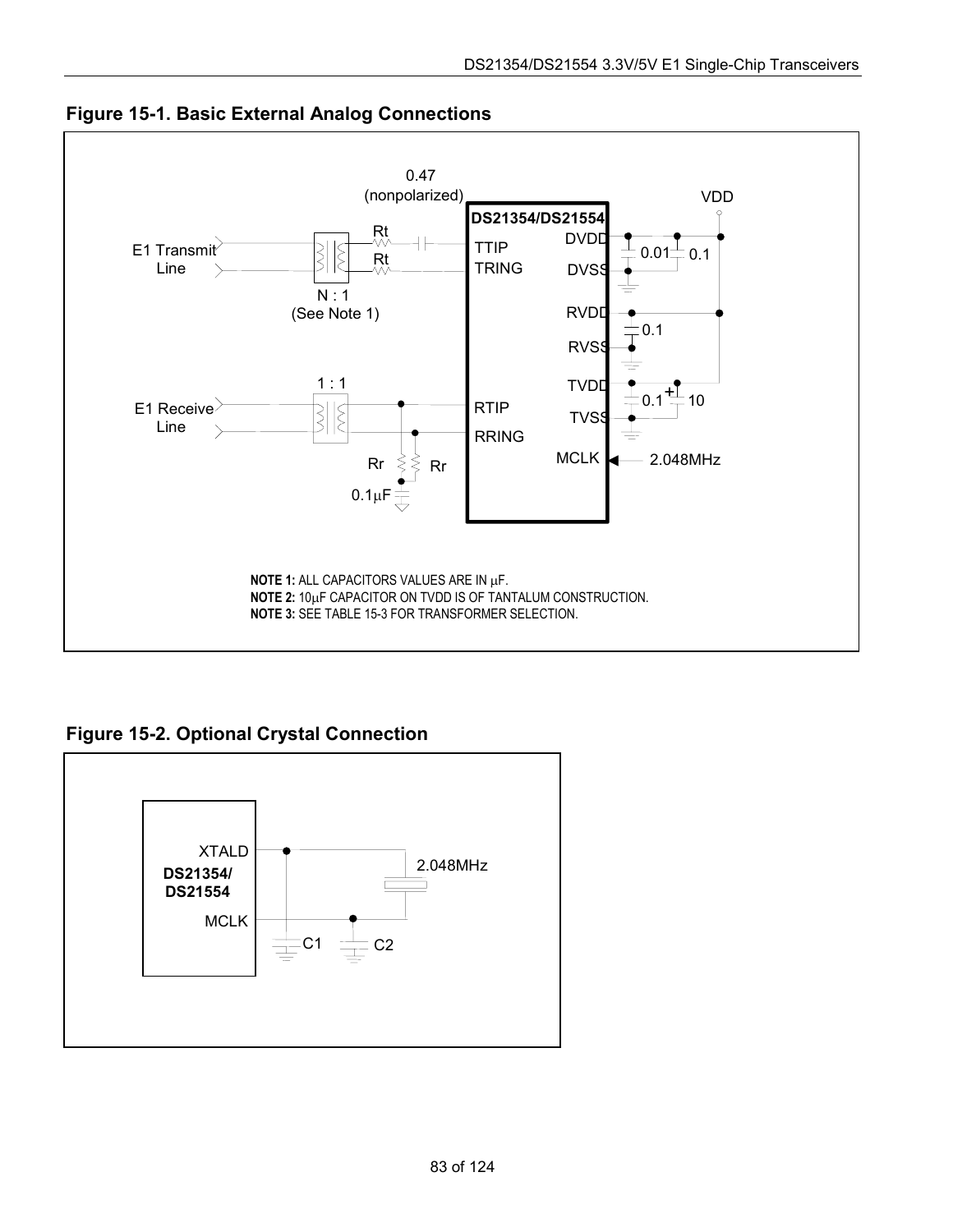**Figure 15-1. Basic External Analog Connections**

0.47
(nonpolarized)

VDD

DS21354/DS21554

E1 Transmit
Line

Rt

Rt

TTIP

TRING

DVDD

DVSS

0.01

0.1

N : 1
(See Note 1)

RVDD

0.1

RVSS

1 : 1

TVDD

0.1

10

E1 Receive
Line

RTIP

RRING

TVSS

MCLK

2.048MHz

Rr

Rr

0.1μF

**NOTE 1:** ALL CAPACITORS VALUES ARE IN μF.
**NOTE 2:** 10μF CAPACITOR ON TVDD IS OF TANTALUM CONSTRUCTION.
**NOTE 3:** SEE TABLE 15-3 FOR TRANSFORMER SELECTION.

**Figure 15-2. Optional Crystal Connection**

XTALD

DS21354/
DS21554

MCLK

2.048MHz

C1

C2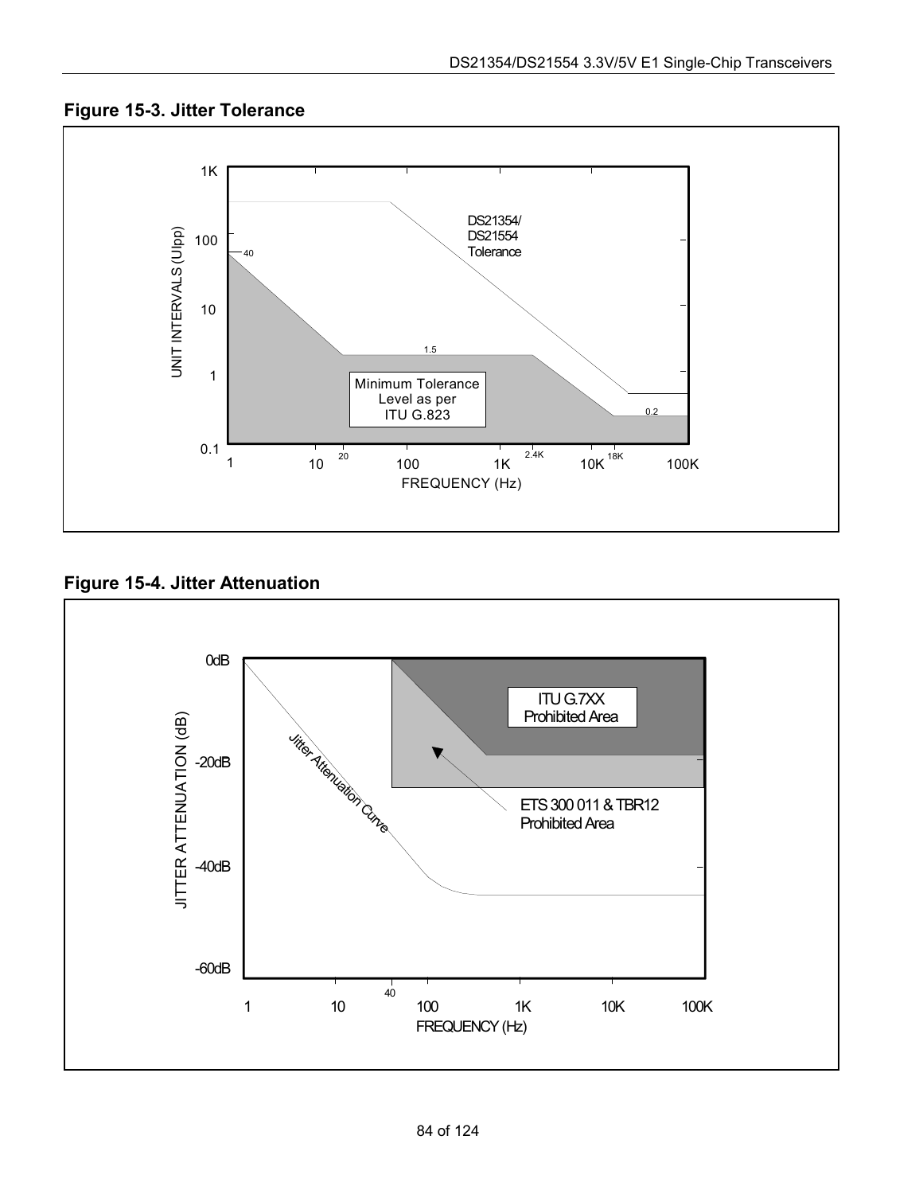**Figure 15-3. Jitter Tolerance**

1K
100
10
1
0.1
UNIT INTERVALS (UIpp)
40
1.5
0.2
DS21354/
DS21554
Tolerance
Minimum Tolerance
Level as per
ITU G.823
1
10
20
100
1K
2.4K
10K
18K
100K
FREQUENCY (Hz)

**Figure 15-4. Jitter Attenuation**

0dB
-20dB
-40dB
-60dB
JITTER ATTENUATION (dB)
Jitter Attenuation Curve
ITU G.7XX
Prohibited Area
ETS 300 011 & TBR12
Prohibited Area
1
10
40
100
1K
10K
100K
FREQUENCY (Hz)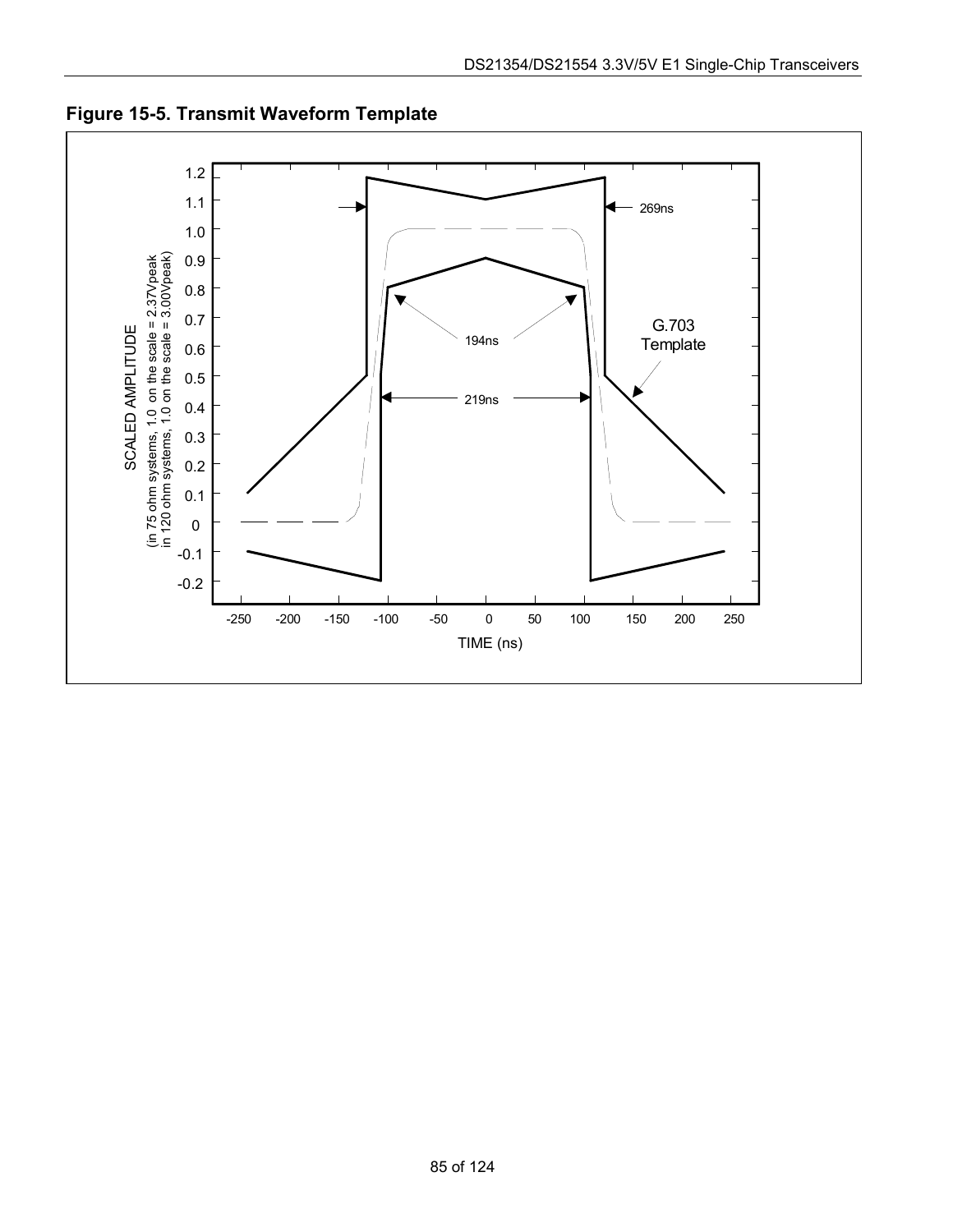**Figure 15-5. Transmit Waveform Template**

SCALED AMPLITUDE
(in 75 ohm systems, 1.0 on the scale = 2.37Vpeak
in 120 ohm systems, 1.0 on the scale = 3.00Vpeak)

1.2
1.1
1.0
0.9
0.8
0.7
0.6
0.5
0.4
0.3
0.2
0.1
0
-0.1
-0.2

-250 -200 -150 -100 -50 0 50 100 150 200 250

TIME (ns)

269ns

194ns

219ns

G.703
Template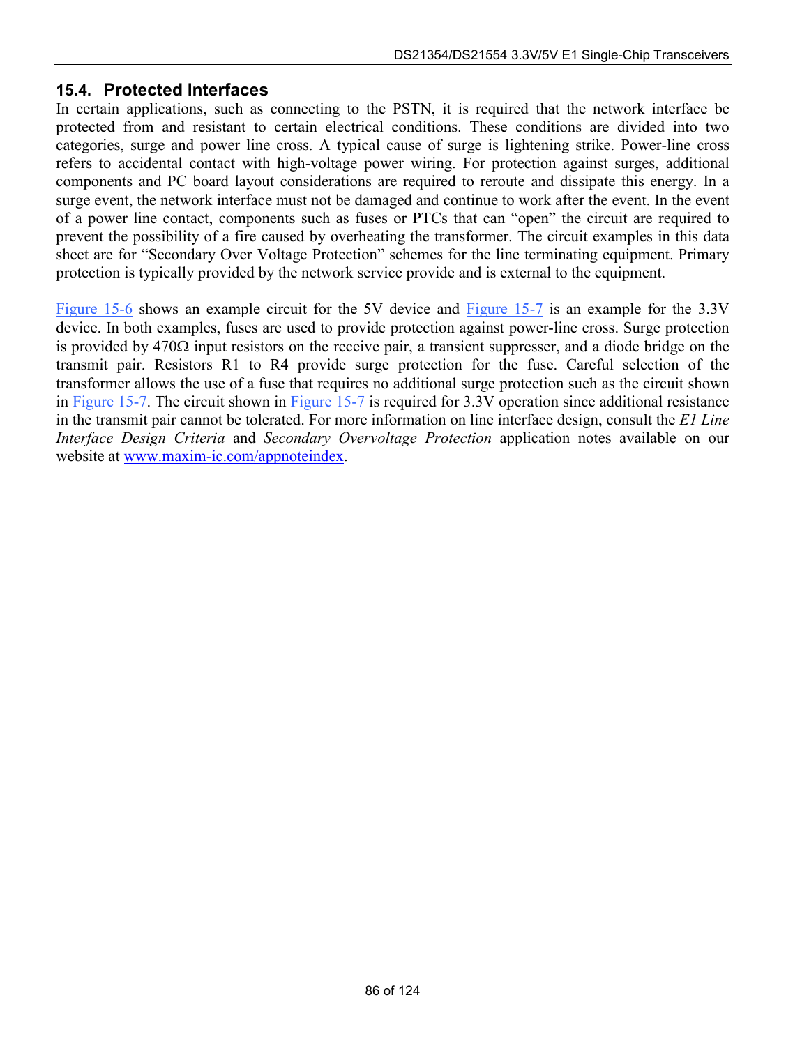### 15.4. Protected Interfaces

In certain applications, such as connecting to the PSTN, it is required that the network interface be protected from and resistant to certain electrical conditions. These conditions are divided into two categories, surge and power line cross. A typical cause of surge is lightening strike. Power-line cross refers to accidental contact with high-voltage power wiring. For protection against surges, additional components and PC board layout considerations are required to reroute and dissipate this energy. In a surge event, the network interface must not be damaged and continue to work after the event. In the event of a power line contact, components such as fuses or PTCs that can "open" the circuit are required to prevent the possibility of a fire caused by overheating the transformer. The circuit examples in this data sheet are for "Secondary Over Voltage Protection" schemes for the line terminating equipment. Primary protection is typically provided by the network service provide and is external to the equipment.

Figure 15-6 shows an example circuit for the 5V device and Figure 15-7 is an example for the 3.3V device. In both examples, fuses are used to provide protection against power-line cross. Surge protection is provided by 470Ω input resistors on the receive pair, a transient suppresser, and a diode bridge on the transmit pair. Resistors R1 to R4 provide surge protection for the fuse. Careful selection of the transformer allows the use of a fuse that requires no additional surge protection such as the circuit shown in Figure 15-7. The circuit shown in Figure 15-7 is required for 3.3V operation since additional resistance in the transmit pair cannot be tolerated. For more information on line interface design, consult the *E1 Line Interface Design Criteria* and *Secondary Overvoltage Protection* application notes available on our website at www.maxim-ic.com/appnoteindex.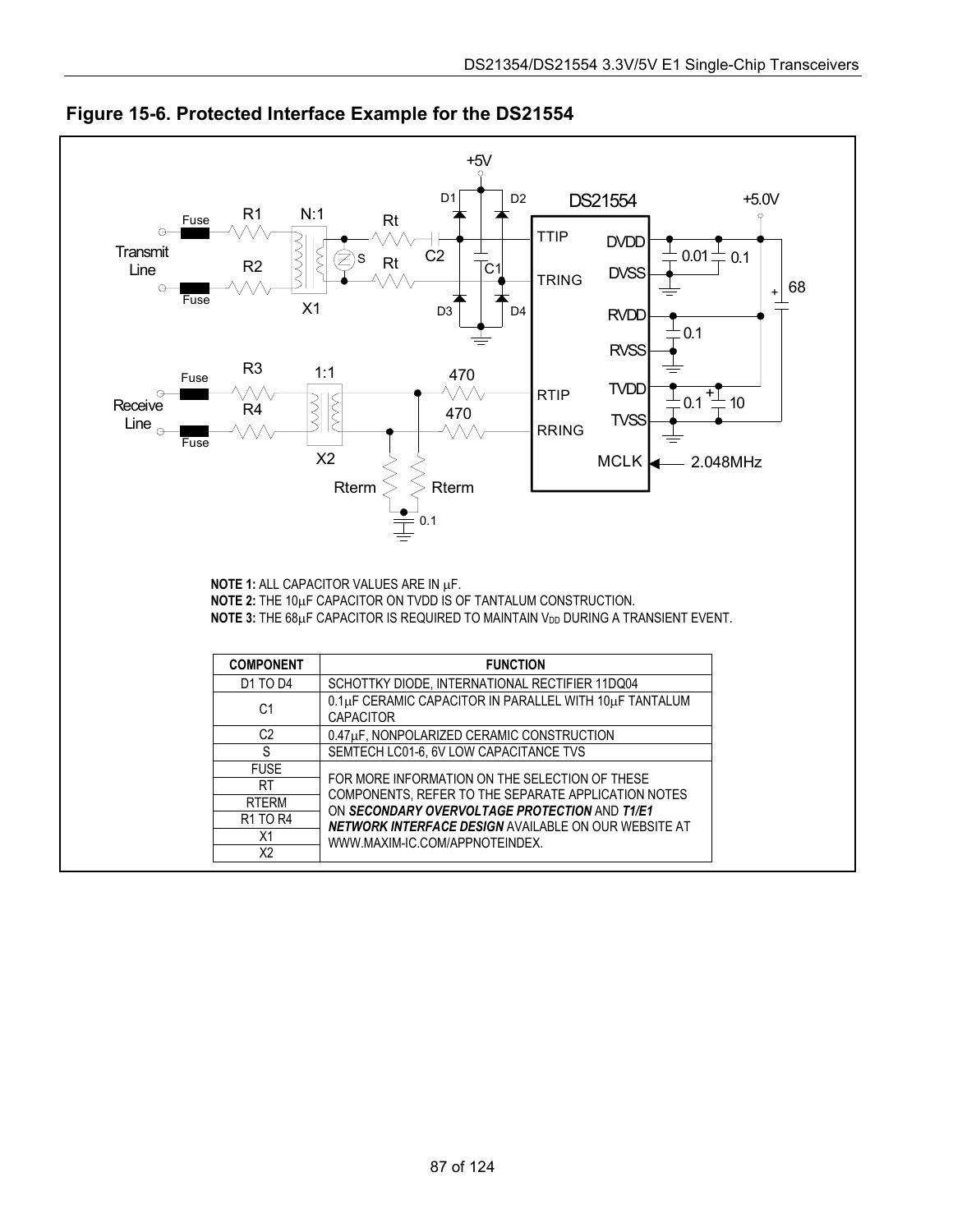## Figure 15-6. Protected Interface Example for the DS21554

+5V

D1 D2 DS21554 +5.0V

Fuse R1 N:1 Rt

Transmit Line

R2 S Rt C2 C1

Fuse X1 D3 D4

TTIP TRING DVDD DVSS RVDD RVSS TVDD TVSS RTIP RRING MCLK

0.01 0.1 68 0.1 0.1 10

Fuse R3 1:1 470

Receive Line R4 470

Fuse X2

Rterm Rterm 0.1

2.048MHz

**NOTE 1:** ALL CAPACITOR VALUES ARE IN µF.
**NOTE 2:** THE 10µF CAPACITOR ON TVDD IS OF TANTALUM CONSTRUCTION.
**NOTE 3:** THE 68µF CAPACITOR IS REQUIRED TO MAINTAIN $V_{DD}$ DURING A TRANSIENT EVENT.

| COMPONENT | FUNCTION |
|---|---|
| D1 TO D4 | SCHOTTKY DIODE, INTERNATIONAL RECTIFIER 11DQ04 |
| C1 | 0.1µF CERAMIC CAPACITOR IN PARALLEL WITH 10µF TANTALUM CAPACITOR |
| C2 | 0.47µF, NONPOLARIZED CERAMIC CONSTRUCTION |
| S | SEMTECH LC01-6, 6V LOW CAPACITANCE TVS |
| FUSE | FOR MORE INFORMATION ON THE SELECTION OF THESE COMPONENTS, REFER TO THE SEPARATE APPLICATION NOTES ON ***SECONDARY OVERVOLTAGE PROTECTION*** AND ***T1/E1 NETWORK INTERFACE DESIGN*** AVAILABLE ON OUR WEBSITE AT WWW.MAXIM-IC.COM/APPNOTEINDEX. |
| RT | |
| RTERM | |
| R1 TO R4 | |
| X1 | |
| X2 | |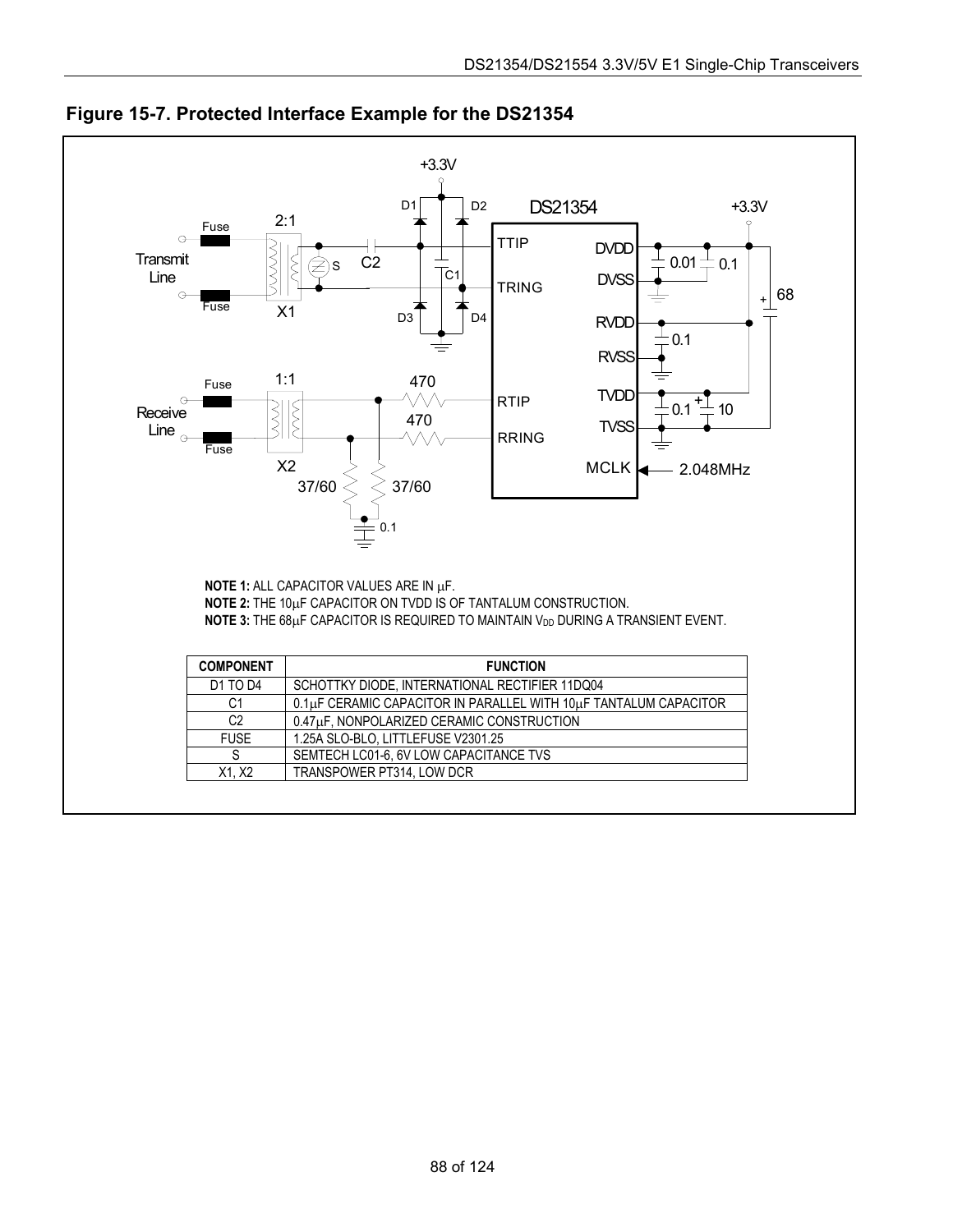## Figure 15-7. Protected Interface Example for the DS21354

+3.3V

D1

D2

DS21354

+3.3V

Fuse

2:1

Transmit Line

S

C2

TTIP

DVDD

0.01

0.1

C1

DVSS

TRING

68

Fuse

X1

D3

D4

RVDD

0.1

RVSS

Fuse

1:1

470

TVDD

Receive Line

RTIP

0.1

10

470

TVSS

RRING

Fuse

X2

MCLK

2.048MHz

37/60

37/60

0.1

**NOTE 1:** ALL CAPACITOR VALUES ARE IN µF.

**NOTE 2:** THE 10µF CAPACITOR ON TVDD IS OF TANTALUM CONSTRUCTION.

**NOTE 3:** THE 68µF CAPACITOR IS REQUIRED TO MAINTAIN $V_{DD}$ DURING A TRANSIENT EVENT.

| COMPONENT | FUNCTION |
|---|---|
| D1 TO D4 | SCHOTTKY DIODE, INTERNATIONAL RECTIFIER 11DQ04 |
| C1 | 0.1µF CERAMIC CAPACITOR IN PARALLEL WITH 10µF TANTALUM CAPACITOR |
| C2 | 0.47µF, NONPOLARIZED CERAMIC CONSTRUCTION |
| FUSE | 1.25A SLO-BLO, LITTLEFUSE V2301.25 |
| S | SEMTECH LC01-6, 6V LOW CAPACITANCE TVS |
| X1, X2 | TRANSPOWER PT314, LOW DCR |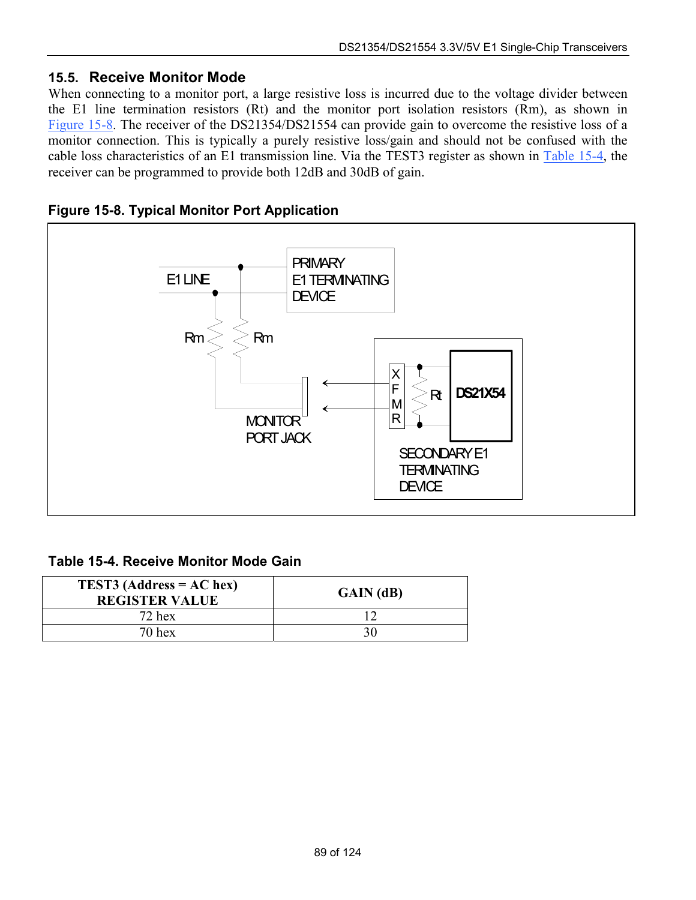## 15.5. Receive Monitor Mode

When connecting to a monitor port, a large resistive loss is incurred due to the voltage divider between the E1 line termination resistors (Rt) and the monitor port isolation resistors (Rm), as shown in Figure 15-8. The receiver of the DS21354/DS21554 can provide gain to overcome the resistive loss of a monitor connection. This is typically a purely resistive loss/gain and should not be confused with the cable loss characteristics of an E1 transmission line. Via the TEST3 register as shown in Table 15-4, the receiver can be programmed to provide both 12dB and 30dB of gain.

### Figure 15-8. Typical Monitor Port Application

E1 LINE

PRIMARY
E1 TERMINATING
DEVICE

Rm

Rm

MONITOR
PORT JACK

X
F
M
R

Rt

DS21X54

SECONDARY E1
TERMINATING
DEVICE

### Table 15-4. Receive Monitor Mode Gain

| TEST3 (Address = AC hex) REGISTER VALUE | GAIN (dB) |
|---|---|
| 72 hex | 12 |
| 70 hex | 30 |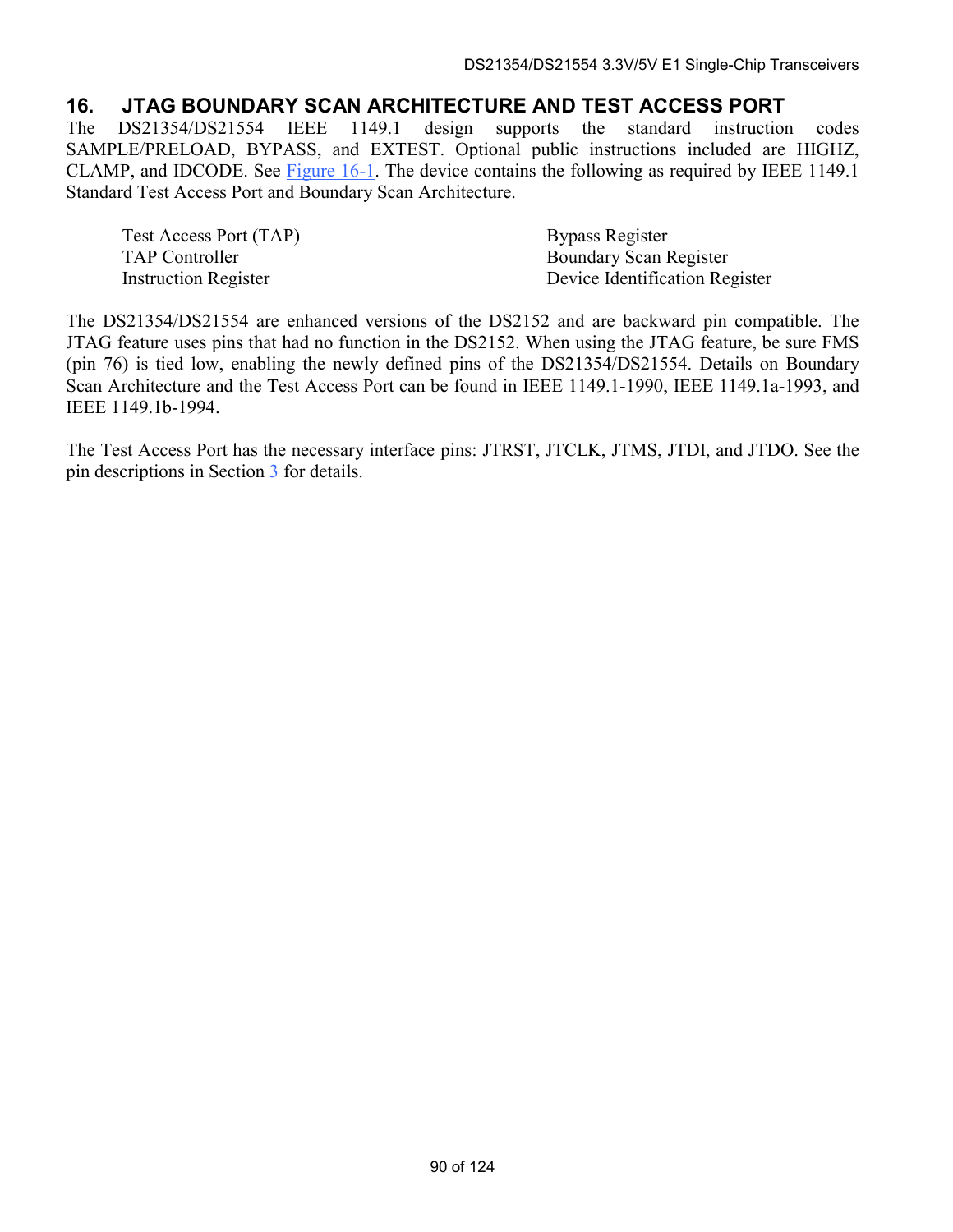# 16. JTAG BOUNDARY SCAN ARCHITECTURE AND TEST ACCESS PORT

The DS21354/DS21554 IEEE 1149.1 design supports the standard instruction codes SAMPLE/PRELOAD, BYPASS, and EXTEST. Optional public instructions included are HIGHZ, CLAMP, and IDCODE. See Figure 16-1. The device contains the following as required by IEEE 1149.1 Standard Test Access Port and Boundary Scan Architecture.

- Test Access Port (TAP)
- TAP Controller
- Instruction Register
- Bypass Register
- Boundary Scan Register
- Device Identification Register

The DS21354/DS21554 are enhanced versions of the DS2152 and are backward pin compatible. The JTAG feature uses pins that had no function in the DS2152. When using the JTAG feature, be sure FMS (pin 76) is tied low, enabling the newly defined pins of the DS21354/DS21554. Details on Boundary Scan Architecture and the Test Access Port can be found in IEEE 1149.1-1990, IEEE 1149.1a-1993, and IEEE 1149.1b-1994.

The Test Access Port has the necessary interface pins: JTRST, JTCLK, JTMS, JTDI, and JTDO. See the pin descriptions in Section 3 for details.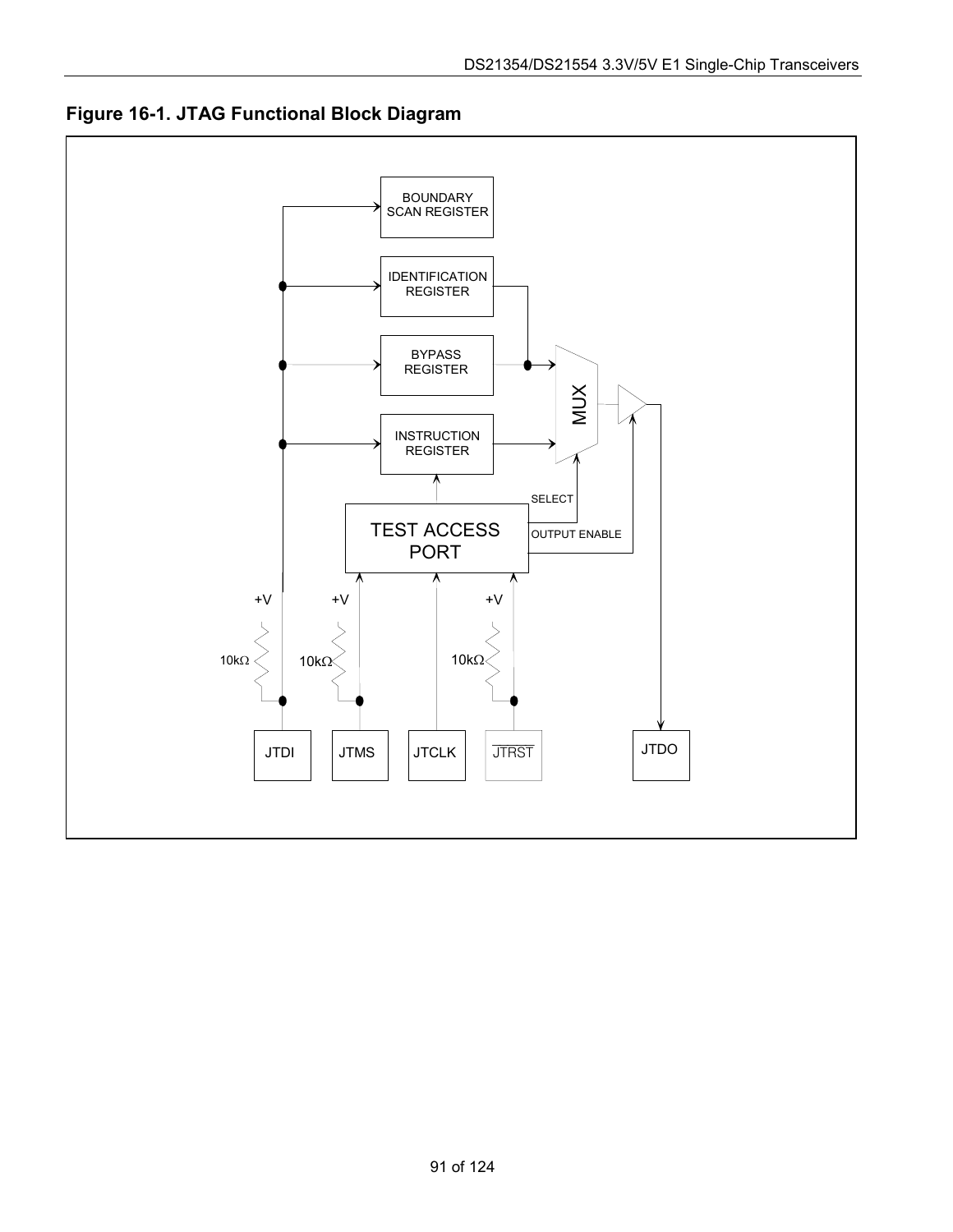## Figure 16-1. JTAG Functional Block Diagram

BOUNDARY SCAN REGISTER

IDENTIFICATION REGISTER

BYPASS REGISTER

INSTRUCTION REGISTER

MUX

SELECT

TEST ACCESS PORT

OUTPUT ENABLE

+V

+V

+V

10kΩ

10kΩ

10kΩ

JTDI

JTMS

JTCLK

$\overline{\text{JTRST}}$

JTDO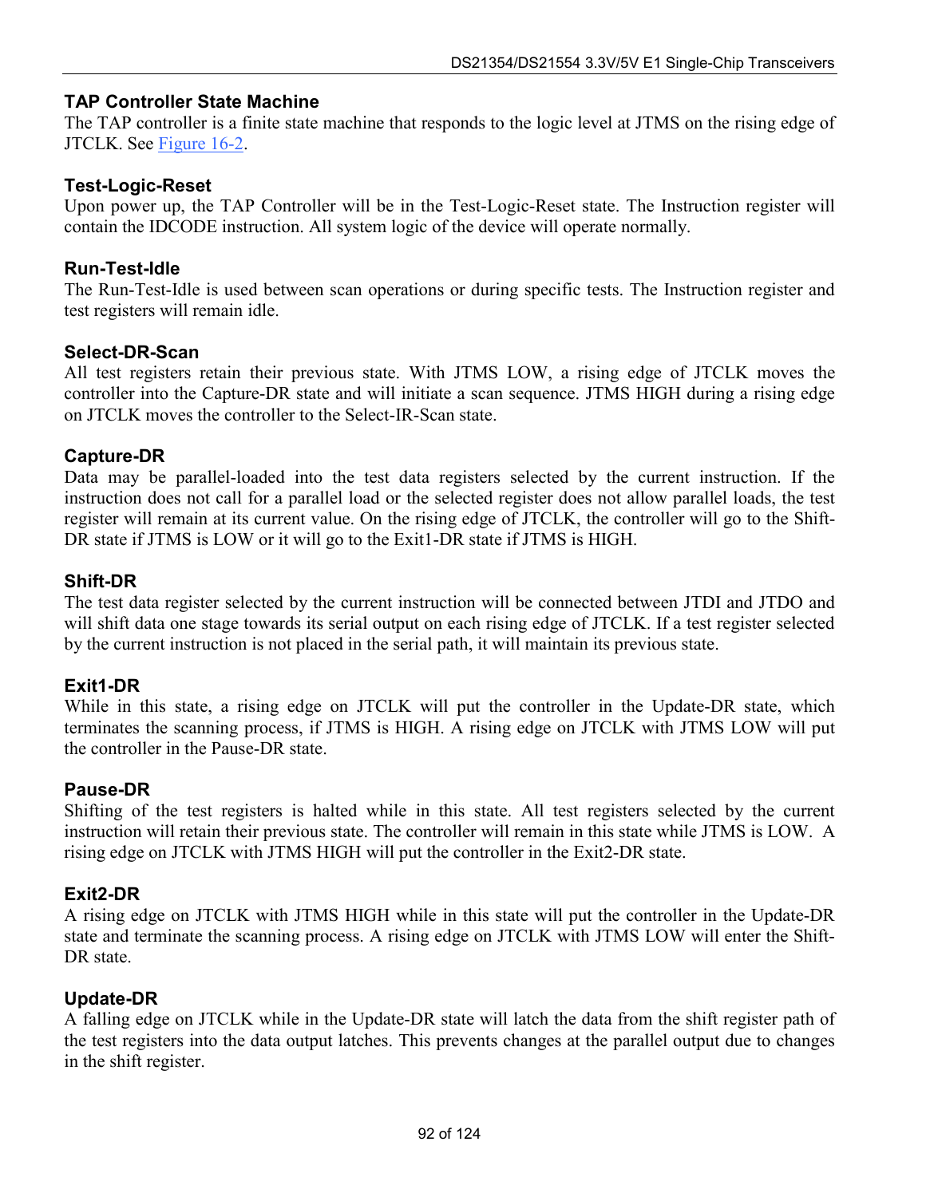### TAP Controller State Machine

The TAP controller is a finite state machine that responds to the logic level at JTMS on the rising edge of JTCLK. See Figure 16-2.

### Test-Logic-Reset

Upon power up, the TAP Controller will be in the Test-Logic-Reset state. The Instruction register will contain the IDCODE instruction. All system logic of the device will operate normally.

### Run-Test-Idle

The Run-Test-Idle is used between scan operations or during specific tests. The Instruction register and test registers will remain idle.

### Select-DR-Scan

All test registers retain their previous state. With JTMS LOW, a rising edge of JTCLK moves the controller into the Capture-DR state and will initiate a scan sequence. JTMS HIGH during a rising edge on JTCLK moves the controller to the Select-IR-Scan state.

### Capture-DR

Data may be parallel-loaded into the test data registers selected by the current instruction. If the instruction does not call for a parallel load or the selected register does not allow parallel loads, the test register will remain at its current value. On the rising edge of JTCLK, the controller will go to the Shift-DR state if JTMS is LOW or it will go to the Exit1-DR state if JTMS is HIGH.

### Shift-DR

The test data register selected by the current instruction will be connected between JTDI and JTDO and will shift data one stage towards its serial output on each rising edge of JTCLK. If a test register selected by the current instruction is not placed in the serial path, it will maintain its previous state.

### Exit1-DR

While in this state, a rising edge on JTCLK will put the controller in the Update-DR state, which terminates the scanning process, if JTMS is HIGH. A rising edge on JTCLK with JTMS LOW will put the controller in the Pause-DR state.

### Pause-DR

Shifting of the test registers is halted while in this state. All test registers selected by the current instruction will retain their previous state. The controller will remain in this state while JTMS is LOW. A rising edge on JTCLK with JTMS HIGH will put the controller in the Exit2-DR state.

### Exit2-DR

A rising edge on JTCLK with JTMS HIGH while in this state will put the controller in the Update-DR state and terminate the scanning process. A rising edge on JTCLK with JTMS LOW will enter the Shift-DR state.

### Update-DR

A falling edge on JTCLK while in the Update-DR state will latch the data from the shift register path of the test registers into the data output latches. This prevents changes at the parallel output due to changes in the shift register.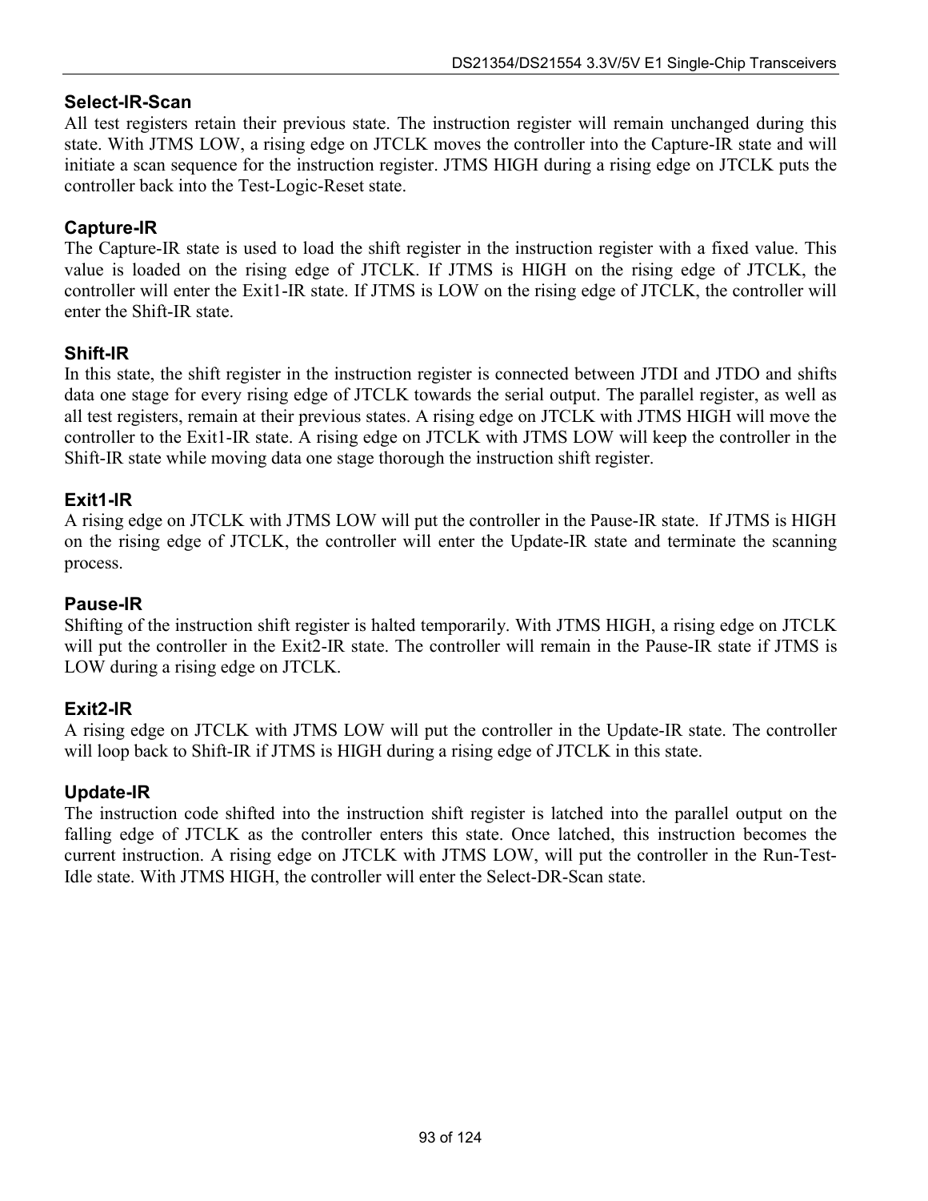### Select-IR-Scan

All test registers retain their previous state. The instruction register will remain unchanged during this state. With JTMS LOW, a rising edge on JTCLK moves the controller into the Capture-IR state and will initiate a scan sequence for the instruction register. JTMS HIGH during a rising edge on JTCLK puts the controller back into the Test-Logic-Reset state.

### Capture-IR

The Capture-IR state is used to load the shift register in the instruction register with a fixed value. This value is loaded on the rising edge of JTCLK. If JTMS is HIGH on the rising edge of JTCLK, the controller will enter the Exit1-IR state. If JTMS is LOW on the rising edge of JTCLK, the controller will enter the Shift-IR state.

### Shift-IR

In this state, the shift register in the instruction register is connected between JTDI and JTDO and shifts data one stage for every rising edge of JTCLK towards the serial output. The parallel register, as well as all test registers, remain at their previous states. A rising edge on JTCLK with JTMS HIGH will move the controller to the Exit1-IR state. A rising edge on JTCLK with JTMS LOW will keep the controller in the Shift-IR state while moving data one stage thorough the instruction shift register.

### Exit1-IR

A rising edge on JTCLK with JTMS LOW will put the controller in the Pause-IR state. If JTMS is HIGH on the rising edge of JTCLK, the controller will enter the Update-IR state and terminate the scanning process.

### Pause-IR

Shifting of the instruction shift register is halted temporarily. With JTMS HIGH, a rising edge on JTCLK will put the controller in the Exit2-IR state. The controller will remain in the Pause-IR state if JTMS is LOW during a rising edge on JTCLK.

### Exit2-IR

A rising edge on JTCLK with JTMS LOW will put the controller in the Update-IR state. The controller will loop back to Shift-IR if JTMS is HIGH during a rising edge of JTCLK in this state.

### Update-IR

The instruction code shifted into the instruction shift register is latched into the parallel output on the falling edge of JTCLK as the controller enters this state. Once latched, this instruction becomes the current instruction. A rising edge on JTCLK with JTMS LOW, will put the controller in the Run-Test-Idle state. With JTMS HIGH, the controller will enter the Select-DR-Scan state.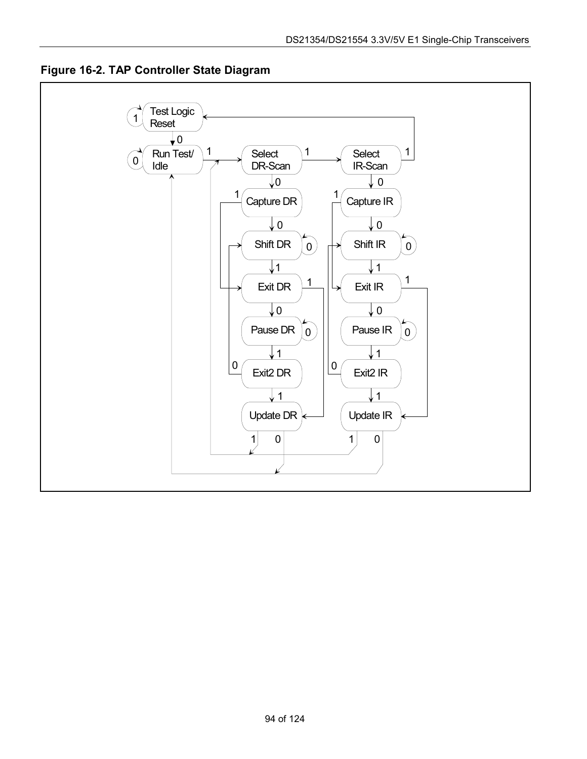**Figure 16-2. TAP Controller State Diagram**

Test Logic Reset
1
0
Run Test/ Idle
0
1
Select DR-Scan
1
Select IR-Scan
1
0
0
1
Capture DR
1
Capture IR
0
0
Shift DR
0
Shift IR
0
1
1
Exit DR
1
Exit IR
1
0
0
Pause DR
0
Pause IR
0
1
1
0
Exit2 DR
0
Exit2 IR
1
1
Update DR
Update IR
1
0
1
0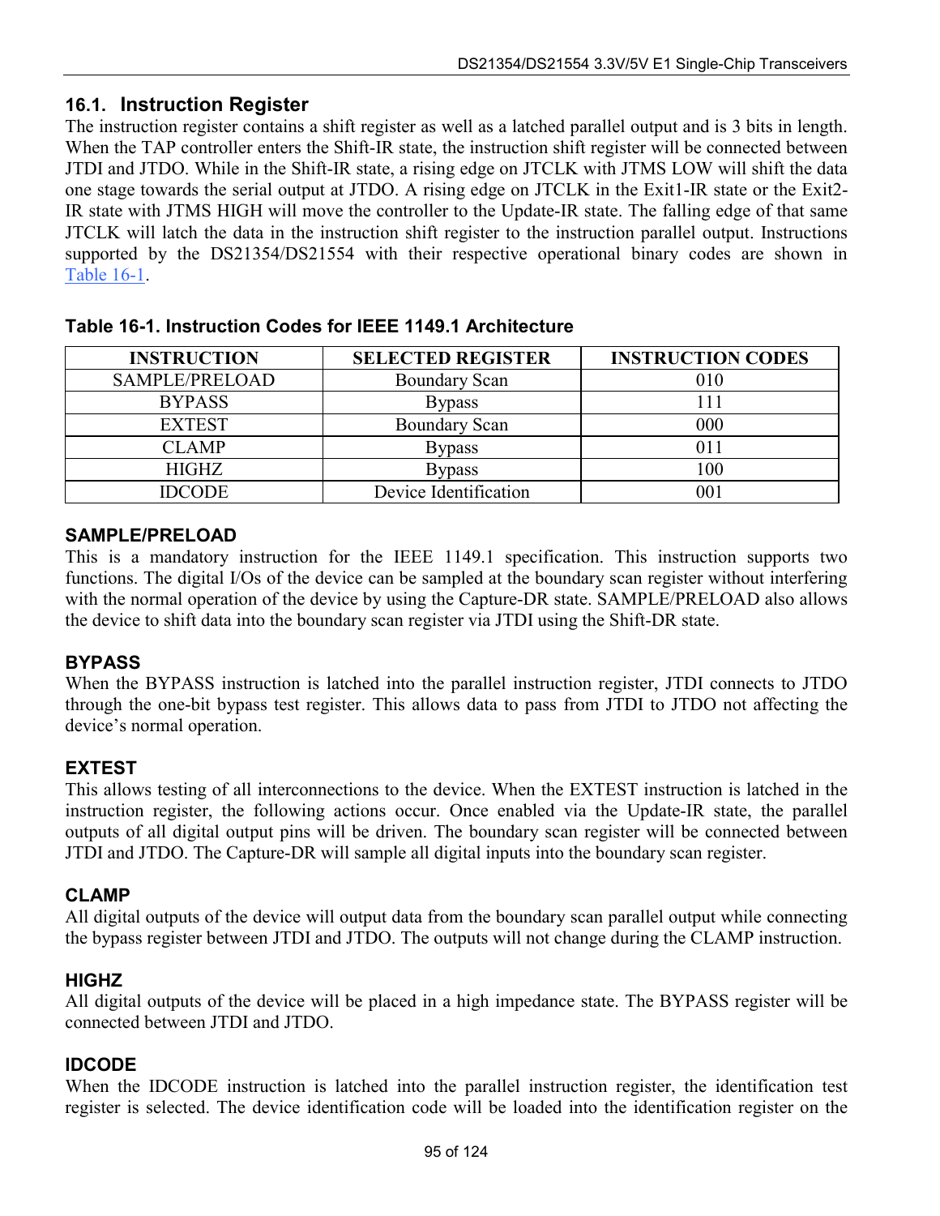## 16.1. Instruction Register

The instruction register contains a shift register as well as a latched parallel output and is 3 bits in length. When the TAP controller enters the Shift-IR state, the instruction shift register will be connected between JTDI and JTDO. While in the Shift-IR state, a rising edge on JTCLK with JTMS LOW will shift the data one stage towards the serial output at JTDO. A rising edge on JTCLK in the Exit1-IR state or the Exit2-IR state with JTMS HIGH will move the controller to the Update-IR state. The falling edge of that same JTCLK will latch the data in the instruction shift register to the instruction parallel output. Instructions supported by the DS21354/DS21554 with their respective operational binary codes are shown in Table 16-1.

**Table 16-1. Instruction Codes for IEEE 1149.1 Architecture**

| INSTRUCTION | SELECTED REGISTER | INSTRUCTION CODES |
| --- | --- | --- |
| SAMPLE/PRELOAD | Boundary Scan | 010 |
| BYPASS | Bypass | 111 |
| EXTEST | Boundary Scan | 000 |
| CLAMP | Bypass | 011 |
| HIGHZ | Bypass | 100 |
| IDCODE | Device Identification | 001 |

### SAMPLE/PRELOAD

This is a mandatory instruction for the IEEE 1149.1 specification. This instruction supports two functions. The digital I/Os of the device can be sampled at the boundary scan register without interfering with the normal operation of the device by using the Capture-DR state. SAMPLE/PRELOAD also allows the device to shift data into the boundary scan register via JTDI using the Shift-DR state.

### BYPASS

When the BYPASS instruction is latched into the parallel instruction register, JTDI connects to JTDO through the one-bit bypass test register. This allows data to pass from JTDI to JTDO not affecting the device's normal operation.

### EXTEST

This allows testing of all interconnections to the device. When the EXTEST instruction is latched in the instruction register, the following actions occur. Once enabled via the Update-IR state, the parallel outputs of all digital output pins will be driven. The boundary scan register will be connected between JTDI and JTDO. The Capture-DR will sample all digital inputs into the boundary scan register.

### CLAMP

All digital outputs of the device will output data from the boundary scan parallel output while connecting the bypass register between JTDI and JTDO. The outputs will not change during the CLAMP instruction.

### HIGHZ

All digital outputs of the device will be placed in a high impedance state. The BYPASS register will be connected between JTDI and JTDO.

### IDCODE

When the IDCODE instruction is latched into the parallel instruction register, the identification test register is selected. The device identification code will be loaded into the identification register on the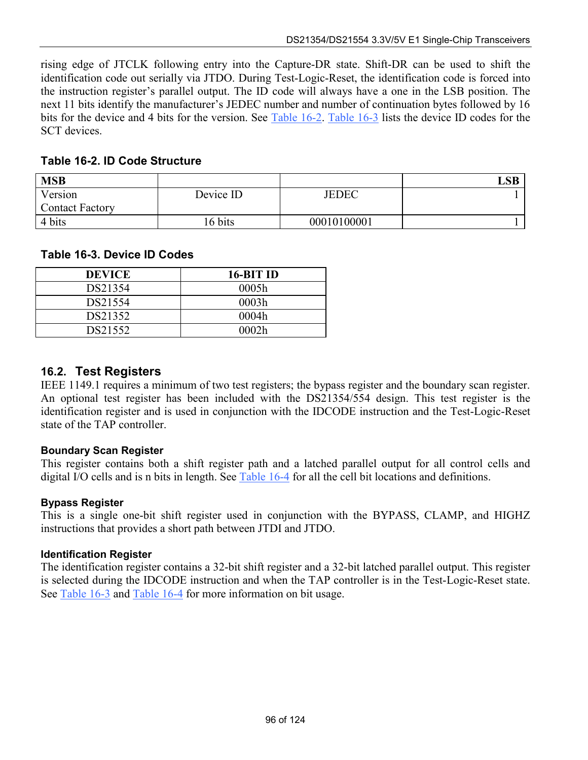rising edge of JTCLK following entry into the Capture-DR state. Shift-DR can be used to shift the identification code out serially via JTDO. During Test-Logic-Reset, the identification code is forced into the instruction register's parallel output. The ID code will always have a one in the LSB position. The next 11 bits identify the manufacturer's JEDEC number and number of continuation bytes followed by 16 bits for the device and 4 bits for the version. See Table 16-2. Table 16-3 lists the device ID codes for the SCT devices.

### Table 16-2. ID Code Structure

| **MSB** | | | **LSB** |
|---|---|---|---|
| Version<br>Contact Factory | Device ID | JEDEC | 1 |
| 4 bits | 16 bits | 00010100001 | 1 |

### Table 16-3. Device ID Codes

| DEVICE | 16-BIT ID |
|---|---|
| DS21354 | 0005h |
| DS21554 | 0003h |
| DS21352 | 0004h |
| DS21552 | 0002h |

## 16.2. Test Registers

IEEE 1149.1 requires a minimum of two test registers; the bypass register and the boundary scan register. An optional test register has been included with the DS21354/554 design. This test register is the identification register and is used in conjunction with the IDCODE instruction and the Test-Logic-Reset state of the TAP controller.

#### Boundary Scan Register

This register contains both a shift register path and a latched parallel output for all control cells and digital I/O cells and is n bits in length. See Table 16-4 for all the cell bit locations and definitions.

#### Bypass Register

This is a single one-bit shift register used in conjunction with the BYPASS, CLAMP, and HIGHZ instructions that provides a short path between JTDI and JTDO.

#### Identification Register

The identification register contains a 32-bit shift register and a 32-bit latched parallel output. This register is selected during the IDCODE instruction and when the TAP controller is in the Test-Logic-Reset state. See Table 16-3 and Table 16-4 for more information on bit usage.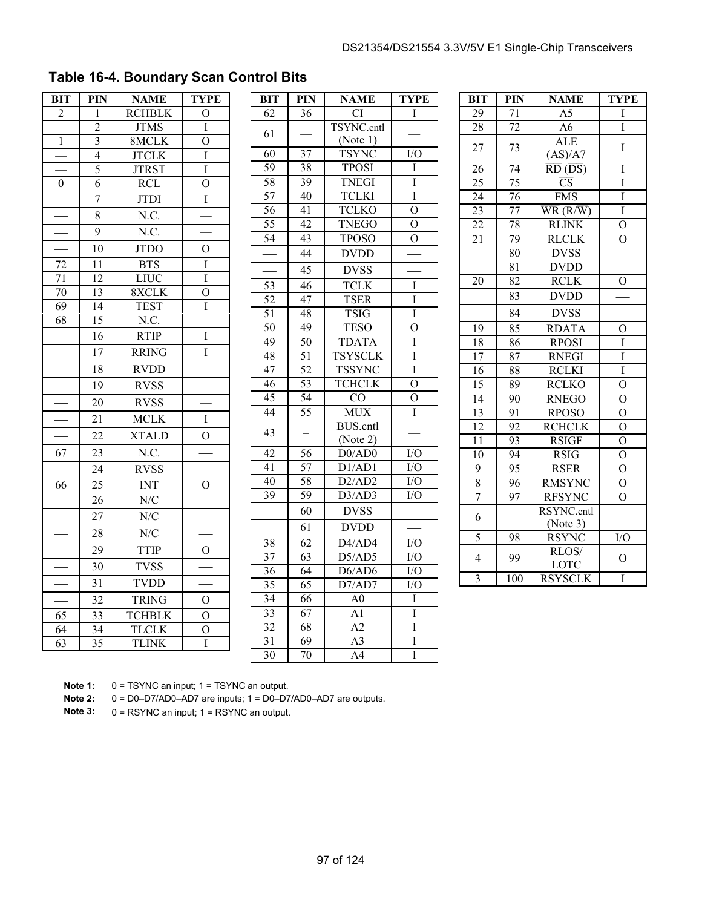## Table 16-4. Boundary Scan Control Bits

| BIT | PIN | NAME | TYPE |
|---|---|---|---|
| 2 | 1 | RCHBLK | O |
| — | 2 | JTMS | I |
| 1 | 3 | 8MCLK | O |
| — | 4 | JTCLK | I |
| — | 5 | JTRST | I |
| 0 | 6 | RCL | O |
| — | 7 | JTDI | I |
| — | 8 | N.C. | — |
| — | 9 | N.C. | — |
| — | 10 | JTDO | O |
| 72 | 11 | BTS | I |
| 71 | 12 | LIUC | I |
| 70 | 13 | 8XCLK | O |
| 69 | 14 | TEST | I |
| 68 | 15 | N.C. | — |
| — | 16 | RTIP | I |
| — | 17 | RRING | I |
| — | 18 | RVDD | — |
| — | 19 | RVSS | — |
| — | 20 | RVSS | — |
| — | 21 | MCLK | I |
| — | 22 | XTALD | O |
| 67 | 23 | N.C. | — |
| — | 24 | RVSS | — |
| 66 | 25 | INT | O |
| — | 26 | N/C | — |
| — | 27 | N/C | — |
| — | 28 | N/C | — |
| — | 29 | TTIP | O |
| — | 30 | TVSS | — |
| — | 31 | TVDD | — |
| — | 32 | TRING | O |
| 65 | 33 | TCHBLK | O |
| 64 | 34 | TLCLK | O |
| 63 | 35 | TLINK | I |
| 62 | 36 | CI | I |
| 61 | — | TSYNC.cntl (Note 1) | — |
| 60 | 37 | TSYNC | I/O |
| 59 | 38 | TPOSI | I |
| 58 | 39 | TNEGI | I |
| 57 | 40 | TCLKI | I |
| 56 | 41 | TCLKO | O |
| 55 | 42 | TNEGO | O |
| 54 | 43 | TPOSO | O |
| — | 44 | DVDD | — |
| — | 45 | DVSS | — |
| 53 | 46 | TCLK | I |
| 52 | 47 | TSER | I |
| 51 | 48 | TSIG | I |
| 50 | 49 | TESO | O |
| 49 | 50 | TDATA | I |
| 48 | 51 | TSYSCLK | I |
| 47 | 52 | TSSYNC | I |
| 46 | 53 | TCHCLK | O |
| 45 | 54 | CO | O |
| 44 | 55 | MUX | I |
| 43 | – | BUS.cntl (Note 2) | — |
| 42 | 56 | D0/AD0 | I/O |
| 41 | 57 | D1/AD1 | I/O |
| 40 | 58 | D2/AD2 | I/O |
| 39 | 59 | D3/AD3 | I/O |
| — | 60 | DVSS | — |
| — | 61 | DVDD | — |
| 38 | 62 | D4/AD4 | I/O |
| 37 | 63 | D5/AD5 | I/O |
| 36 | 64 | D6/AD6 | I/O |
| 35 | 65 | D7/AD7 | I/O |
| 34 | 66 | A0 | I |
| 33 | 67 | A1 | I |
| 32 | 68 | A2 | I |
| 31 | 69 | A3 | I |
| 30 | 70 | A4 | I |
| 29 | 71 | A5 | I |
| 28 | 72 | A6 | I |
| 27 | 73 | ALE (AS)/A7 | I |
| 26 | 74 | $\overline{RD}$ ($\overline{DS}$) | I |
| 25 | 75 | $\overline{CS}$ | I |
| 24 | 76 | FMS | I |
| 23 | 77 | $\overline{WR}$ (R/$\overline{W}$) | I |
| 22 | 78 | RLINK | O |
| 21 | 79 | RLCLK | O |
| — | 80 | DVSS | — |
| — | 81 | DVDD | — |
| 20 | 82 | RCLK | O |
| — | 83 | DVDD | — |
| — | 84 | DVSS | — |
| 19 | 85 | RDATA | O |
| 18 | 86 | RPOSI | I |
| 17 | 87 | RNEGI | I |
| 16 | 88 | RCLKI | I |
| 15 | 89 | RCLKO | O |
| 14 | 90 | RNEGO | O |
| 13 | 91 | RPOSO | O |
| 12 | 92 | RCHCLK | O |
| 11 | 93 | RSIGF | O |
| 10 | 94 | RSIG | O |
| 9 | 95 | RSER | O |
| 8 | 96 | RMSYNC | O |
| 7 | 97 | RFSYNC | O |
| 6 | — | RSYNC.cntl (Note 3) | — |
| 5 | 98 | RSYNC | I/O |
| 4 | 99 | RLOS/ LOTC | O |
| 3 | 100 | RSYSCLK | I |

**Note 1:** 0 = TSYNC an input; 1 = TSYNC an output.

**Note 2:** 0 = D0–D7/AD0–AD7 are inputs; 1 = D0–D7/AD0–AD7 are outputs.

**Note 3:** 0 = RSYNC an input; 1 = RSYNC an output.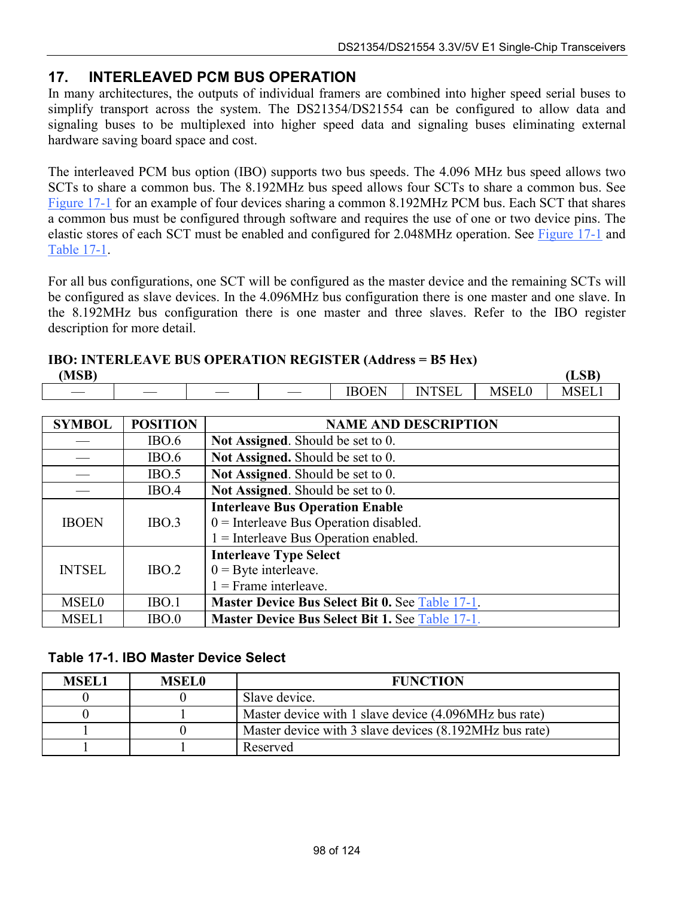## 17. INTERLEAVED PCM BUS OPERATION

In many architectures, the outputs of individual framers are combined into higher speed serial buses to simplify transport across the system. The DS21354/DS21554 can be configured to allow data and signaling buses to be multiplexed into higher speed data and signaling buses eliminating external hardware saving board space and cost.

The interleaved PCM bus option (IBO) supports two bus speeds. The 4.096 MHz bus speed allows two SCTs to share a common bus. The 8.192MHz bus speed allows four SCTs to share a common bus. See Figure 17-1 for an example of four devices sharing a common 8.192MHz PCM bus. Each SCT that shares a common bus must be configured through software and requires the use of one or two device pins. The elastic stores of each SCT must be enabled and configured for 2.048MHz operation. See Figure 17-1 and Table 17-1.

For all bus configurations, one SCT will be configured as the master device and the remaining SCTs will be configured as slave devices. In the 4.096MHz bus configuration there is one master and one slave. In the 8.192MHz bus configuration there is one master and three slaves. Refer to the IBO register description for more detail.

**IBO: INTERLEAVE BUS OPERATION REGISTER (Address = B5 Hex)**

| (MSB) | | | | | | | (LSB) |
|---|---|---|---|---|---|---|---|
| — | — | — | — | IBOEN | INTSEL | MSEL0 | MSEL1 |

| SYMBOL | POSITION | NAME AND DESCRIPTION |
|---|---|---|
| — | IBO.6 | **Not Assigned**. Should be set to 0. |
| — | IBO.6 | **Not Assigned.** Should be set to 0. |
| — | IBO.5 | **Not Assigned**. Should be set to 0. |
| — | IBO.4 | **Not Assigned**. Should be set to 0. |
| IBOEN | IBO.3 | **Interleave Bus Operation Enable**<br>0 = Interleave Bus Operation disabled.<br>1 = Interleave Bus Operation enabled. |
| INTSEL | IBO.2 | **Interleave Type Select**<br>0 = Byte interleave.<br>1 = Frame interleave. |
| MSEL0 | IBO.1 | **Master Device Bus Select Bit 0.** See Table 17-1. |
| MSEL1 | IBO.0 | **Master Device Bus Select Bit 1.** See Table 17-1. |

### Table 17-1. IBO Master Device Select

| MSEL1 | MSEL0 | FUNCTION |
|---|---|---|
| 0 | 0 | Slave device. |
| 0 | 1 | Master device with 1 slave device (4.096MHz bus rate) |
| 1 | 0 | Master device with 3 slave devices (8.192MHz bus rate) |
| 1 | 1 | Reserved |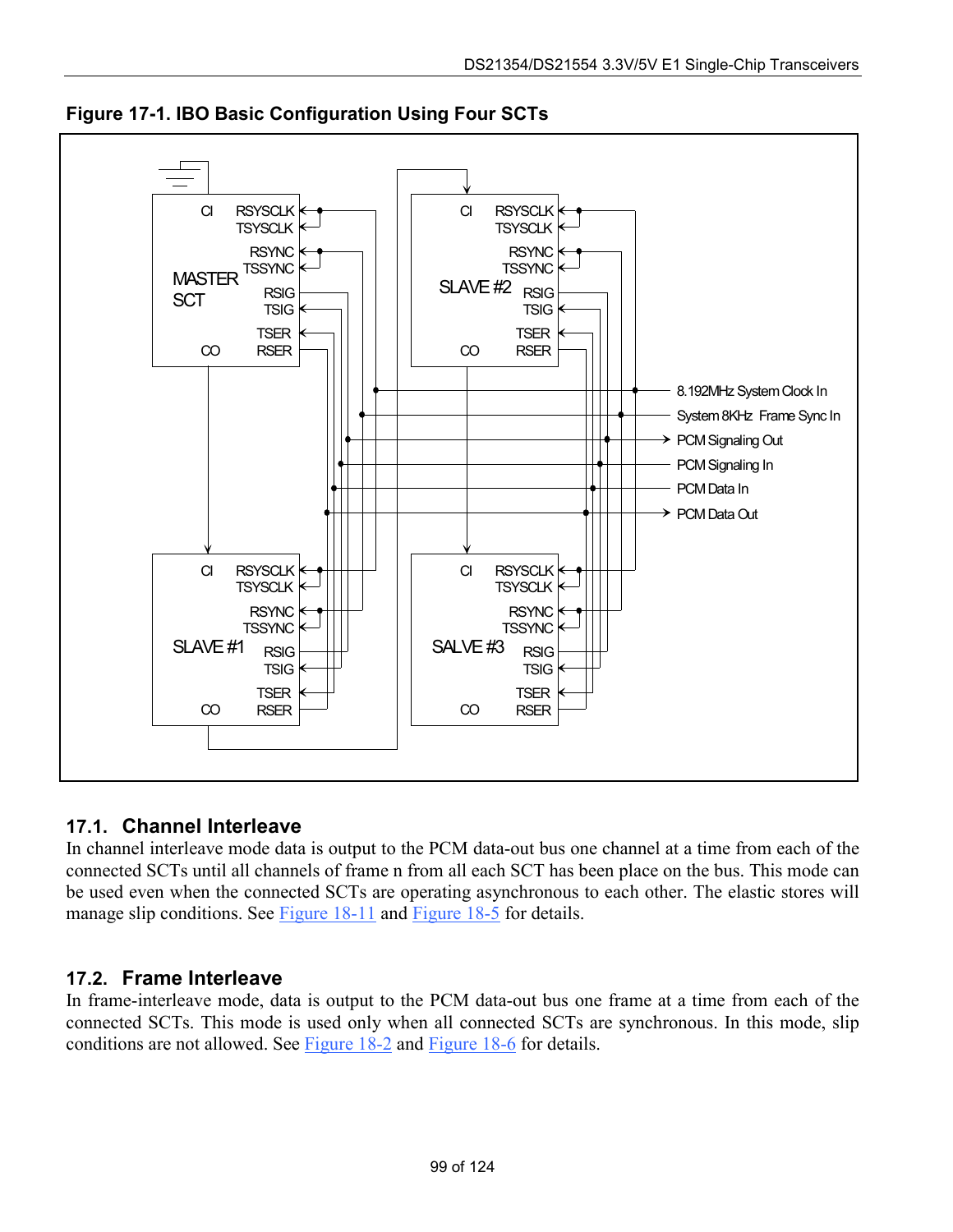**Figure 17-1. IBO Basic Configuration Using Four SCTs**

MASTER SCT
CI RSYSCLK TSYSCLK RSYNC TSSYNC RSIG TSIG TSER CO RSER

SLAVE #2
CI RSYSCLK TSYSCLK RSYNC TSSYNC RSIG TSIG TSER CO RSER

SLAVE #1
CI RSYSCLK TSYSCLK RSYNC TSSYNC RSIG TSIG TSER CO RSER

SALVE #3
CI RSYSCLK TSYSCLK RSYNC TSSYNC RSIG TSIG TSER CO RSER

8.192MHz System Clock In
System 8KHz Frame Sync In
PCM Signaling Out
PCM Signaling In
PCM Data In
PCM Data Out

## 17.1. Channel Interleave

In channel interleave mode data is output to the PCM data-out bus one channel at a time from each of the connected SCTs until all channels of frame n from all each SCT has been place on the bus. This mode can be used even when the connected SCTs are operating asynchronous to each other. The elastic stores will manage slip conditions. See Figure 18-11 and Figure 18-5 for details.

## 17.2. Frame Interleave

In frame-interleave mode, data is output to the PCM data-out bus one frame at a time from each of the connected SCTs. This mode is used only when all connected SCTs are synchronous. In this mode, slip conditions are not allowed. See Figure 18-2 and Figure 18-6 for details.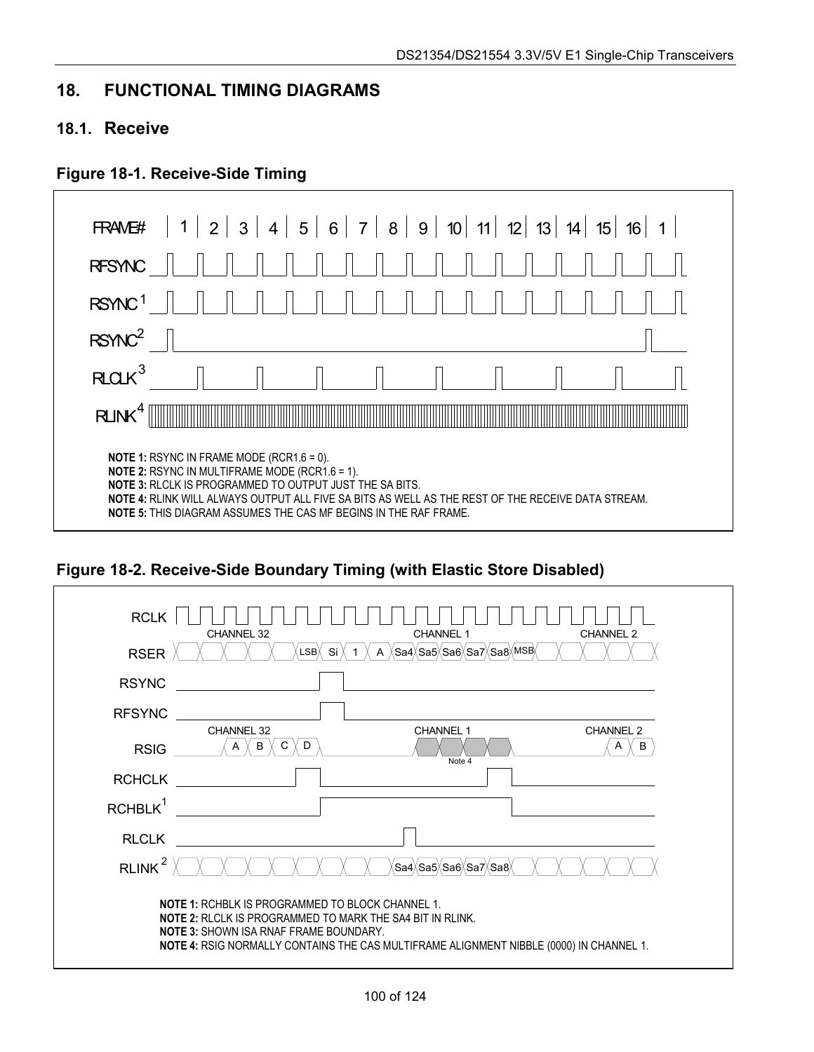## 18. FUNCTIONAL TIMING DIAGRAMS

### 18.1. Receive

**Figure 18-1. Receive-Side Timing**

FRAME# 1 2 3 4 5 6 7 8 9 10 11 12 13 14 15 16 1

RFSYNC

RSYNC 1

RSYNC 2

RLCLK 3

RLINK 4

**NOTE 1:** RSYNC IN FRAME MODE (RCR1.6 = 0).
**NOTE 2:** RSYNC IN MULTIFRAME MODE (RCR1.6 = 1).
**NOTE 3:** RLCLK IS PROGRAMMED TO OUTPUT JUST THE SA BITS.
**NOTE 4:** RLINK WILL ALWAYS OUTPUT ALL FIVE SA BITS AS WELL AS THE REST OF THE RECEIVE DATA STREAM.
**NOTE 5:** THIS DIAGRAM ASSUMES THE CAS MF BEGINS IN THE RAF FRAME.

**Figure 18-2. Receive-Side Boundary Timing (with Elastic Store Disabled)**

RCLK

CHANNEL 32 CHANNEL 1 CHANNEL 2

RSER LSB Si 1 A Sa4 Sa5 Sa6 Sa7 Sa8 MSB

RSYNC

RFSYNC

CHANNEL 32 CHANNEL 1 CHANNEL 2

RSIG A B C D Note 4 A B

RCHCLK

RCHBLK 1

RLCLK

RLINK 2 Sa4 Sa5 Sa6 Sa7 Sa8

**NOTE 1:** RCHBLK IS PROGRAMMED TO BLOCK CHANNEL 1.
**NOTE 2:** RLCLK IS PROGRAMMED TO MARK THE SA4 BIT IN RLINK.
**NOTE 3:** SHOWN ISA RNAF FRAME BOUNDARY.
**NOTE 4:** RSIG NORMALLY CONTAINS THE CAS MULTIFRAME ALIGNMENT NIBBLE (0000) IN CHANNEL 1.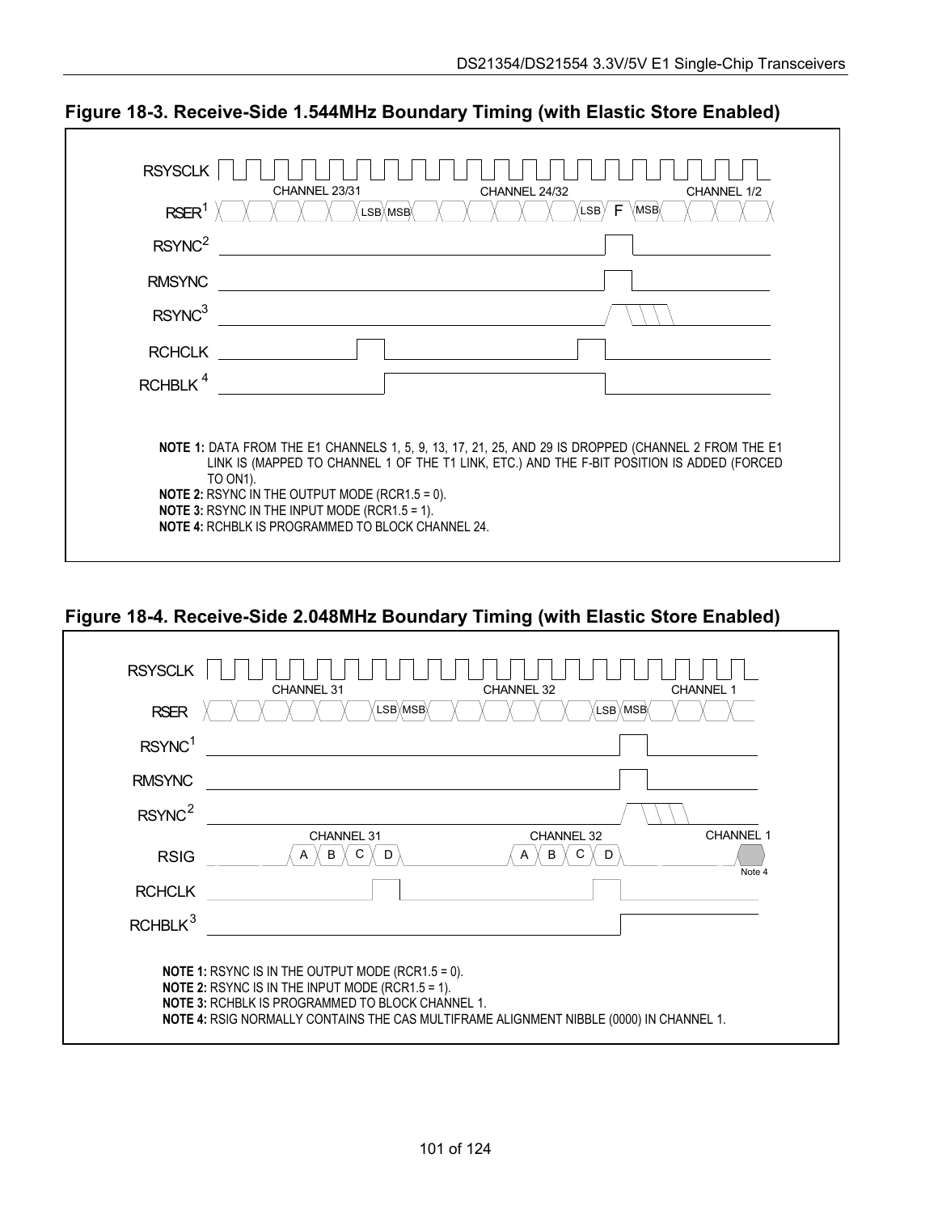## Figure 18-3. Receive-Side 1.544MHz Boundary Timing (with Elastic Store Enabled)

RSYSCLK

CHANNEL 23/31

CHANNEL 24/32

CHANNEL 1/2

RSER[1]

LSB MSB

LSB F MSB

RSYNC[2]

RMSYNC

RSYNC[3]

RCHCLK

RCHBLK [4]

**NOTE 1:** DATA FROM THE E1 CHANNELS 1, 5, 9, 13, 17, 21, 25, AND 29 IS DROPPED (CHANNEL 2 FROM THE E1 LINK IS (MAPPED TO CHANNEL 1 OF THE T1 LINK, ETC.) AND THE F-BIT POSITION IS ADDED (FORCED TO ON1).

**NOTE 2:** RSYNC IN THE OUTPUT MODE (RCR1.5 = 0).

**NOTE 3:** RSYNC IN THE INPUT MODE (RCR1.5 = 1).

**NOTE 4:** RCHBLK IS PROGRAMMED TO BLOCK CHANNEL 24.

## Figure 18-4. Receive-Side 2.048MHz Boundary Timing (with Elastic Store Enabled)

RSYSCLK

CHANNEL 31

CHANNEL 32

CHANNEL 1

RSER

LSB MSB

LSB MSB

RSYNC[1]

RMSYNC

RSYNC[2]

CHANNEL 31

CHANNEL 32

CHANNEL 1

RSIG

A B C D

A B C D

Note 4

RCHCLK

RCHBLK[3]

**NOTE 1:** RSYNC IS IN THE OUTPUT MODE (RCR1.5 = 0).

**NOTE 2:** RSYNC IS IN THE INPUT MODE (RCR1.5 = 1).

**NOTE 3:** RCHBLK IS PROGRAMMED TO BLOCK CHANNEL 1.

**NOTE 4:** RSIG NORMALLY CONTAINS THE CAS MULTIFRAME ALIGNMENT NIBBLE (0000) IN CHANNEL 1.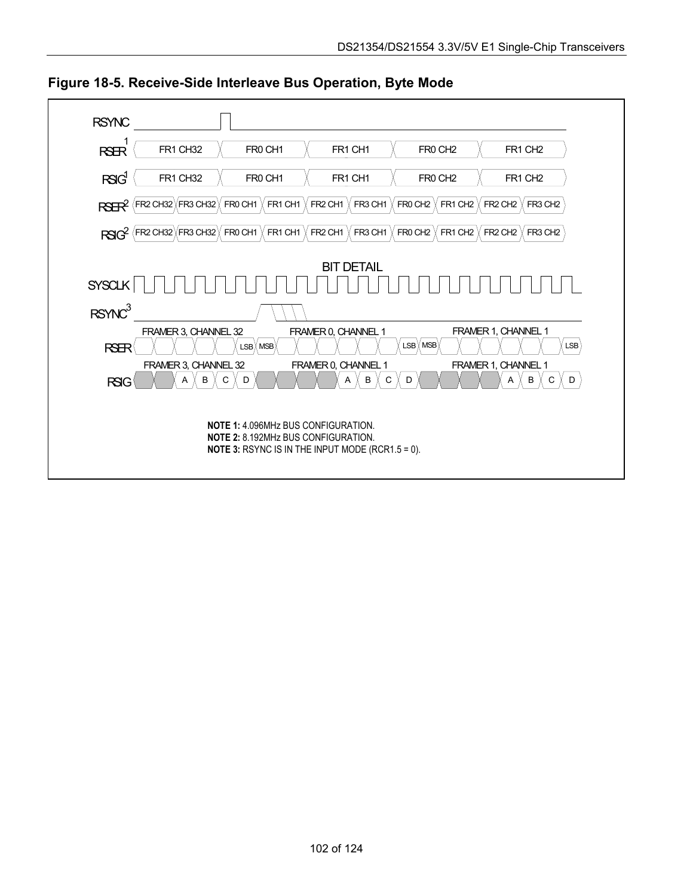## Figure 18-5. Receive-Side Interleave Bus Operation, Byte Mode

RSYNC

RSER[1] FR1 CH32 FR0 CH1 FR1 CH1 FR0 CH2 FR1 CH2

RSIG[1] FR1 CH32 FR0 CH1 FR1 CH1 FR0 CH2 FR1 CH2

RSER[2] FR2 CH32 FR3 CH32 FR0 CH1 FR1 CH1 FR2 CH1 FR3 CH1 FR0 CH2 FR1 CH2 FR2 CH2 FR3 CH2

RSIG[2] FR2 CH32 FR3 CH32 FR0 CH1 FR1 CH1 FR2 CH1 FR3 CH1 FR0 CH2 FR1 CH2 FR2 CH2 FR3 CH2

BIT DETAIL

SYSCLK

RSYNC[3]

RSER FRAMER 3, CHANNEL 32 LSB MSB FRAMER 0, CHANNEL 1 LSB MSB FRAMER 1, CHANNEL 1 LSB

RSIG FRAMER 3, CHANNEL 32 A B C D FRAMER 0, CHANNEL 1 A B C D FRAMER 1, CHANNEL 1 A B C D

**NOTE 1:** 4.096MHz BUS CONFIGURATION.
**NOTE 2:** 8.192MHz BUS CONFIGURATION.
**NOTE 3:** RSYNC IS IN THE INPUT MODE (RCR1.5 = 0).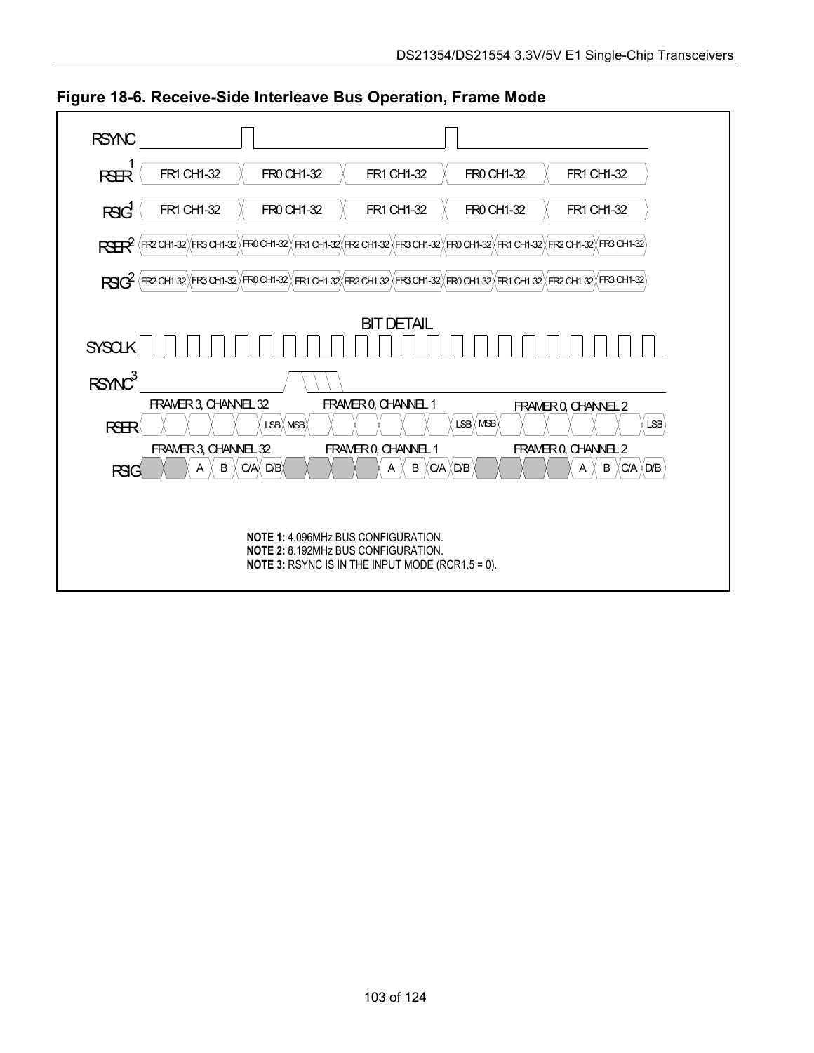**Figure 18-6. Receive-Side Interleave Bus Operation, Frame Mode**

RSYNC

RSER[1] FR1 CH1-32 FR0 CH1-32 FR1 CH1-32 FR0 CH1-32 FR1 CH1-32

RSIG[1] FR1 CH1-32 FR0 CH1-32 FR1 CH1-32 FR0 CH1-32 FR1 CH1-32

RSER[2] FR2 CH1-32 FR3 CH1-32 FR0 CH1-32 FR1 CH1-32 FR2 CH1-32 FR3 CH1-32 FR0 CH1-32 FR1 CH1-32 FR2 CH1-32 FR3 CH1-32

RSIG[2] FR2 CH1-32 FR3 CH1-32 FR0 CH1-32 FR1 CH1-32 FR2 CH1-32 FR3 CH1-32 FR0 CH1-32 FR1 CH1-32 FR2 CH1-32 FR3 CH1-32

BIT DETAIL

SYSCLK

RSYNC[3]

RSER: FRAMER 3, CHANNEL 32 LSB MSB FRAMER 0, CHANNEL 1 LSB MSB FRAMER 0, CHANNEL 2 LSB

RSIG: FRAMER 3, CHANNEL 32 A B C/A D/B FRAMER 0, CHANNEL 1 A B C/A D/B FRAMER 0, CHANNEL 2 A B C/A D/B

**NOTE 1:** 4.096MHz BUS CONFIGURATION.
**NOTE 2:** 8.192MHz BUS CONFIGURATION.
**NOTE 3:** RSYNC IS IN THE INPUT MODE (RCR1.5 = 0).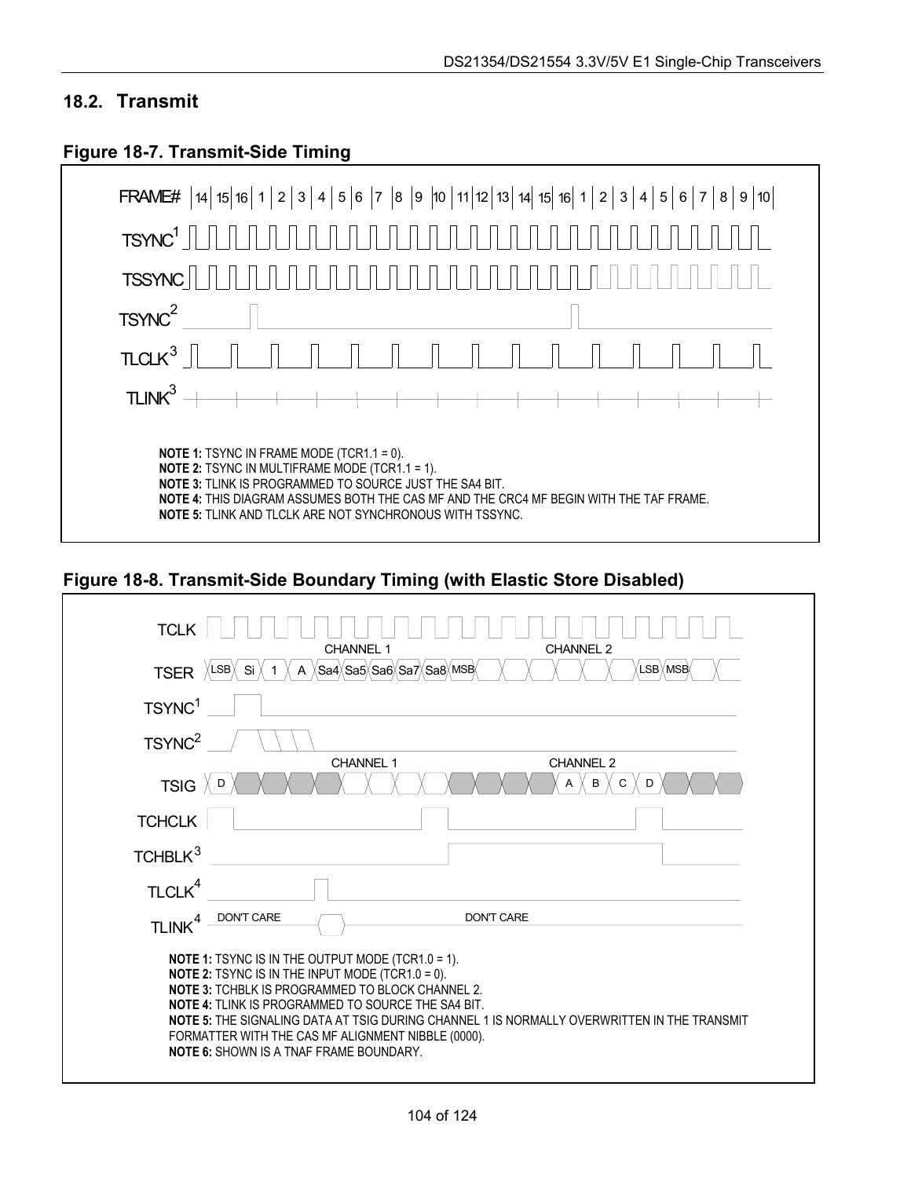## 18.2. Transmit

**Figure 18-7. Transmit-Side Timing**

FRAME# 14 15 16 1 2 3 4 5 6 7 8 9 10 11 12 13 14 15 16 1 2 3 4 5 6 7 8 9 10

TSYNC1

TSSYNC

TSYNC2

TLCLK3

TLINK3

**NOTE 1:** TSYNC IN FRAME MODE (TCR1.1 = 0).
**NOTE 2:** TSYNC IN MULTIFRAME MODE (TCR1.1 = 1).
**NOTE 3:** TLINK IS PROGRAMMED TO SOURCE JUST THE SA4 BIT.
**NOTE 4:** THIS DIAGRAM ASSUMES BOTH THE CAS MF AND THE CRC4 MF BEGIN WITH THE TAF FRAME.
**NOTE 5:** TLINK AND TLCLK ARE NOT SYNCHRONOUS WITH TSSYNC.

**Figure 18-8. Transmit-Side Boundary Timing (with Elastic Store Disabled)**

TCLK

CHANNEL 1 CHANNEL 2

TSER LSB Si 1 A Sa4 Sa5 Sa6 Sa7 Sa8 MSB LSB MSB

TSYNC1

TSYNC2

CHANNEL 1 CHANNEL 2

TSIG D A B C D

TCHCLK

TCHBLK3

TLCLK4

TLINK4 DON'T CARE DON'T CARE

**NOTE 1:** TSYNC IS IN THE OUTPUT MODE (TCR1.0 = 1).
**NOTE 2:** TSYNC IS IN THE INPUT MODE (TCR1.0 = 0).
**NOTE 3:** TCHBLK IS PROGRAMMED TO BLOCK CHANNEL 2.
**NOTE 4:** TLINK IS PROGRAMMED TO SOURCE THE SA4 BIT.
**NOTE 5:** THE SIGNALING DATA AT TSIG DURING CHANNEL 1 IS NORMALLY OVERWRITTEN IN THE TRANSMIT FORMATTER WITH THE CAS MF ALIGNMENT NIBBLE (0000).
**NOTE 6:** SHOWN IS A TNAF FRAME BOUNDARY.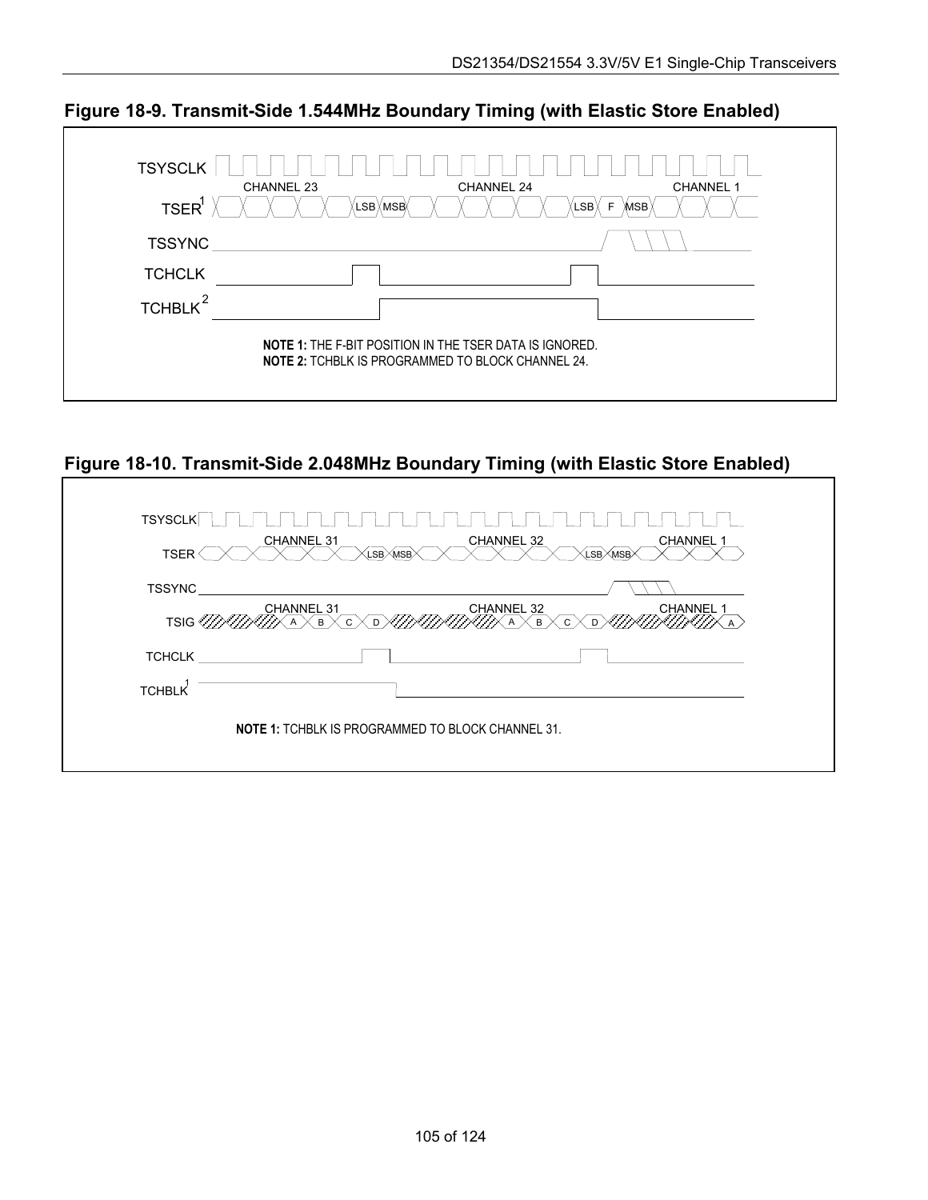## Figure 18-9. Transmit-Side 1.544MHz Boundary Timing (with Elastic Store Enabled)

TSYSCLK

CHANNEL 23 CHANNEL 24 CHANNEL 1

TSER[1] LSB MSB LSB F MSB

TSSYNC

TCHCLK

TCHBLK[2]

**NOTE 1:** THE F-BIT POSITION IN THE TSER DATA IS IGNORED.
**NOTE 2:** TCHBLK IS PROGRAMMED TO BLOCK CHANNEL 24.

## Figure 18-10. Transmit-Side 2.048MHz Boundary Timing (with Elastic Store Enabled)

TSYSCLK

CHANNEL 31 CHANNEL 32 CHANNEL 1

TSER LSB MSB LSB MSB

TSSYNC

CHANNEL 31 CHANNEL 32 CHANNEL 1

TSIG A B C D A B C D A

TCHCLK

TCHBLK[1]

**NOTE 1:** TCHBLK IS PROGRAMMED TO BLOCK CHANNEL 31.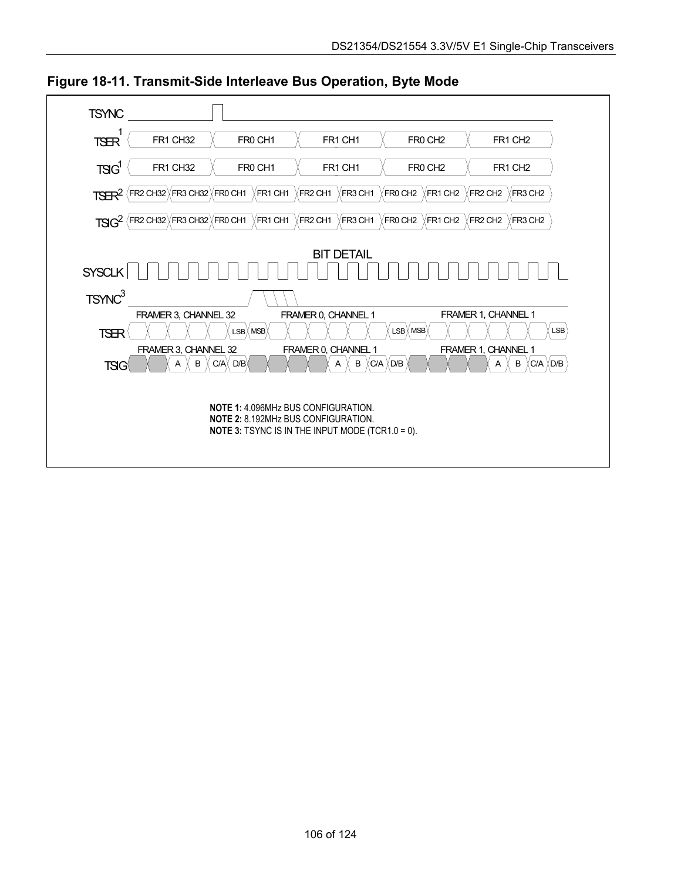**Figure 18-11. Transmit-Side Interleave Bus Operation, Byte Mode**

TSYNC

TSER[1] FR1 CH32 FR0 CH1 FR1 CH1 FR0 CH2 FR1 CH2

TSIG[1] FR1 CH32 FR0 CH1 FR1 CH1 FR0 CH2 FR1 CH2

TSER[2] FR2 CH32 FR3 CH32 FR0 CH1 FR1 CH1 FR2 CH1 FR3 CH1 FR0 CH2 FR1 CH2 FR2 CH2 FR3 CH2

TSIG[2] FR2 CH32 FR3 CH32 FR0 CH1 FR1 CH1 FR2 CH1 FR3 CH1 FR0 CH2 FR1 CH2 FR2 CH2 FR3 CH2

BIT DETAIL

SYSCLK

TSYNC[3]

FRAMER 3, CHANNEL 32 FRAMER 0, CHANNEL 1 FRAMER 1, CHANNEL 1

TSER LSB MSB LSB MSB LSB

FRAMER 3, CHANNEL 32 FRAMER 0, CHANNEL 1 FRAMER 1, CHANNEL 1

TSIG A B C/A D/B A B C/A D/B A B C/A D/B

**NOTE 1:** 4.096MHz BUS CONFIGURATION.
**NOTE 2:** 8.192MHz BUS CONFIGURATION.
**NOTE 3:** TSYNC IS IN THE INPUT MODE (TCR1.0 = 0).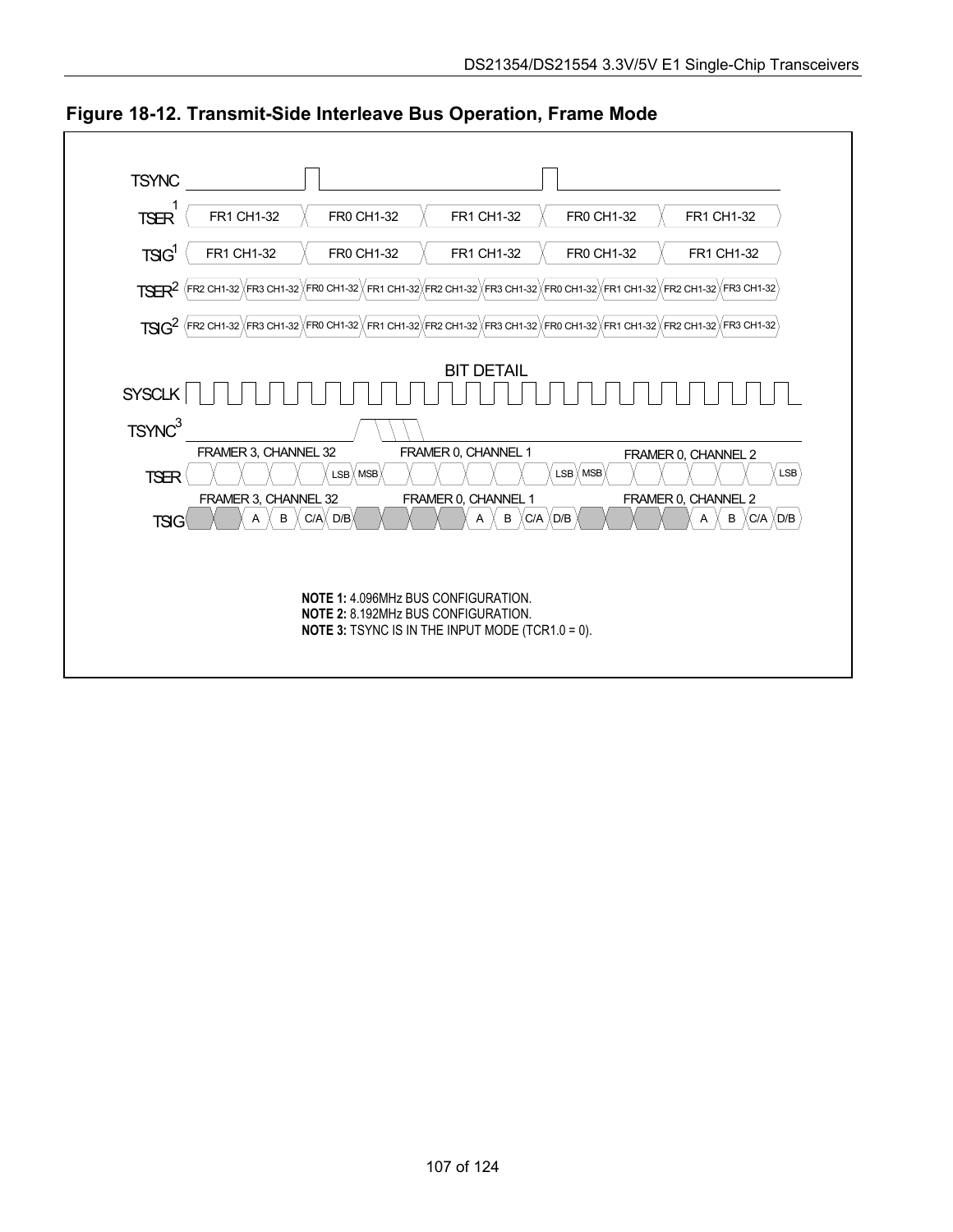**Figure 18-12. Transmit-Side Interleave Bus Operation, Frame Mode**

TSYNC

TSER[1] FR1 CH1-32 FR0 CH1-32 FR1 CH1-32 FR0 CH1-32 FR1 CH1-32

TSIG[1] FR1 CH1-32 FR0 CH1-32 FR1 CH1-32 FR0 CH1-32 FR1 CH1-32

TSER[2] FR2 CH1-32 FR3 CH1-32 FR0 CH1-32 FR1 CH1-32 FR2 CH1-32 FR3 CH1-32 FR0 CH1-32 FR1 CH1-32 FR2 CH1-32 FR3 CH1-32

TSIG[2] FR2 CH1-32 FR3 CH1-32 FR0 CH1-32 FR1 CH1-32 FR2 CH1-32 FR3 CH1-32 FR0 CH1-32 FR1 CH1-32 FR2 CH1-32 FR3 CH1-32

BIT DETAIL

SYSCLK

TSYNC[3]

TSER FRAMER 3, CHANNEL 32 LSB MSB FRAMER 0, CHANNEL 1 LSB MSB FRAMER 0, CHANNEL 2 LSB

TSIG FRAMER 3, CHANNEL 32 A B C/A D/B FRAMER 0, CHANNEL 1 A B C/A D/B FRAMER 0, CHANNEL 2 A B C/A D/B

**NOTE 1:** 4.096MHz BUS CONFIGURATION.
**NOTE 2:** 8.192MHz BUS CONFIGURATION.
**NOTE 3:** TSYNC IS IN THE INPUT MODE (TCR1.0 = 0).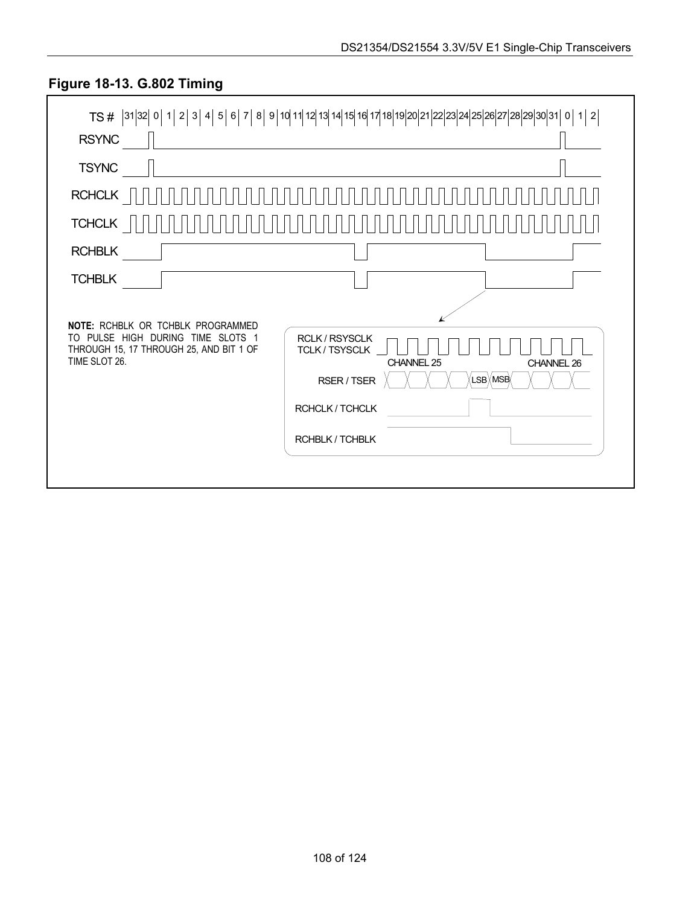## Figure 18-13. G.802 Timing

TS # 31 32 0 1 2 3 4 5 6 7 8 9 10 11 12 13 14 15 16 17 18 19 20 21 22 23 24 25 26 27 28 29 30 31 0 1 2

RSYNC

TSYNC

RCHCLK

TCHCLK

RCHBLK

TCHBLK

**NOTE:** RCHBLK OR TCHBLK PROGRAMMED TO PULSE HIGH DURING TIME SLOTS 1 THROUGH 15, 17 THROUGH 25, AND BIT 1 OF TIME SLOT 26.

RCLK / RSYSCLK
TCLK / TSYSCLK

CHANNEL 25

CHANNEL 26

RSER / TSER

LSB

MSB

RCHCLK / TCHCLK

RCHBLK / TCHBLK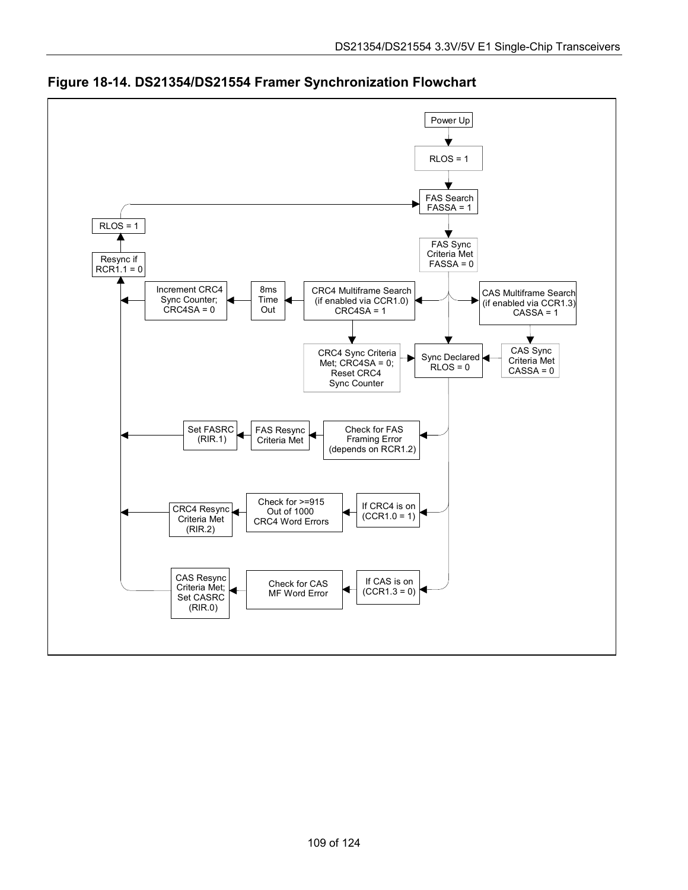**Figure 18-14. DS21354/DS21554 Framer Synchronization Flowchart**

Power Up

RLOS = 1

FAS Search
FASSA = 1

FAS Sync
Criteria Met
FASSA = 0

CRC4 Multiframe Search
(if enabled via CCR1.0)
CRC4SA = 1

CAS Multiframe Search
(if enabled via CCR1.3)
CASSA = 1

8ms
Time
Out

Increment CRC4
Sync Counter;
CRC4SA = 0

CRC4 Sync Criteria
Met; CRC4SA = 0;
Reset CRC4
Sync Counter

Sync Declared
RLOS = 0

CAS Sync
Criteria Met
CASSA = 0

Resync if
RCR1.1 = 0

RLOS = 1

Check for FAS
Framing Error
(depends on RCR1.2)

FAS Resync
Criteria Met

Set FASRC
(RIR.1)

If CRC4 is on
(CCR1.0 = 1)

Check for >=915
Out of 1000
CRC4 Word Errors

CRC4 Resync
Criteria Met
(RIR.2)

If CAS is on
(CCR1.3 = 0)

Check for CAS
MF Word Error

CAS Resync
Criteria Met;
Set CASRC
(RIR.0)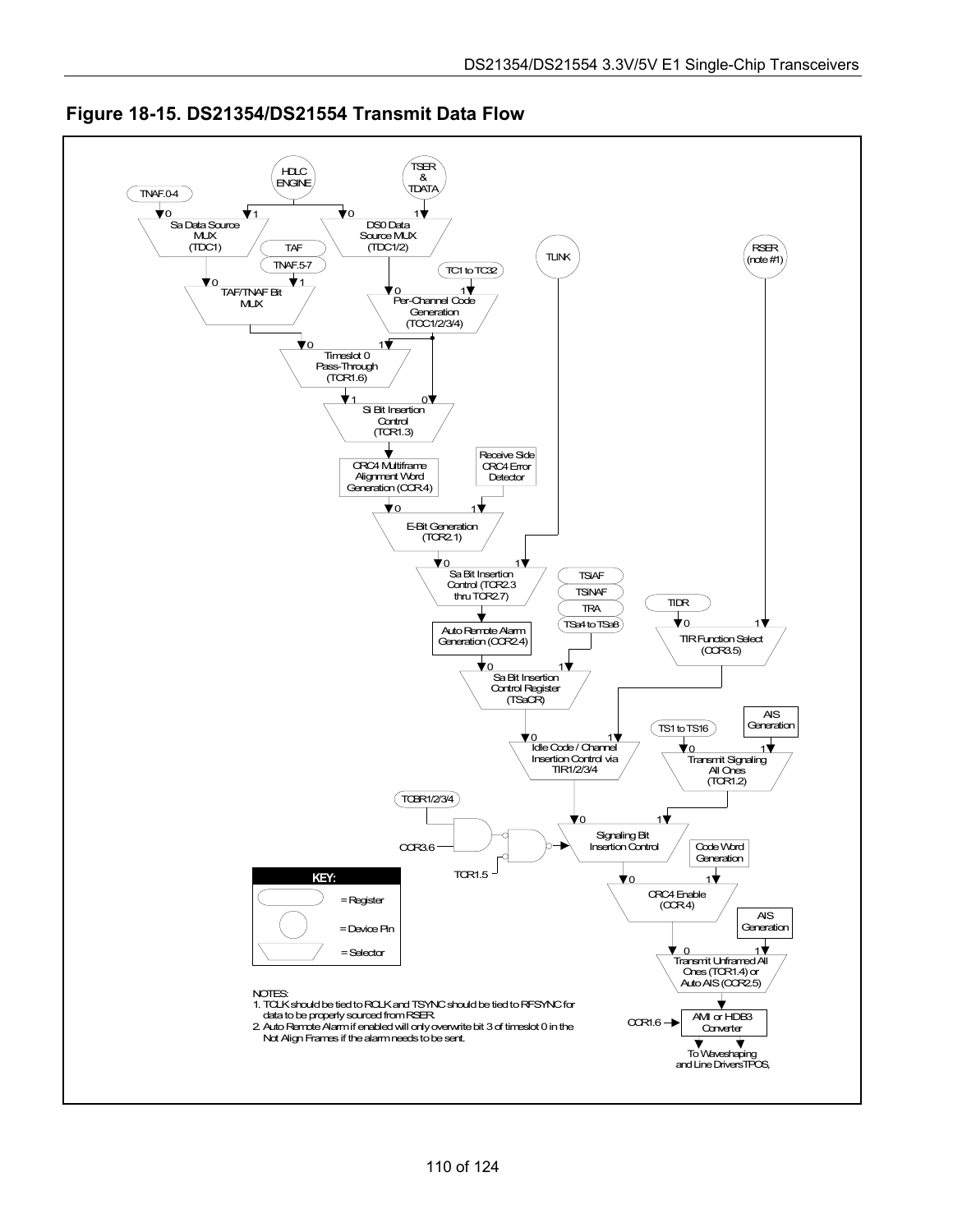## Figure 18-15. DS21354/DS21554 Transmit Data Flow

HDLC ENGINE

TSER & TDATA

TNAF.0-4

Sa Data Source MUX (TDC1)

DS0 Data Source MUX (TDC1/2)

TAF

TNAF.5-7

TLINK

RSER (note #1)

TC1 to TC32

TAF/TNAF Bit MUX

Per-Channel Code Generation (TCC1/2/3/4)

Timeslot 0 Pass-Through (TCR1.6)

Si Bit Insertion Control (TCR1.3)

CRC4 Multiframe Alignment Word Generation (CCR.4)

Receive Side CRC4 Error Detector

E-Bit Generation (TCR2.1)

Sa Bit Insertion Control (TCR2.3 thru TCR2.7)

TSiAF

TSiNAF

TRA

TSa4 to TSa8

TIDR

Auto Remote Alarm Generation (CCR2.4)

TIR Function Select (CCR3.5)

Sa Bit Insertion Control Register (TSaCR)

AIS Generation

TS1 to TS16

Idle Code / Channel Insertion Control via TIR1/2/3/4

Transmit Signaling All Ones (TCR1.2)

TCBR1/2/3/4

CCR3.6

TCR1.5

Signaling Bit Insertion Control

Code Word Generation

CRC4 Enable (CCR.4)

AIS Generation

Transmit Unframed All Ones (TCR1.4) or Auto AIS (CCR2.5)

CCR1.6

AMI or HDB3 Converter

To Waveshaping and Line Drivers TPOS,

KEY:

= Register

= Device Pin

= Selector

NOTES:

1. TCLK should be tied to RCLK and TSYNC should be tied to RFSYNC for data to be properly sourced from RSER.
2. Auto Remote Alarm if enabled will only overwrite bit 3 of timeslot 0 in the Not Align Frames if the alarm needs to be sent.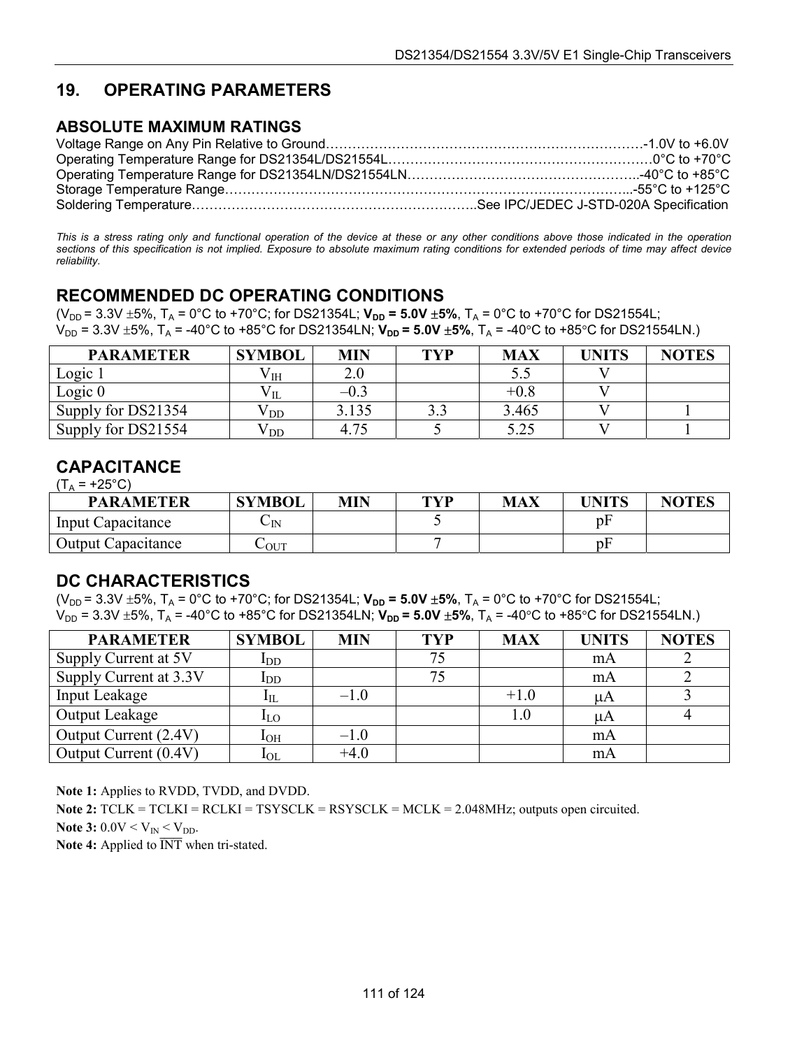## 19. OPERATING PARAMETERS

### ABSOLUTE MAXIMUM RATINGS

Voltage Range on Any Pin Relative to Ground……………………………………………………………….-1.0V to +6.0V
Operating Temperature Range for DS21354L/DS21554L……………………………………………………0°C to +70°C
Operating Temperature Range for DS21354LN/DS21554LN……………………………………………..-40°C to +85°C
Storage Temperature Range…………………………………………………………………………………..-55°C to +125°C
Soldering Temperature………………………………………………………..See IPC/JEDEC J-STD-020A Specification

*This is a stress rating only and functional operation of the device at these or any other conditions above those indicated in the operation sections of this specification is not implied. Exposure to absolute maximum rating conditions for extended periods of time may affect device reliability.*

### RECOMMENDED DC OPERATING CONDITIONS

($V_{DD}$ = 3.3V ±5%, $T_A$ = 0°C to +70°C; for DS21354L; **$V_{DD}$ = 5.0V ±5%**, $T_A$ = 0°C to +70°C for DS21554L;
$V_{DD}$ = 3.3V ±5%, $T_A$ = -40°C to +85°C for DS21354LN; **$V_{DD}$ = 5.0V ±5%**, $T_A$ = -40°C to +85°C for DS21554LN.)

| PARAMETER | SYMBOL | MIN | TYP | MAX | UNITS | NOTES |
|---|---|---|---|---|---|---|
| Logic 1 | $V_{IH}$ | 2.0 | | 5.5 | V | |
| Logic 0 | $V_{IL}$ | –0.3 | | +0.8 | V | |
| Supply for DS21354 | $V_{DD}$ | 3.135 | 3.3 | 3.465 | V | 1 |
| Supply for DS21554 | $V_{DD}$ | 4.75 | 5 | 5.25 | V | 1 |

### CAPACITANCE

($T_A$ = +25°C)

| PARAMETER | SYMBOL | MIN | TYP | MAX | UNITS | NOTES |
|---|---|---|---|---|---|---|
| Input Capacitance | $C_{IN}$ | | 5 | | pF | |
| Output Capacitance | $C_{OUT}$ | | 7 | | pF | |

### DC CHARACTERISTICS

($V_{DD}$ = 3.3V ±5%, $T_A$ = 0°C to +70°C; for DS21354L; **$V_{DD}$ = 5.0V ±5%**, $T_A$ = 0°C to +70°C for DS21554L;
$V_{DD}$ = 3.3V ±5%, $T_A$ = -40°C to +85°C for DS21354LN; **$V_{DD}$ = 5.0V ±5%**, $T_A$ = -40°C to +85°C for DS21554LN.)

| PARAMETER | SYMBOL | MIN | TYP | MAX | UNITS | NOTES |
|---|---|---|---|---|---|---|
| Supply Current at 5V | $I_{DD}$ | | 75 | | mA | 2 |
| Supply Current at 3.3V | $I_{DD}$ | | 75 | | mA | 2 |
| Input Leakage | $I_{IL}$ | –1.0 | | +1.0 | µA | 3 |
| Output Leakage | $I_{LO}$ | | | 1.0 | µA | 4 |
| Output Current (2.4V) | $I_{OH}$ | –1.0 | | | mA | |
| Output Current (0.4V) | $I_{OL}$ | +4.0 | | | mA | |

**Note 1:** Applies to RVDD, TVDD, and DVDD.

**Note 2:** TCLK = TCLKI = RCLKI = TSYSCLK = RSYSCLK = MCLK = 2.048MHz; outputs open circuited.

**Note 3:** 0.0V < $V_{IN}$ < $V_{DD}$.

**Note 4:** Applied to $\overline{INT}$ when tri-stated.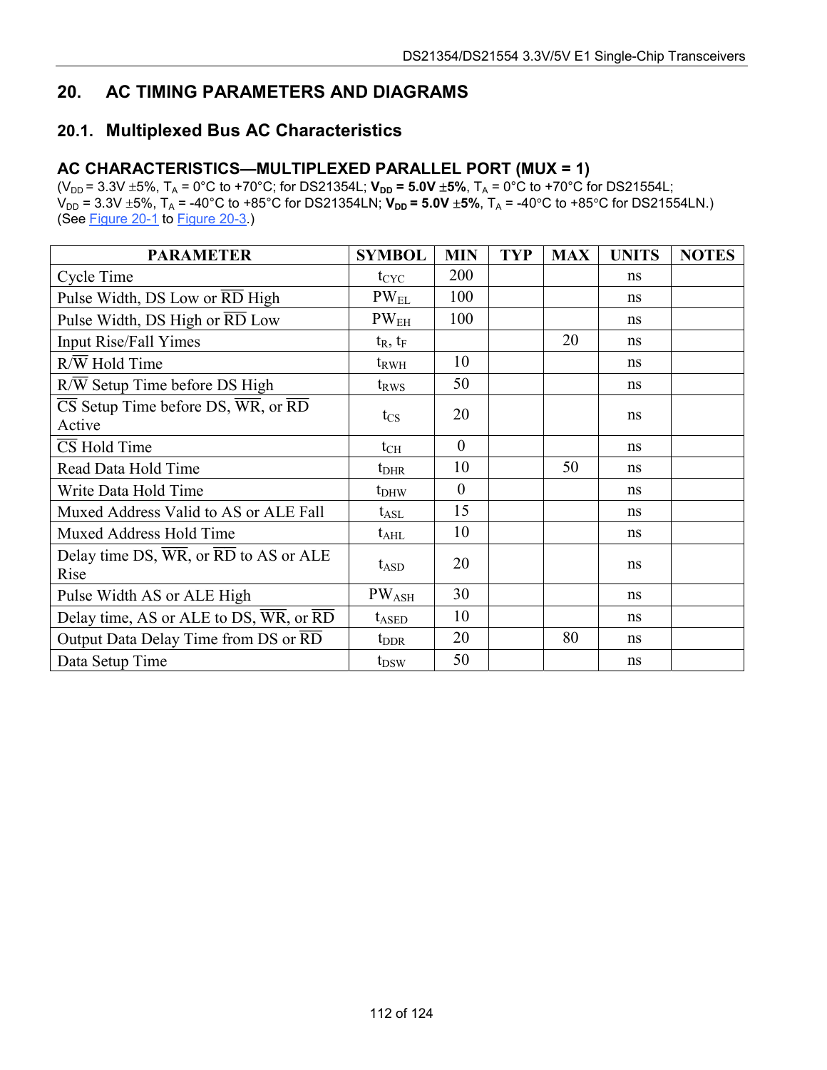# 20. AC TIMING PARAMETERS AND DIAGRAMS

## 20.1. Multiplexed Bus AC Characteristics

### AC CHARACTERISTICS—MULTIPLEXED PARALLEL PORT (MUX = 1)

($V_{DD}$ = 3.3V ±5%, $T_A$ = 0°C to +70°C; for DS21354L; **$V_{DD}$ = 5.0V ±5%**, $T_A$ = 0°C to +70°C for DS21554L;
$V_{DD}$ = 3.3V ±5%, $T_A$ = -40°C to +85°C for DS21354LN; **$V_{DD}$ = 5.0V ±5%**, $T_A$ = -40°C to +85°C for DS21554LN.)
(See Figure 20-1 to Figure 20-3.)

| PARAMETER | SYMBOL | MIN | TYP | MAX | UNITS | NOTES |
|---|---|---|---|---|---|---|
| Cycle Time | $t_{CYC}$ | 200 | | | ns | |
| Pulse Width, DS Low or $\overline{RD}$ High | $PW_{EL}$ | 100 | | | ns | |
| Pulse Width, DS High or $\overline{RD}$ Low | $PW_{EH}$ | 100 | | | ns | |
| Input Rise/Fall Yimes | $t_R$, $t_F$ | | | 20 | ns | |
| R/$\overline{W}$ Hold Time | $t_{RWH}$ | 10 | | | ns | |
| R/$\overline{W}$ Setup Time before DS High | $t_{RWS}$ | 50 | | | ns | |
| $\overline{CS}$ Setup Time before DS, $\overline{WR}$, or $\overline{RD}$ Active | $t_{CS}$ | 20 | | | ns | |
| $\overline{CS}$ Hold Time | $t_{CH}$ | 0 | | | ns | |
| Read Data Hold Time | $t_{DHR}$ | 10 | | 50 | ns | |
| Write Data Hold Time | $t_{DHW}$ | 0 | | | ns | |
| Muxed Address Valid to AS or ALE Fall | $t_{ASL}$ | 15 | | | ns | |
| Muxed Address Hold Time | $t_{AHL}$ | 10 | | | ns | |
| Delay time DS, $\overline{WR}$, or $\overline{RD}$ to AS or ALE Rise | $t_{ASD}$ | 20 | | | ns | |
| Pulse Width AS or ALE High | $PW_{ASH}$ | 30 | | | ns | |
| Delay time, AS or ALE to DS, $\overline{WR}$, or $\overline{RD}$ | $t_{ASED}$ | 10 | | | ns | |
| Output Data Delay Time from DS or $\overline{RD}$ | $t_{DDR}$ | 20 | | 80 | ns | |
| Data Setup Time | $t_{DSW}$ | 50 | | | ns | |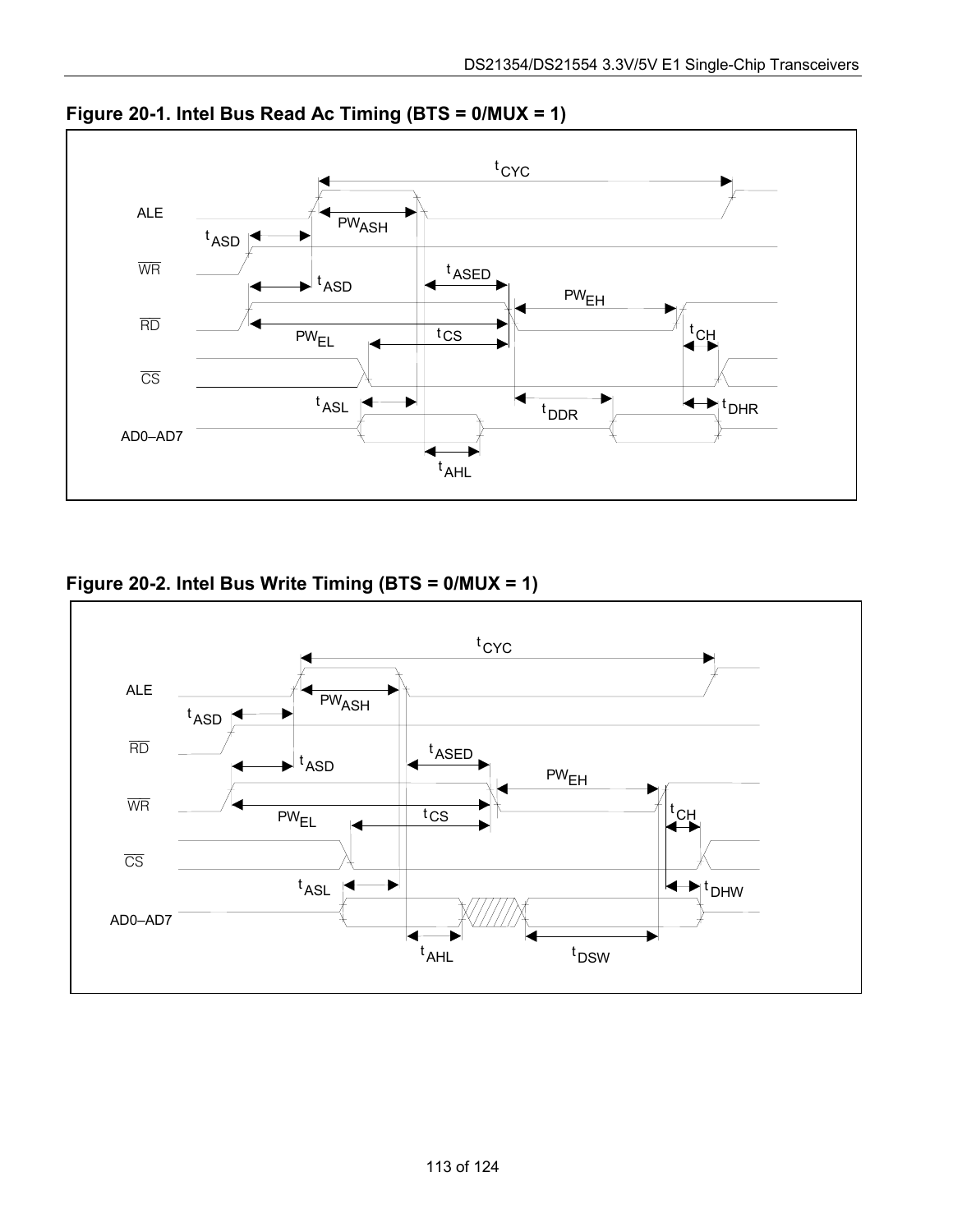**Figure 20-1. Intel Bus Read Ac Timing (BTS = 0/MUX = 1)**

$t_{CYC}$

ALE

$PW_{ASH}$

$t_{ASD}$

$\overline{WR}$

$t_{ASED}$

$t_{ASD}$

$PW_{EH}$

$\overline{RD}$

$PW_{EL}$

$t_{CS}$

$t_{CH}$

$\overline{CS}$

$t_{ASL}$

$t_{DDR}$

$t_{DHR}$

AD0–AD7

$t_{AHL}$

**Figure 20-2. Intel Bus Write Timing (BTS = 0/MUX = 1)**

$t_{CYC}$

ALE

$PW_{ASH}$

$t_{ASD}$

$\overline{RD}$

$t_{ASED}$

$t_{ASD}$

$PW_{EH}$

$\overline{WR}$

$PW_{EL}$

$t_{CS}$

$t_{CH}$

$\overline{CS}$

$t_{ASL}$

$t_{DHW}$

AD0–AD7

$t_{AHL}$

$t_{DSW}$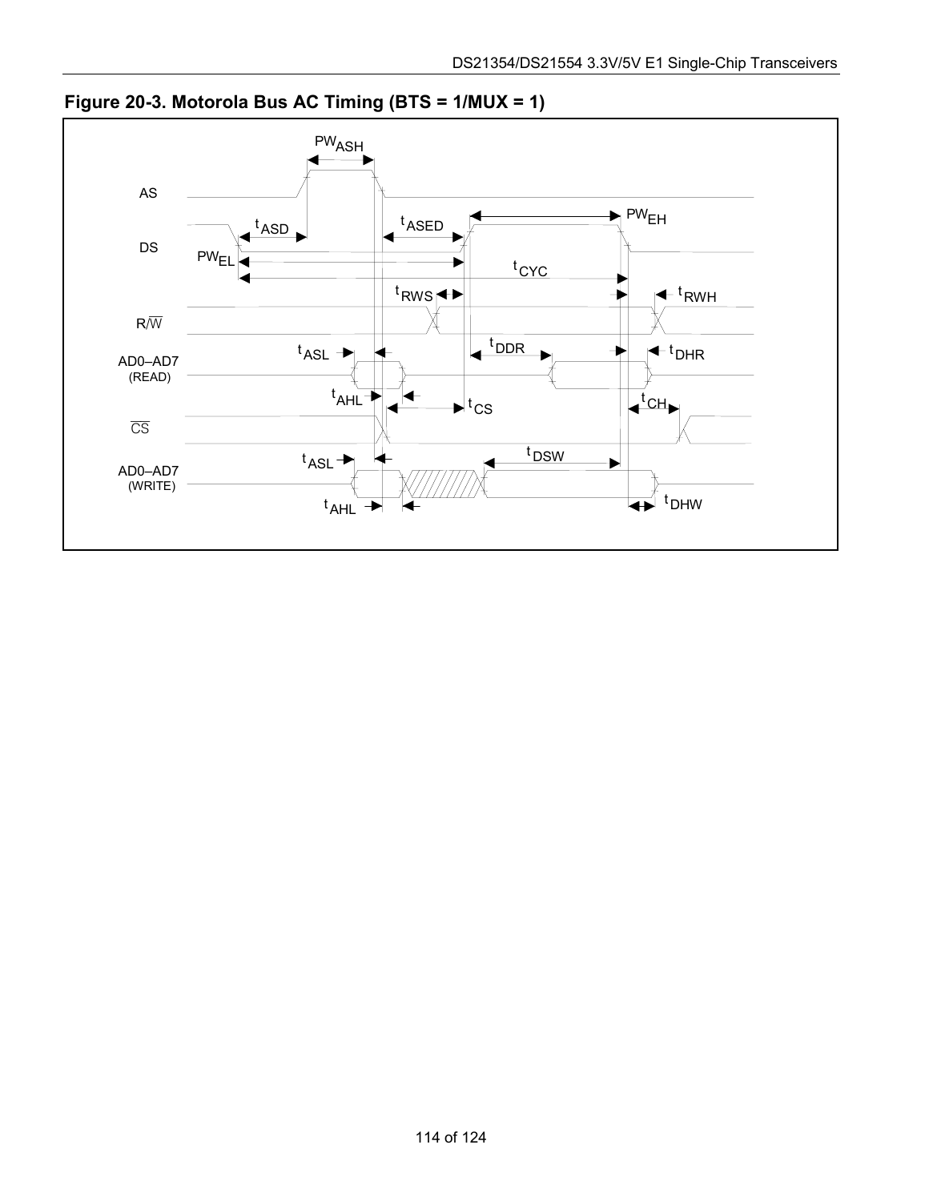## Figure 20-3. Motorola Bus AC Timing (BTS = 1/MUX = 1)

AS

DS

R/$\overline{W}$

AD0–AD7 (READ)

$\overline{CS}$

AD0–AD7 (WRITE)

$PW_{ASH}$

$t_{ASD}$

$t_{ASED}$

$PW_{EH}$

$PW_{EL}$

$t_{CYC}$

$t_{RWS}$

$t_{RWH}$

$t_{ASL}$

$t_{DDR}$

$t_{DHR}$

$t_{AHL}$

$t_{CS}$

$t_{CH}$

$t_{ASL}$

$t_{DSW}$

$t_{AHL}$

$t_{DHW}$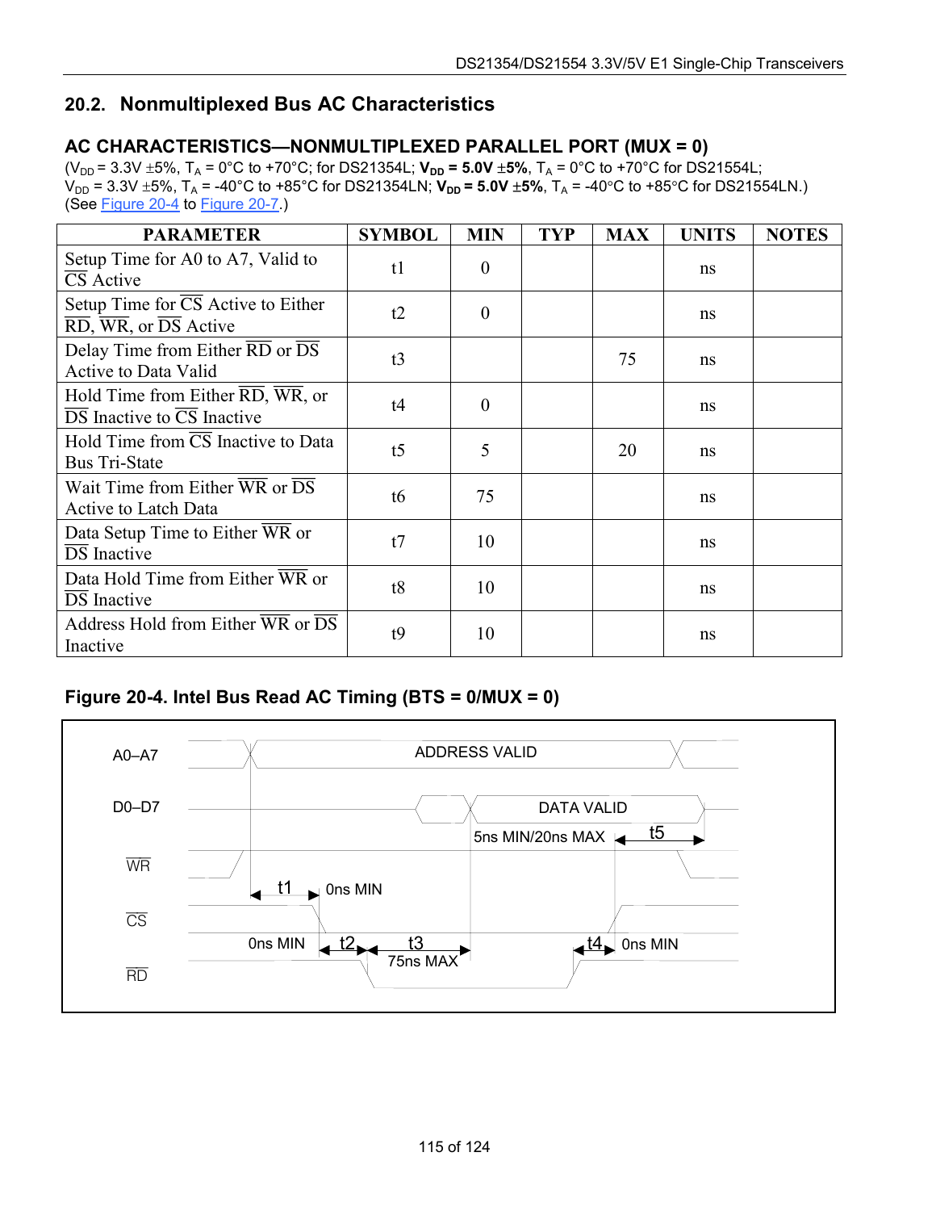## 20.2. Nonmultiplexed Bus AC Characteristics

### AC CHARACTERISTICS—NONMULTIPLEXED PARALLEL PORT (MUX = 0)

($V_{DD}$ = 3.3V ±5%, $T_A$ = 0°C to +70°C; for DS21354L; **$V_{DD}$ = 5.0V ±5%**, $T_A$ = 0°C to +70°C for DS21554L;
$V_{DD}$ = 3.3V ±5%, $T_A$ = -40°C to +85°C for DS21354LN; **$V_{DD}$ = 5.0V ±5%**, $T_A$ = -40°C to +85°C for DS21554LN.)
(See Figure 20-4 to Figure 20-7.)

| PARAMETER | SYMBOL | MIN | TYP | MAX | UNITS | NOTES |
|---|---|---|---|---|---|---|
| Setup Time for A0 to A7, Valid to $\overline{CS}$ Active | t1 | 0 | | | ns | |
| Setup Time for $\overline{CS}$ Active to Either $\overline{RD}$, $\overline{WR}$, or $\overline{DS}$ Active | t2 | 0 | | | ns | |
| Delay Time from Either $\overline{RD}$ or $\overline{DS}$ Active to Data Valid | t3 | | | 75 | ns | |
| Hold Time from Either $\overline{RD}$, $\overline{WR}$, or $\overline{DS}$ Inactive to $\overline{CS}$ Inactive | t4 | 0 | | | ns | |
| Hold Time from $\overline{CS}$ Inactive to Data Bus Tri-State | t5 | 5 | | 20 | ns | |
| Wait Time from Either $\overline{WR}$ or $\overline{DS}$ Active to Latch Data | t6 | 75 | | | ns | |
| Data Setup Time to Either $\overline{WR}$ or $\overline{DS}$ Inactive | t7 | 10 | | | ns | |
| Data Hold Time from Either $\overline{WR}$ or $\overline{DS}$ Inactive | t8 | 10 | | | ns | |
| Address Hold from Either $\overline{WR}$ or $\overline{DS}$ Inactive | t9 | 10 | | | ns | |

### Figure 20-4. Intel Bus Read AC Timing (BTS = 0/MUX = 0)

A0–A7
ADDRESS VALID
D0–D7
DATA VALID
5ns MIN/20ns MAX
t5
$\overline{WR}$
t1
0ns MIN
$\overline{CS}$
0ns MIN
t2
t3
75ns MAX
t4
0ns MIN
$\overline{RD}$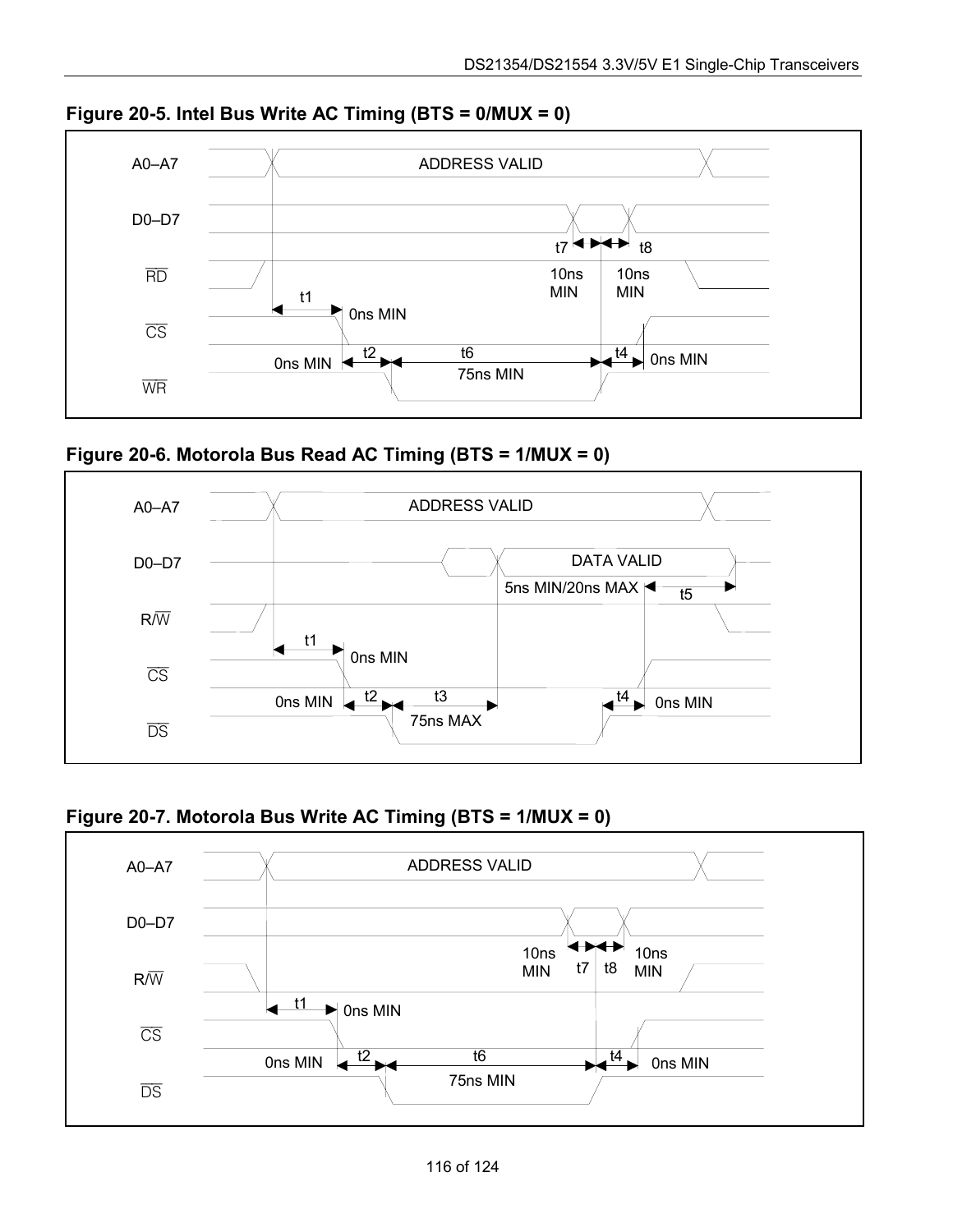**Figure 20-5. Intel Bus Write AC Timing (BTS = 0/MUX = 0)**

A0–A7

ADDRESS VALID

D0–D7

t7 t8

RD

10ns MIN

10ns MIN

t1

0ns MIN

CS

0ns MIN

t2

t6

t4

0ns MIN

75ns MIN

WR

**Figure 20-6. Motorola Bus Read AC Timing (BTS = 1/MUX = 0)**

A0–A7

ADDRESS VALID

D0–D7

DATA VALID

5ns MIN/20ns MAX

t5

R/W

t1

0ns MIN

CS

0ns MIN

t2

t3

t4

0ns MIN

75ns MAX

DS

**Figure 20-7. Motorola Bus Write AC Timing (BTS = 1/MUX = 0)**

A0–A7

ADDRESS VALID

D0–D7

10ns MIN

t7

t8

10ns MIN

R/W

t1

0ns MIN

CS

0ns MIN

t2

t6

t4

0ns MIN

75ns MIN

DS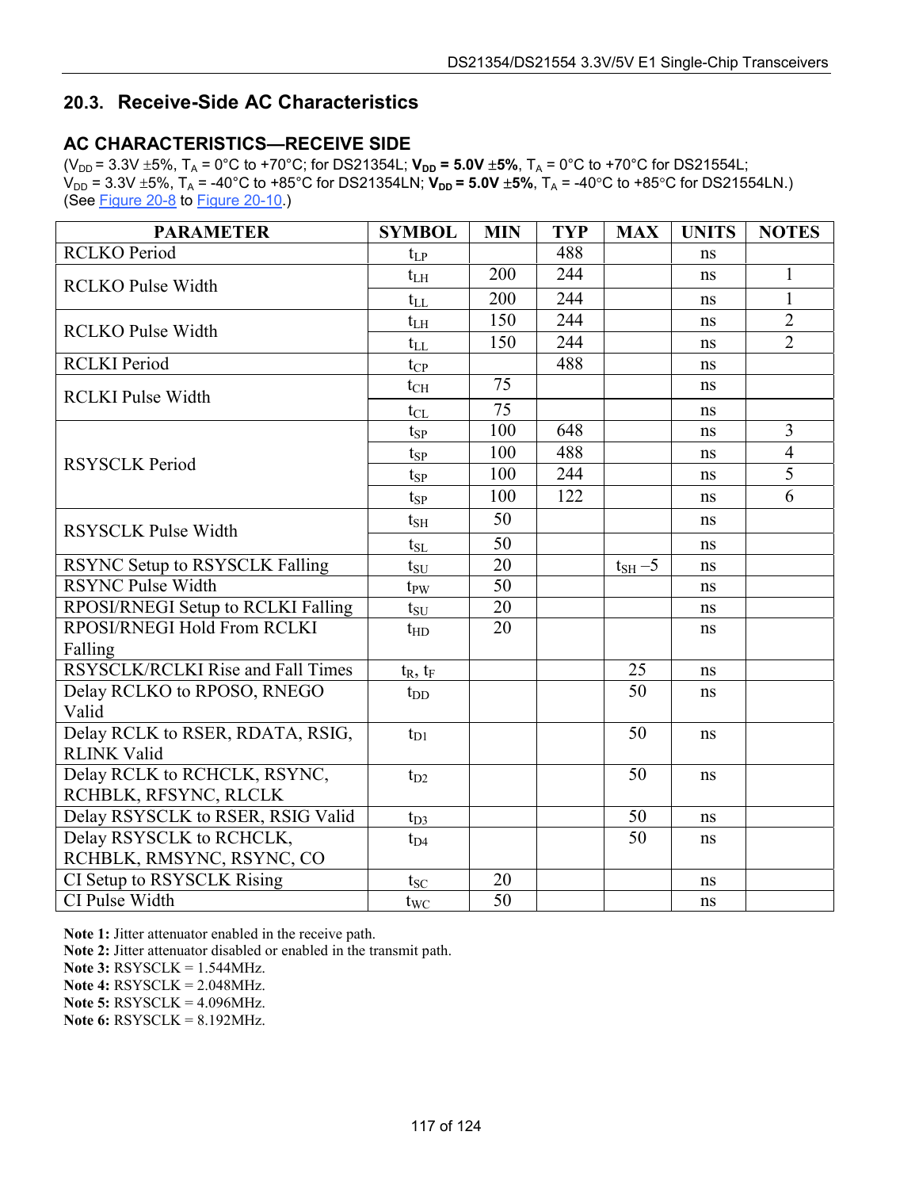## 20.3. Receive-Side AC Characteristics

### AC CHARACTERISTICS—RECEIVE SIDE

($V_{DD}$ = 3.3V ±5%, $T_A$ = 0°C to +70°C; for DS21354L; **$V_{DD}$ = 5.0V ±5%**, $T_A$ = 0°C to +70°C for DS21554L;
$V_{DD}$ = 3.3V ±5%, $T_A$ = -40°C to +85°C for DS21354LN; **$V_{DD}$ = 5.0V ±5%**, $T_A$ = -40°C to +85°C for DS21554LN.)
(See Figure 20-8 to Figure 20-10.)

| PARAMETER | SYMBOL | MIN | TYP | MAX | UNITS | NOTES |
|---|---|---|---|---|---|---|
| RCLKO Period | $t_{LP}$ | | 488 | | ns | |
| RCLKO Pulse Width | $t_{LH}$ | 200 | 244 | | ns | 1 |
| | $t_{LL}$ | 200 | 244 | | ns | 1 |
| RCLKO Pulse Width | $t_{LH}$ | 150 | 244 | | ns | 2 |
| | $t_{LL}$ | 150 | 244 | | ns | 2 |
| RCLKI Period | $t_{CP}$ | | 488 | | ns | |
| RCLKI Pulse Width | $t_{CH}$ | 75 | | | ns | |
| | $t_{CL}$ | 75 | | | ns | |
| RSYSCLK Period | $t_{SP}$ | 100 | 648 | | ns | 3 |
| | $t_{SP}$ | 100 | 488 | | ns | 4 |
| | $t_{SP}$ | 100 | 244 | | ns | 5 |
| | $t_{SP}$ | 100 | 122 | | ns | 6 |
| RSYSCLK Pulse Width | $t_{SH}$ | 50 | | | ns | |
| | $t_{SL}$ | 50 | | | ns | |
| RSYNC Setup to RSYSCLK Falling | $t_{SU}$ | 20 | | $t_{SH}$ –5 | ns | |
| RSYNC Pulse Width | $t_{PW}$ | 50 | | | ns | |
| RPOSI/RNEGI Setup to RCLKI Falling | $t_{SU}$ | 20 | | | ns | |
| RPOSI/RNEGI Hold From RCLKI Falling | $t_{HD}$ | 20 | | | ns | |
| RSYSCLK/RCLKI Rise and Fall Times | $t_R$, $t_F$ | | | 25 | ns | |
| Delay RCLKO to RPOSO, RNEGO Valid | $t_{DD}$ | | | 50 | ns | |
| Delay RCLK to RSER, RDATA, RSIG, RLINK Valid | $t_{D1}$ | | | 50 | ns | |
| Delay RCLK to RCHCLK, RSYNC, RCHBLK, RFSYNC, RLCLK | $t_{D2}$ | | | 50 | ns | |
| Delay RSYSCLK to RSER, RSIG Valid | $t_{D3}$ | | | 50 | ns | |
| Delay RSYSCLK to RCHCLK, RCHBLK, RMSYNC, RSYNC, CO | $t_{D4}$ | | | 50 | ns | |
| CI Setup to RSYSCLK Rising | $t_{SC}$ | 20 | | | ns | |
| CI Pulse Width | $t_{WC}$ | 50 | | | ns | |

**Note 1:** Jitter attenuator enabled in the receive path.
**Note 2:** Jitter attenuator disabled or enabled in the transmit path.
**Note 3:** RSYSCLK = 1.544MHz.
**Note 4:** RSYSCLK = 2.048MHz.
**Note 5:** RSYSCLK = 4.096MHz.
**Note 6:** RSYSCLK = 8.192MHz.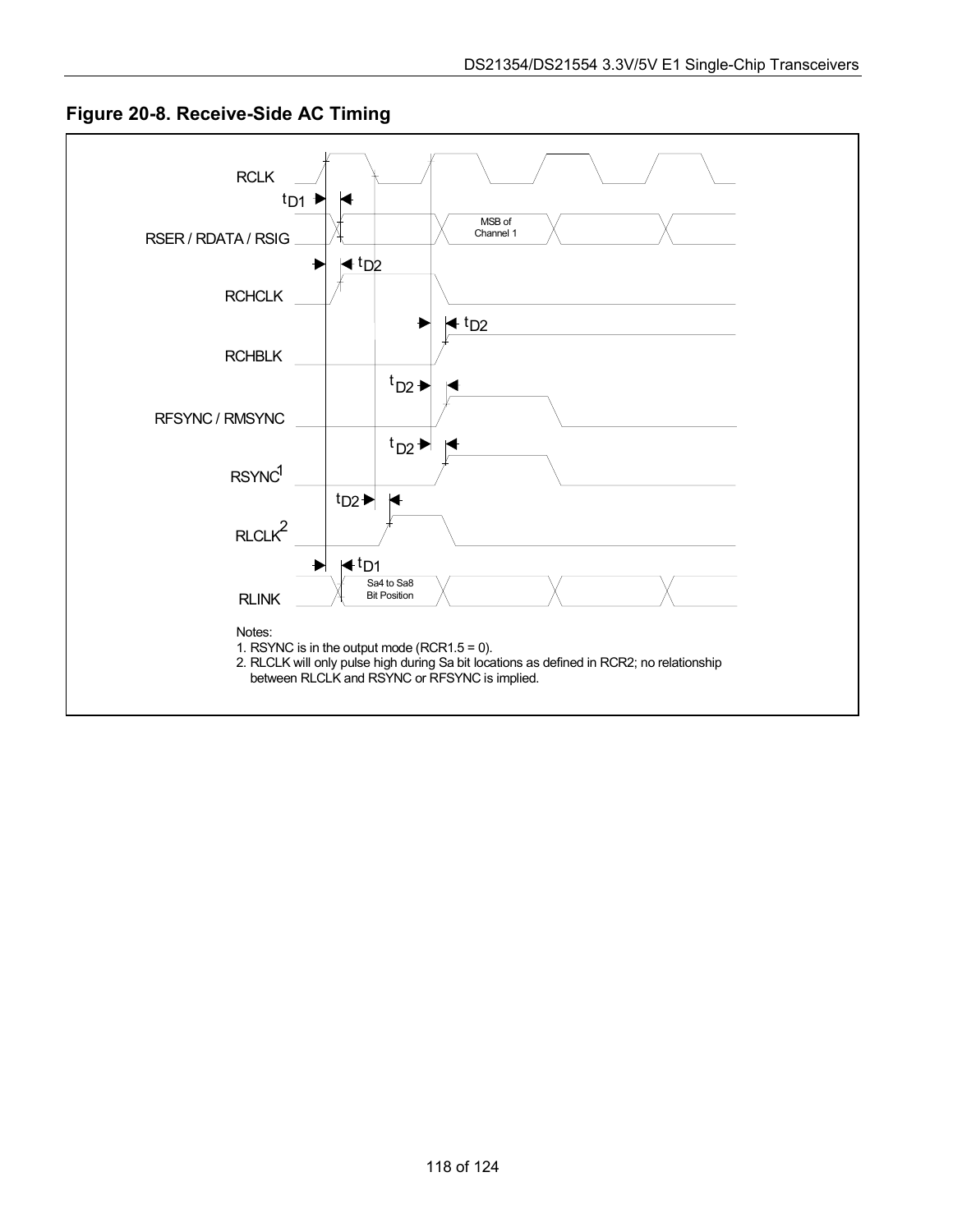## Figure 20-8. Receive-Side AC Timing

RCLK

$t_{D1}$

RSER / RDATA / RSIG

MSB of Channel 1

$t_{D2}$

RCHCLK

$t_{D2}$

RCHBLK

$t_{D2}$

RFSYNC / RMSYNC

$t_{D2}$

RSYNC[1]

$t_{D2}$

RLCLK[2]

$t_{D1}$

RLINK

Sa4 to Sa8 Bit Position

Notes:

1. RSYNC is in the output mode (RCR1.5 = 0).
2. RLCLK will only pulse high during Sa bit locations as defined in RCR2; no relationship between RLCLK and RSYNC or RFSYNC is implied.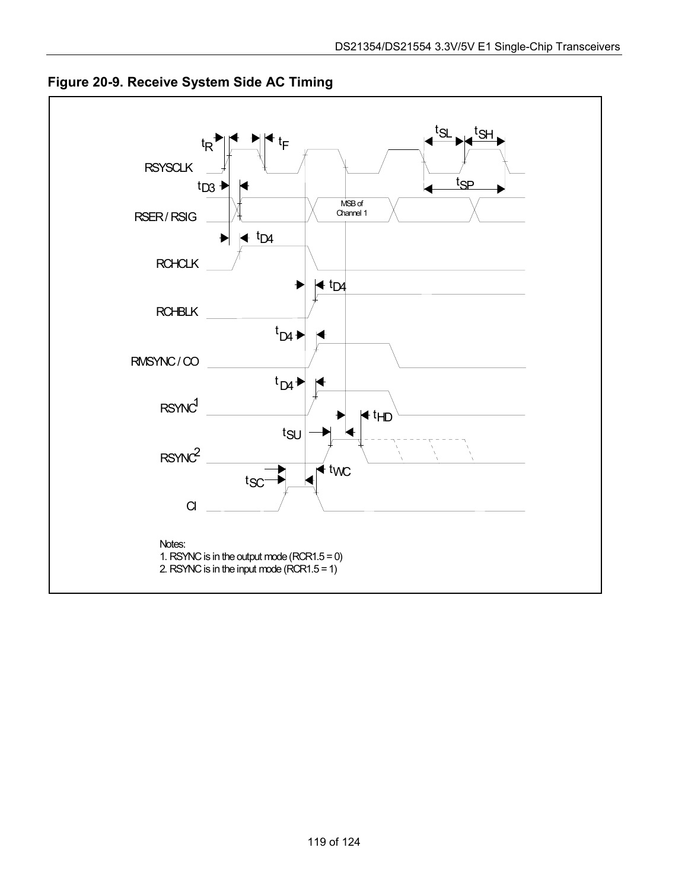## Figure 20-9. Receive System Side AC Timing

tR
tF
tSL
tSH
RSYSCLK
tD3
tSP
RSER / RSIG
MSB of Channel 1
tD4
RCHCLK
tD4
RCHBLK
tD4
RMSYNC / CO
tD4
RSYNC[1]
tHD
tSU
RSYNC[2]
tWC
tSC
CI

Notes:
1. RSYNC is in the output mode (RCR1.5 = 0)
2. RSYNC is in the input mode (RCR1.5 = 1)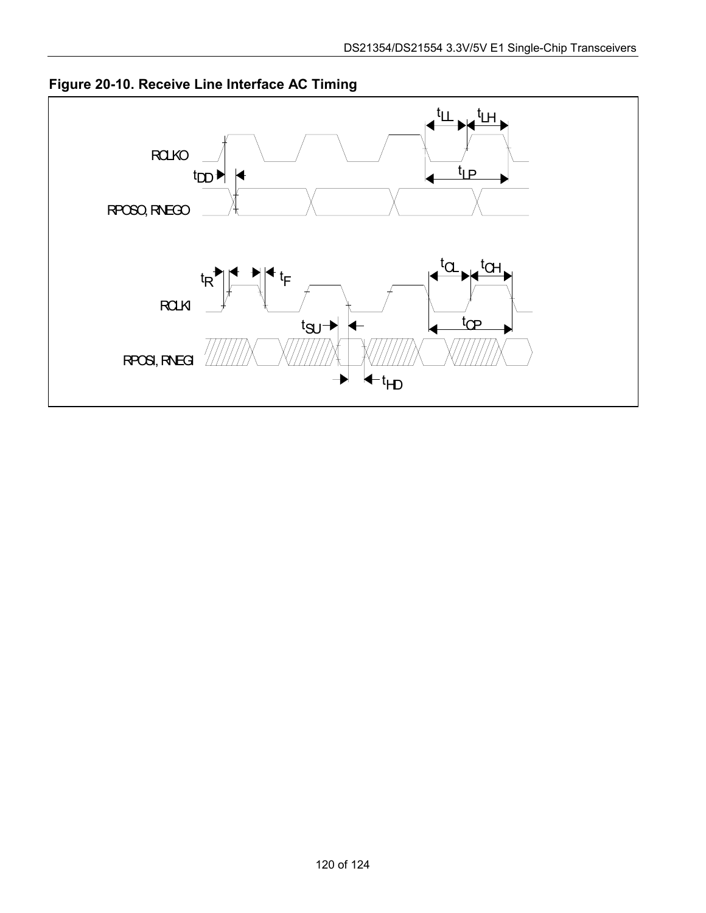**Figure 20-10. Receive Line Interface AC Timing**

RCLKO

RPOSO, RNEGO

$t_{DD}$

$t_{LL}$ $t_{LH}$

$t_{LP}$

RCLKI

RPOSI, RNEGI

$t_R$ $t_F$

$t_{SU}$

$t_{HD}$

$t_{CL}$ $t_{CH}$

$t_{CP}$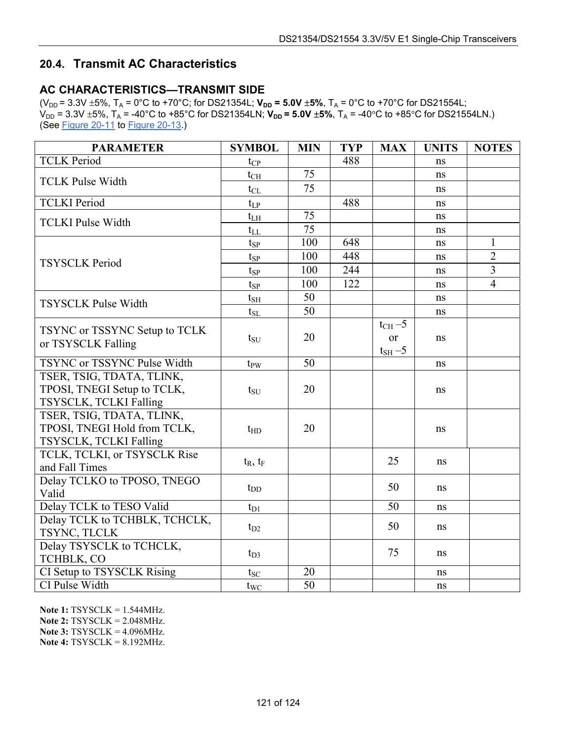## 20.4. Transmit AC Characteristics

### AC CHARACTERISTICS—TRANSMIT SIDE

($V_{DD}$ = 3.3V ±5%, $T_A$ = 0°C to +70°C; for DS21354L; **$V_{DD}$ = 5.0V ±5%**, $T_A$ = 0°C to +70°C for DS21554L;
$V_{DD}$ = 3.3V ±5%, $T_A$ = -40°C to +85°C for DS21354LN; **$V_{DD}$ = 5.0V ±5%**, $T_A$ = -40°C to +85°C for DS21554LN.)
(See Figure 20-11 to Figure 20-13.)

| PARAMETER | SYMBOL | MIN | TYP | MAX | UNITS | NOTES |
|---|---|---|---|---|---|---|
| TCLK Period | $t_{CP}$ | | 488 | | ns | |
| TCLK Pulse Width | $t_{CH}$ | 75 | | | ns | |
| | $t_{CL}$ | 75 | | | ns | |
| TCLKI Period | $t_{LP}$ | | 488 | | ns | |
| TCLKI Pulse Width | $t_{LH}$ | 75 | | | ns | |
| | $t_{LL}$ | 75 | | | ns | |
| TSYSCLK Period | $t_{SP}$ | 100 | 648 | | ns | 1 |
| | $t_{SP}$ | 100 | 448 | | ns | 2 |
| | $t_{SP}$ | 100 | 244 | | ns | 3 |
| | $t_{SP}$ | 100 | 122 | | ns | 4 |
| TSYSCLK Pulse Width | $t_{SH}$ | 50 | | | ns | |
| | $t_{SL}$ | 50 | | | ns | |
| TSYNC or TSSYNC Setup to TCLK or TSYSCLK Falling | $t_{SU}$ | 20 | | $t_{CH}$ –5 or $t_{SH}$ –5 | ns | |
| TSYNC or TSSYNC Pulse Width | $t_{PW}$ | 50 | | | ns | |
| TSER, TSIG, TDATA, TLINK, TPOSI, TNEGI Setup to TCLK, TSYSCLK, TCLKI Falling | $t_{SU}$ | 20 | | | ns | |
| TSER, TSIG, TDATA, TLINK, TPOSI, TNEGI Hold from TCLK, TSYSCLK, TCLKI Falling | $t_{HD}$ | 20 | | | ns | |
| TCLK, TCLKI, or TSYSCLK Rise and Fall Times | $t_R$, $t_F$ | | | 25 | ns | |
| Delay TCLKO to TPOSO, TNEGO Valid | $t_{DD}$ | | | 50 | ns | |
| Delay TCLK to TESO Valid | $t_{D1}$ | | | 50 | ns | |
| Delay TCLK to TCHBLK, TCHCLK, TSYNC, TLCLK | $t_{D2}$ | | | 50 | ns | |
| Delay TSYSCLK to TCHCLK, TCHBLK, CO | $t_{D3}$ | | | 75 | ns | |
| CI Setup to TSYSCLK Rising | $t_{SC}$ | 20 | | | ns | |
| CI Pulse Width | $t_{WC}$ | 50 | | | ns | |

**Note 1:** TSYSCLK = 1.544MHz.
**Note 2:** TSYSCLK = 2.048MHz.
**Note 3:** TSYSCLK = 4.096MHz.
**Note 4:** TSYSCLK = 8.192MHz.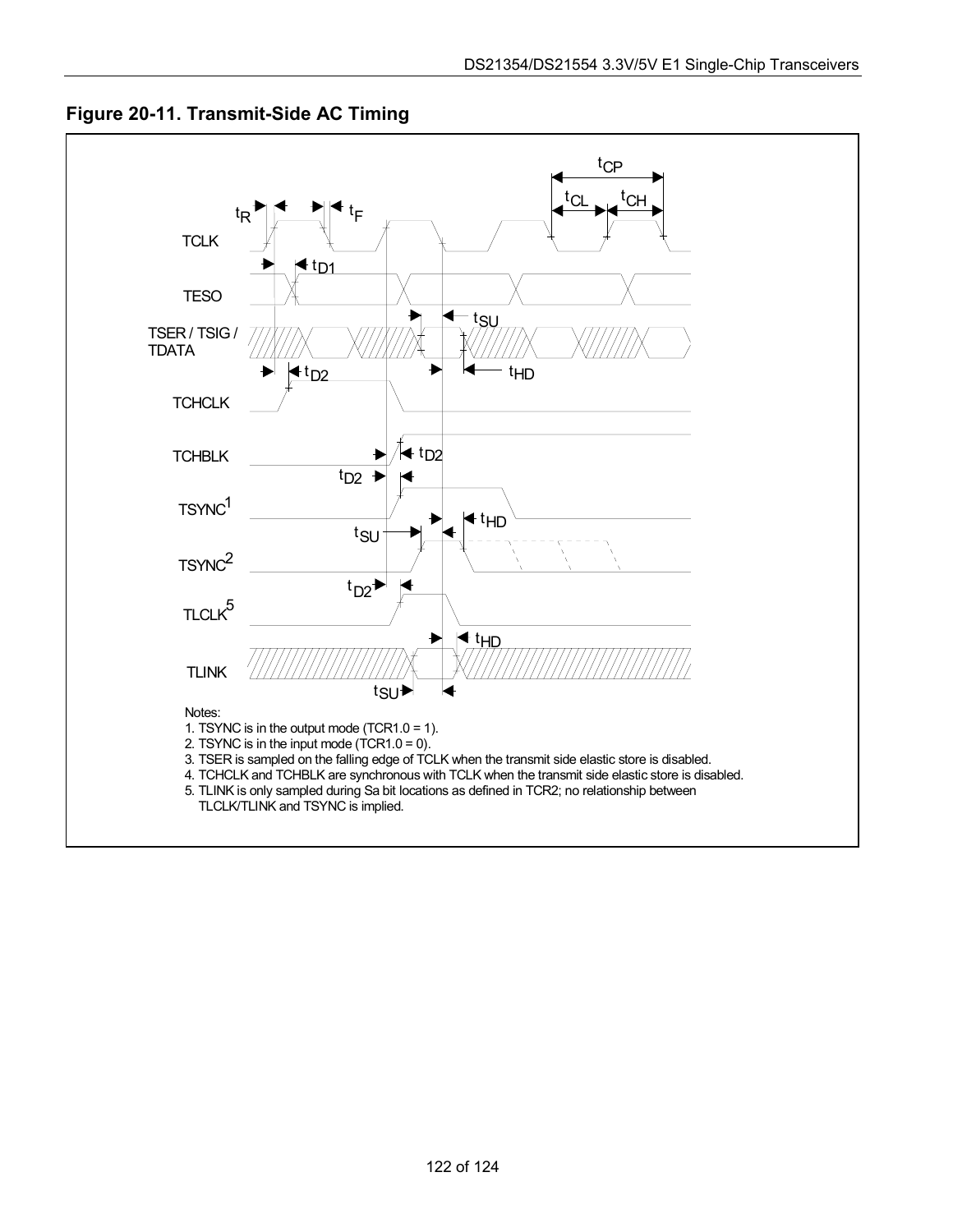## Figure 20-11. Transmit-Side AC Timing

$t_{CP}$
$t_{CL}$ $t_{CH}$
$t_R$ $t_F$
TCLK
$t_{D1}$
TESO
$t_{SU}$
TSER / TSIG / TDATA
$t_{D2}$ $t_{HD}$
TCHCLK
TCHBLK $t_{D2}$
$t_{D2}$
TSYNC[1]
$t_{HD}$
$t_{SU}$
TSYNC[2]
$t_{D2}$
TLCLK[5]
$t_{HD}$
TLINK
$t_{SU}$

Notes:
1. TSYNC is in the output mode (TCR1.0 = 1).
2. TSYNC is in the input mode (TCR1.0 = 0).
3. TSER is sampled on the falling edge of TCLK when the transmit side elastic store is disabled.
4. TCHCLK and TCHBLK are synchronous with TCLK when the transmit side elastic store is disabled.
5. TLINK is only sampled during Sa bit locations as defined in TCR2; no relationship between TLCLK/TLINK and TSYNC is implied.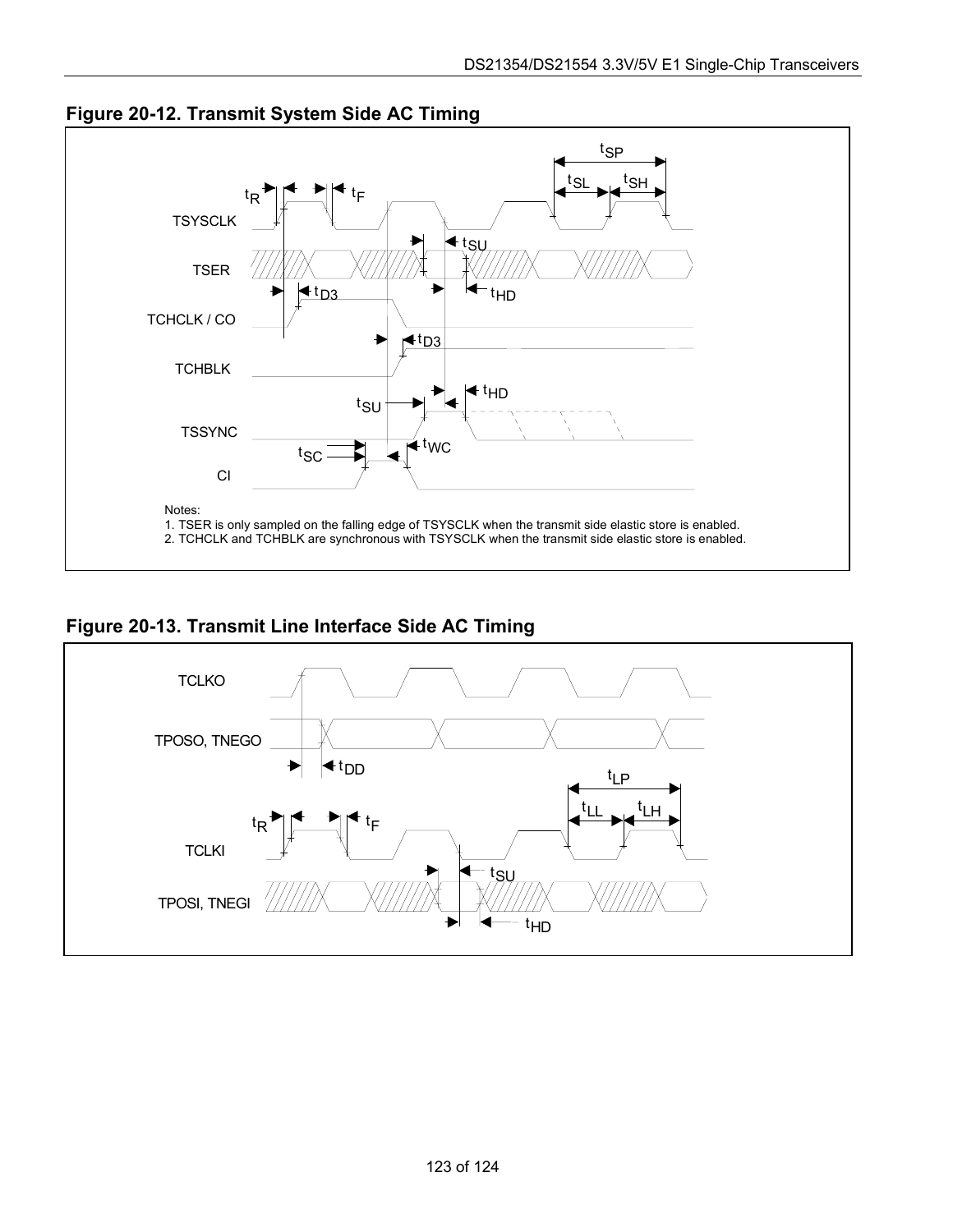**Figure 20-12. Transmit System Side AC Timing**

$t_{SP}$

$t_{SL}$ $t_{SH}$

$t_R$ $t_F$

TSYSCLK

$t_{SU}$

TSER

$t_{D3}$ $t_{HD}$

TCHCLK / CO

$t_{D3}$

TCHBLK

$t_{HD}$

$t_{SU}$

TSSYNC

$t_{WC}$

$t_{SC}$

CI

Notes:

1. TSER is only sampled on the falling edge of TSYSCLK when the transmit side elastic store is enabled.
2. TCHCLK and TCHBLK are synchronous with TSYSCLK when the transmit side elastic store is enabled.

**Figure 20-13. Transmit Line Interface Side AC Timing**

TCLKO

TPOSO, TNEGO

$t_{DD}$

$t_{LP}$

$t_{LL}$ $t_{LH}$

$t_R$ $t_F$

TCLKI

$t_{SU}$

TPOSI, TNEGI

$t_{HD}$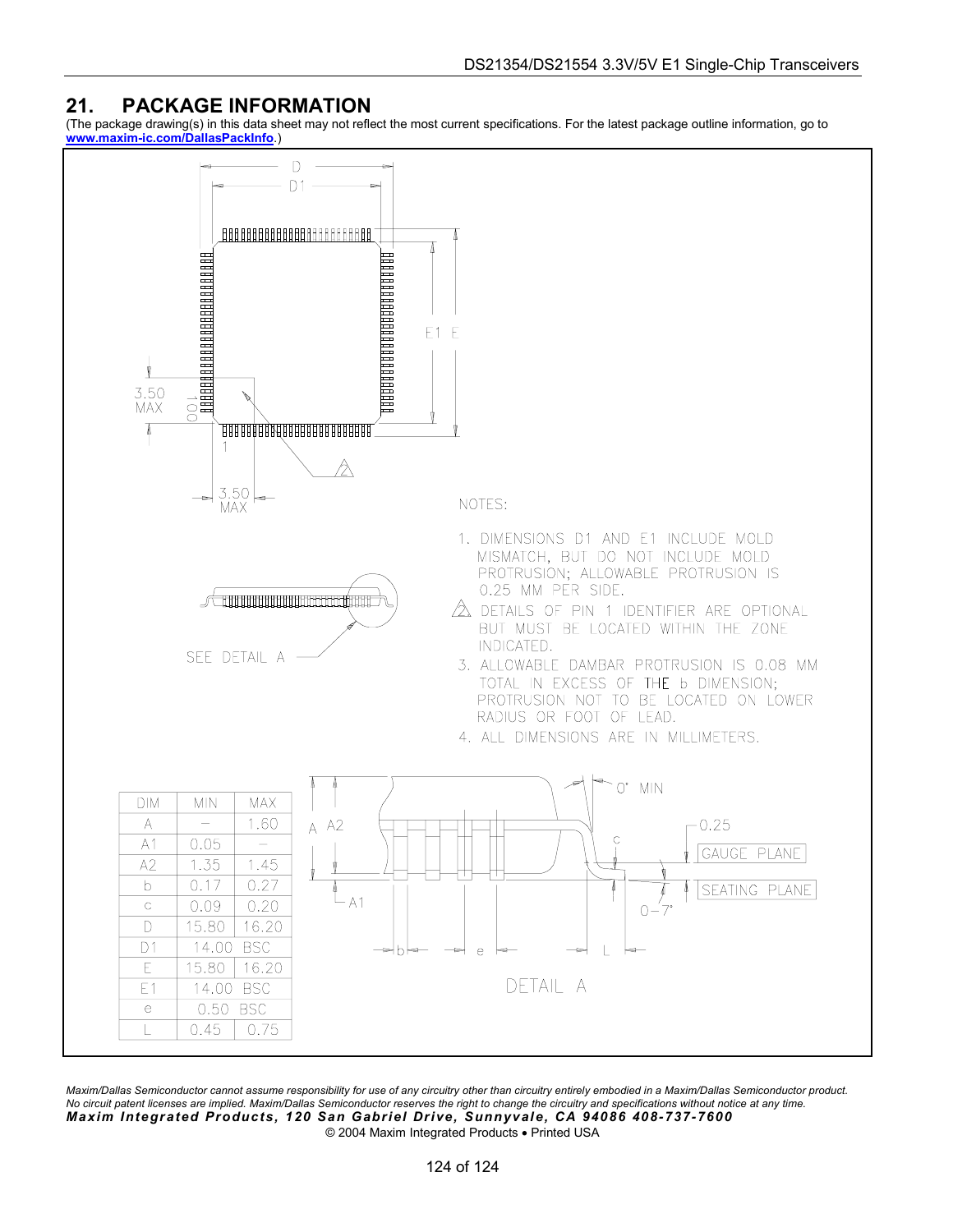## 21. PACKAGE INFORMATION

(The package drawing(s) in this data sheet may not reflect the most current specifications. For the latest package outline information, go to **www.maxim-ic.com/DallasPackInfo**.)

D

D1

E1 E

3.50 MAX

100

1

2

3.50 MAX

SEE DETAIL A

NOTES:

1. DIMENSIONS D1 AND E1 INCLUDE MOLD MISMATCH, BUT DO NOT INCLUDE MOLD PROTRUSION; ALLOWABLE PROTRUSION IS 0.25 MM PER SIDE.
2. DETAILS OF PIN 1 IDENTIFIER ARE OPTIONAL BUT MUST BE LOCATED WITHIN THE ZONE INDICATED.
3. ALLOWABLE DAMBAR PROTRUSION IS 0.08 MM TOTAL IN EXCESS OF THE b DIMENSION; PROTRUSION NOT TO BE LOCATED ON LOWER RADIUS OR FOOT OF LEAD.
4. ALL DIMENSIONS ARE IN MILLIMETERS.

| DIM | MIN | MAX |
|---|---|---|
| A | — | 1.60 |
| A1 | 0.05 | — |
| A2 | 1.35 | 1.45 |
| b | 0.17 | 0.27 |
| c | 0.09 | 0.20 |
| D | 15.80 | 16.20 |
| D1 | 14.00 BSC | |
| E | 15.80 | 16.20 |
| E1 | 14.00 BSC | |
| e | 0.50 BSC | |
| L | 0.45 | 0.75 |

A A2

A1

0° MIN

0.25

c

GAUGE PLANE

SEATING PLANE

0–7°

b

e

L

DETAIL A

*Maxim/Dallas Semiconductor cannot assume responsibility for use of any circuitry other than circuitry entirely embodied in a Maxim/Dallas Semiconductor product. No circuit patent licenses are implied. Maxim/Dallas Semiconductor reserves the right to change the circuitry and specifications without notice at any time.*

***Maxim Integrated Products, 120 San Gabriel Drive, Sunnyvale, CA 94086 408-737-7600***

© 2004 Maxim Integrated Products • Printed USA